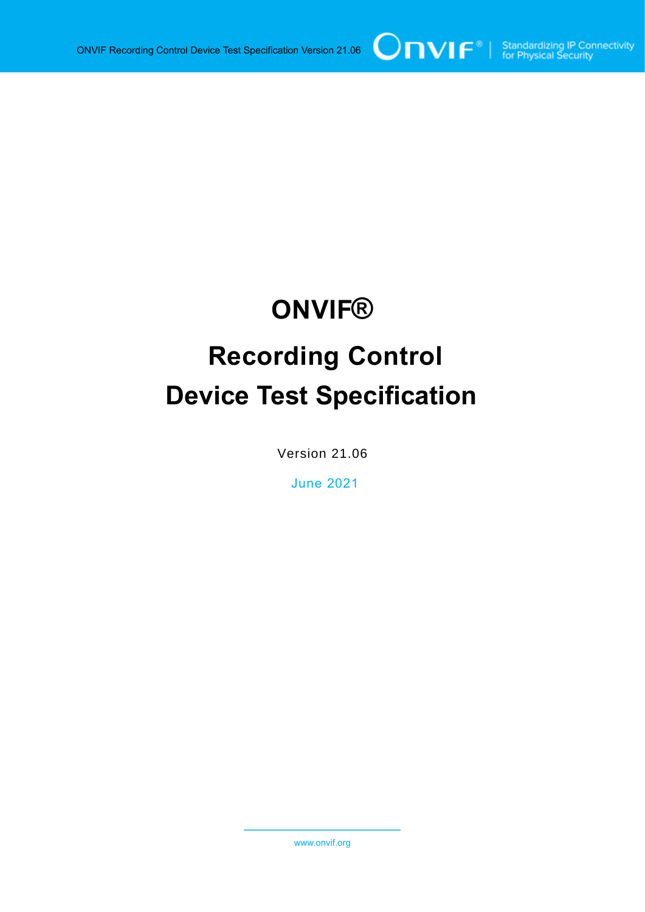# ONVIF®

# Recording Control
# Device Test Specification

Version 21.06

June 2021

www.onvif.org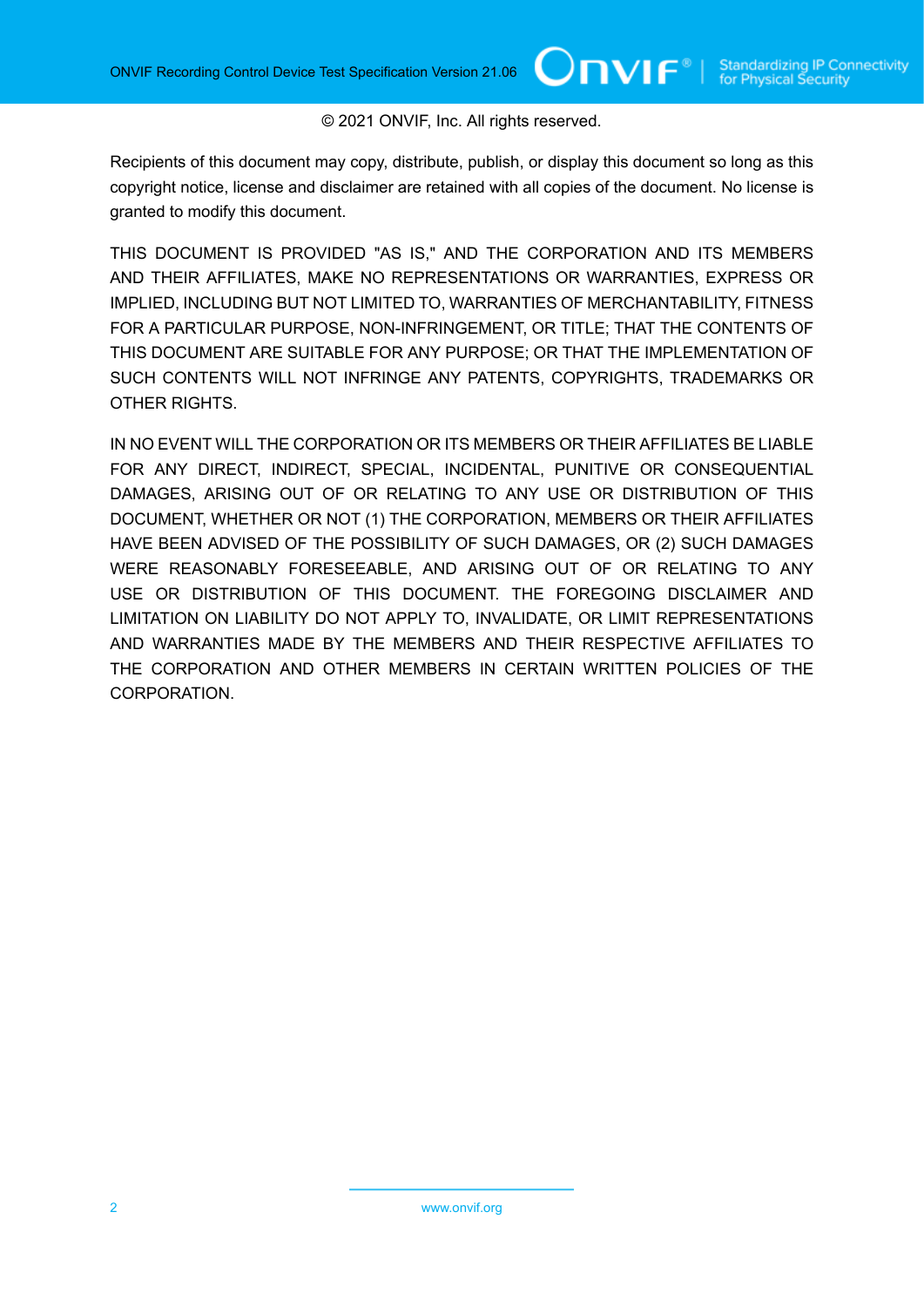© 2021 ONVIF, Inc. All rights reserved.

Recipients of this document may copy, distribute, publish, or display this document so long as this copyright notice, license and disclaimer are retained with all copies of the document. No license is granted to modify this document.

THIS DOCUMENT IS PROVIDED "AS IS," AND THE CORPORATION AND ITS MEMBERS AND THEIR AFFILIATES, MAKE NO REPRESENTATIONS OR WARRANTIES, EXPRESS OR IMPLIED, INCLUDING BUT NOT LIMITED TO, WARRANTIES OF MERCHANTABILITY, FITNESS FOR A PARTICULAR PURPOSE, NON-INFRINGEMENT, OR TITLE; THAT THE CONTENTS OF THIS DOCUMENT ARE SUITABLE FOR ANY PURPOSE; OR THAT THE IMPLEMENTATION OF SUCH CONTENTS WILL NOT INFRINGE ANY PATENTS, COPYRIGHTS, TRADEMARKS OR OTHER RIGHTS.

IN NO EVENT WILL THE CORPORATION OR ITS MEMBERS OR THEIR AFFILIATES BE LIABLE FOR ANY DIRECT, INDIRECT, SPECIAL, INCIDENTAL, PUNITIVE OR CONSEQUENTIAL DAMAGES, ARISING OUT OF OR RELATING TO ANY USE OR DISTRIBUTION OF THIS DOCUMENT, WHETHER OR NOT (1) THE CORPORATION, MEMBERS OR THEIR AFFILIATES HAVE BEEN ADVISED OF THE POSSIBILITY OF SUCH DAMAGES, OR (2) SUCH DAMAGES WERE REASONABLY FORESEEABLE, AND ARISING OUT OF OR RELATING TO ANY USE OR DISTRIBUTION OF THIS DOCUMENT. THE FOREGOING DISCLAIMER AND LIMITATION ON LIABILITY DO NOT APPLY TO, INVALIDATE, OR LIMIT REPRESENTATIONS AND WARRANTIES MADE BY THE MEMBERS AND THEIR RESPECTIVE AFFILIATES TO THE CORPORATION AND OTHER MEMBERS IN CERTAIN WRITTEN POLICIES OF THE CORPORATION.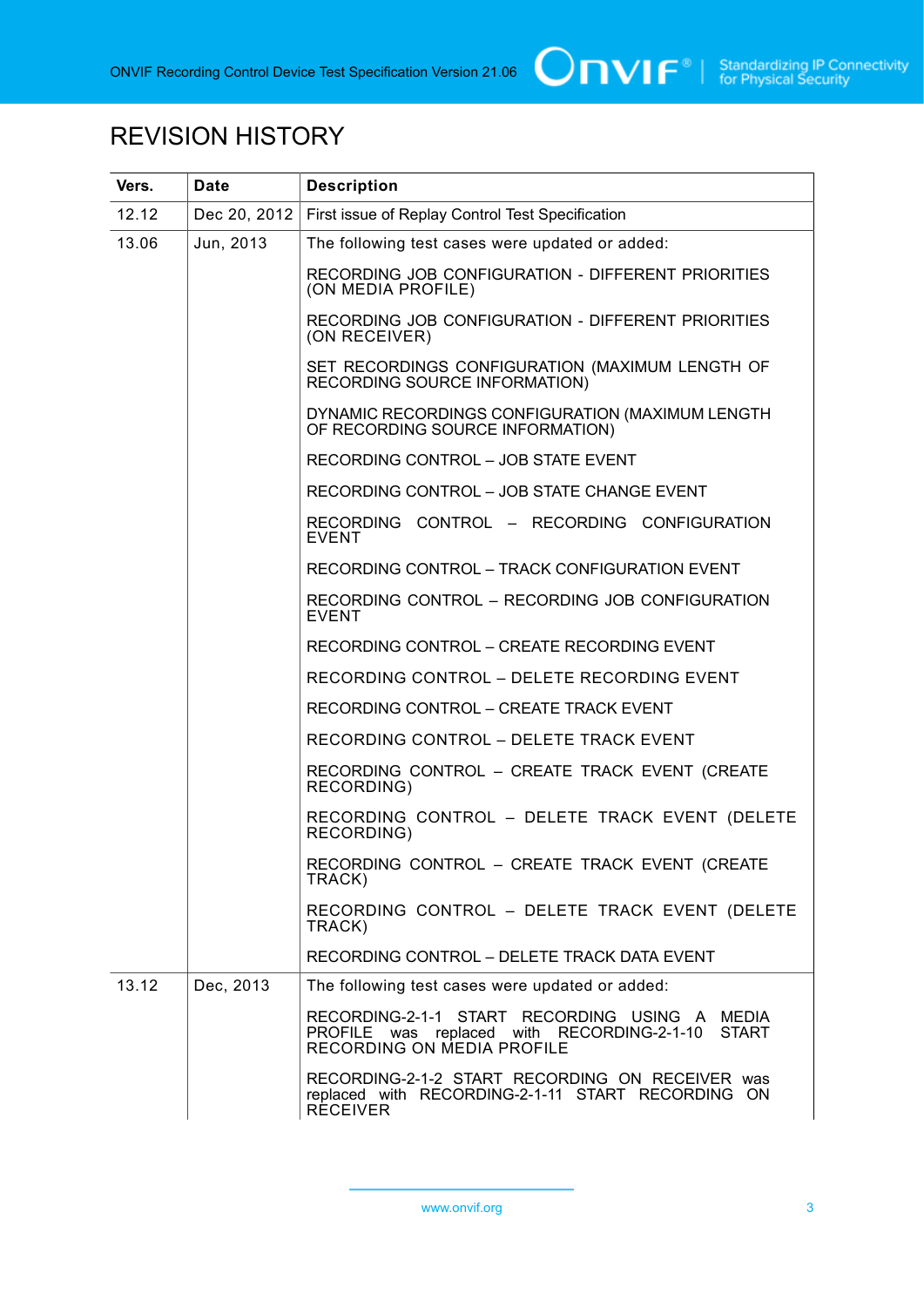# REVISION HISTORY

| Vers. | Date | Description |
| --- | --- | --- |
| 12.12 | Dec 20, 2012 | First issue of Replay Control Test Specification |
| 13.06 | Jun, 2013 | The following test cases were updated or added:<br><br>RECORDING JOB CONFIGURATION - DIFFERENT PRIORITIES (ON MEDIA PROFILE)<br><br>RECORDING JOB CONFIGURATION - DIFFERENT PRIORITIES (ON RECEIVER)<br><br>SET RECORDINGS CONFIGURATION (MAXIMUM LENGTH OF RECORDING SOURCE INFORMATION)<br><br>DYNAMIC RECORDINGS CONFIGURATION (MAXIMUM LENGTH OF RECORDING SOURCE INFORMATION)<br><br>RECORDING CONTROL – JOB STATE EVENT<br><br>RECORDING CONTROL – JOB STATE CHANGE EVENT<br><br>RECORDING CONTROL – RECORDING CONFIGURATION EVENT<br><br>RECORDING CONTROL – TRACK CONFIGURATION EVENT<br><br>RECORDING CONTROL – RECORDING JOB CONFIGURATION EVENT<br><br>RECORDING CONTROL – CREATE RECORDING EVENT<br><br>RECORDING CONTROL – DELETE RECORDING EVENT<br><br>RECORDING CONTROL – CREATE TRACK EVENT<br><br>RECORDING CONTROL – DELETE TRACK EVENT<br><br>RECORDING CONTROL – CREATE TRACK EVENT (CREATE RECORDING)<br><br>RECORDING CONTROL – DELETE TRACK EVENT (DELETE RECORDING)<br><br>RECORDING CONTROL – CREATE TRACK EVENT (CREATE TRACK)<br><br>RECORDING CONTROL – DELETE TRACK EVENT (DELETE TRACK)<br><br>RECORDING CONTROL – DELETE TRACK DATA EVENT |
| 13.12 | Dec, 2013 | The following test cases were updated or added:<br><br>RECORDING-2-1-1 START RECORDING USING A MEDIA PROFILE was replaced with RECORDING-2-1-10 START RECORDING ON MEDIA PROFILE<br><br>RECORDING-2-1-2 START RECORDING ON RECEIVER was replaced with RECORDING-2-1-11 START RECORDING ON RECEIVER |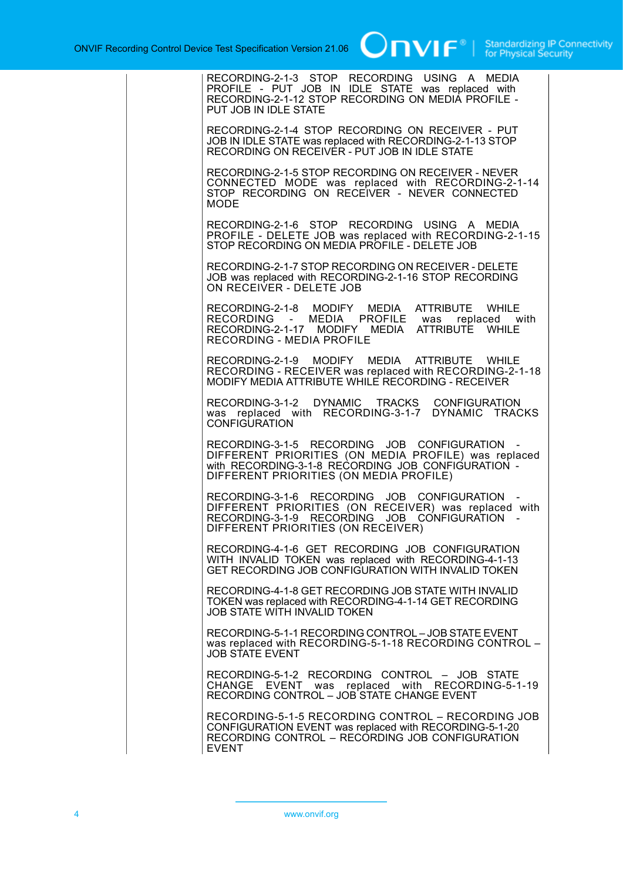| | |
|---|---|
| | RECORDING-2-1-3 STOP RECORDING USING A MEDIA PROFILE - PUT JOB IN IDLE STATE was replaced with RECORDING-2-1-12 STOP RECORDING ON MEDIA PROFILE - PUT JOB IN IDLE STATE<br><br>RECORDING-2-1-4 STOP RECORDING ON RECEIVER - PUT JOB IN IDLE STATE was replaced with RECORDING-2-1-13 STOP RECORDING ON RECEIVER - PUT JOB IN IDLE STATE<br><br>RECORDING-2-1-5 STOP RECORDING ON RECEIVER - NEVER CONNECTED MODE was replaced with RECORDING-2-1-14 STOP RECORDING ON RECEIVER - NEVER CONNECTED MODE<br><br>RECORDING-2-1-6 STOP RECORDING USING A MEDIA PROFILE - DELETE JOB was replaced with RECORDING-2-1-15 STOP RECORDING ON MEDIA PROFILE - DELETE JOB<br><br>RECORDING-2-1-7 STOP RECORDING ON RECEIVER - DELETE JOB was replaced with RECORDING-2-1-16 STOP RECORDING ON RECEIVER - DELETE JOB<br><br>RECORDING-2-1-8 MODIFY MEDIA ATTRIBUTE WHILE RECORDING - MEDIA PROFILE was replaced with RECORDING-2-1-17 MODIFY MEDIA ATTRIBUTE WHILE RECORDING - MEDIA PROFILE<br><br>RECORDING-2-1-9 MODIFY MEDIA ATTRIBUTE WHILE RECORDING - RECEIVER was replaced with RECORDING-2-1-18 MODIFY MEDIA ATTRIBUTE WHILE RECORDING - RECEIVER<br><br>RECORDING-3-1-2 DYNAMIC TRACKS CONFIGURATION was replaced with RECORDING-3-1-7 DYNAMIC TRACKS CONFIGURATION<br><br>RECORDING-3-1-5 RECORDING JOB CONFIGURATION - DIFFERENT PRIORITIES (ON MEDIA PROFILE) was replaced with RECORDING-3-1-8 RECORDING JOB CONFIGURATION - DIFFERENT PRIORITIES (ON MEDIA PROFILE)<br><br>RECORDING-3-1-6 RECORDING JOB CONFIGURATION - DIFFERENT PRIORITIES (ON RECEIVER) was replaced with RECORDING-3-1-9 RECORDING JOB CONFIGURATION - DIFFERENT PRIORITIES (ON RECEIVER)<br><br>RECORDING-4-1-6 GET RECORDING JOB CONFIGURATION WITH INVALID TOKEN was replaced with RECORDING-4-1-13 GET RECORDING JOB CONFIGURATION WITH INVALID TOKEN<br><br>RECORDING-4-1-8 GET RECORDING JOB STATE WITH INVALID TOKEN was replaced with RECORDING-4-1-14 GET RECORDING JOB STATE WITH INVALID TOKEN<br><br>RECORDING-5-1-1 RECORDING CONTROL – JOB STATE EVENT was replaced with RECORDING-5-1-18 RECORDING CONTROL – JOB STATE EVENT<br><br>RECORDING-5-1-2 RECORDING CONTROL – JOB STATE CHANGE EVENT was replaced with RECORDING-5-1-19 RECORDING CONTROL – JOB STATE CHANGE EVENT<br><br>RECORDING-5-1-5 RECORDING CONTROL – RECORDING JOB CONFIGURATION EVENT was replaced with RECORDING-5-1-20 RECORDING CONTROL – RECORDING JOB CONFIGURATION EVENT |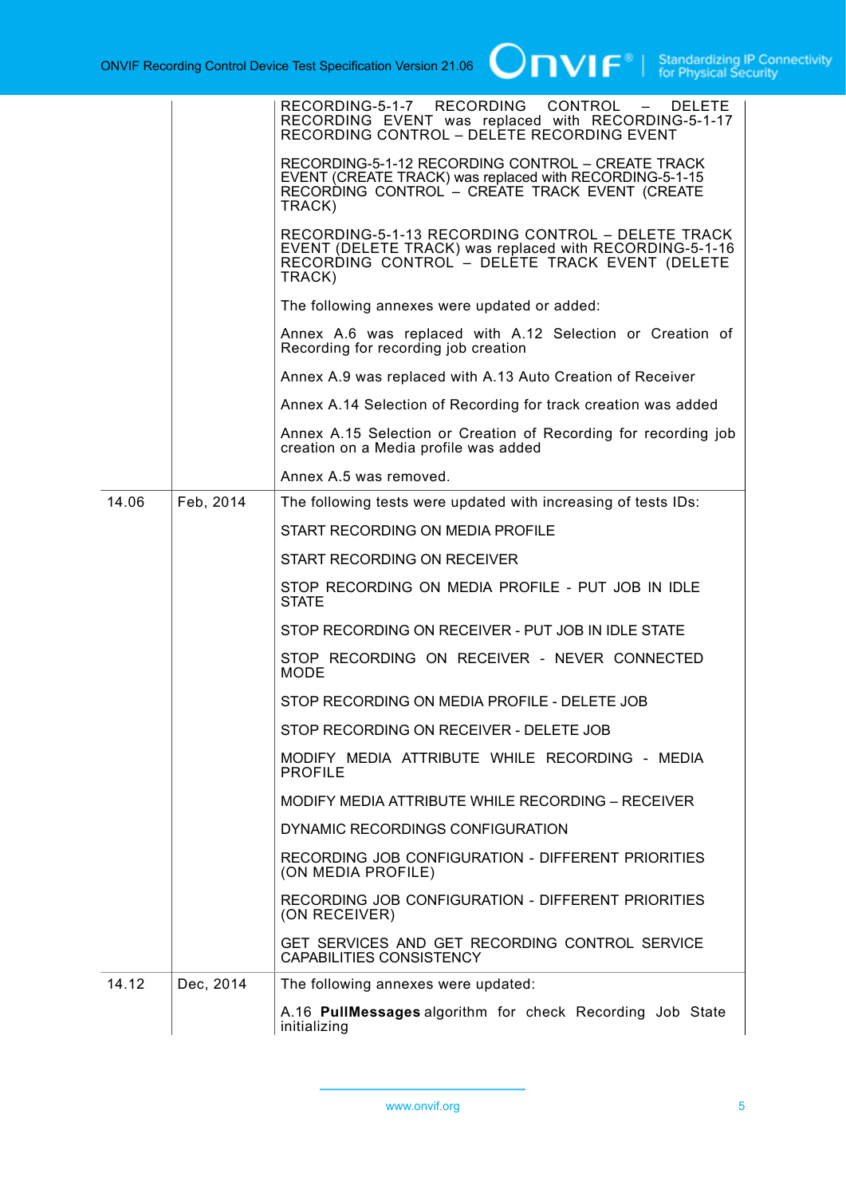| | | |
|---|---|---|
| | | RECORDING-5-1-7 RECORDING CONTROL – DELETE RECORDING EVENT was replaced with RECORDING-5-1-17 RECORDING CONTROL – DELETE RECORDING EVENT<br><br>RECORDING-5-1-12 RECORDING CONTROL – CREATE TRACK EVENT (CREATE TRACK) was replaced with RECORDING-5-1-15 RECORDING CONTROL – CREATE TRACK EVENT (CREATE TRACK)<br><br>RECORDING-5-1-13 RECORDING CONTROL – DELETE TRACK EVENT (DELETE TRACK) was replaced with RECORDING-5-1-16 RECORDING CONTROL – DELETE TRACK EVENT (DELETE TRACK)<br><br>The following annexes were updated or added:<br><br>Annex A.6 was replaced with A.12 Selection or Creation of Recording for recording job creation<br><br>Annex A.9 was replaced with A.13 Auto Creation of Receiver<br><br>Annex A.14 Selection of Recording for track creation was added<br><br>Annex A.15 Selection or Creation of Recording for recording job creation on a Media profile was added<br><br>Annex A.5 was removed. |
| 14.06 | Feb, 2014 | The following tests were updated with increasing of tests IDs:<br><br>START RECORDING ON MEDIA PROFILE<br><br>START RECORDING ON RECEIVER<br><br>STOP RECORDING ON MEDIA PROFILE - PUT JOB IN IDLE STATE<br><br>STOP RECORDING ON RECEIVER - PUT JOB IN IDLE STATE<br><br>STOP RECORDING ON RECEIVER - NEVER CONNECTED MODE<br><br>STOP RECORDING ON MEDIA PROFILE - DELETE JOB<br><br>STOP RECORDING ON RECEIVER - DELETE JOB<br><br>MODIFY MEDIA ATTRIBUTE WHILE RECORDING - MEDIA PROFILE<br><br>MODIFY MEDIA ATTRIBUTE WHILE RECORDING – RECEIVER<br><br>DYNAMIC RECORDINGS CONFIGURATION<br><br>RECORDING JOB CONFIGURATION - DIFFERENT PRIORITIES (ON MEDIA PROFILE)<br><br>RECORDING JOB CONFIGURATION - DIFFERENT PRIORITIES (ON RECEIVER)<br><br>GET SERVICES AND GET RECORDING CONTROL SERVICE CAPABILITIES CONSISTENCY |
| 14.12 | Dec, 2014 | The following annexes were updated:<br><br>A.16 **PullMessages** algorithm for check Recording Job State initializing |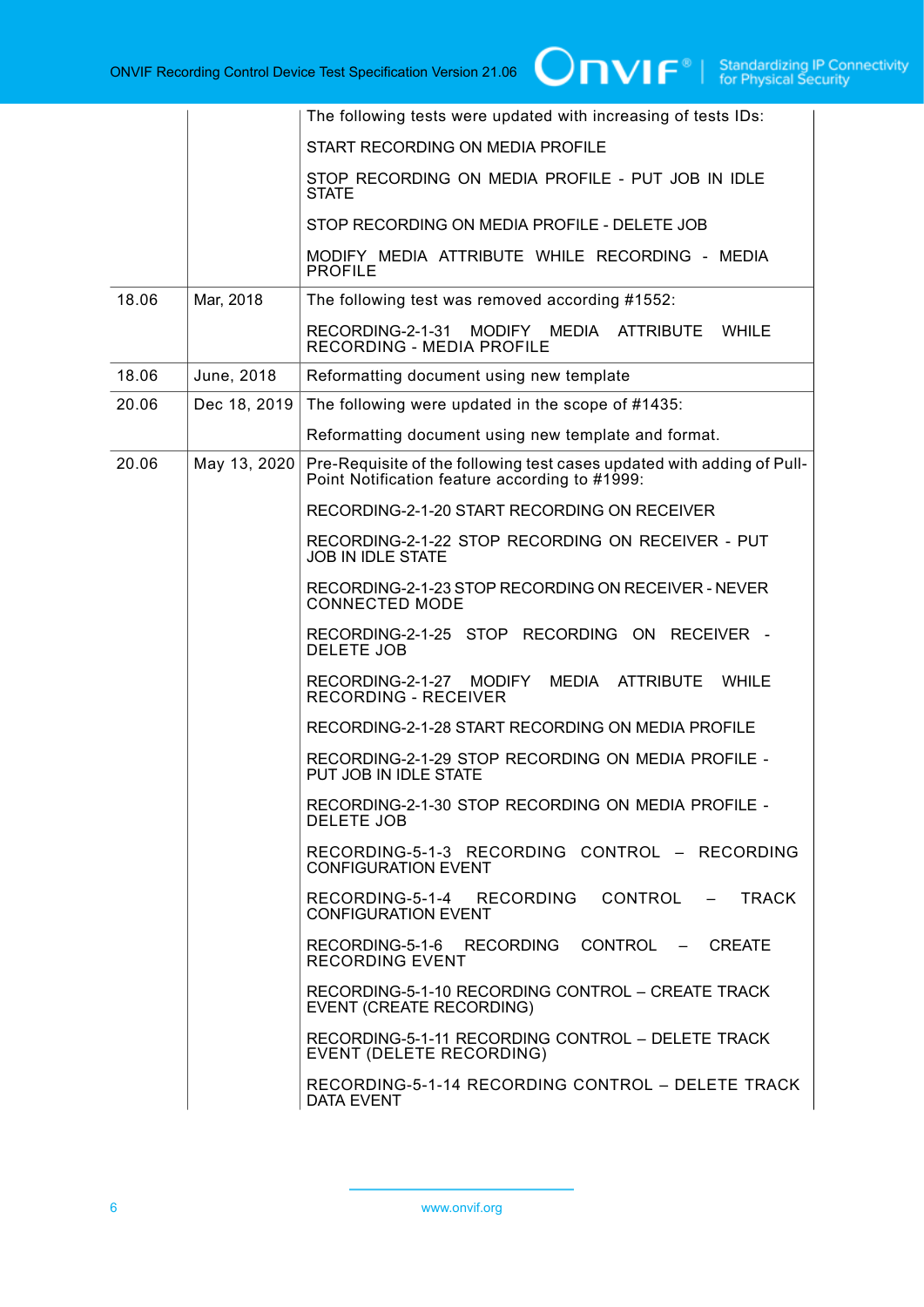|  |  | The following tests were updated with increasing of tests IDs:<br><br>START RECORDING ON MEDIA PROFILE<br><br>STOP RECORDING ON MEDIA PROFILE - PUT JOB IN IDLE STATE<br><br>STOP RECORDING ON MEDIA PROFILE - DELETE JOB<br><br>MODIFY MEDIA ATTRIBUTE WHILE RECORDING - MEDIA PROFILE |
|---|---|---|
| 18.06 | Mar, 2018 | The following test was removed according #1552:<br><br>RECORDING-2-1-31 MODIFY MEDIA ATTRIBUTE WHILE RECORDING - MEDIA PROFILE |
| 18.06 | June, 2018 | Reformatting document using new template |
| 20.06 | Dec 18, 2019 | The following were updated in the scope of #1435:<br><br>Reformatting document using new template and format. |
| 20.06 | May 13, 2020 | Pre-Requisite of the following test cases updated with adding of Pull-Point Notification feature according to #1999:<br><br>RECORDING-2-1-20 START RECORDING ON RECEIVER<br><br>RECORDING-2-1-22 STOP RECORDING ON RECEIVER - PUT JOB IN IDLE STATE<br><br>RECORDING-2-1-23 STOP RECORDING ON RECEIVER - NEVER CONNECTED MODE<br><br>RECORDING-2-1-25 STOP RECORDING ON RECEIVER - DELETE JOB<br><br>RECORDING-2-1-27 MODIFY MEDIA ATTRIBUTE WHILE RECORDING - RECEIVER<br><br>RECORDING-2-1-28 START RECORDING ON MEDIA PROFILE<br><br>RECORDING-2-1-29 STOP RECORDING ON MEDIA PROFILE - PUT JOB IN IDLE STATE<br><br>RECORDING-2-1-30 STOP RECORDING ON MEDIA PROFILE - DELETE JOB<br><br>RECORDING-5-1-3 RECORDING CONTROL – RECORDING CONFIGURATION EVENT<br><br>RECORDING-5-1-4 RECORDING CONTROL – TRACK CONFIGURATION EVENT<br><br>RECORDING-5-1-6 RECORDING CONTROL – CREATE RECORDING EVENT<br><br>RECORDING-5-1-10 RECORDING CONTROL – CREATE TRACK EVENT (CREATE RECORDING)<br><br>RECORDING-5-1-11 RECORDING CONTROL – DELETE TRACK EVENT (DELETE RECORDING)<br><br>RECORDING-5-1-14 RECORDING CONTROL – DELETE TRACK DATA EVENT |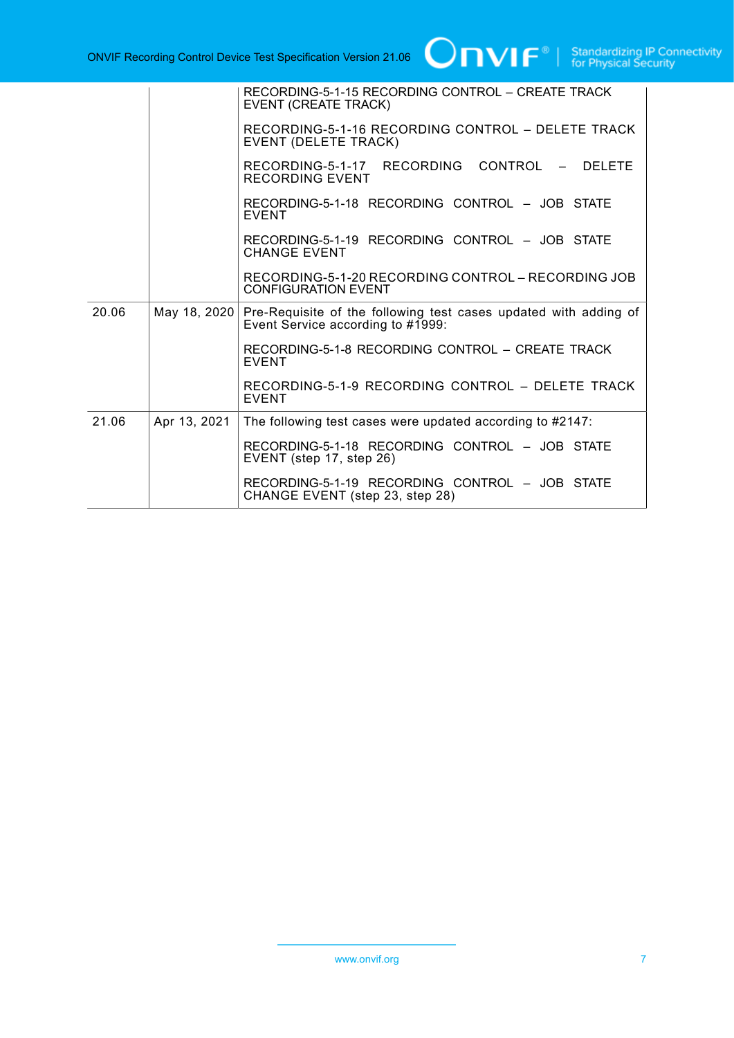| | | |
|---|---|---|
| | | RECORDING-5-1-15 RECORDING CONTROL – CREATE TRACK EVENT (CREATE TRACK)<br><br>RECORDING-5-1-16 RECORDING CONTROL – DELETE TRACK EVENT (DELETE TRACK)<br><br>RECORDING-5-1-17 RECORDING CONTROL – DELETE RECORDING EVENT<br><br>RECORDING-5-1-18 RECORDING CONTROL – JOB STATE EVENT<br><br>RECORDING-5-1-19 RECORDING CONTROL – JOB STATE CHANGE EVENT<br><br>RECORDING-5-1-20 RECORDING CONTROL – RECORDING JOB CONFIGURATION EVENT |
| 20.06 | May 18, 2020 | Pre-Requisite of the following test cases updated with adding of Event Service according to #1999:<br><br>RECORDING-5-1-8 RECORDING CONTROL – CREATE TRACK EVENT<br><br>RECORDING-5-1-9 RECORDING CONTROL – DELETE TRACK EVENT |
| 21.06 | Apr 13, 2021 | The following test cases were updated according to #2147:<br><br>RECORDING-5-1-18 RECORDING CONTROL – JOB STATE EVENT (step 17, step 26)<br><br>RECORDING-5-1-19 RECORDING CONTROL – JOB STATE CHANGE EVENT (step 23, step 28) |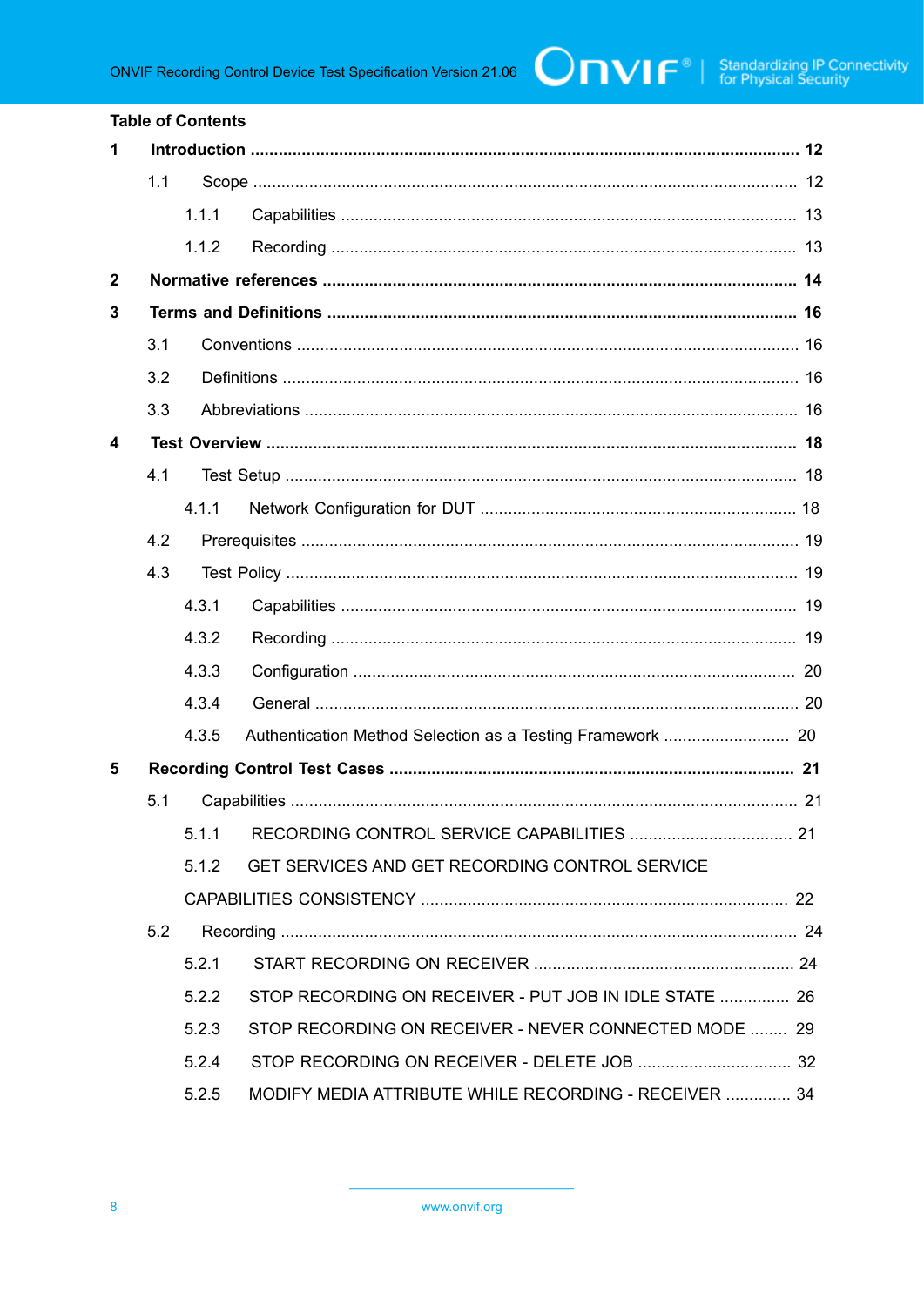## Table of Contents

**1 Introduction .................................................................................................................. 12**

1.1 Scope ................................................................................................................... 12

1.1.1 Capabilities ................................................................................................ 13

1.1.2 Recording .................................................................................................. 13

**2 Normative references .................................................................................................. 14**

**3 Terms and Definitions .................................................................................................. 16**

3.1 Conventions .......................................................................................................... 16

3.2 Definitions ............................................................................................................. 16

3.3 Abbreviations ........................................................................................................ 16

**4 Test Overview ................................................................................................................ 18**

4.1 Test Setup ............................................................................................................ 18

4.1.1 Network Configuration for DUT ................................................................... 18

4.2 Prerequisites ......................................................................................................... 19

4.3 Test Policy ............................................................................................................ 19

4.3.1 Capabilities ................................................................................................ 19

4.3.2 Recording .................................................................................................. 19

4.3.3 Configuration ............................................................................................. 20

4.3.4 General ...................................................................................................... 20

4.3.5 Authentication Method Selection as a Testing Framework ........................... 20

**5 Recording Control Test Cases ..................................................................................... 21**

5.1 Capabilities ........................................................................................................... 21

5.1.1 RECORDING CONTROL SERVICE CAPABILITIES .................................. 21

5.1.2 GET SERVICES AND GET RECORDING CONTROL SERVICE CAPABILITIES CONSISTENCY ............................................................................. 22

5.2 Recording ............................................................................................................. 24

5.2.1 START RECORDING ON RECEIVER ....................................................... 24

5.2.2 STOP RECORDING ON RECEIVER - PUT JOB IN IDLE STATE .............. 26

5.2.3 STOP RECORDING ON RECEIVER - NEVER CONNECTED MODE ........ 29

5.2.4 STOP RECORDING ON RECEIVER - DELETE JOB ................................ 32

5.2.5 MODIFY MEDIA ATTRIBUTE WHILE RECORDING - RECEIVER ............. 34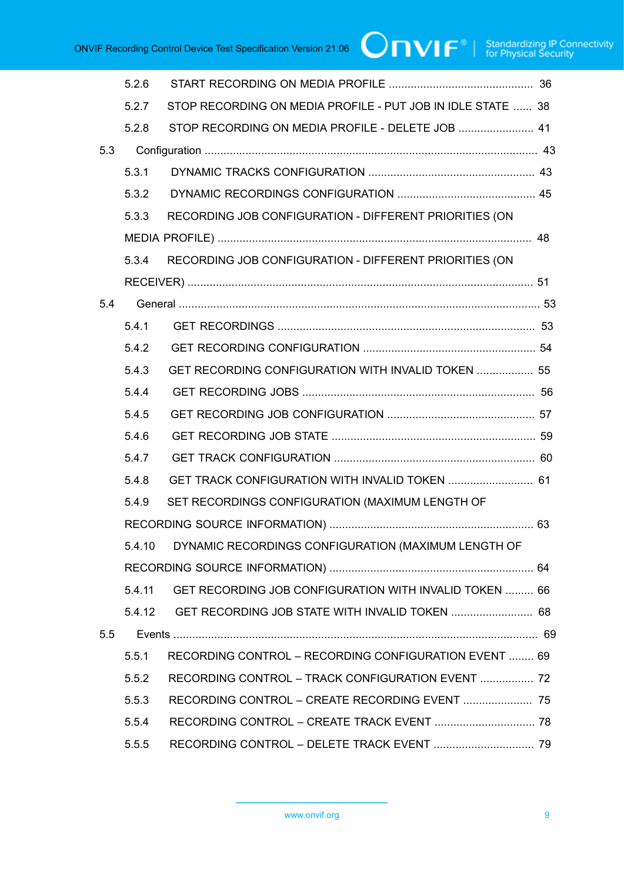5.2.6 START RECORDING ON MEDIA PROFILE ............................................. 36

5.2.7 STOP RECORDING ON MEDIA PROFILE - PUT JOB IN IDLE STATE ...... 38

5.2.8 STOP RECORDING ON MEDIA PROFILE - DELETE JOB ........................ 41

5.3 Configuration ........................................................................................................ 43

5.3.1 DYNAMIC TRACKS CONFIGURATION ..................................................... 43

5.3.2 DYNAMIC RECORDINGS CONFIGURATION ............................................ 45

5.3.3 RECORDING JOB CONFIGURATION - DIFFERENT PRIORITIES (ON MEDIA PROFILE) .................................................................................................... 48

5.3.4 RECORDING JOB CONFIGURATION - DIFFERENT PRIORITIES (ON RECEIVER) ............................................................................................................ 51

5.4 General .................................................................................................................. 53

5.4.1 GET RECORDINGS .................................................................................. 53

5.4.2 GET RECORDING CONFIGURATION ....................................................... 54

5.4.3 GET RECORDING CONFIGURATION WITH INVALID TOKEN .................. 55

5.4.4 GET RECORDING JOBS .......................................................................... 56

5.4.5 GET RECORDING JOB CONFIGURATION ............................................... 57

5.4.6 GET RECORDING JOB STATE ................................................................. 59

5.4.7 GET TRACK CONFIGURATION ................................................................ 60

5.4.8 GET TRACK CONFIGURATION WITH INVALID TOKEN ........................... 61

5.4.9 SET RECORDINGS CONFIGURATION (MAXIMUM LENGTH OF RECORDING SOURCE INFORMATION) ................................................................. 63

5.4.10 DYNAMIC RECORDINGS CONFIGURATION (MAXIMUM LENGTH OF RECORDING SOURCE INFORMATION) ................................................................. 64

5.4.11 GET RECORDING JOB CONFIGURATION WITH INVALID TOKEN ......... 66

5.4.12 GET RECORDING JOB STATE WITH INVALID TOKEN .......................... 68

5.5 Events .................................................................................................................... 69

5.5.1 RECORDING CONTROL – RECORDING CONFIGURATION EVENT ........ 69

5.5.2 RECORDING CONTROL – TRACK CONFIGURATION EVENT ................. 72

5.5.3 RECORDING CONTROL – CREATE RECORDING EVENT ...................... 75

5.5.4 RECORDING CONTROL – CREATE TRACK EVENT ................................ 78

5.5.5 RECORDING CONTROL – DELETE TRACK EVENT ................................ 79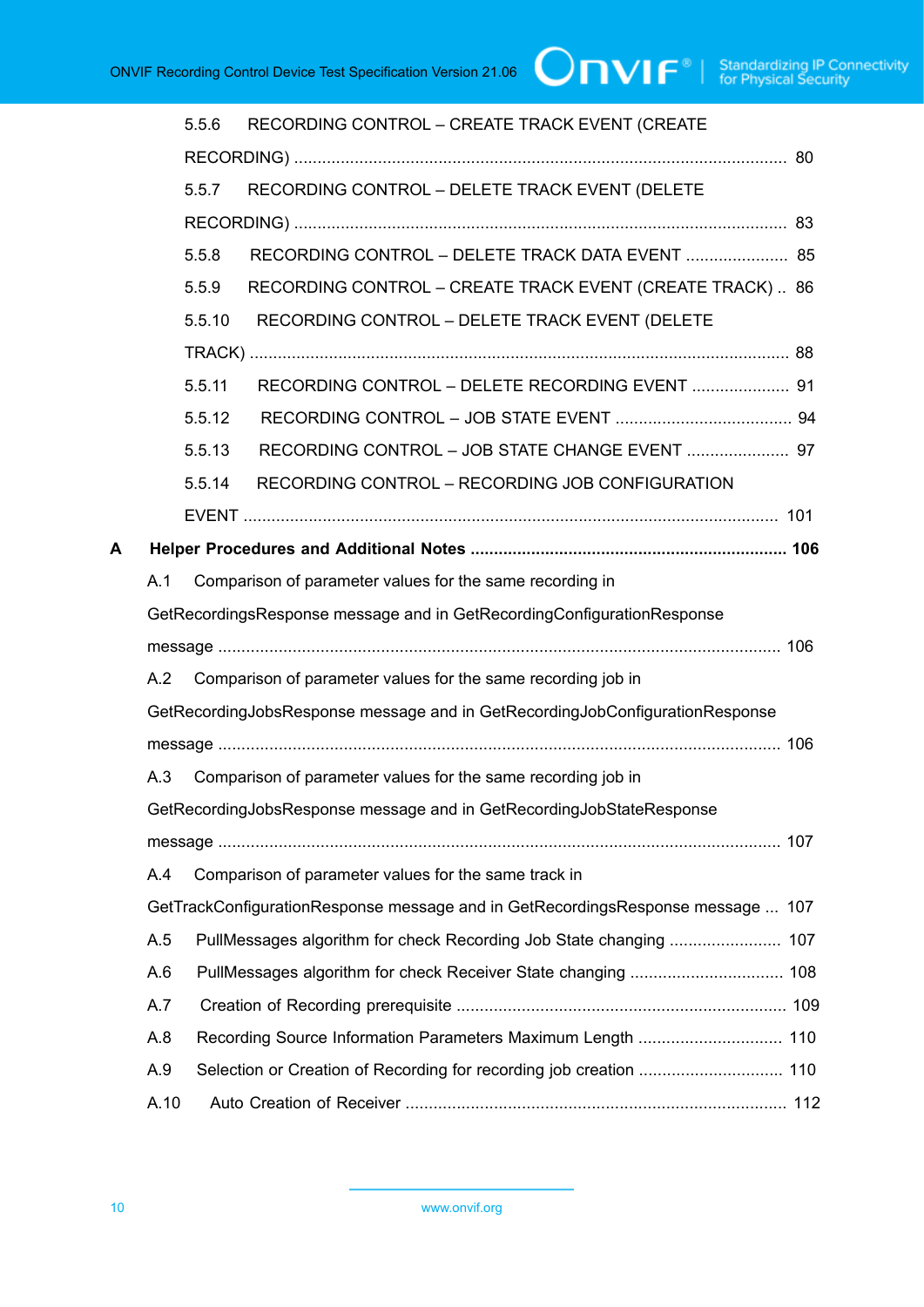5.5.6 RECORDING CONTROL – CREATE TRACK EVENT (CREATE RECORDING) ........................................................................................................ 80

5.5.7 RECORDING CONTROL – DELETE TRACK EVENT (DELETE RECORDING) ........................................................................................................ 83

5.5.8 RECORDING CONTROL – DELETE TRACK DATA EVENT ...................... 85

5.5.9 RECORDING CONTROL – CREATE TRACK EVENT (CREATE TRACK) .. 86

5.5.10 RECORDING CONTROL – DELETE TRACK EVENT (DELETE TRACK) .................................................................................................................. 88

5.5.11 RECORDING CONTROL – DELETE RECORDING EVENT ..................... 91

5.5.12 RECORDING CONTROL – JOB STATE EVENT ...................................... 94

5.5.13 RECORDING CONTROL – JOB STATE CHANGE EVENT ...................... 97

5.5.14 RECORDING CONTROL – RECORDING JOB CONFIGURATION EVENT ................................................................................................................. 101

**A Helper Procedures and Additional Notes .................................................................. 106**

A.1 Comparison of parameter values for the same recording in GetRecordingsResponse message and in GetRecordingConfigurationResponse message ....................................................................................................................... 106

A.2 Comparison of parameter values for the same recording job in GetRecordingJobsResponse message and in GetRecordingJobConfigurationResponse message ....................................................................................................................... 106

A.3 Comparison of parameter values for the same recording job in GetRecordingJobsResponse message and in GetRecordingJobStateResponse message ....................................................................................................................... 107

A.4 Comparison of parameter values for the same track in GetTrackConfigurationResponse message and in GetRecordingsResponse message ... 107

A.5 PullMessages algorithm for check Recording Job State changing ........................ 107

A.6 PullMessages algorithm for check Receiver State changing ................................ 108

A.7 Creation of Recording prerequisite ...................................................................... 109

A.8 Recording Source Information Parameters Maximum Length ............................... 110

A.9 Selection or Creation of Recording for recording job creation .............................. 110

A.10 Auto Creation of Receiver ................................................................................. 112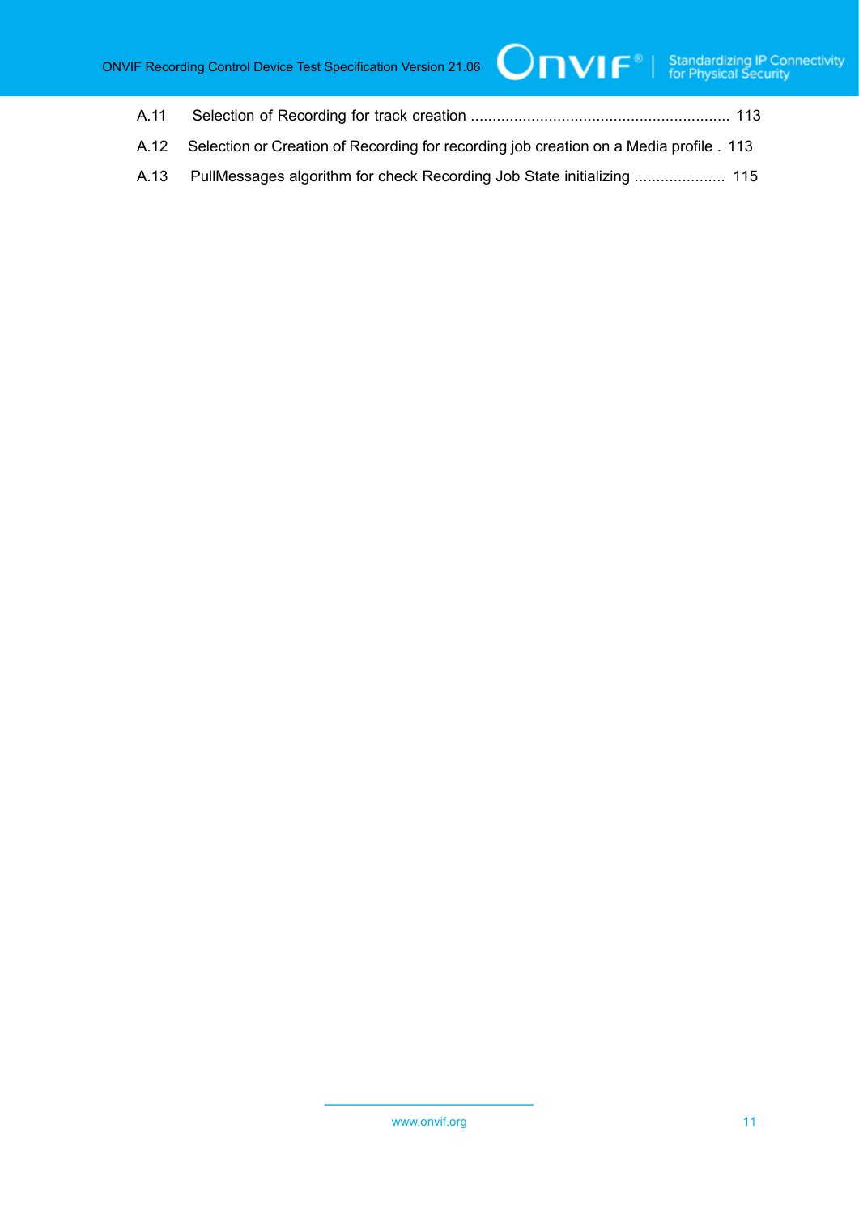A.11 Selection of Recording for track creation ........................................................... 113

A.12 Selection or Creation of Recording for recording job creation on a Media profile . 113

A.13 PullMessages algorithm for check Recording Job State initializing ..................... 115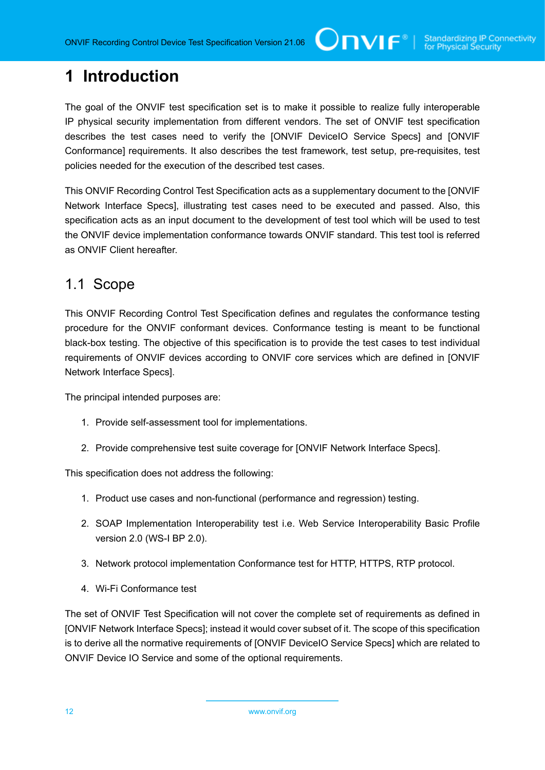# 1 Introduction

The goal of the ONVIF test specification set is to make it possible to realize fully interoperable IP physical security implementation from different vendors. The set of ONVIF test specification describes the test cases need to verify the [ONVIF DeviceIO Service Specs] and [ONVIF Conformance] requirements. It also describes the test framework, test setup, pre-requisites, test policies needed for the execution of the described test cases.

This ONVIF Recording Control Test Specification acts as a supplementary document to the [ONVIF Network Interface Specs], illustrating test cases need to be executed and passed. Also, this specification acts as an input document to the development of test tool which will be used to test the ONVIF device implementation conformance towards ONVIF standard. This test tool is referred as ONVIF Client hereafter.

## 1.1 Scope

This ONVIF Recording Control Test Specification defines and regulates the conformance testing procedure for the ONVIF conformant devices. Conformance testing is meant to be functional black-box testing. The objective of this specification is to provide the test cases to test individual requirements of ONVIF devices according to ONVIF core services which are defined in [ONVIF Network Interface Specs].

The principal intended purposes are:

1. Provide self-assessment tool for implementations.
2. Provide comprehensive test suite coverage for [ONVIF Network Interface Specs].

This specification does not address the following:

1. Product use cases and non-functional (performance and regression) testing.
2. SOAP Implementation Interoperability test i.e. Web Service Interoperability Basic Profile version 2.0 (WS-I BP 2.0).
3. Network protocol implementation Conformance test for HTTP, HTTPS, RTP protocol.
4. Wi-Fi Conformance test

The set of ONVIF Test Specification will not cover the complete set of requirements as defined in [ONVIF Network Interface Specs]; instead it would cover subset of it. The scope of this specification is to derive all the normative requirements of [ONVIF DeviceIO Service Specs] which are related to ONVIF Device IO Service and some of the optional requirements.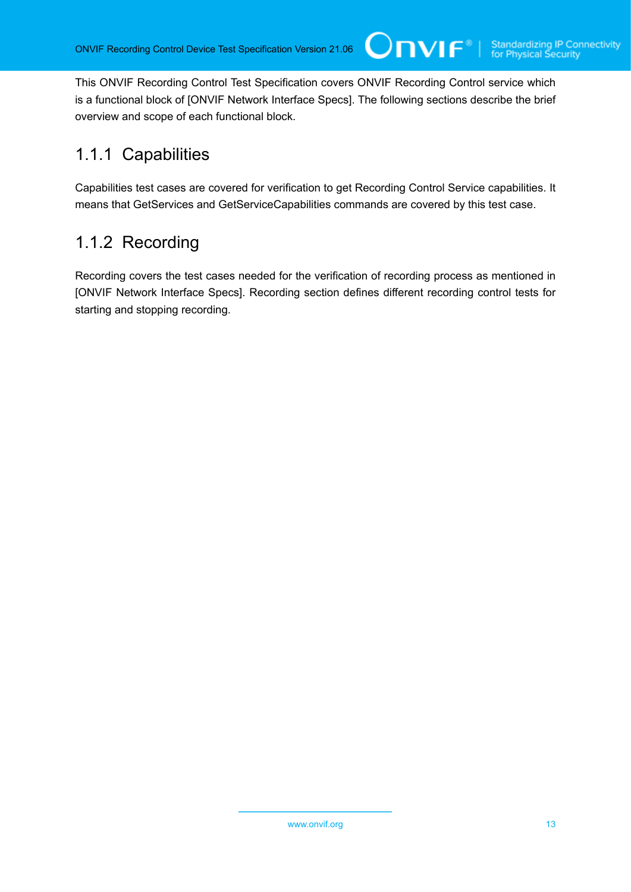This ONVIF Recording Control Test Specification covers ONVIF Recording Control service which is a functional block of [ONVIF Network Interface Specs]. The following sections describe the brief overview and scope of each functional block.

### 1.1.1 Capabilities

Capabilities test cases are covered for verification to get Recording Control Service capabilities. It means that GetServices and GetServiceCapabilities commands are covered by this test case.

### 1.1.2 Recording

Recording covers the test cases needed for the verification of recording process as mentioned in [ONVIF Network Interface Specs]. Recording section defines different recording control tests for starting and stopping recording.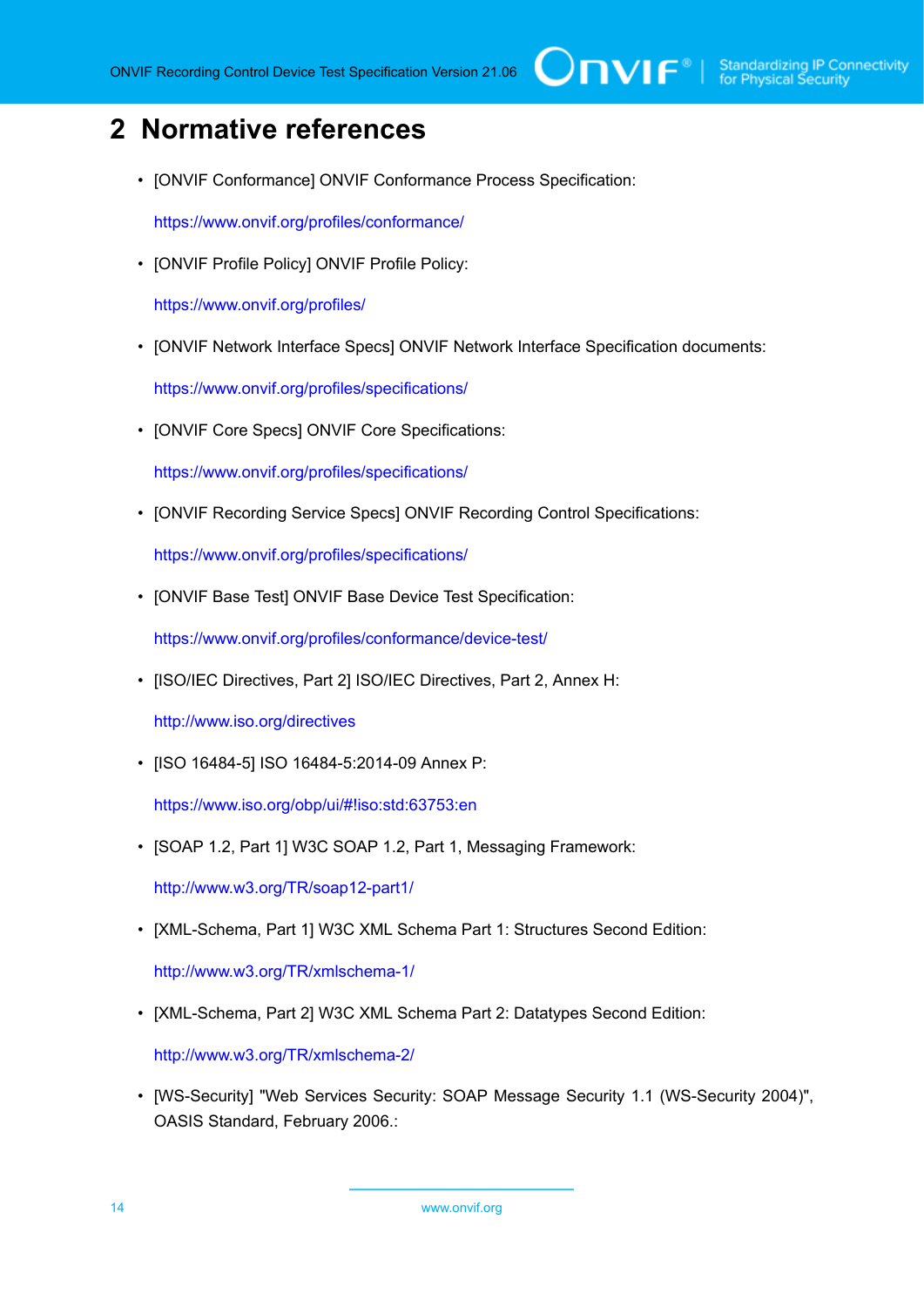# 2 Normative references

- [ONVIF Conformance] ONVIF Conformance Process Specification:

  https://www.onvif.org/profiles/conformance/

- [ONVIF Profile Policy] ONVIF Profile Policy:

  https://www.onvif.org/profiles/

- [ONVIF Network Interface Specs] ONVIF Network Interface Specification documents:

  https://www.onvif.org/profiles/specifications/

- [ONVIF Core Specs] ONVIF Core Specifications:

  https://www.onvif.org/profiles/specifications/

- [ONVIF Recording Service Specs] ONVIF Recording Control Specifications:

  https://www.onvif.org/profiles/specifications/

- [ONVIF Base Test] ONVIF Base Device Test Specification:

  https://www.onvif.org/profiles/conformance/device-test/

- [ISO/IEC Directives, Part 2] ISO/IEC Directives, Part 2, Annex H:

  http://www.iso.org/directives

- [ISO 16484-5] ISO 16484-5:2014-09 Annex P:

  https://www.iso.org/obp/ui/#!iso:std:63753:en

- [SOAP 1.2, Part 1] W3C SOAP 1.2, Part 1, Messaging Framework:

  http://www.w3.org/TR/soap12-part1/

- [XML-Schema, Part 1] W3C XML Schema Part 1: Structures Second Edition:

  http://www.w3.org/TR/xmlschema-1/

- [XML-Schema, Part 2] W3C XML Schema Part 2: Datatypes Second Edition:

  http://www.w3.org/TR/xmlschema-2/

- [WS-Security] "Web Services Security: SOAP Message Security 1.1 (WS-Security 2004)", OASIS Standard, February 2006.: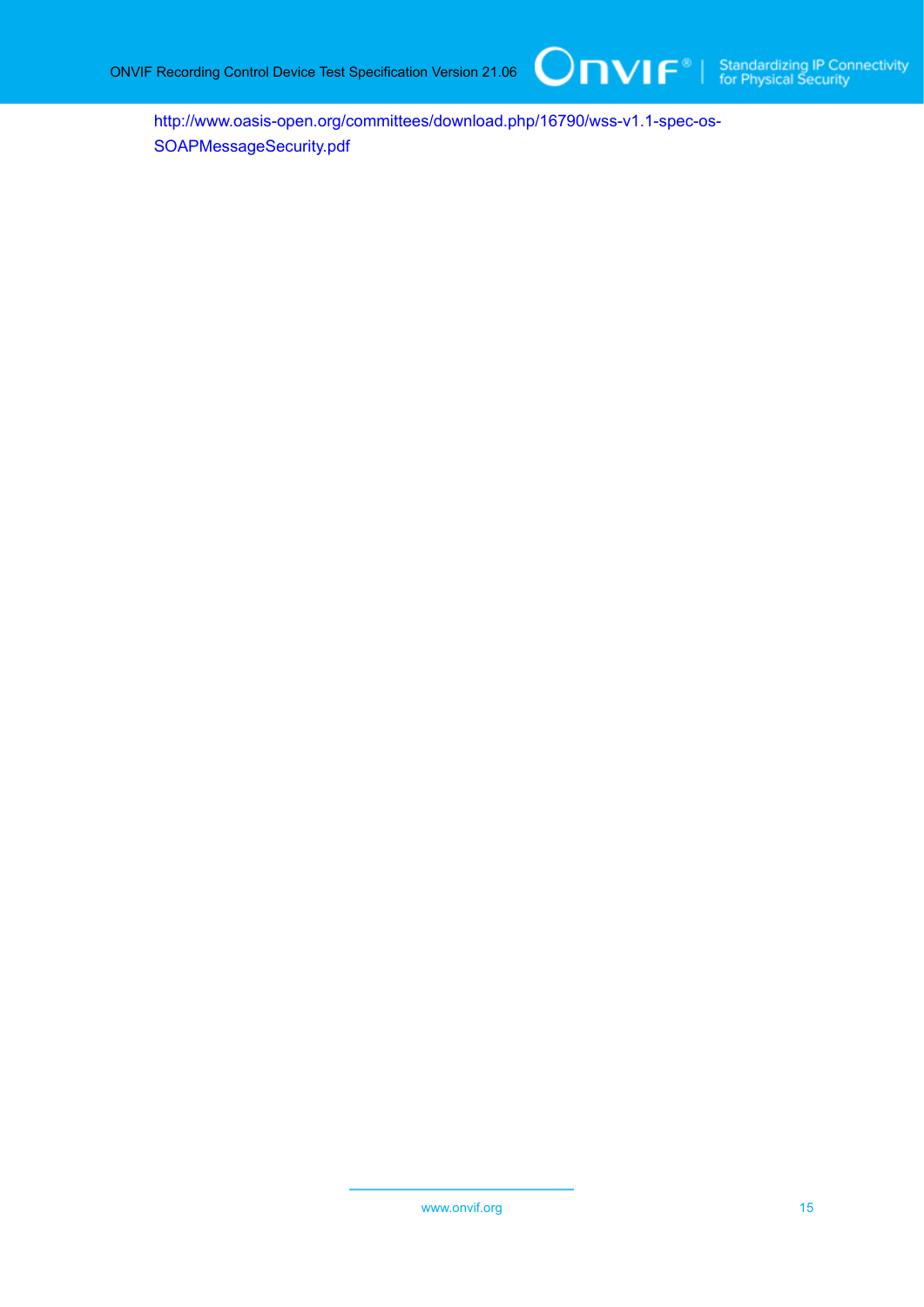http://www.oasis-open.org/committees/download.php/16790/wss-v1.1-spec-os-SOAPMessageSecurity.pdf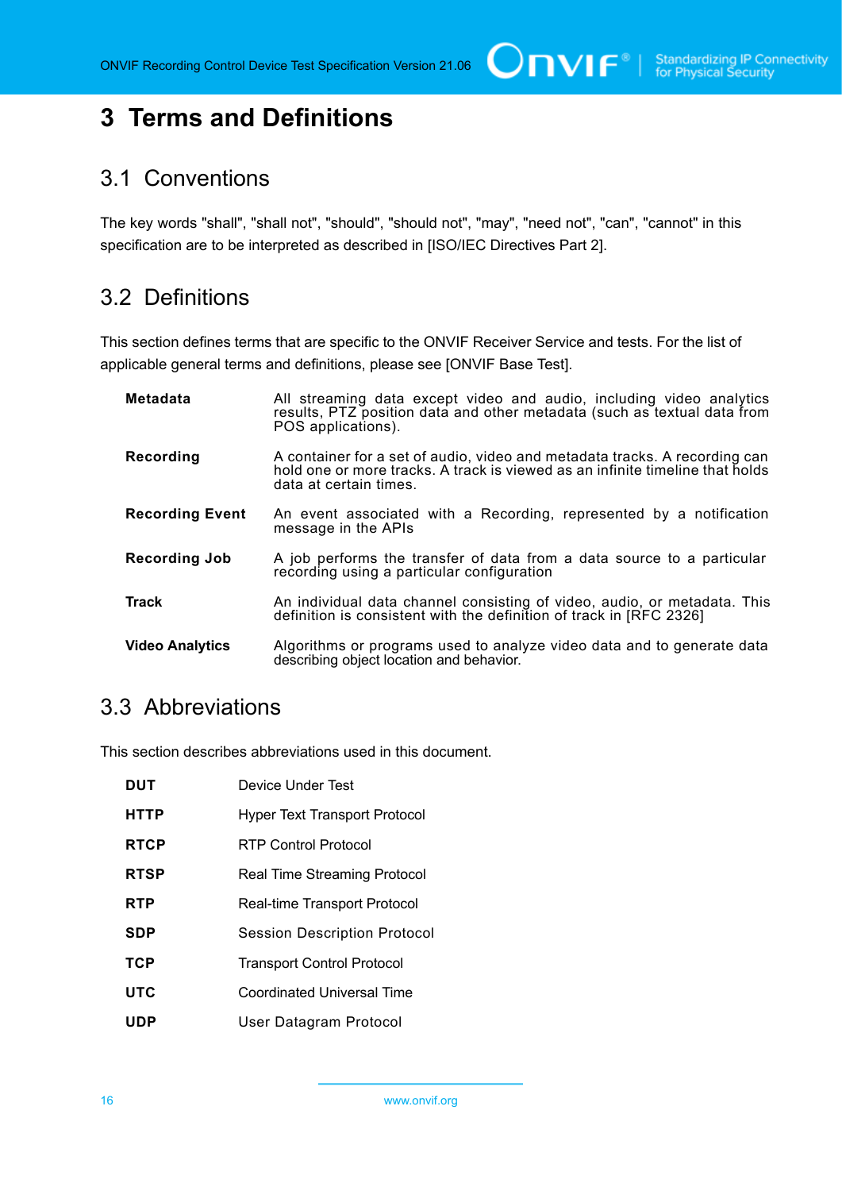# 3 Terms and Definitions

## 3.1 Conventions

The key words "shall", "shall not", "should", "should not", "may", "need not", "can", "cannot" in this specification are to be interpreted as described in [ISO/IEC Directives Part 2].

## 3.2 Definitions

This section defines terms that are specific to the ONVIF Receiver Service and tests. For the list of applicable general terms and definitions, please see [ONVIF Base Test].

| | |
|---|---|
| **Metadata** | All streaming data except video and audio, including video analytics results, PTZ position data and other metadata (such as textual data from POS applications). |
| **Recording** | A container for a set of audio, video and metadata tracks. A recording can hold one or more tracks. A track is viewed as an infinite timeline that holds data at certain times. |
| **Recording Event** | An event associated with a Recording, represented by a notification message in the APIs |
| **Recording Job** | A job performs the transfer of data from a data source to a particular recording using a particular configuration |
| **Track** | An individual data channel consisting of video, audio, or metadata. This definition is consistent with the definition of track in [RFC 2326] |
| **Video Analytics** | Algorithms or programs used to analyze video data and to generate data describing object location and behavior. |

## 3.3 Abbreviations

This section describes abbreviations used in this document.

| | |
|---|---|
| **DUT** | Device Under Test |
| **HTTP** | Hyper Text Transport Protocol |
| **RTCP** | RTP Control Protocol |
| **RTSP** | Real Time Streaming Protocol |
| **RTP** | Real-time Transport Protocol |
| **SDP** | Session Description Protocol |
| **TCP** | Transport Control Protocol |
| **UTC** | Coordinated Universal Time |
| **UDP** | User Datagram Protocol |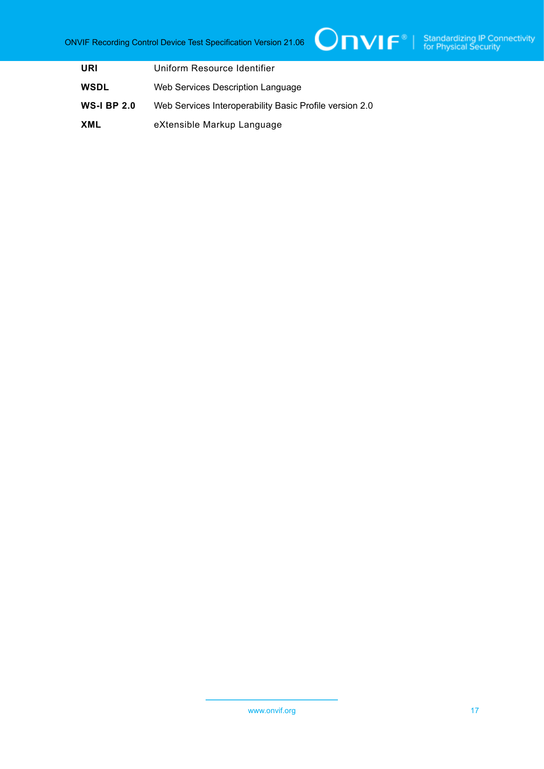| | |
|---|---|
| **URI** | Uniform Resource Identifier |
| **WSDL** | Web Services Description Language |
| **WS-I BP 2.0** | Web Services Interoperability Basic Profile version 2.0 |
| **XML** | eXtensible Markup Language |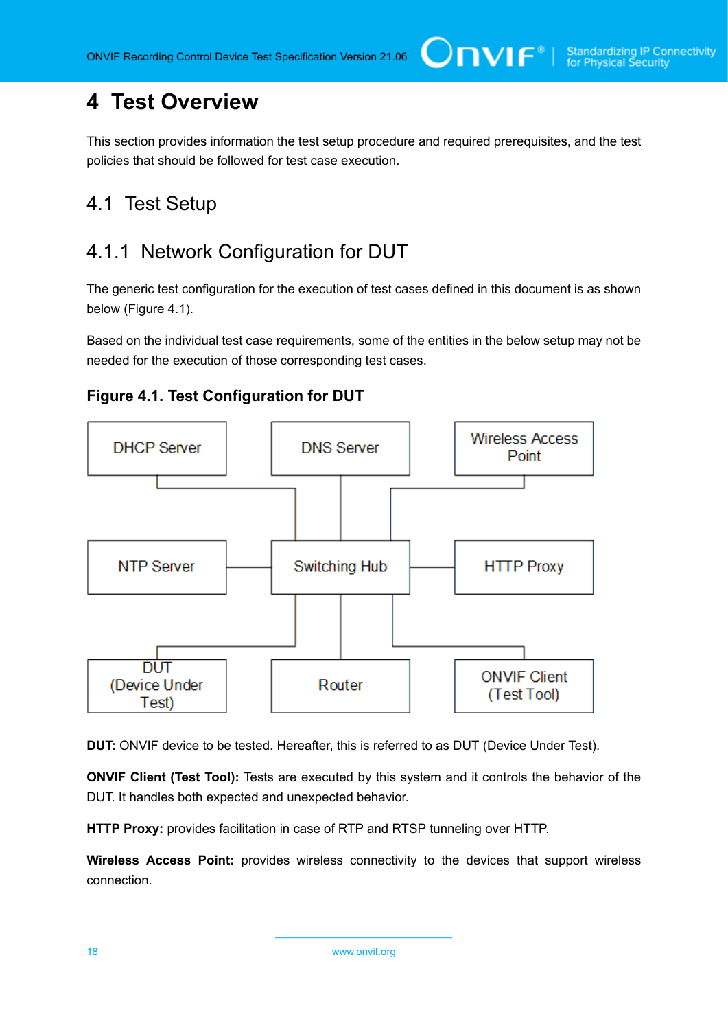# 4 Test Overview

This section provides information the test setup procedure and required prerequisites, and the test policies that should be followed for test case execution.

## 4.1 Test Setup

### 4.1.1 Network Configuration for DUT

The generic test configuration for the execution of test cases defined in this document is as shown below (Figure 4.1).

Based on the individual test case requirements, some of the entities in the below setup may not be needed for the execution of those corresponding test cases.

**Figure 4.1. Test Configuration for DUT**

DHCP Server

DNS Server

Wireless Access Point

NTP Server

Switching Hub

HTTP Proxy

DUT (Device Under Test)

Router

ONVIF Client (Test Tool)

**DUT:** ONVIF device to be tested. Hereafter, this is referred to as DUT (Device Under Test).

**ONVIF Client (Test Tool):** Tests are executed by this system and it controls the behavior of the DUT. It handles both expected and unexpected behavior.

**HTTP Proxy:** provides facilitation in case of RTP and RTSP tunneling over HTTP.

**Wireless Access Point:** provides wireless connectivity to the devices that support wireless connection.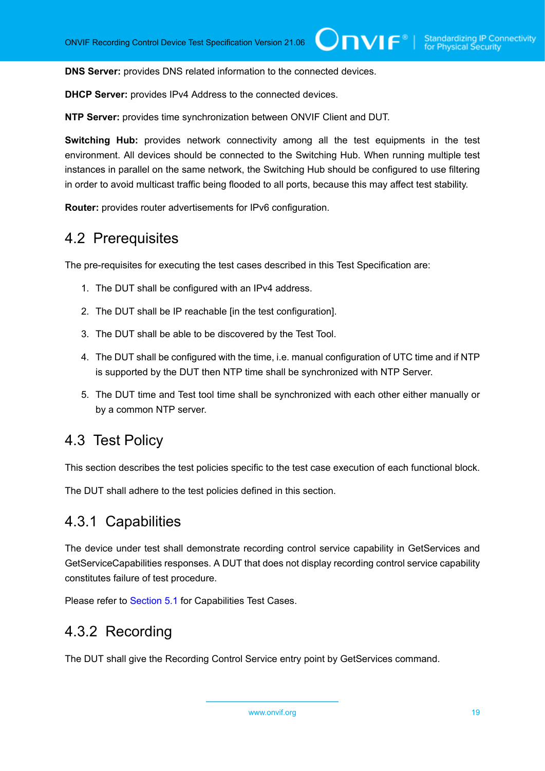**DNS Server:** provides DNS related information to the connected devices.

**DHCP Server:** provides IPv4 Address to the connected devices.

**NTP Server:** provides time synchronization between ONVIF Client and DUT.

**Switching Hub:** provides network connectivity among all the test equipments in the test environment. All devices should be connected to the Switching Hub. When running multiple test instances in parallel on the same network, the Switching Hub should be configured to use filtering in order to avoid multicast traffic being flooded to all ports, because this may affect test stability.

**Router:** provides router advertisements for IPv6 configuration.

## 4.2 Prerequisites

The pre-requisites for executing the test cases described in this Test Specification are:

1. The DUT shall be configured with an IPv4 address.
2. The DUT shall be IP reachable [in the test configuration].
3. The DUT shall be able to be discovered by the Test Tool.
4. The DUT shall be configured with the time, i.e. manual configuration of UTC time and if NTP is supported by the DUT then NTP time shall be synchronized with NTP Server.
5. The DUT time and Test tool time shall be synchronized with each other either manually or by a common NTP server.

## 4.3 Test Policy

This section describes the test policies specific to the test case execution of each functional block.

The DUT shall adhere to the test policies defined in this section.

### 4.3.1 Capabilities

The device under test shall demonstrate recording control service capability in GetServices and GetServiceCapabilities responses. A DUT that does not display recording control service capability constitutes failure of test procedure.

Please refer to Section 5.1 for Capabilities Test Cases.

### 4.3.2 Recording

The DUT shall give the Recording Control Service entry point by GetServices command.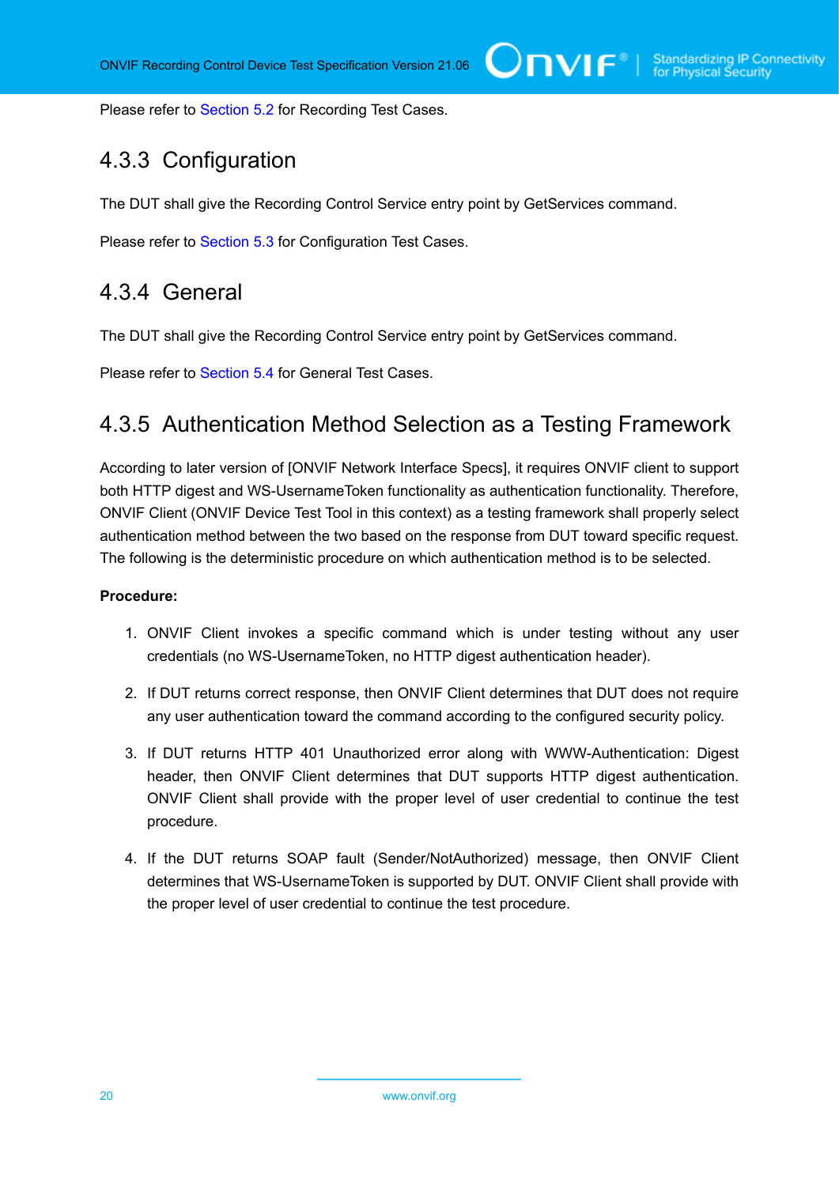Please refer to Section 5.2 for Recording Test Cases.

### 4.3.3 Configuration

The DUT shall give the Recording Control Service entry point by GetServices command.

Please refer to Section 5.3 for Configuration Test Cases.

### 4.3.4 General

The DUT shall give the Recording Control Service entry point by GetServices command.

Please refer to Section 5.4 for General Test Cases.

### 4.3.5 Authentication Method Selection as a Testing Framework

According to later version of [ONVIF Network Interface Specs], it requires ONVIF client to support both HTTP digest and WS-UsernameToken functionality as authentication functionality. Therefore, ONVIF Client (ONVIF Device Test Tool in this context) as a testing framework shall properly select authentication method between the two based on the response from DUT toward specific request. The following is the deterministic procedure on which authentication method is to be selected.

**Procedure:**

1. ONVIF Client invokes a specific command which is under testing without any user credentials (no WS-UsernameToken, no HTTP digest authentication header).
2. If DUT returns correct response, then ONVIF Client determines that DUT does not require any user authentication toward the command according to the configured security policy.
3. If DUT returns HTTP 401 Unauthorized error along with WWW-Authentication: Digest header, then ONVIF Client determines that DUT supports HTTP digest authentication. ONVIF Client shall provide with the proper level of user credential to continue the test procedure.
4. If the DUT returns SOAP fault (Sender/NotAuthorized) message, then ONVIF Client determines that WS-UsernameToken is supported by DUT. ONVIF Client shall provide with the proper level of user credential to continue the test procedure.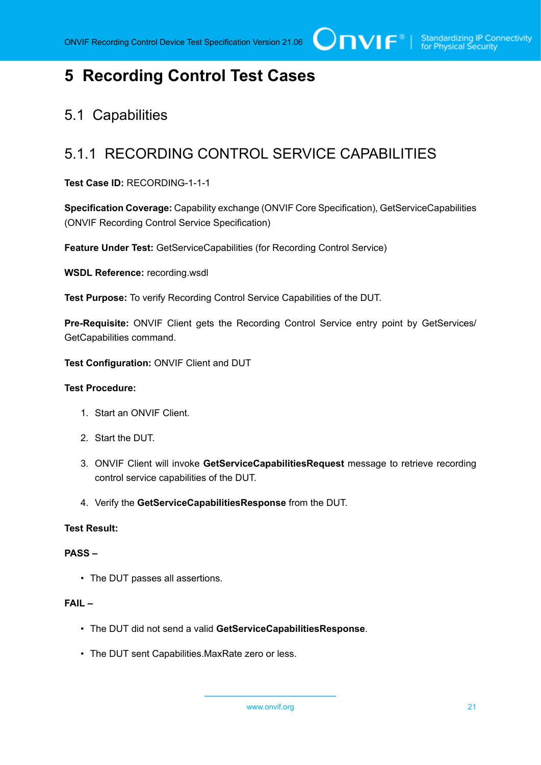# 5 Recording Control Test Cases

## 5.1 Capabilities

### 5.1.1 RECORDING CONTROL SERVICE CAPABILITIES

**Test Case ID:** RECORDING-1-1-1

**Specification Coverage:** Capability exchange (ONVIF Core Specification), GetServiceCapabilities (ONVIF Recording Control Service Specification)

**Feature Under Test:** GetServiceCapabilities (for Recording Control Service)

**WSDL Reference:** recording.wsdl

**Test Purpose:** To verify Recording Control Service Capabilities of the DUT.

**Pre-Requisite:** ONVIF Client gets the Recording Control Service entry point by GetServices/ GetCapabilities command.

**Test Configuration:** ONVIF Client and DUT

**Test Procedure:**

1. Start an ONVIF Client.
2. Start the DUT.
3. ONVIF Client will invoke **GetServiceCapabilitiesRequest** message to retrieve recording control service capabilities of the DUT.
4. Verify the **GetServiceCapabilitiesResponse** from the DUT.

**Test Result:**

**PASS –**

- The DUT passes all assertions.

**FAIL –**

- The DUT did not send a valid **GetServiceCapabilitiesResponse**.
- The DUT sent Capabilities.MaxRate zero or less.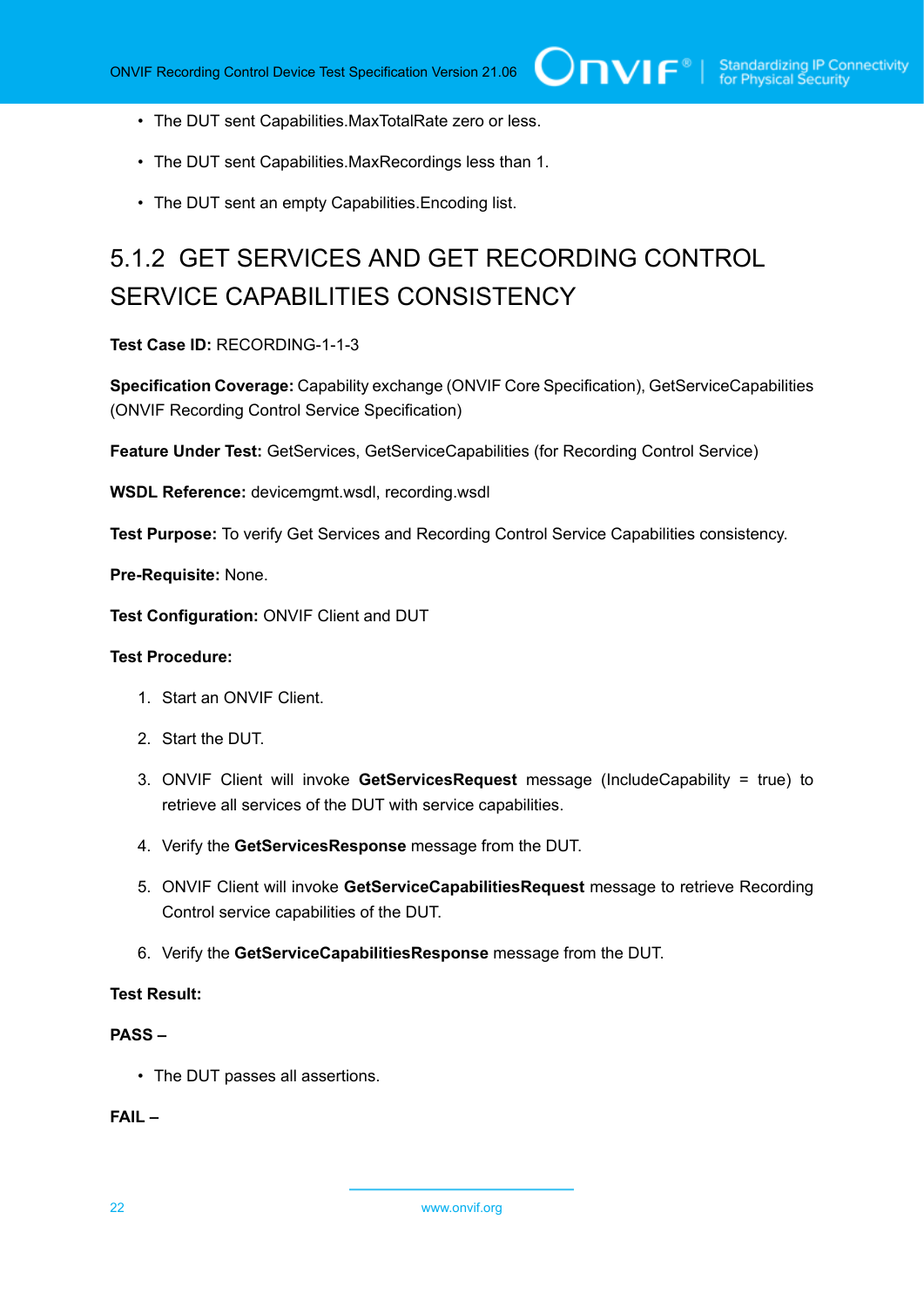- The DUT sent Capabilities.MaxTotalRate zero or less.
- The DUT sent Capabilities.MaxRecordings less than 1.
- The DUT sent an empty Capabilities.Encoding list.

## 5.1.2 GET SERVICES AND GET RECORDING CONTROL SERVICE CAPABILITIES CONSISTENCY

**Test Case ID:** RECORDING-1-1-3

**Specification Coverage:** Capability exchange (ONVIF Core Specification), GetServiceCapabilities (ONVIF Recording Control Service Specification)

**Feature Under Test:** GetServices, GetServiceCapabilities (for Recording Control Service)

**WSDL Reference:** devicemgmt.wsdl, recording.wsdl

**Test Purpose:** To verify Get Services and Recording Control Service Capabilities consistency.

**Pre-Requisite:** None.

**Test Configuration:** ONVIF Client and DUT

**Test Procedure:**

1. Start an ONVIF Client.
2. Start the DUT.
3. ONVIF Client will invoke **GetServicesRequest** message (IncludeCapability = true) to retrieve all services of the DUT with service capabilities.
4. Verify the **GetServicesResponse** message from the DUT.
5. ONVIF Client will invoke **GetServiceCapabilitiesRequest** message to retrieve Recording Control service capabilities of the DUT.
6. Verify the **GetServiceCapabilitiesResponse** message from the DUT.

**Test Result:**

**PASS –**

- The DUT passes all assertions.

**FAIL –**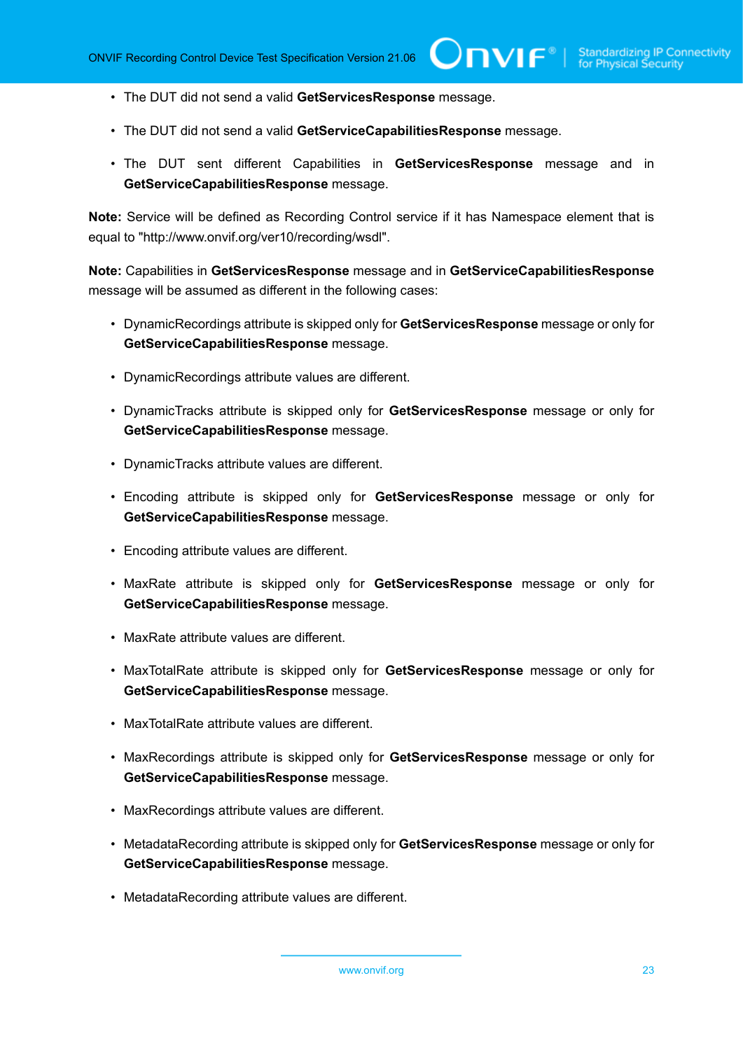- The DUT did not send a valid **GetServicesResponse** message.
- The DUT did not send a valid **GetServiceCapabilitiesResponse** message.
- The DUT sent different Capabilities in **GetServicesResponse** message and in **GetServiceCapabilitiesResponse** message.

**Note:** Service will be defined as Recording Control service if it has Namespace element that is equal to "http://www.onvif.org/ver10/recording/wsdl".

**Note:** Capabilities in **GetServicesResponse** message and in **GetServiceCapabilitiesResponse** message will be assumed as different in the following cases:

- DynamicRecordings attribute is skipped only for **GetServicesResponse** message or only for **GetServiceCapabilitiesResponse** message.
- DynamicRecordings attribute values are different.
- DynamicTracks attribute is skipped only for **GetServicesResponse** message or only for **GetServiceCapabilitiesResponse** message.
- DynamicTracks attribute values are different.
- Encoding attribute is skipped only for **GetServicesResponse** message or only for **GetServiceCapabilitiesResponse** message.
- Encoding attribute values are different.
- MaxRate attribute is skipped only for **GetServicesResponse** message or only for **GetServiceCapabilitiesResponse** message.
- MaxRate attribute values are different.
- MaxTotalRate attribute is skipped only for **GetServicesResponse** message or only for **GetServiceCapabilitiesResponse** message.
- MaxTotalRate attribute values are different.
- MaxRecordings attribute is skipped only for **GetServicesResponse** message or only for **GetServiceCapabilitiesResponse** message.
- MaxRecordings attribute values are different.
- MetadataRecording attribute is skipped only for **GetServicesResponse** message or only for **GetServiceCapabilitiesResponse** message.
- MetadataRecording attribute values are different.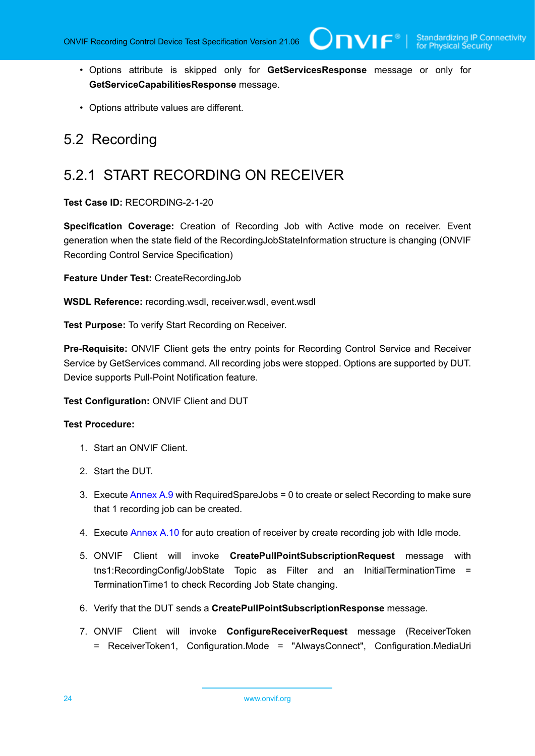- Options attribute is skipped only for **GetServicesResponse** message or only for **GetServiceCapabilitiesResponse** message.
- Options attribute values are different.

## 5.2 Recording

### 5.2.1 START RECORDING ON RECEIVER

**Test Case ID:** RECORDING-2-1-20

**Specification Coverage:** Creation of Recording Job with Active mode on receiver. Event generation when the state field of the RecordingJobStateInformation structure is changing (ONVIF Recording Control Service Specification)

**Feature Under Test:** CreateRecordingJob

**WSDL Reference:** recording.wsdl, receiver.wsdl, event.wsdl

**Test Purpose:** To verify Start Recording on Receiver.

**Pre-Requisite:** ONVIF Client gets the entry points for Recording Control Service and Receiver Service by GetServices command. All recording jobs were stopped. Options are supported by DUT. Device supports Pull-Point Notification feature.

**Test Configuration:** ONVIF Client and DUT

**Test Procedure:**

1. Start an ONVIF Client.
2. Start the DUT.
3. Execute Annex A.9 with RequiredSpareJobs = 0 to create or select Recording to make sure that 1 recording job can be created.
4. Execute Annex A.10 for auto creation of receiver by create recording job with Idle mode.
5. ONVIF Client will invoke **CreatePullPointSubscriptionRequest** message with tns1:RecordingConfig/JobState Topic as Filter and an InitialTerminationTime = TerminationTime1 to check Recording Job State changing.
6. Verify that the DUT sends a **CreatePullPointSubscriptionResponse** message.
7. ONVIF Client will invoke **ConfigureReceiverRequest** message (ReceiverToken = ReceiverToken1, Configuration.Mode = "AlwaysConnect", Configuration.MediaUri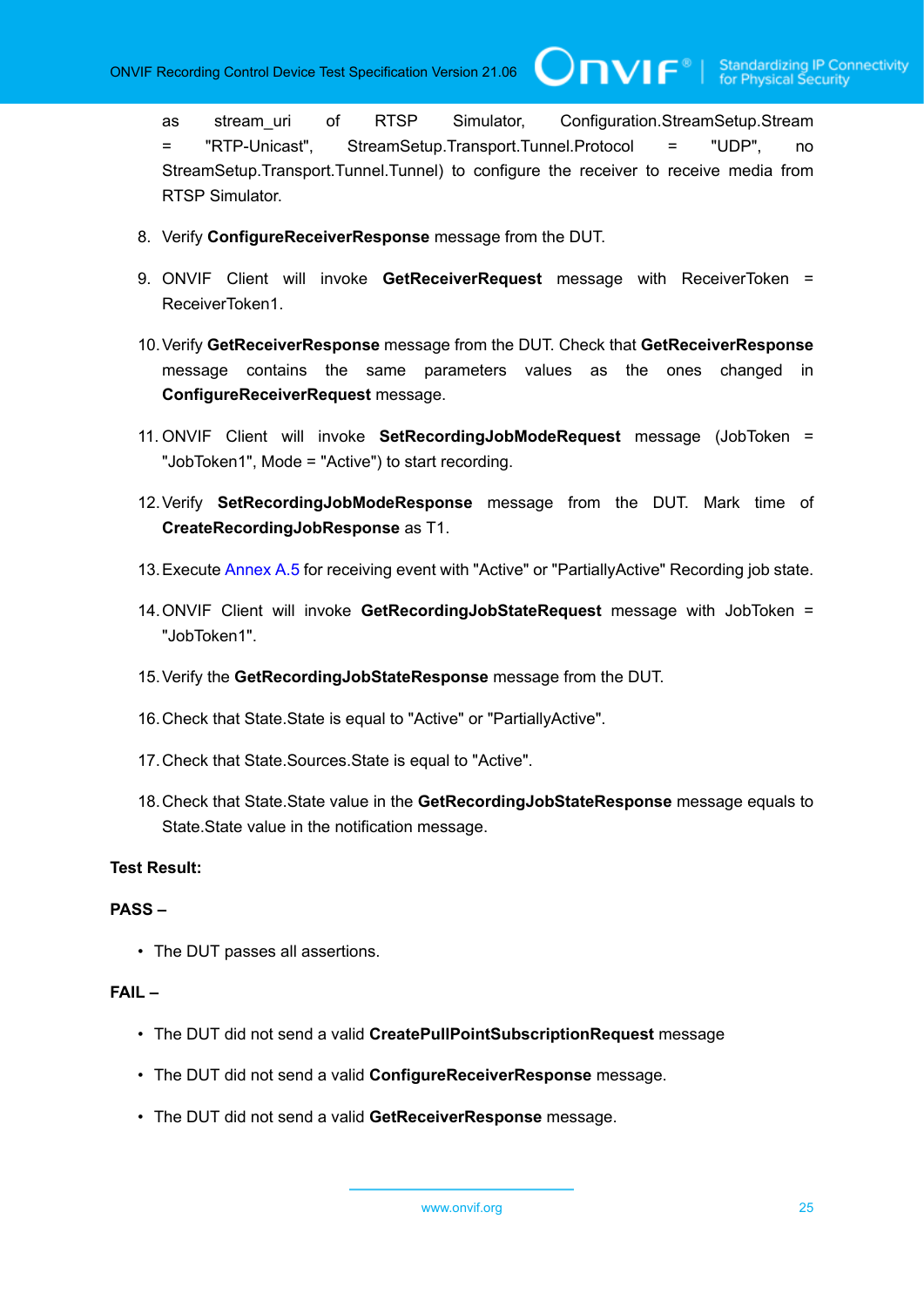as stream_uri of RTSP Simulator, Configuration.StreamSetup.Stream = "RTP-Unicast", StreamSetup.Transport.Tunnel.Protocol = "UDP", no StreamSetup.Transport.Tunnel.Tunnel) to configure the receiver to receive media from RTSP Simulator.

8. Verify **ConfigureReceiverResponse** message from the DUT.
9. ONVIF Client will invoke **GetReceiverRequest** message with ReceiverToken = ReceiverToken1.
10. Verify **GetReceiverResponse** message from the DUT. Check that **GetReceiverResponse** message contains the same parameters values as the ones changed in **ConfigureReceiverRequest** message.
11. ONVIF Client will invoke **SetRecordingJobModeRequest** message (JobToken = "JobToken1", Mode = "Active") to start recording.
12. Verify **SetRecordingJobModeResponse** message from the DUT. Mark time of **CreateRecordingJobResponse** as T1.
13. Execute Annex A.5 for receiving event with "Active" or "PartiallyActive" Recording job state.
14. ONVIF Client will invoke **GetRecordingJobStateRequest** message with JobToken = "JobToken1".
15. Verify the **GetRecordingJobStateResponse** message from the DUT.
16. Check that State.State is equal to "Active" or "PartiallyActive".
17. Check that State.Sources.State is equal to "Active".
18. Check that State.State value in the **GetRecordingJobStateResponse** message equals to State.State value in the notification message.

**Test Result:**

**PASS –**

- The DUT passes all assertions.

**FAIL –**

- The DUT did not send a valid **CreatePullPointSubscriptionRequest** message
- The DUT did not send a valid **ConfigureReceiverResponse** message.
- The DUT did not send a valid **GetReceiverResponse** message.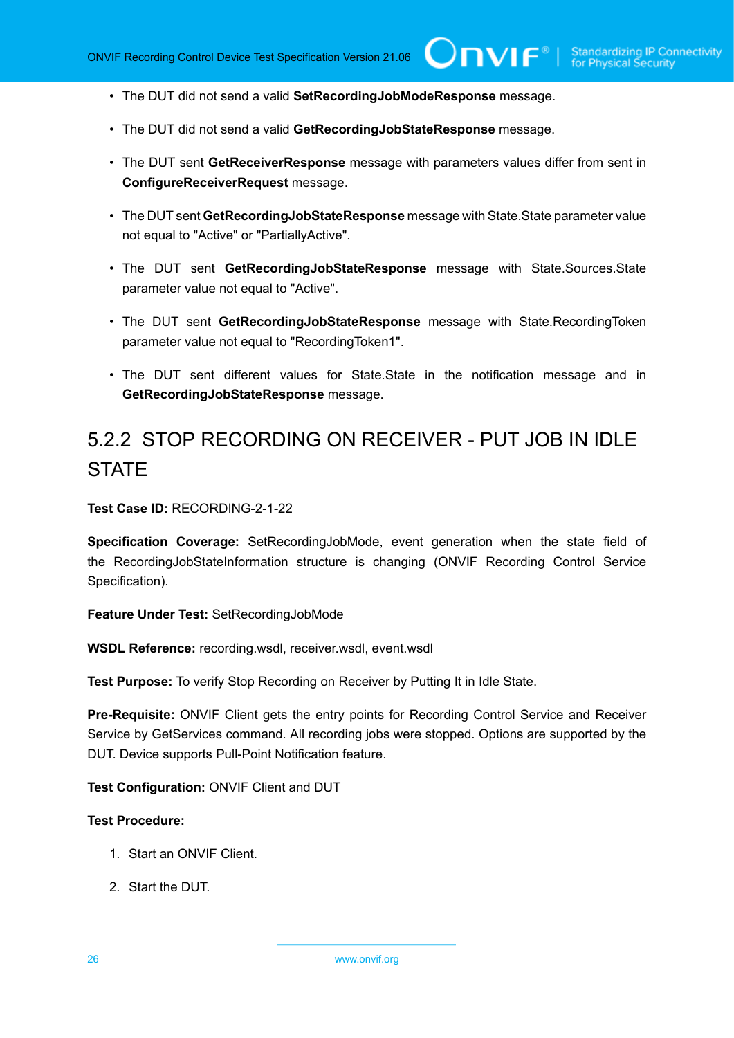- The DUT did not send a valid **SetRecordingJobModeResponse** message.
- The DUT did not send a valid **GetRecordingJobStateResponse** message.
- The DUT sent **GetReceiverResponse** message with parameters values differ from sent in **ConfigureReceiverRequest** message.
- The DUT sent **GetRecordingJobStateResponse** message with State.State parameter value not equal to "Active" or "PartiallyActive".
- The DUT sent **GetRecordingJobStateResponse** message with State.Sources.State parameter value not equal to "Active".
- The DUT sent **GetRecordingJobStateResponse** message with State.RecordingToken parameter value not equal to "RecordingToken1".
- The DUT sent different values for State.State in the notification message and in **GetRecordingJobStateResponse** message.

### 5.2.2 STOP RECORDING ON RECEIVER - PUT JOB IN IDLE STATE

**Test Case ID:** RECORDING-2-1-22

**Specification Coverage:** SetRecordingJobMode, event generation when the state field of the RecordingJobStateInformation structure is changing (ONVIF Recording Control Service Specification).

**Feature Under Test:** SetRecordingJobMode

**WSDL Reference:** recording.wsdl, receiver.wsdl, event.wsdl

**Test Purpose:** To verify Stop Recording on Receiver by Putting It in Idle State.

**Pre-Requisite:** ONVIF Client gets the entry points for Recording Control Service and Receiver Service by GetServices command. All recording jobs were stopped. Options are supported by the DUT. Device supports Pull-Point Notification feature.

**Test Configuration:** ONVIF Client and DUT

**Test Procedure:**

1. Start an ONVIF Client.
2. Start the DUT.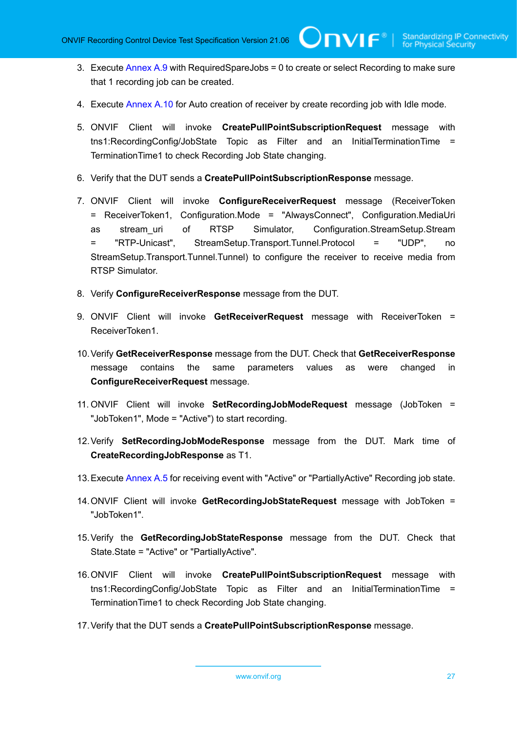3. Execute Annex A.9 with RequiredSpareJobs = 0 to create or select Recording to make sure that 1 recording job can be created.

4. Execute Annex A.10 for Auto creation of receiver by create recording job with Idle mode.

5. ONVIF Client will invoke **CreatePullPointSubscriptionRequest** message with tns1:RecordingConfig/JobState Topic as Filter and an InitialTerminationTime = TerminationTime1 to check Recording Job State changing.

6. Verify that the DUT sends a **CreatePullPointSubscriptionResponse** message.

7. ONVIF Client will invoke **ConfigureReceiverRequest** message (ReceiverToken = ReceiverToken1, Configuration.Mode = "AlwaysConnect", Configuration.MediaUri as stream_uri of RTSP Simulator, Configuration.StreamSetup.Stream = "RTP-Unicast", StreamSetup.Transport.Tunnel.Protocol = "UDP", no StreamSetup.Transport.Tunnel.Tunnel) to configure the receiver to receive media from RTSP Simulator.

8. Verify **ConfigureReceiverResponse** message from the DUT.

9. ONVIF Client will invoke **GetReceiverRequest** message with ReceiverToken = ReceiverToken1.

10. Verify **GetReceiverResponse** message from the DUT. Check that **GetReceiverResponse** message contains the same parameters values as were changed in **ConfigureReceiverRequest** message.

11. ONVIF Client will invoke **SetRecordingJobModeRequest** message (JobToken = "JobToken1", Mode = "Active") to start recording.

12. Verify **SetRecordingJobModeResponse** message from the DUT. Mark time of **CreateRecordingJobResponse** as T1.

13. Execute Annex A.5 for receiving event with "Active" or "PartiallyActive" Recording job state.

14. ONVIF Client will invoke **GetRecordingJobStateRequest** message with JobToken = "JobToken1".

15. Verify the **GetRecordingJobStateResponse** message from the DUT. Check that State.State = "Active" or "PartiallyActive".

16. ONVIF Client will invoke **CreatePullPointSubscriptionRequest** message with tns1:RecordingConfig/JobState Topic as Filter and an InitialTerminationTime = TerminationTime1 to check Recording Job State changing.

17. Verify that the DUT sends a **CreatePullPointSubscriptionResponse** message.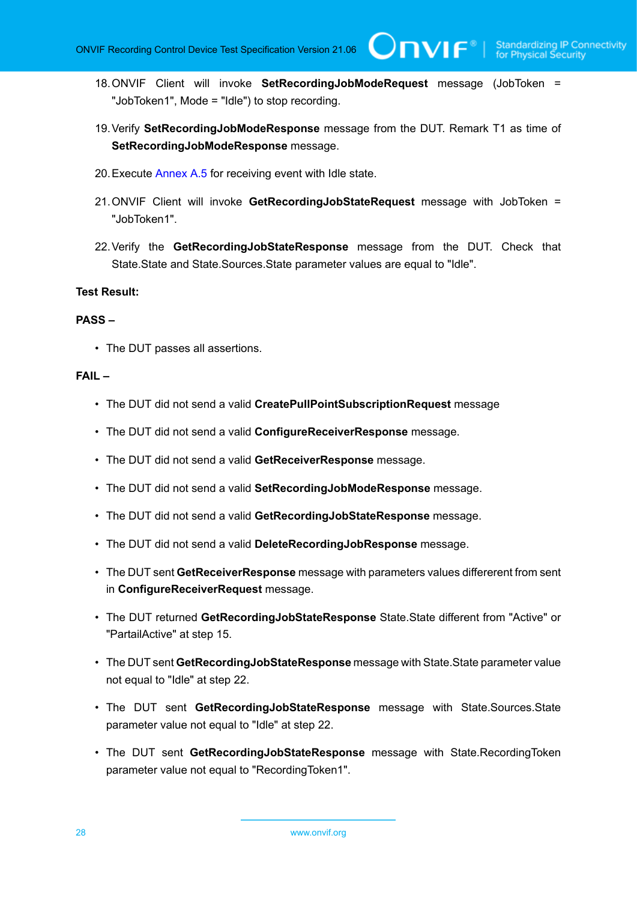18. ONVIF Client will invoke **SetRecordingJobModeRequest** message (JobToken = "JobToken1", Mode = "Idle") to stop recording.

19. Verify **SetRecordingJobModeResponse** message from the DUT. Remark T1 as time of **SetRecordingJobModeResponse** message.

20. Execute Annex A.5 for receiving event with Idle state.

21. ONVIF Client will invoke **GetRecordingJobStateRequest** message with JobToken = "JobToken1".

22. Verify the **GetRecordingJobStateResponse** message from the DUT. Check that State.State and State.Sources.State parameter values are equal to "Idle".

**Test Result:**

**PASS –**

- The DUT passes all assertions.

**FAIL –**

- The DUT did not send a valid **CreatePullPointSubscriptionRequest** message
- The DUT did not send a valid **ConfigureReceiverResponse** message.
- The DUT did not send a valid **GetReceiverResponse** message.
- The DUT did not send a valid **SetRecordingJobModeResponse** message.
- The DUT did not send a valid **GetRecordingJobStateResponse** message.
- The DUT did not send a valid **DeleteRecordingJobResponse** message.
- The DUT sent **GetReceiverResponse** message with parameters values differerent from sent in **ConfigureReceiverRequest** message.
- The DUT returned **GetRecordingJobStateResponse** State.State different from "Active" or "PartailActive" at step 15.
- The DUT sent **GetRecordingJobStateResponse** message with State.State parameter value not equal to "Idle" at step 22.
- The DUT sent **GetRecordingJobStateResponse** message with State.Sources.State parameter value not equal to "Idle" at step 22.
- The DUT sent **GetRecordingJobStateResponse** message with State.RecordingToken parameter value not equal to "RecordingToken1".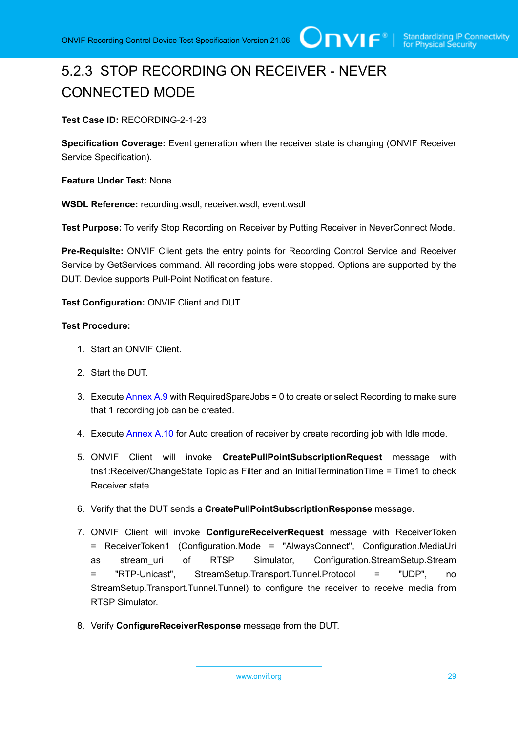### 5.2.3 STOP RECORDING ON RECEIVER - NEVER CONNECTED MODE

**Test Case ID:** RECORDING-2-1-23

**Specification Coverage:** Event generation when the receiver state is changing (ONVIF Receiver Service Specification).

**Feature Under Test:** None

**WSDL Reference:** recording.wsdl, receiver.wsdl, event.wsdl

**Test Purpose:** To verify Stop Recording on Receiver by Putting Receiver in NeverConnect Mode.

**Pre-Requisite:** ONVIF Client gets the entry points for Recording Control Service and Receiver Service by GetServices command. All recording jobs were stopped. Options are supported by the DUT. Device supports Pull-Point Notification feature.

**Test Configuration:** ONVIF Client and DUT

**Test Procedure:**

1. Start an ONVIF Client.
2. Start the DUT.
3. Execute Annex A.9 with RequiredSpareJobs = 0 to create or select Recording to make sure that 1 recording job can be created.
4. Execute Annex A.10 for Auto creation of receiver by create recording job with Idle mode.
5. ONVIF Client will invoke **CreatePullPointSubscriptionRequest** message with tns1:Receiver/ChangeState Topic as Filter and an InitialTerminationTime = Time1 to check Receiver state.
6. Verify that the DUT sends a **CreatePullPointSubscriptionResponse** message.
7. ONVIF Client will invoke **ConfigureReceiverRequest** message with ReceiverToken = ReceiverToken1 (Configuration.Mode = "AlwaysConnect", Configuration.MediaUri as stream_uri of RTSP Simulator, Configuration.StreamSetup.Stream = "RTP-Unicast", StreamSetup.Transport.Tunnel.Protocol = "UDP", no StreamSetup.Transport.Tunnel.Tunnel) to configure the receiver to receive media from RTSP Simulator.
8. Verify **ConfigureReceiverResponse** message from the DUT.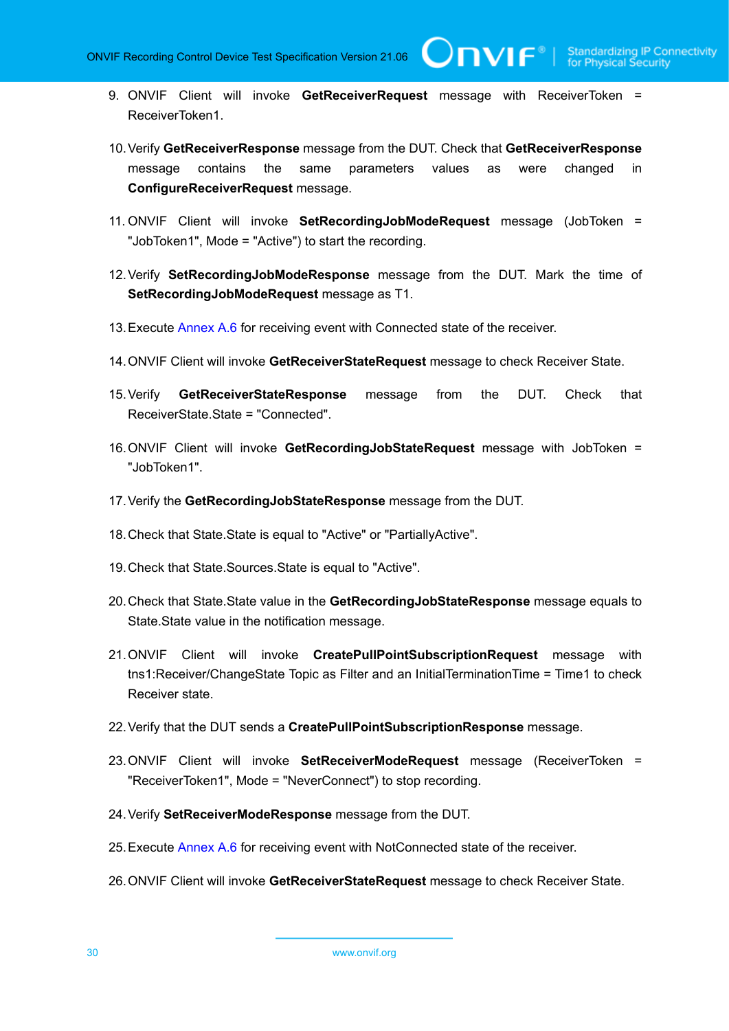9. ONVIF Client will invoke **GetReceiverRequest** message with ReceiverToken = ReceiverToken1.

10. Verify **GetReceiverResponse** message from the DUT. Check that **GetReceiverResponse** message contains the same parameters values as were changed in **ConfigureReceiverRequest** message.

11. ONVIF Client will invoke **SetRecordingJobModeRequest** message (JobToken = "JobToken1", Mode = "Active") to start the recording.

12. Verify **SetRecordingJobModeResponse** message from the DUT. Mark the time of **SetRecordingJobModeRequest** message as T1.

13. Execute Annex A.6 for receiving event with Connected state of the receiver.

14. ONVIF Client will invoke **GetReceiverStateRequest** message to check Receiver State.

15. Verify **GetReceiverStateResponse** message from the DUT. Check that ReceiverState.State = "Connected".

16. ONVIF Client will invoke **GetRecordingJobStateRequest** message with JobToken = "JobToken1".

17. Verify the **GetRecordingJobStateResponse** message from the DUT.

18. Check that State.State is equal to "Active" or "PartiallyActive".

19. Check that State.Sources.State is equal to "Active".

20. Check that State.State value in the **GetRecordingJobStateResponse** message equals to State.State value in the notification message.

21. ONVIF Client will invoke **CreatePullPointSubscriptionRequest** message with tns1:Receiver/ChangeState Topic as Filter and an InitialTerminationTime = Time1 to check Receiver state.

22. Verify that the DUT sends a **CreatePullPointSubscriptionResponse** message.

23. ONVIF Client will invoke **SetReceiverModeRequest** message (ReceiverToken = "ReceiverToken1", Mode = "NeverConnect") to stop recording.

24. Verify **SetReceiverModeResponse** message from the DUT.

25. Execute Annex A.6 for receiving event with NotConnected state of the receiver.

26. ONVIF Client will invoke **GetReceiverStateRequest** message to check Receiver State.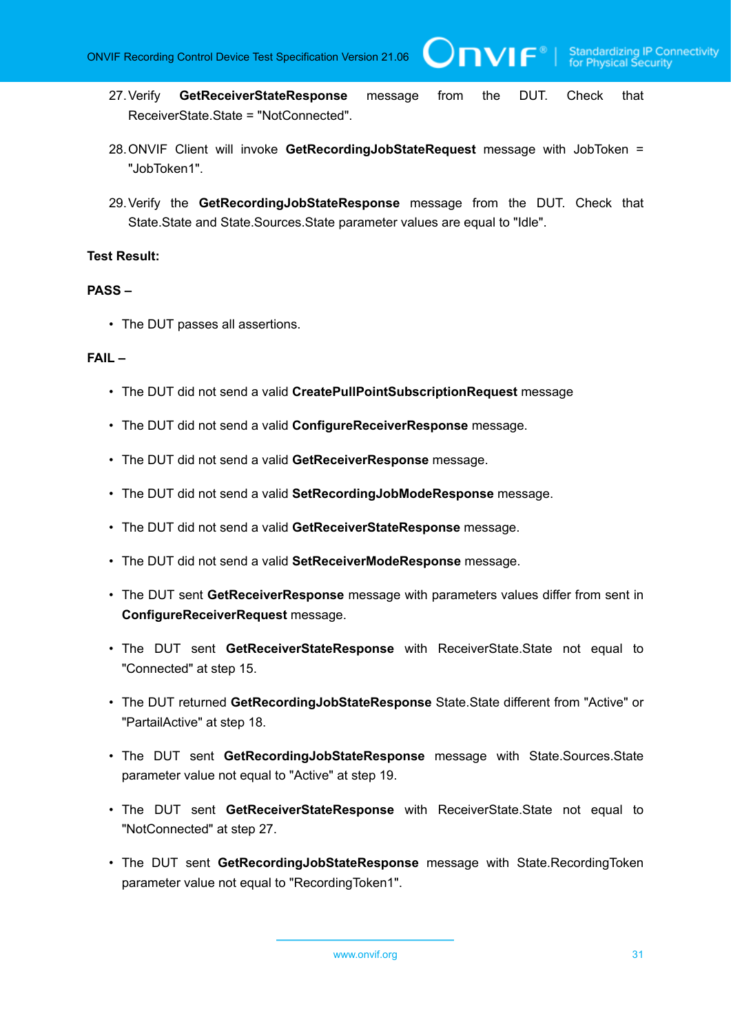27. Verify **GetReceiverStateResponse** message from the DUT. Check that ReceiverState.State = "NotConnected".

28. ONVIF Client will invoke **GetRecordingJobStateRequest** message with JobToken = "JobToken1".

29. Verify the **GetRecordingJobStateResponse** message from the DUT. Check that State.State and State.Sources.State parameter values are equal to "Idle".

**Test Result:**

**PASS –**

- The DUT passes all assertions.

**FAIL –**

- The DUT did not send a valid **CreatePullPointSubscriptionRequest** message
- The DUT did not send a valid **ConfigureReceiverResponse** message.
- The DUT did not send a valid **GetReceiverResponse** message.
- The DUT did not send a valid **SetRecordingJobModeResponse** message.
- The DUT did not send a valid **GetReceiverStateResponse** message.
- The DUT did not send a valid **SetReceiverModeResponse** message.
- The DUT sent **GetReceiverResponse** message with parameters values differ from sent in **ConfigureReceiverRequest** message.
- The DUT sent **GetReceiverStateResponse** with ReceiverState.State not equal to "Connected" at step 15.
- The DUT returned **GetRecordingJobStateResponse** State.State different from "Active" or "PartailActive" at step 18.
- The DUT sent **GetRecordingJobStateResponse** message with State.Sources.State parameter value not equal to "Active" at step 19.
- The DUT sent **GetReceiverStateResponse** with ReceiverState.State not equal to "NotConnected" at step 27.
- The DUT sent **GetRecordingJobStateResponse** message with State.RecordingToken parameter value not equal to "RecordingToken1".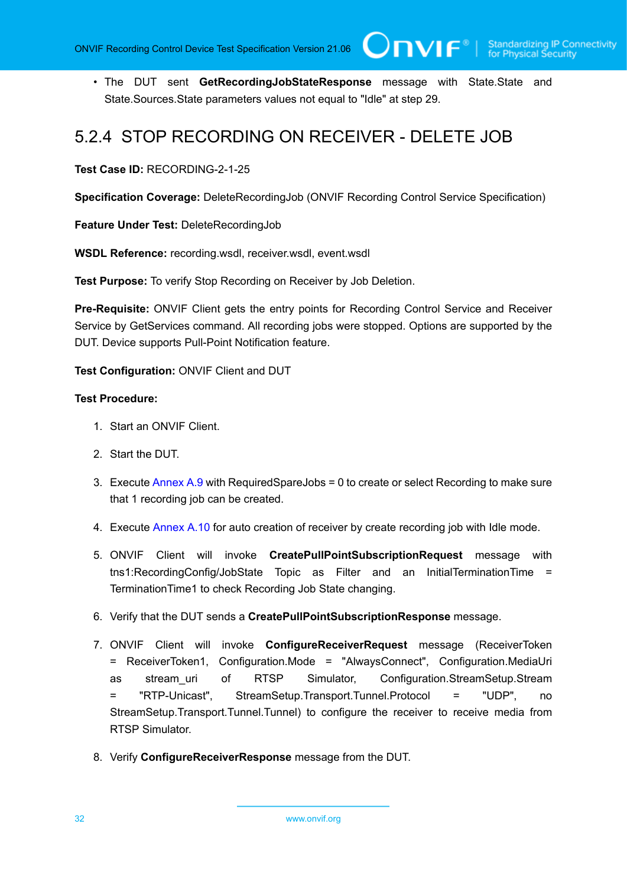- The DUT sent **GetRecordingJobStateResponse** message with State.State and State.Sources.State parameters values not equal to "Idle" at step 29.

### 5.2.4 STOP RECORDING ON RECEIVER - DELETE JOB

**Test Case ID:** RECORDING-2-1-25

**Specification Coverage:** DeleteRecordingJob (ONVIF Recording Control Service Specification)

**Feature Under Test:** DeleteRecordingJob

**WSDL Reference:** recording.wsdl, receiver.wsdl, event.wsdl

**Test Purpose:** To verify Stop Recording on Receiver by Job Deletion.

**Pre-Requisite:** ONVIF Client gets the entry points for Recording Control Service and Receiver Service by GetServices command. All recording jobs were stopped. Options are supported by the DUT. Device supports Pull-Point Notification feature.

**Test Configuration:** ONVIF Client and DUT

**Test Procedure:**

1. Start an ONVIF Client.
2. Start the DUT.
3. Execute Annex A.9 with RequiredSpareJobs = 0 to create or select Recording to make sure that 1 recording job can be created.
4. Execute Annex A.10 for auto creation of receiver by create recording job with Idle mode.
5. ONVIF Client will invoke **CreatePullPointSubscriptionRequest** message with tns1:RecordingConfig/JobState Topic as Filter and an InitialTerminationTime = TerminationTime1 to check Recording Job State changing.
6. Verify that the DUT sends a **CreatePullPointSubscriptionResponse** message.
7. ONVIF Client will invoke **ConfigureReceiverRequest** message (ReceiverToken = ReceiverToken1, Configuration.Mode = "AlwaysConnect", Configuration.MediaUri as stream_uri of RTSP Simulator, Configuration.StreamSetup.Stream = "RTP-Unicast", StreamSetup.Transport.Tunnel.Protocol = "UDP", no StreamSetup.Transport.Tunnel.Tunnel) to configure the receiver to receive media from RTSP Simulator.
8. Verify **ConfigureReceiverResponse** message from the DUT.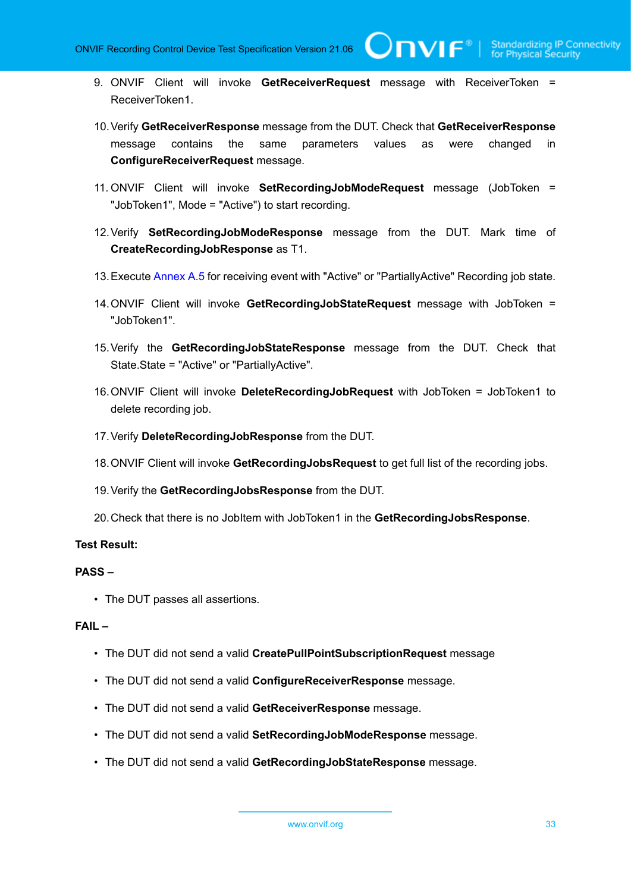9. ONVIF Client will invoke **GetReceiverRequest** message with ReceiverToken = ReceiverToken1.

10. Verify **GetReceiverResponse** message from the DUT. Check that **GetReceiverResponse** message contains the same parameters values as were changed in **ConfigureReceiverRequest** message.

11. ONVIF Client will invoke **SetRecordingJobModeRequest** message (JobToken = "JobToken1", Mode = "Active") to start recording.

12. Verify **SetRecordingJobModeResponse** message from the DUT. Mark time of **CreateRecordingJobResponse** as T1.

13. Execute Annex A.5 for receiving event with "Active" or "PartiallyActive" Recording job state.

14. ONVIF Client will invoke **GetRecordingJobStateRequest** message with JobToken = "JobToken1".

15. Verify the **GetRecordingJobStateResponse** message from the DUT. Check that State.State = "Active" or "PartiallyActive".

16. ONVIF Client will invoke **DeleteRecordingJobRequest** with JobToken = JobToken1 to delete recording job.

17. Verify **DeleteRecordingJobResponse** from the DUT.

18. ONVIF Client will invoke **GetRecordingJobsRequest** to get full list of the recording jobs.

19. Verify the **GetRecordingJobsResponse** from the DUT.

20. Check that there is no JobItem with JobToken1 in the **GetRecordingJobsResponse**.

**Test Result:**

**PASS –**

- The DUT passes all assertions.

**FAIL –**

- The DUT did not send a valid **CreatePullPointSubscriptionRequest** message
- The DUT did not send a valid **ConfigureReceiverResponse** message.
- The DUT did not send a valid **GetReceiverResponse** message.
- The DUT did not send a valid **SetRecordingJobModeResponse** message.
- The DUT did not send a valid **GetRecordingJobStateResponse** message.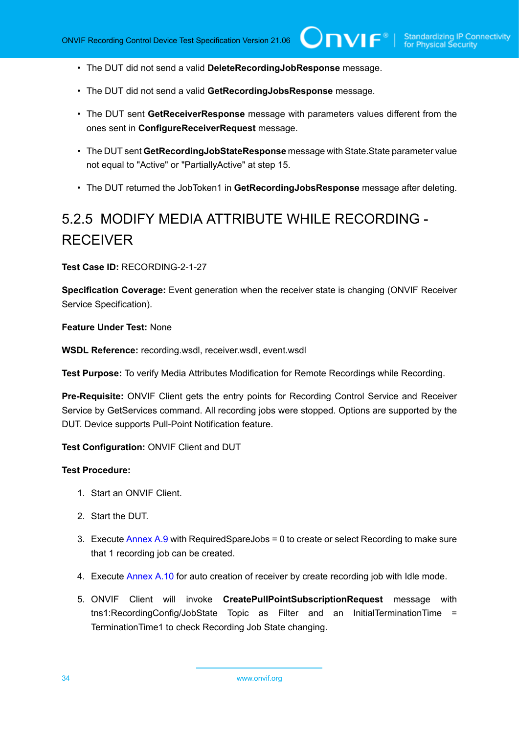- The DUT did not send a valid **DeleteRecordingJobResponse** message.
- The DUT did not send a valid **GetRecordingJobsResponse** message.
- The DUT sent **GetReceiverResponse** message with parameters values different from the ones sent in **ConfigureReceiverRequest** message.
- The DUT sent **GetRecordingJobStateResponse** message with State.State parameter value not equal to "Active" or "PartiallyActive" at step 15.
- The DUT returned the JobToken1 in **GetRecordingJobsResponse** message after deleting.

### 5.2.5 MODIFY MEDIA ATTRIBUTE WHILE RECORDING - RECEIVER

**Test Case ID:** RECORDING-2-1-27

**Specification Coverage:** Event generation when the receiver state is changing (ONVIF Receiver Service Specification).

**Feature Under Test:** None

**WSDL Reference:** recording.wsdl, receiver.wsdl, event.wsdl

**Test Purpose:** To verify Media Attributes Modification for Remote Recordings while Recording.

**Pre-Requisite:** ONVIF Client gets the entry points for Recording Control Service and Receiver Service by GetServices command. All recording jobs were stopped. Options are supported by the DUT. Device supports Pull-Point Notification feature.

**Test Configuration:** ONVIF Client and DUT

**Test Procedure:**

1. Start an ONVIF Client.
2. Start the DUT.
3. Execute Annex A.9 with RequiredSpareJobs = 0 to create or select Recording to make sure that 1 recording job can be created.
4. Execute Annex A.10 for auto creation of receiver by create recording job with Idle mode.
5. ONVIF Client will invoke **CreatePullPointSubscriptionRequest** message with tns1:RecordingConfig/JobState Topic as Filter and an InitialTerminationTime = TerminationTime1 to check Recording Job State changing.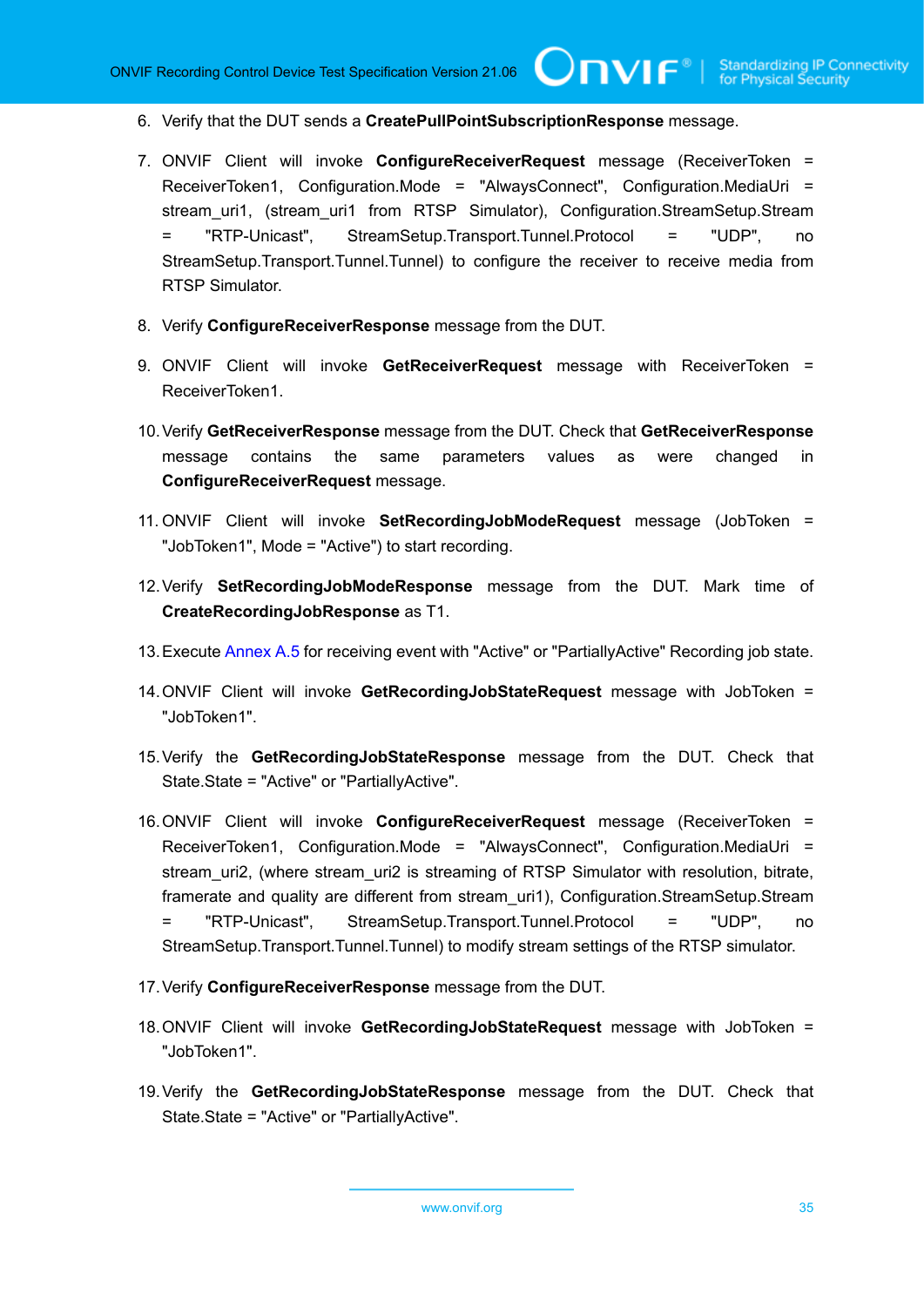6. Verify that the DUT sends a **CreatePullPointSubscriptionResponse** message.

7. ONVIF Client will invoke **ConfigureReceiverRequest** message (ReceiverToken = ReceiverToken1, Configuration.Mode = "AlwaysConnect", Configuration.MediaUri = stream_uri1, (stream_uri1 from RTSP Simulator), Configuration.StreamSetup.Stream = "RTP-Unicast", StreamSetup.Transport.Tunnel.Protocol = "UDP", no StreamSetup.Transport.Tunnel.Tunnel) to configure the receiver to receive media from RTSP Simulator.

8. Verify **ConfigureReceiverResponse** message from the DUT.

9. ONVIF Client will invoke **GetReceiverRequest** message with ReceiverToken = ReceiverToken1.

10. Verify **GetReceiverResponse** message from the DUT. Check that **GetReceiverResponse** message contains the same parameters values as were changed in **ConfigureReceiverRequest** message.

11. ONVIF Client will invoke **SetRecordingJobModeRequest** message (JobToken = "JobToken1", Mode = "Active") to start recording.

12. Verify **SetRecordingJobModeResponse** message from the DUT. Mark time of **CreateRecordingJobResponse** as T1.

13. Execute Annex A.5 for receiving event with "Active" or "PartiallyActive" Recording job state.

14. ONVIF Client will invoke **GetRecordingJobStateRequest** message with JobToken = "JobToken1".

15. Verify the **GetRecordingJobStateResponse** message from the DUT. Check that State.State = "Active" or "PartiallyActive".

16. ONVIF Client will invoke **ConfigureReceiverRequest** message (ReceiverToken = ReceiverToken1, Configuration.Mode = "AlwaysConnect", Configuration.MediaUri = stream_uri2, (where stream_uri2 is streaming of RTSP Simulator with resolution, bitrate, framerate and quality are different from stream_uri1), Configuration.StreamSetup.Stream = "RTP-Unicast", StreamSetup.Transport.Tunnel.Protocol = "UDP", no StreamSetup.Transport.Tunnel.Tunnel) to modify stream settings of the RTSP simulator.

17. Verify **ConfigureReceiverResponse** message from the DUT.

18. ONVIF Client will invoke **GetRecordingJobStateRequest** message with JobToken = "JobToken1".

19. Verify the **GetRecordingJobStateResponse** message from the DUT. Check that State.State = "Active" or "PartiallyActive".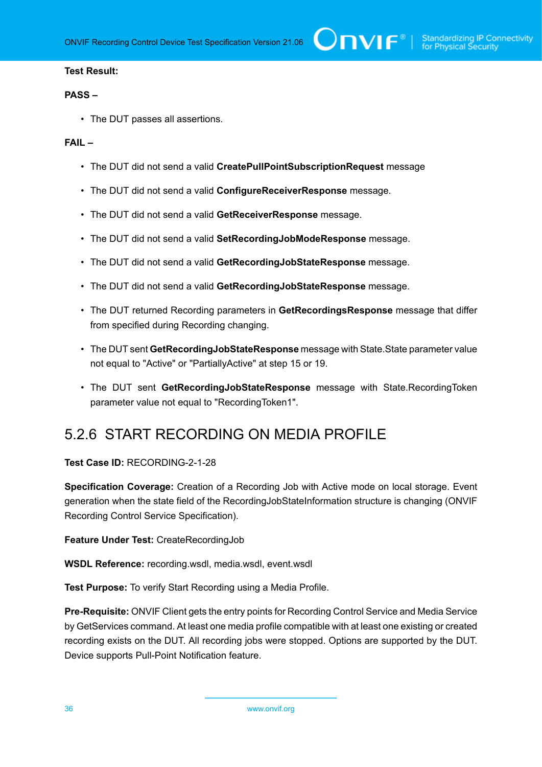**Test Result:**

**PASS –**

- The DUT passes all assertions.

**FAIL –**

- The DUT did not send a valid **CreatePullPointSubscriptionRequest** message
- The DUT did not send a valid **ConfigureReceiverResponse** message.
- The DUT did not send a valid **GetReceiverResponse** message.
- The DUT did not send a valid **SetRecordingJobModeResponse** message.
- The DUT did not send a valid **GetRecordingJobStateResponse** message.
- The DUT did not send a valid **GetRecordingJobStateResponse** message.
- The DUT returned Recording parameters in **GetRecordingsResponse** message that differ from specified during Recording changing.
- The DUT sent **GetRecordingJobStateResponse** message with State.State parameter value not equal to "Active" or "PartiallyActive" at step 15 or 19.
- The DUT sent **GetRecordingJobStateResponse** message with State.RecordingToken parameter value not equal to "RecordingToken1".

## 5.2.6 START RECORDING ON MEDIA PROFILE

**Test Case ID:** RECORDING-2-1-28

**Specification Coverage:** Creation of a Recording Job with Active mode on local storage. Event generation when the state field of the RecordingJobStateInformation structure is changing (ONVIF Recording Control Service Specification).

**Feature Under Test:** CreateRecordingJob

**WSDL Reference:** recording.wsdl, media.wsdl, event.wsdl

**Test Purpose:** To verify Start Recording using a Media Profile.

**Pre-Requisite:** ONVIF Client gets the entry points for Recording Control Service and Media Service by GetServices command. At least one media profile compatible with at least one existing or created recording exists on the DUT. All recording jobs were stopped. Options are supported by the DUT. Device supports Pull-Point Notification feature.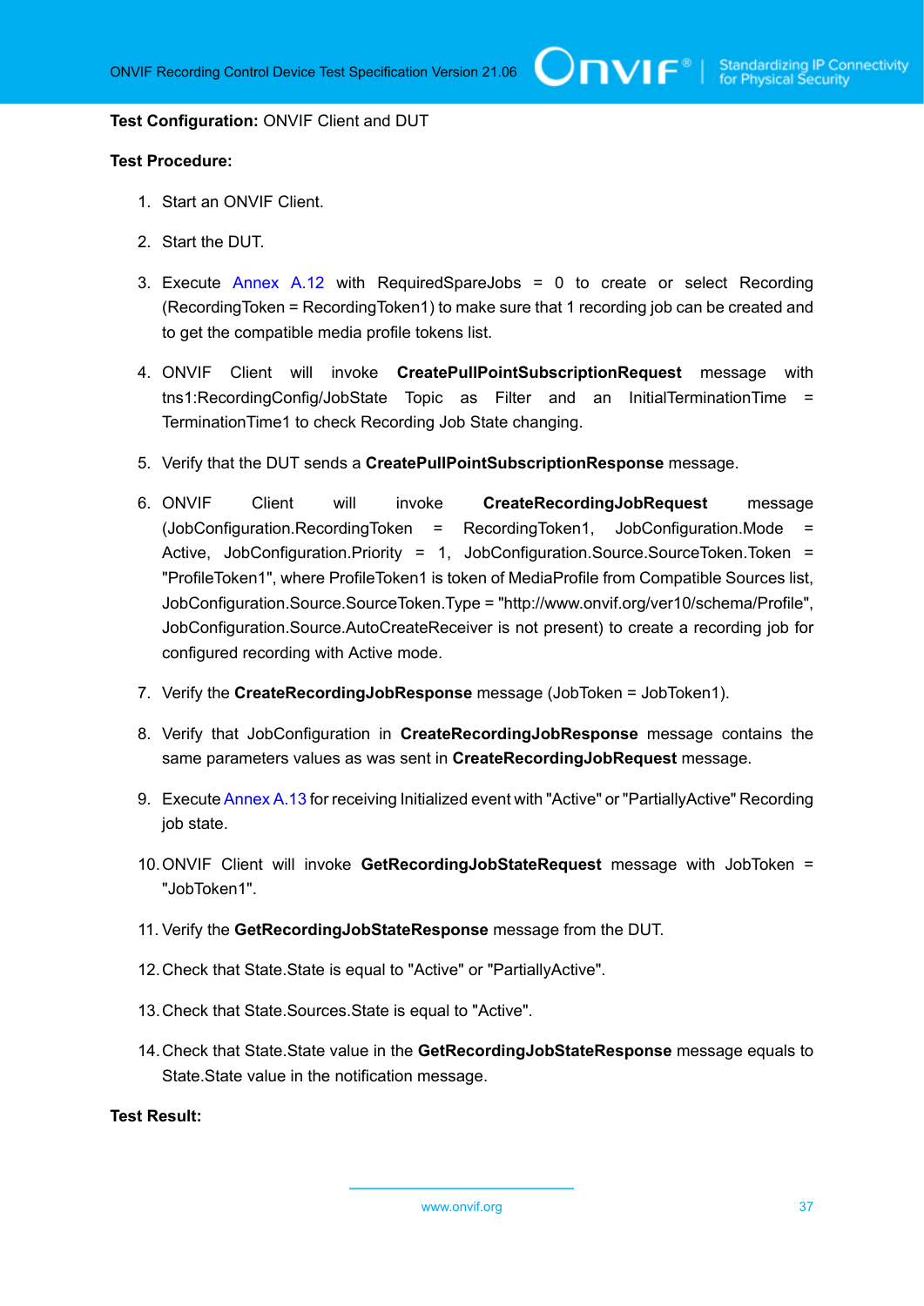**Test Configuration:** ONVIF Client and DUT

**Test Procedure:**

1. Start an ONVIF Client.
2. Start the DUT.
3. Execute Annex A.12 with RequiredSpareJobs = 0 to create or select Recording (RecordingToken = RecordingToken1) to make sure that 1 recording job can be created and to get the compatible media profile tokens list.
4. ONVIF Client will invoke **CreatePullPointSubscriptionRequest** message with tns1:RecordingConfig/JobState Topic as Filter and an InitialTerminationTime = TerminationTime1 to check Recording Job State changing.
5. Verify that the DUT sends a **CreatePullPointSubscriptionResponse** message.
6. ONVIF Client will invoke **CreateRecordingJobRequest** message (JobConfiguration.RecordingToken = RecordingToken1, JobConfiguration.Mode = Active, JobConfiguration.Priority = 1, JobConfiguration.Source.SourceToken.Token = "ProfileToken1", where ProfileToken1 is token of MediaProfile from Compatible Sources list, JobConfiguration.Source.SourceToken.Type = "http://www.onvif.org/ver10/schema/Profile", JobConfiguration.Source.AutoCreateReceiver is not present) to create a recording job for configured recording with Active mode.
7. Verify the **CreateRecordingJobResponse** message (JobToken = JobToken1).
8. Verify that JobConfiguration in **CreateRecordingJobResponse** message contains the same parameters values as was sent in **CreateRecordingJobRequest** message.
9. Execute Annex A.13 for receiving Initialized event with "Active" or "PartiallyActive" Recording job state.
10. ONVIF Client will invoke **GetRecordingJobStateRequest** message with JobToken = "JobToken1".
11. Verify the **GetRecordingJobStateResponse** message from the DUT.
12. Check that State.State is equal to "Active" or "PartiallyActive".
13. Check that State.Sources.State is equal to "Active".
14. Check that State.State value in the **GetRecordingJobStateResponse** message equals to State.State value in the notification message.

**Test Result:**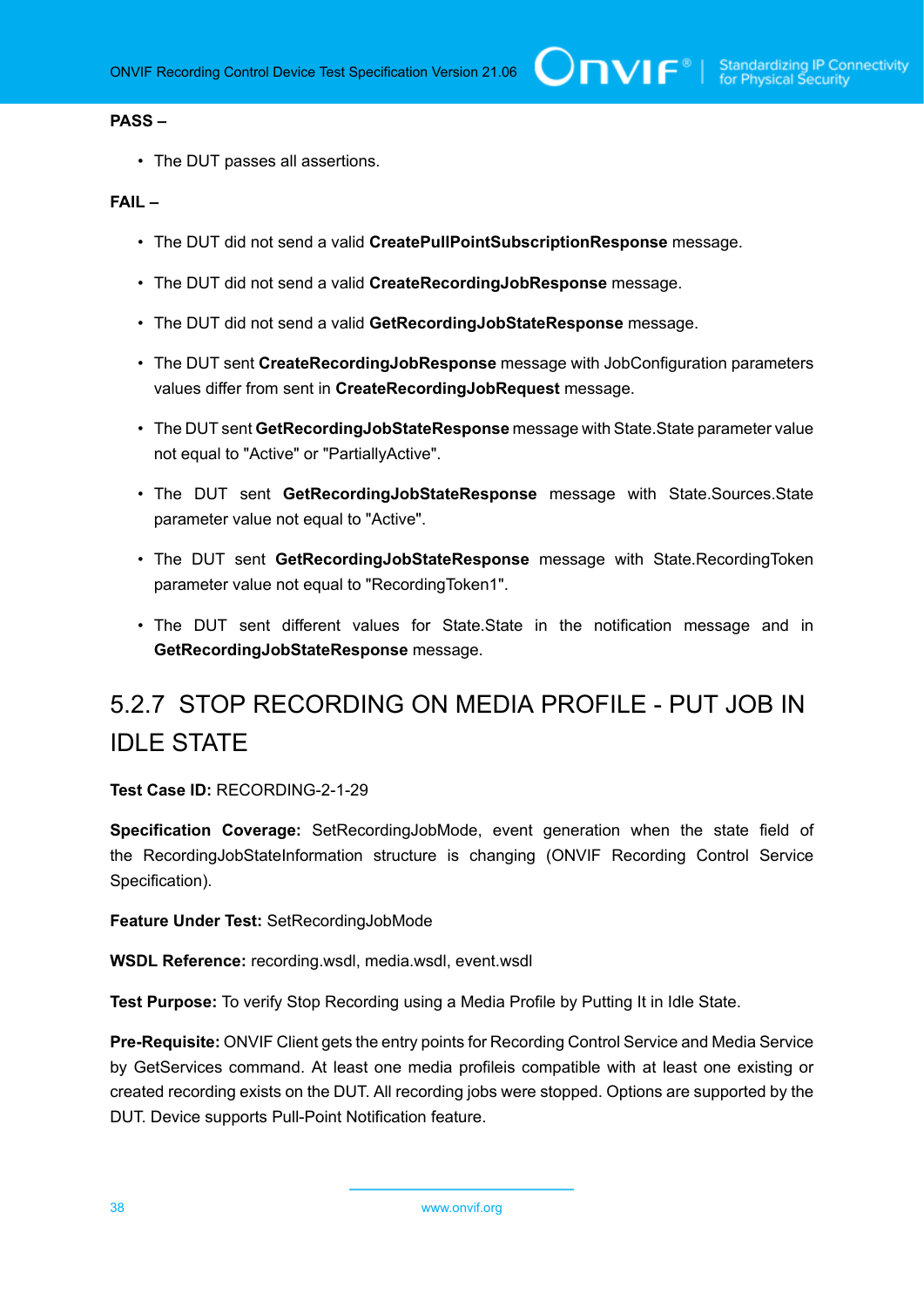**PASS –**

- The DUT passes all assertions.

**FAIL –**

- The DUT did not send a valid **CreatePullPointSubscriptionResponse** message.
- The DUT did not send a valid **CreateRecordingJobResponse** message.
- The DUT did not send a valid **GetRecordingJobStateResponse** message.
- The DUT sent **CreateRecordingJobResponse** message with JobConfiguration parameters values differ from sent in **CreateRecordingJobRequest** message.
- The DUT sent **GetRecordingJobStateResponse** message with State.State parameter value not equal to "Active" or "PartiallyActive".
- The DUT sent **GetRecordingJobStateResponse** message with State.Sources.State parameter value not equal to "Active".
- The DUT sent **GetRecordingJobStateResponse** message with State.RecordingToken parameter value not equal to "RecordingToken1".
- The DUT sent different values for State.State in the notification message and in **GetRecordingJobStateResponse** message.

## 5.2.7 STOP RECORDING ON MEDIA PROFILE - PUT JOB IN IDLE STATE

**Test Case ID:** RECORDING-2-1-29

**Specification Coverage:** SetRecordingJobMode, event generation when the state field of the RecordingJobStateInformation structure is changing (ONVIF Recording Control Service Specification).

**Feature Under Test:** SetRecordingJobMode

**WSDL Reference:** recording.wsdl, media.wsdl, event.wsdl

**Test Purpose:** To verify Stop Recording using a Media Profile by Putting It in Idle State.

**Pre-Requisite:** ONVIF Client gets the entry points for Recording Control Service and Media Service by GetServices command. At least one media profileis compatible with at least one existing or created recording exists on the DUT. All recording jobs were stopped. Options are supported by the DUT. Device supports Pull-Point Notification feature.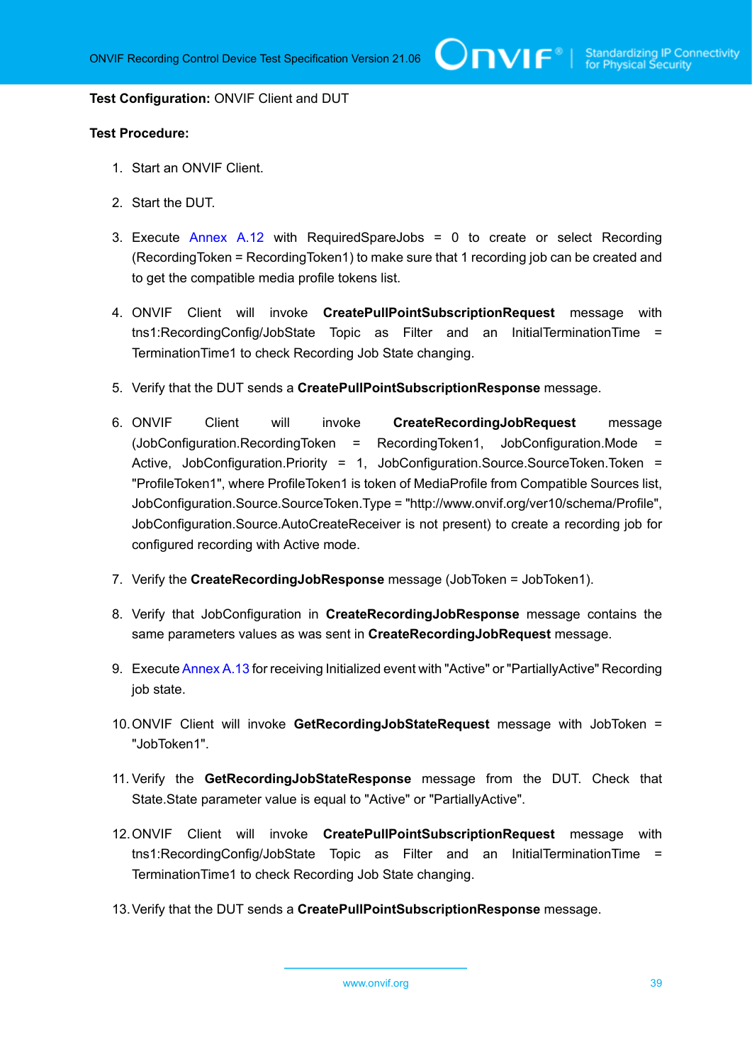**Test Configuration:** ONVIF Client and DUT

**Test Procedure:**

1. Start an ONVIF Client.
2. Start the DUT.
3. Execute Annex A.12 with RequiredSpareJobs = 0 to create or select Recording (RecordingToken = RecordingToken1) to make sure that 1 recording job can be created and to get the compatible media profile tokens list.
4. ONVIF Client will invoke **CreatePullPointSubscriptionRequest** message with tns1:RecordingConfig/JobState Topic as Filter and an InitialTerminationTime = TerminationTime1 to check Recording Job State changing.
5. Verify that the DUT sends a **CreatePullPointSubscriptionResponse** message.
6. ONVIF Client will invoke **CreateRecordingJobRequest** message (JobConfiguration.RecordingToken = RecordingToken1, JobConfiguration.Mode = Active, JobConfiguration.Priority = 1, JobConfiguration.Source.SourceToken.Token = "ProfileToken1", where ProfileToken1 is token of MediaProfile from Compatible Sources list, JobConfiguration.Source.SourceToken.Type = "http://www.onvif.org/ver10/schema/Profile", JobConfiguration.Source.AutoCreateReceiver is not present) to create a recording job for configured recording with Active mode.
7. Verify the **CreateRecordingJobResponse** message (JobToken = JobToken1).
8. Verify that JobConfiguration in **CreateRecordingJobResponse** message contains the same parameters values as was sent in **CreateRecordingJobRequest** message.
9. Execute Annex A.13 for receiving Initialized event with "Active" or "PartiallyActive" Recording job state.
10. ONVIF Client will invoke **GetRecordingJobStateRequest** message with JobToken = "JobToken1".
11. Verify the **GetRecordingJobStateResponse** message from the DUT. Check that State.State parameter value is equal to "Active" or "PartiallyActive".
12. ONVIF Client will invoke **CreatePullPointSubscriptionRequest** message with tns1:RecordingConfig/JobState Topic as Filter and an InitialTerminationTime = TerminationTime1 to check Recording Job State changing.
13. Verify that the DUT sends a **CreatePullPointSubscriptionResponse** message.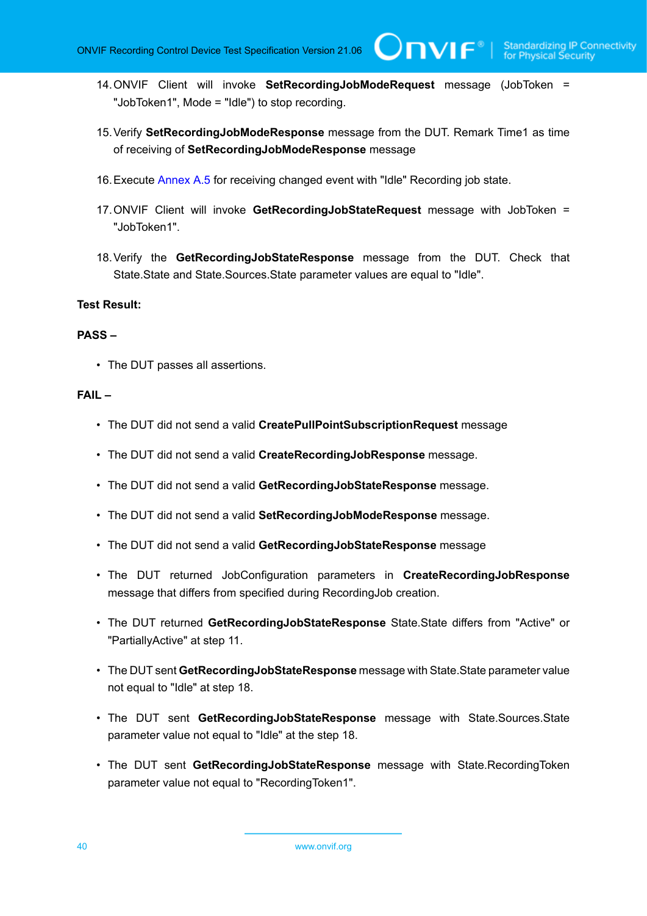14. ONVIF Client will invoke **SetRecordingJobModeRequest** message (JobToken = "JobToken1", Mode = "Idle") to stop recording.

15. Verify **SetRecordingJobModeResponse** message from the DUT. Remark Time1 as time of receiving of **SetRecordingJobModeResponse** message

16. Execute Annex A.5 for receiving changed event with "Idle" Recording job state.

17. ONVIF Client will invoke **GetRecordingJobStateRequest** message with JobToken = "JobToken1".

18. Verify the **GetRecordingJobStateResponse** message from the DUT. Check that State.State and State.Sources.State parameter values are equal to "Idle".

**Test Result:**

**PASS –**

- The DUT passes all assertions.

**FAIL –**

- The DUT did not send a valid **CreatePullPointSubscriptionRequest** message
- The DUT did not send a valid **CreateRecordingJobResponse** message.
- The DUT did not send a valid **GetRecordingJobStateResponse** message.
- The DUT did not send a valid **SetRecordingJobModeResponse** message.
- The DUT did not send a valid **GetRecordingJobStateResponse** message
- The DUT returned JobConfiguration parameters in **CreateRecordingJobResponse** message that differs from specified during RecordingJob creation.
- The DUT returned **GetRecordingJobStateResponse** State.State differs from "Active" or "PartiallyActive" at step 11.
- The DUT sent **GetRecordingJobStateResponse** message with State.State parameter value not equal to "Idle" at step 18.
- The DUT sent **GetRecordingJobStateResponse** message with State.Sources.State parameter value not equal to "Idle" at the step 18.
- The DUT sent **GetRecordingJobStateResponse** message with State.RecordingToken parameter value not equal to "RecordingToken1".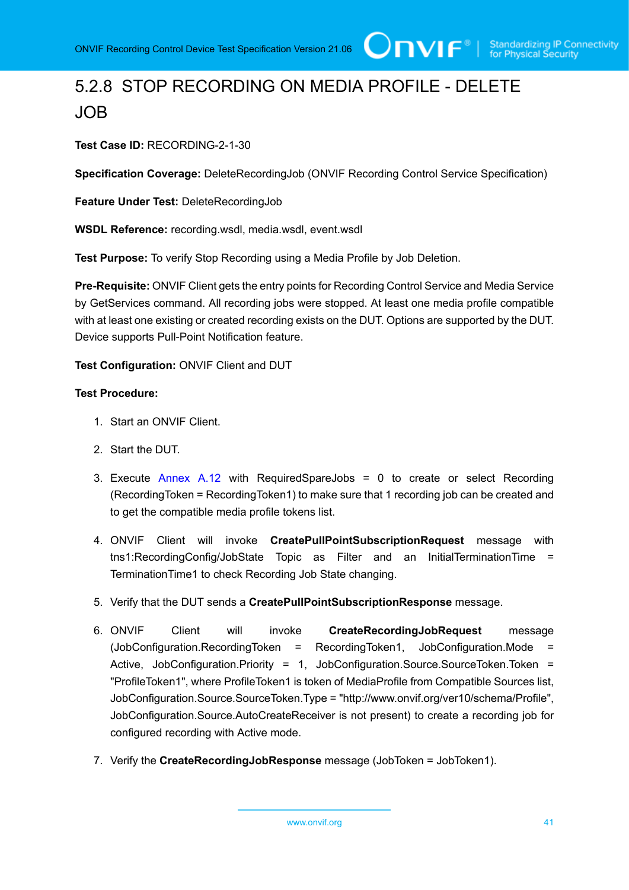## 5.2.8 STOP RECORDING ON MEDIA PROFILE - DELETE JOB

**Test Case ID:** RECORDING-2-1-30

**Specification Coverage:** DeleteRecordingJob (ONVIF Recording Control Service Specification)

**Feature Under Test:** DeleteRecordingJob

**WSDL Reference:** recording.wsdl, media.wsdl, event.wsdl

**Test Purpose:** To verify Stop Recording using a Media Profile by Job Deletion.

**Pre-Requisite:** ONVIF Client gets the entry points for Recording Control Service and Media Service by GetServices command. All recording jobs were stopped. At least one media profile compatible with at least one existing or created recording exists on the DUT. Options are supported by the DUT. Device supports Pull-Point Notification feature.

**Test Configuration:** ONVIF Client and DUT

**Test Procedure:**

1. Start an ONVIF Client.
2. Start the DUT.
3. Execute Annex A.12 with RequiredSpareJobs = 0 to create or select Recording (RecordingToken = RecordingToken1) to make sure that 1 recording job can be created and to get the compatible media profile tokens list.
4. ONVIF Client will invoke **CreatePullPointSubscriptionRequest** message with tns1:RecordingConfig/JobState Topic as Filter and an InitialTerminationTime = TerminationTime1 to check Recording Job State changing.
5. Verify that the DUT sends a **CreatePullPointSubscriptionResponse** message.
6. ONVIF Client will invoke **CreateRecordingJobRequest** message (JobConfiguration.RecordingToken = RecordingToken1, JobConfiguration.Mode = Active, JobConfiguration.Priority = 1, JobConfiguration.Source.SourceToken.Token = "ProfileToken1", where ProfileToken1 is token of MediaProfile from Compatible Sources list, JobConfiguration.Source.SourceToken.Type = "http://www.onvif.org/ver10/schema/Profile", JobConfiguration.Source.AutoCreateReceiver is not present) to create a recording job for configured recording with Active mode.
7. Verify the **CreateRecordingJobResponse** message (JobToken = JobToken1).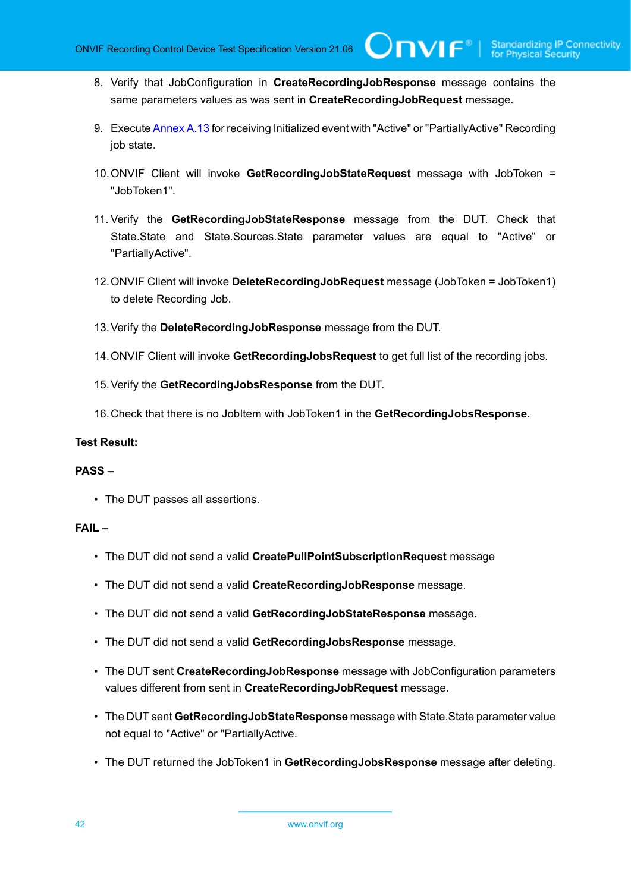8. Verify that JobConfiguration in **CreateRecordingJobResponse** message contains the same parameters values as was sent in **CreateRecordingJobRequest** message.

9. Execute Annex A.13 for receiving Initialized event with "Active" or "PartiallyActive" Recording job state.

10. ONVIF Client will invoke **GetRecordingJobStateRequest** message with JobToken = "JobToken1".

11. Verify the **GetRecordingJobStateResponse** message from the DUT. Check that State.State and State.Sources.State parameter values are equal to "Active" or "PartiallyActive".

12. ONVIF Client will invoke **DeleteRecordingJobRequest** message (JobToken = JobToken1) to delete Recording Job.

13. Verify the **DeleteRecordingJobResponse** message from the DUT.

14. ONVIF Client will invoke **GetRecordingJobsRequest** to get full list of the recording jobs.

15. Verify the **GetRecordingJobsResponse** from the DUT.

16. Check that there is no JobItem with JobToken1 in the **GetRecordingJobsResponse**.

**Test Result:**

**PASS –**

- The DUT passes all assertions.

**FAIL –**

- The DUT did not send a valid **CreatePullPointSubscriptionRequest** message
- The DUT did not send a valid **CreateRecordingJobResponse** message.
- The DUT did not send a valid **GetRecordingJobStateResponse** message.
- The DUT did not send a valid **GetRecordingJobsResponse** message.
- The DUT sent **CreateRecordingJobResponse** message with JobConfiguration parameters values different from sent in **CreateRecordingJobRequest** message.
- The DUT sent **GetRecordingJobStateResponse** message with State.State parameter value not equal to "Active" or "PartiallyActive.
- The DUT returned the JobToken1 in **GetRecordingJobsResponse** message after deleting.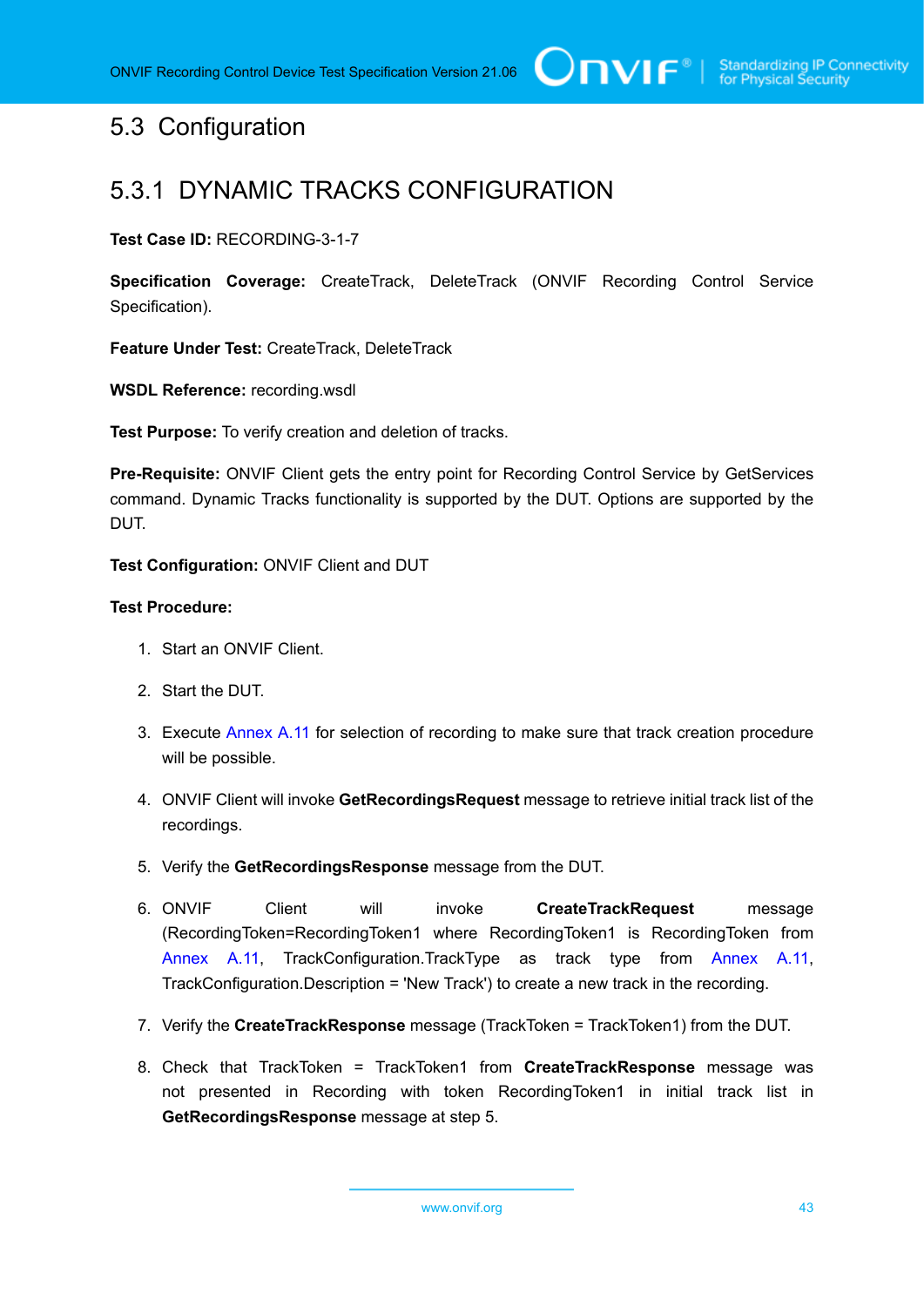## 5.3 Configuration

### 5.3.1 DYNAMIC TRACKS CONFIGURATION

**Test Case ID:** RECORDING-3-1-7

**Specification Coverage:** CreateTrack, DeleteTrack (ONVIF Recording Control Service Specification).

**Feature Under Test:** CreateTrack, DeleteTrack

**WSDL Reference:** recording.wsdl

**Test Purpose:** To verify creation and deletion of tracks.

**Pre-Requisite:** ONVIF Client gets the entry point for Recording Control Service by GetServices command. Dynamic Tracks functionality is supported by the DUT. Options are supported by the DUT.

**Test Configuration:** ONVIF Client and DUT

**Test Procedure:**

1. Start an ONVIF Client.
2. Start the DUT.
3. Execute Annex A.11 for selection of recording to make sure that track creation procedure will be possible.
4. ONVIF Client will invoke **GetRecordingsRequest** message to retrieve initial track list of the recordings.
5. Verify the **GetRecordingsResponse** message from the DUT.
6. ONVIF Client will invoke **CreateTrackRequest** message (RecordingToken=RecordingToken1 where RecordingToken1 is RecordingToken from Annex A.11, TrackConfiguration.TrackType as track type from Annex A.11, TrackConfiguration.Description = 'New Track') to create a new track in the recording.
7. Verify the **CreateTrackResponse** message (TrackToken = TrackToken1) from the DUT.
8. Check that TrackToken = TrackToken1 from **CreateTrackResponse** message was not presented in Recording with token RecordingToken1 in initial track list in **GetRecordingsResponse** message at step 5.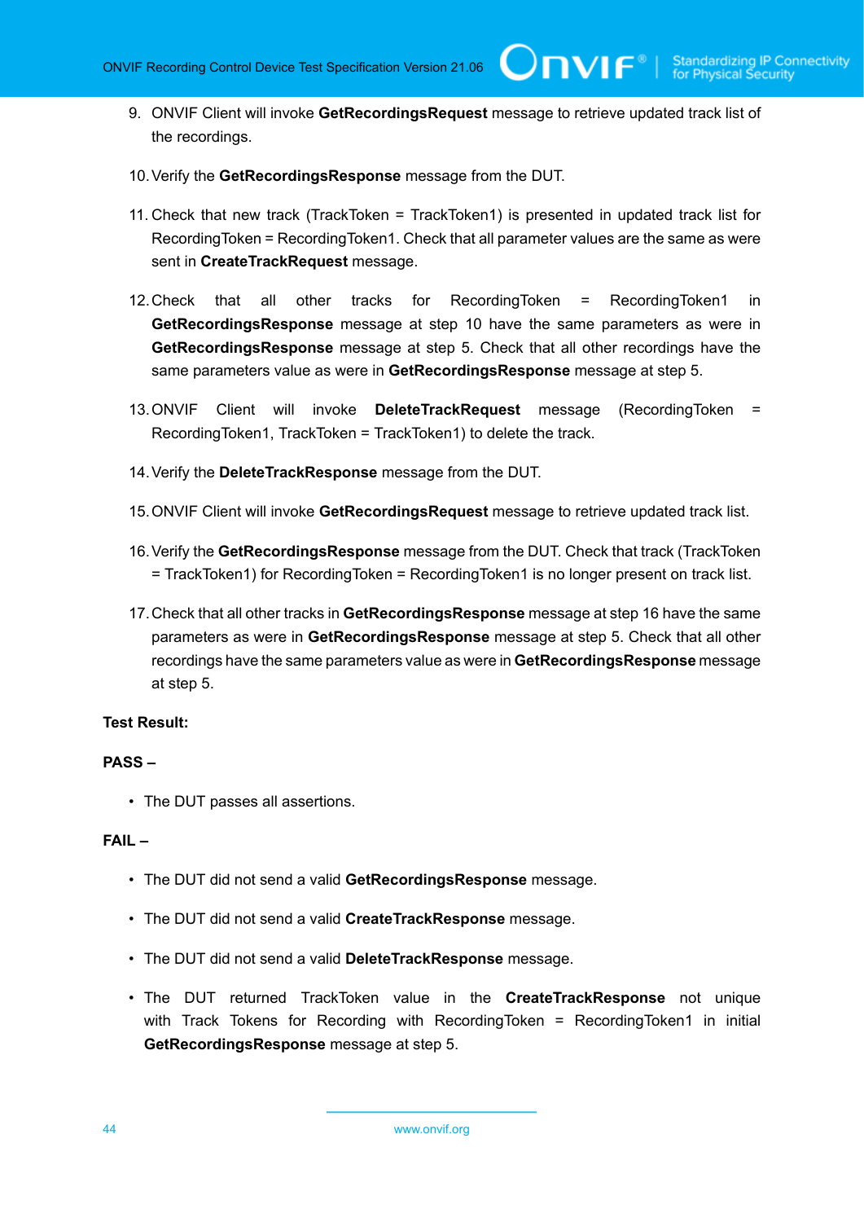9. ONVIF Client will invoke **GetRecordingsRequest** message to retrieve updated track list of the recordings.

10. Verify the **GetRecordingsResponse** message from the DUT.

11. Check that new track (TrackToken = TrackToken1) is presented in updated track list for RecordingToken = RecordingToken1. Check that all parameter values are the same as were sent in **CreateTrackRequest** message.

12. Check that all other tracks for RecordingToken = RecordingToken1 in **GetRecordingsResponse** message at step 10 have the same parameters as were in **GetRecordingsResponse** message at step 5. Check that all other recordings have the same parameters value as were in **GetRecordingsResponse** message at step 5.

13. ONVIF Client will invoke **DeleteTrackRequest** message (RecordingToken = RecordingToken1, TrackToken = TrackToken1) to delete the track.

14. Verify the **DeleteTrackResponse** message from the DUT.

15. ONVIF Client will invoke **GetRecordingsRequest** message to retrieve updated track list.

16. Verify the **GetRecordingsResponse** message from the DUT. Check that track (TrackToken = TrackToken1) for RecordingToken = RecordingToken1 is no longer present on track list.

17. Check that all other tracks in **GetRecordingsResponse** message at step 16 have the same parameters as were in **GetRecordingsResponse** message at step 5. Check that all other recordings have the same parameters value as were in **GetRecordingsResponse** message at step 5.

**Test Result:**

**PASS –**

- The DUT passes all assertions.

**FAIL –**

- The DUT did not send a valid **GetRecordingsResponse** message.
- The DUT did not send a valid **CreateTrackResponse** message.
- The DUT did not send a valid **DeleteTrackResponse** message.
- The DUT returned TrackToken value in the **CreateTrackResponse** not unique with Track Tokens for Recording with RecordingToken = RecordingToken1 in initial **GetRecordingsResponse** message at step 5.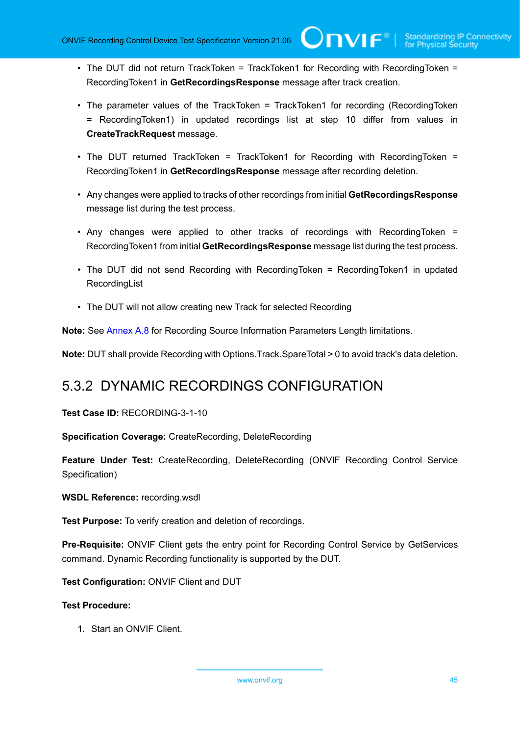- The DUT did not return TrackToken = TrackToken1 for Recording with RecordingToken = RecordingToken1 in **GetRecordingsResponse** message after track creation.
- The parameter values of the TrackToken = TrackToken1 for recording (RecordingToken = RecordingToken1) in updated recordings list at step 10 differ from values in **CreateTrackRequest** message.
- The DUT returned TrackToken = TrackToken1 for Recording with RecordingToken = RecordingToken1 in **GetRecordingsResponse** message after recording deletion.
- Any changes were applied to tracks of other recordings from initial **GetRecordingsResponse** message list during the test process.
- Any changes were applied to other tracks of recordings with RecordingToken = RecordingToken1 from initial **GetRecordingsResponse** message list during the test process.
- The DUT did not send Recording with RecordingToken = RecordingToken1 in updated RecordingList
- The DUT will not allow creating new Track for selected Recording

**Note:** See Annex A.8 for Recording Source Information Parameters Length limitations.

**Note:** DUT shall provide Recording with Options.Track.SpareTotal > 0 to avoid track's data deletion.

## 5.3.2 DYNAMIC RECORDINGS CONFIGURATION

**Test Case ID:** RECORDING-3-1-10

**Specification Coverage:** CreateRecording, DeleteRecording

**Feature Under Test:** CreateRecording, DeleteRecording (ONVIF Recording Control Service Specification)

**WSDL Reference:** recording.wsdl

**Test Purpose:** To verify creation and deletion of recordings.

**Pre-Requisite:** ONVIF Client gets the entry point for Recording Control Service by GetServices command. Dynamic Recording functionality is supported by the DUT.

**Test Configuration:** ONVIF Client and DUT

**Test Procedure:**

1. Start an ONVIF Client.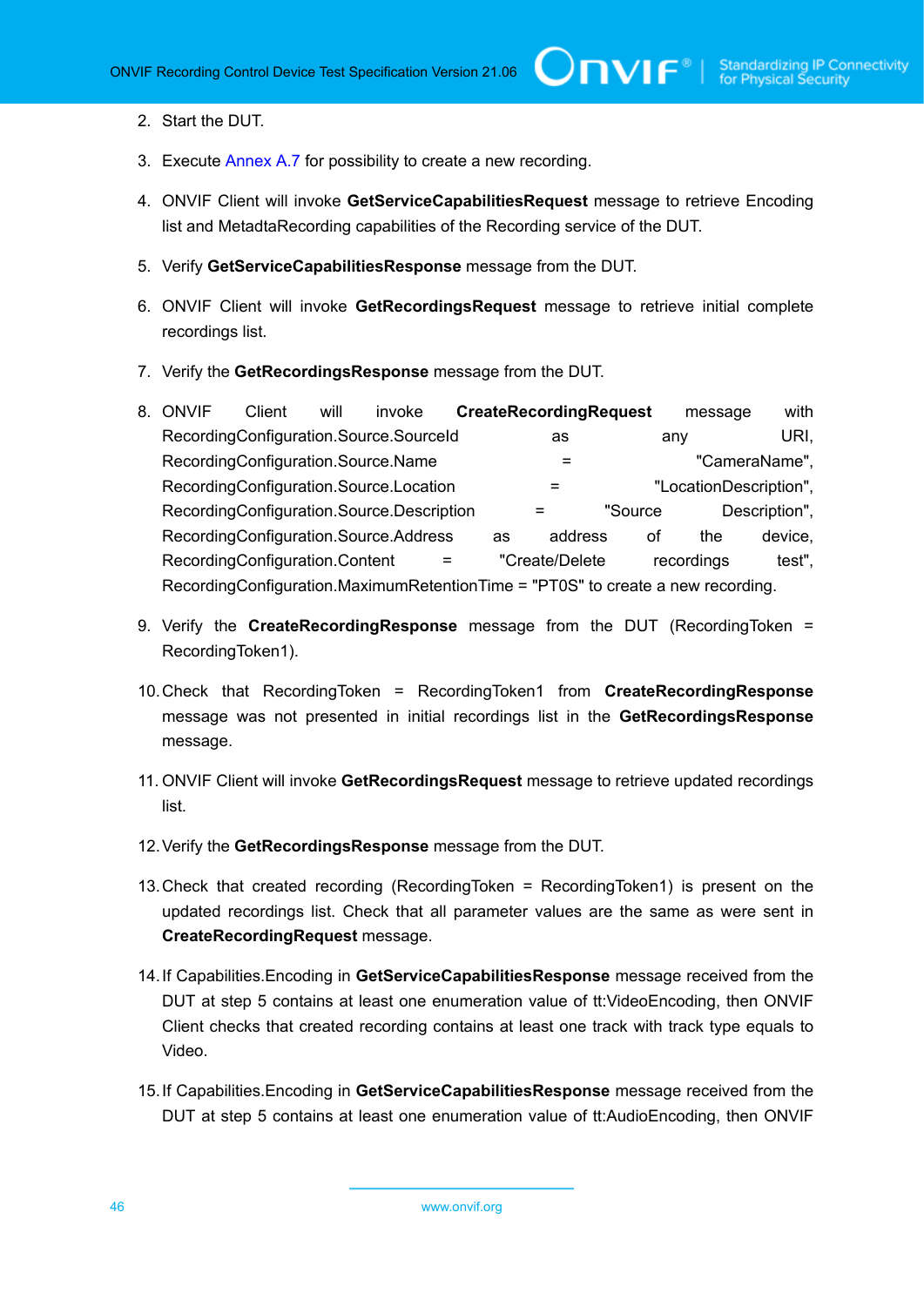2. Start the DUT.
3. Execute Annex A.7 for possibility to create a new recording.
4. ONVIF Client will invoke **GetServiceCapabilitiesRequest** message to retrieve Encoding list and MetadtaRecording capabilities of the Recording service of the DUT.
5. Verify **GetServiceCapabilitiesResponse** message from the DUT.
6. ONVIF Client will invoke **GetRecordingsRequest** message to retrieve initial complete recordings list.
7. Verify the **GetRecordingsResponse** message from the DUT.
8. ONVIF Client will invoke **CreateRecordingRequest** message with RecordingConfiguration.Source.SourceId as any URI, RecordingConfiguration.Source.Name = "CameraName", RecordingConfiguration.Source.Location = "LocationDescription", RecordingConfiguration.Source.Description = "Source Description", RecordingConfiguration.Source.Address as address of the device, RecordingConfiguration.Content = "Create/Delete recordings test", RecordingConfiguration.MaximumRetentionTime = "PT0S" to create a new recording.
9. Verify the **CreateRecordingResponse** message from the DUT (RecordingToken = RecordingToken1).
10. Check that RecordingToken = RecordingToken1 from **CreateRecordingResponse** message was not presented in initial recordings list in the **GetRecordingsResponse** message.
11. ONVIF Client will invoke **GetRecordingsRequest** message to retrieve updated recordings list.
12. Verify the **GetRecordingsResponse** message from the DUT.
13. Check that created recording (RecordingToken = RecordingToken1) is present on the updated recordings list. Check that all parameter values are the same as were sent in **CreateRecordingRequest** message.
14. If Capabilities.Encoding in **GetServiceCapabilitiesResponse** message received from the DUT at step 5 contains at least one enumeration value of tt:VideoEncoding, then ONVIF Client checks that created recording contains at least one track with track type equals to Video.
15. If Capabilities.Encoding in **GetServiceCapabilitiesResponse** message received from the DUT at step 5 contains at least one enumeration value of tt:AudioEncoding, then ONVIF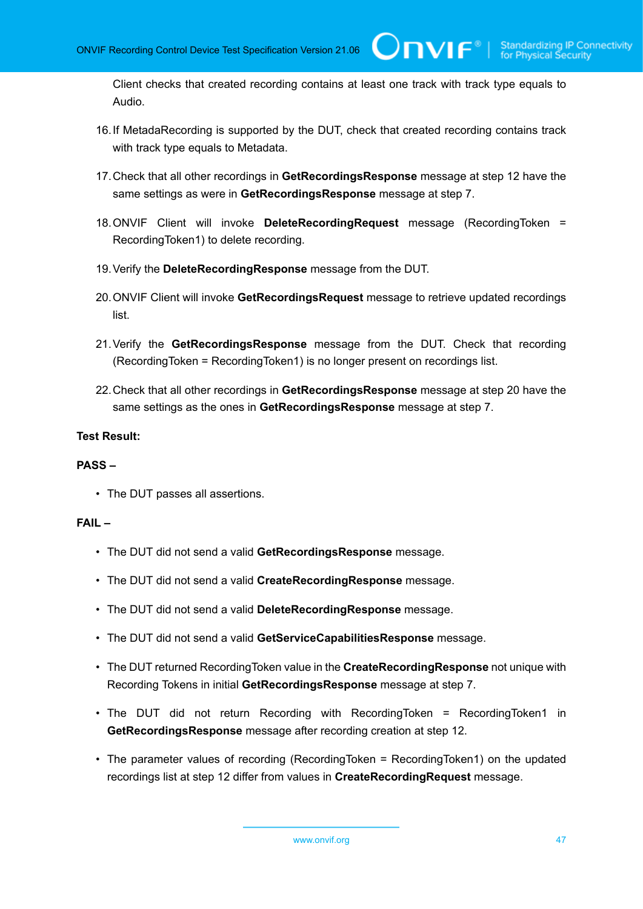Client checks that created recording contains at least one track with track type equals to Audio.

16. If MetadaRecording is supported by the DUT, check that created recording contains track with track type equals to Metadata.

17. Check that all other recordings in **GetRecordingsResponse** message at step 12 have the same settings as were in **GetRecordingsResponse** message at step 7.

18. ONVIF Client will invoke **DeleteRecordingRequest** message (RecordingToken = RecordingToken1) to delete recording.

19. Verify the **DeleteRecordingResponse** message from the DUT.

20. ONVIF Client will invoke **GetRecordingsRequest** message to retrieve updated recordings list.

21. Verify the **GetRecordingsResponse** message from the DUT. Check that recording (RecordingToken = RecordingToken1) is no longer present on recordings list.

22. Check that all other recordings in **GetRecordingsResponse** message at step 20 have the same settings as the ones in **GetRecordingsResponse** message at step 7.

**Test Result:**

**PASS –**

- The DUT passes all assertions.

**FAIL –**

- The DUT did not send a valid **GetRecordingsResponse** message.
- The DUT did not send a valid **CreateRecordingResponse** message.
- The DUT did not send a valid **DeleteRecordingResponse** message.
- The DUT did not send a valid **GetServiceCapabilitiesResponse** message.
- The DUT returned RecordingToken value in the **CreateRecordingResponse** not unique with Recording Tokens in initial **GetRecordingsResponse** message at step 7.
- The DUT did not return Recording with RecordingToken = RecordingToken1 in **GetRecordingsResponse** message after recording creation at step 12.
- The parameter values of recording (RecordingToken = RecordingToken1) on the updated recordings list at step 12 differ from values in **CreateRecordingRequest** message.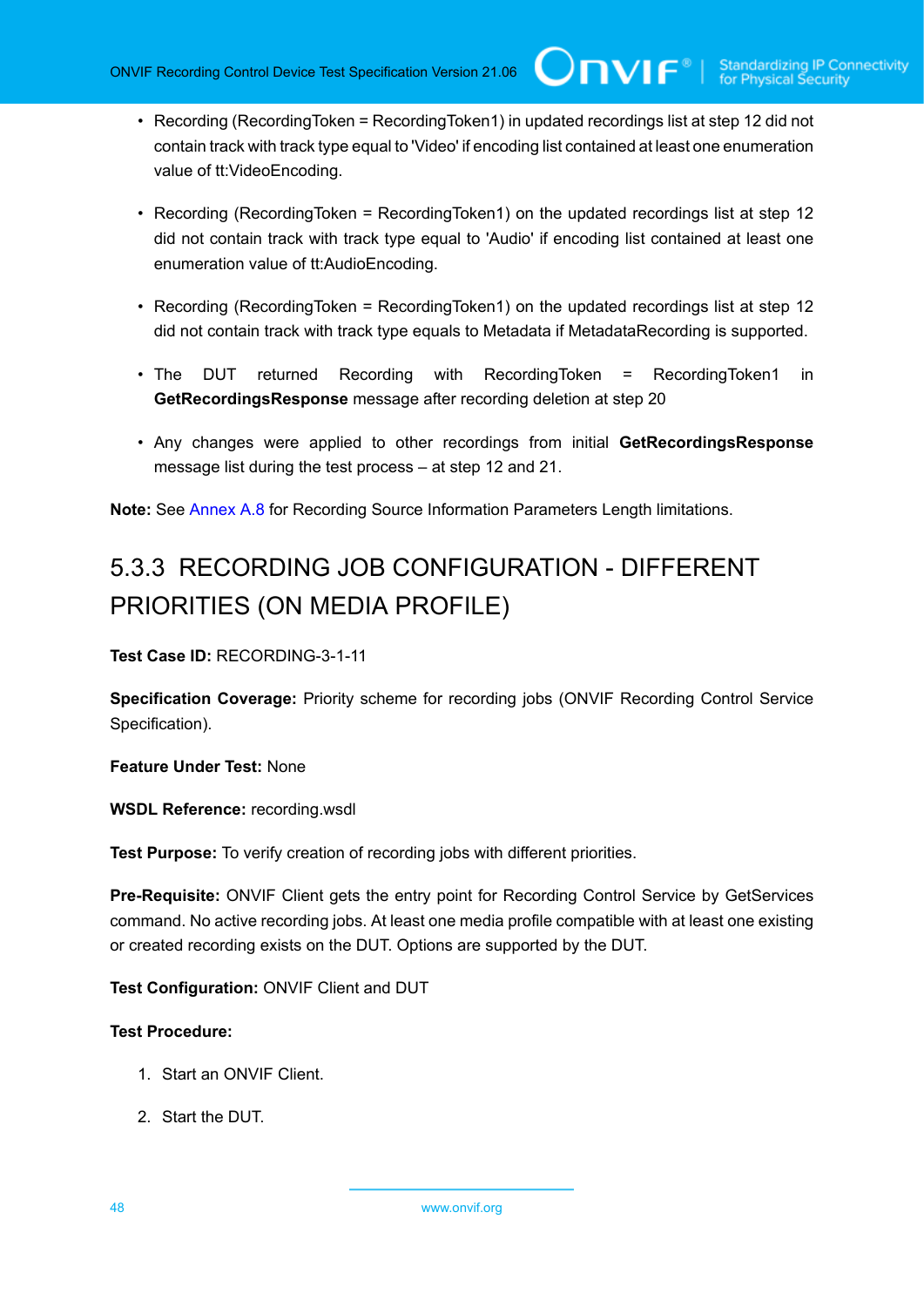- Recording (RecordingToken = RecordingToken1) in updated recordings list at step 12 did not contain track with track type equal to 'Video' if encoding list contained at least one enumeration value of tt:VideoEncoding.
- Recording (RecordingToken = RecordingToken1) on the updated recordings list at step 12 did not contain track with track type equal to 'Audio' if encoding list contained at least one enumeration value of tt:AudioEncoding.
- Recording (RecordingToken = RecordingToken1) on the updated recordings list at step 12 did not contain track with track type equals to Metadata if MetadataRecording is supported.
- The DUT returned Recording with RecordingToken = RecordingToken1 in **GetRecordingsResponse** message after recording deletion at step 20
- Any changes were applied to other recordings from initial **GetRecordingsResponse** message list during the test process – at step 12 and 21.

**Note:** See Annex A.8 for Recording Source Information Parameters Length limitations.

### 5.3.3 RECORDING JOB CONFIGURATION - DIFFERENT PRIORITIES (ON MEDIA PROFILE)

**Test Case ID:** RECORDING-3-1-11

**Specification Coverage:** Priority scheme for recording jobs (ONVIF Recording Control Service Specification).

**Feature Under Test:** None

**WSDL Reference:** recording.wsdl

**Test Purpose:** To verify creation of recording jobs with different priorities.

**Pre-Requisite:** ONVIF Client gets the entry point for Recording Control Service by GetServices command. No active recording jobs. At least one media profile compatible with at least one existing or created recording exists on the DUT. Options are supported by the DUT.

**Test Configuration:** ONVIF Client and DUT

**Test Procedure:**

1. Start an ONVIF Client.
2. Start the DUT.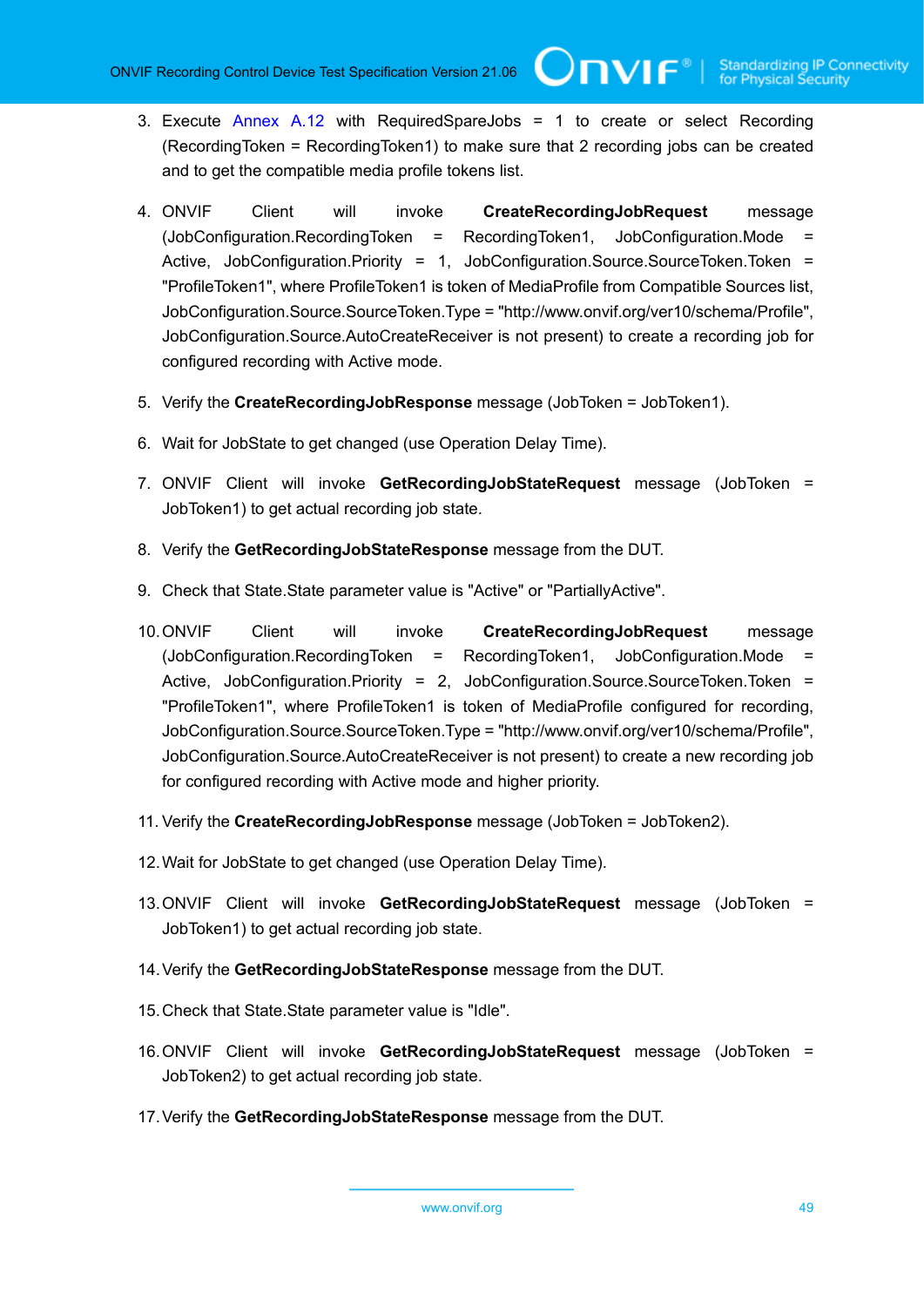3. Execute Annex A.12 with RequiredSpareJobs = 1 to create or select Recording (RecordingToken = RecordingToken1) to make sure that 2 recording jobs can be created and to get the compatible media profile tokens list.

4. ONVIF Client will invoke **CreateRecordingJobRequest** message (JobConfiguration.RecordingToken = RecordingToken1, JobConfiguration.Mode = Active, JobConfiguration.Priority = 1, JobConfiguration.Source.SourceToken.Token = "ProfileToken1", where ProfileToken1 is token of MediaProfile from Compatible Sources list, JobConfiguration.Source.SourceToken.Type = "http://www.onvif.org/ver10/schema/Profile", JobConfiguration.Source.AutoCreateReceiver is not present) to create a recording job for configured recording with Active mode.

5. Verify the **CreateRecordingJobResponse** message (JobToken = JobToken1).

6. Wait for JobState to get changed (use Operation Delay Time).

7. ONVIF Client will invoke **GetRecordingJobStateRequest** message (JobToken = JobToken1) to get actual recording job state.

8. Verify the **GetRecordingJobStateResponse** message from the DUT.

9. Check that State.State parameter value is "Active" or "PartiallyActive".

10. ONVIF Client will invoke **CreateRecordingJobRequest** message (JobConfiguration.RecordingToken = RecordingToken1, JobConfiguration.Mode = Active, JobConfiguration.Priority = 2, JobConfiguration.Source.SourceToken.Token = "ProfileToken1", where ProfileToken1 is token of MediaProfile configured for recording, JobConfiguration.Source.SourceToken.Type = "http://www.onvif.org/ver10/schema/Profile", JobConfiguration.Source.AutoCreateReceiver is not present) to create a new recording job for configured recording with Active mode and higher priority.

11. Verify the **CreateRecordingJobResponse** message (JobToken = JobToken2).

12. Wait for JobState to get changed (use Operation Delay Time).

13. ONVIF Client will invoke **GetRecordingJobStateRequest** message (JobToken = JobToken1) to get actual recording job state.

14. Verify the **GetRecordingJobStateResponse** message from the DUT.

15. Check that State.State parameter value is "Idle".

16. ONVIF Client will invoke **GetRecordingJobStateRequest** message (JobToken = JobToken2) to get actual recording job state.

17. Verify the **GetRecordingJobStateResponse** message from the DUT.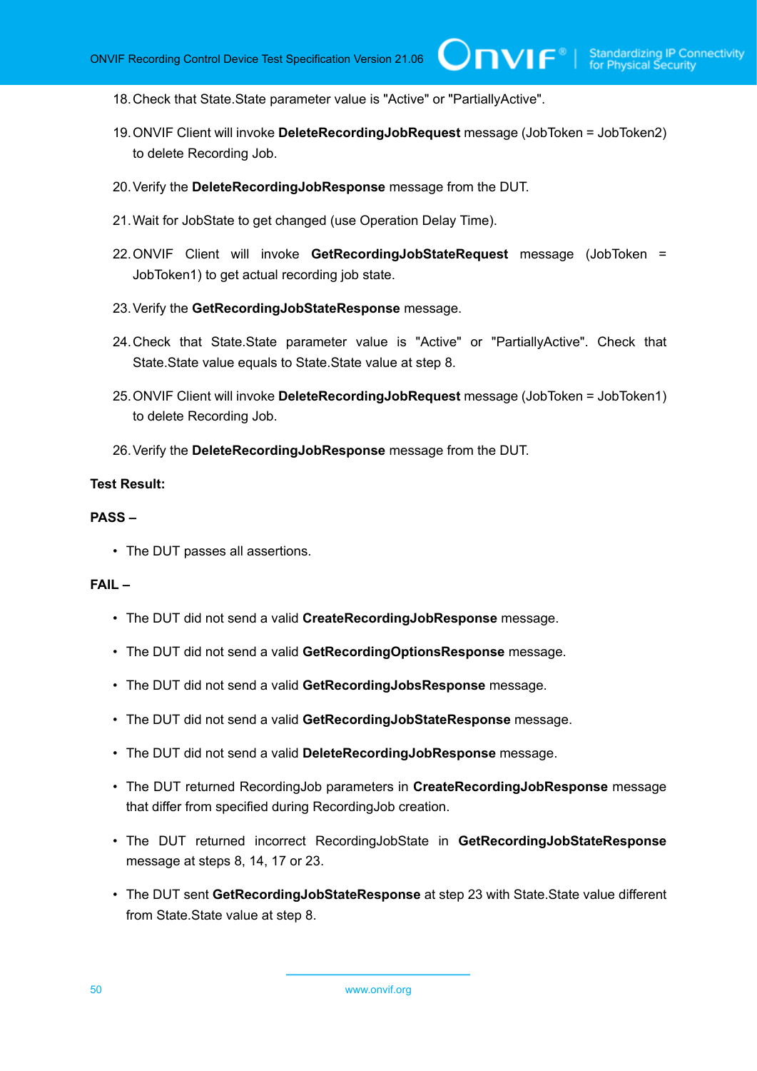18. Check that State.State parameter value is "Active" or "PartiallyActive".

19. ONVIF Client will invoke **DeleteRecordingJobRequest** message (JobToken = JobToken2) to delete Recording Job.

20. Verify the **DeleteRecordingJobResponse** message from the DUT.

21. Wait for JobState to get changed (use Operation Delay Time).

22. ONVIF Client will invoke **GetRecordingJobStateRequest** message (JobToken = JobToken1) to get actual recording job state.

23. Verify the **GetRecordingJobStateResponse** message.

24. Check that State.State parameter value is "Active" or "PartiallyActive". Check that State.State value equals to State.State value at step 8.

25. ONVIF Client will invoke **DeleteRecordingJobRequest** message (JobToken = JobToken1) to delete Recording Job.

26. Verify the **DeleteRecordingJobResponse** message from the DUT.

**Test Result:**

**PASS –**

- The DUT passes all assertions.

**FAIL –**

- The DUT did not send a valid **CreateRecordingJobResponse** message.
- The DUT did not send a valid **GetRecordingOptionsResponse** message.
- The DUT did not send a valid **GetRecordingJobsResponse** message.
- The DUT did not send a valid **GetRecordingJobStateResponse** message.
- The DUT did not send a valid **DeleteRecordingJobResponse** message.
- The DUT returned RecordingJob parameters in **CreateRecordingJobResponse** message that differ from specified during RecordingJob creation.
- The DUT returned incorrect RecordingJobState in **GetRecordingJobStateResponse** message at steps 8, 14, 17 or 23.
- The DUT sent **GetRecordingJobStateResponse** at step 23 with State.State value different from State.State value at step 8.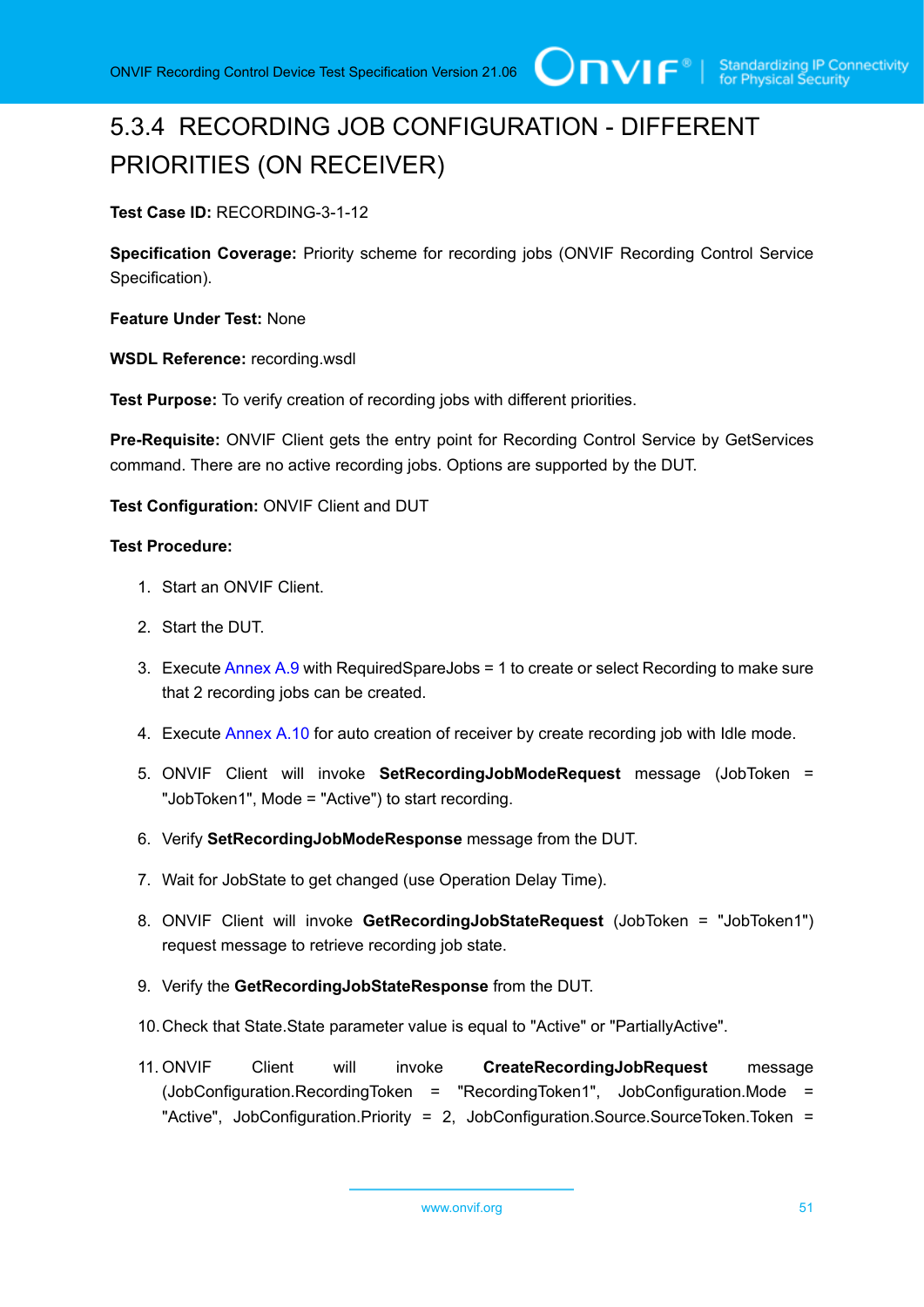### 5.3.4 RECORDING JOB CONFIGURATION - DIFFERENT PRIORITIES (ON RECEIVER)

**Test Case ID:** RECORDING-3-1-12

**Specification Coverage:** Priority scheme for recording jobs (ONVIF Recording Control Service Specification).

**Feature Under Test:** None

**WSDL Reference:** recording.wsdl

**Test Purpose:** To verify creation of recording jobs with different priorities.

**Pre-Requisite:** ONVIF Client gets the entry point for Recording Control Service by GetServices command. There are no active recording jobs. Options are supported by the DUT.

**Test Configuration:** ONVIF Client and DUT

**Test Procedure:**

1. Start an ONVIF Client.
2. Start the DUT.
3. Execute Annex A.9 with RequiredSpareJobs = 1 to create or select Recording to make sure that 2 recording jobs can be created.
4. Execute Annex A.10 for auto creation of receiver by create recording job with Idle mode.
5. ONVIF Client will invoke **SetRecordingJobModeRequest** message (JobToken = "JobToken1", Mode = "Active") to start recording.
6. Verify **SetRecordingJobModeResponse** message from the DUT.
7. Wait for JobState to get changed (use Operation Delay Time).
8. ONVIF Client will invoke **GetRecordingJobStateRequest** (JobToken = "JobToken1") request message to retrieve recording job state.
9. Verify the **GetRecordingJobStateResponse** from the DUT.
10. Check that State.State parameter value is equal to "Active" or "PartiallyActive".
11. ONVIF Client will invoke **CreateRecordingJobRequest** message (JobConfiguration.RecordingToken = "RecordingToken1", JobConfiguration.Mode = "Active", JobConfiguration.Priority = 2, JobConfiguration.Source.SourceToken.Token =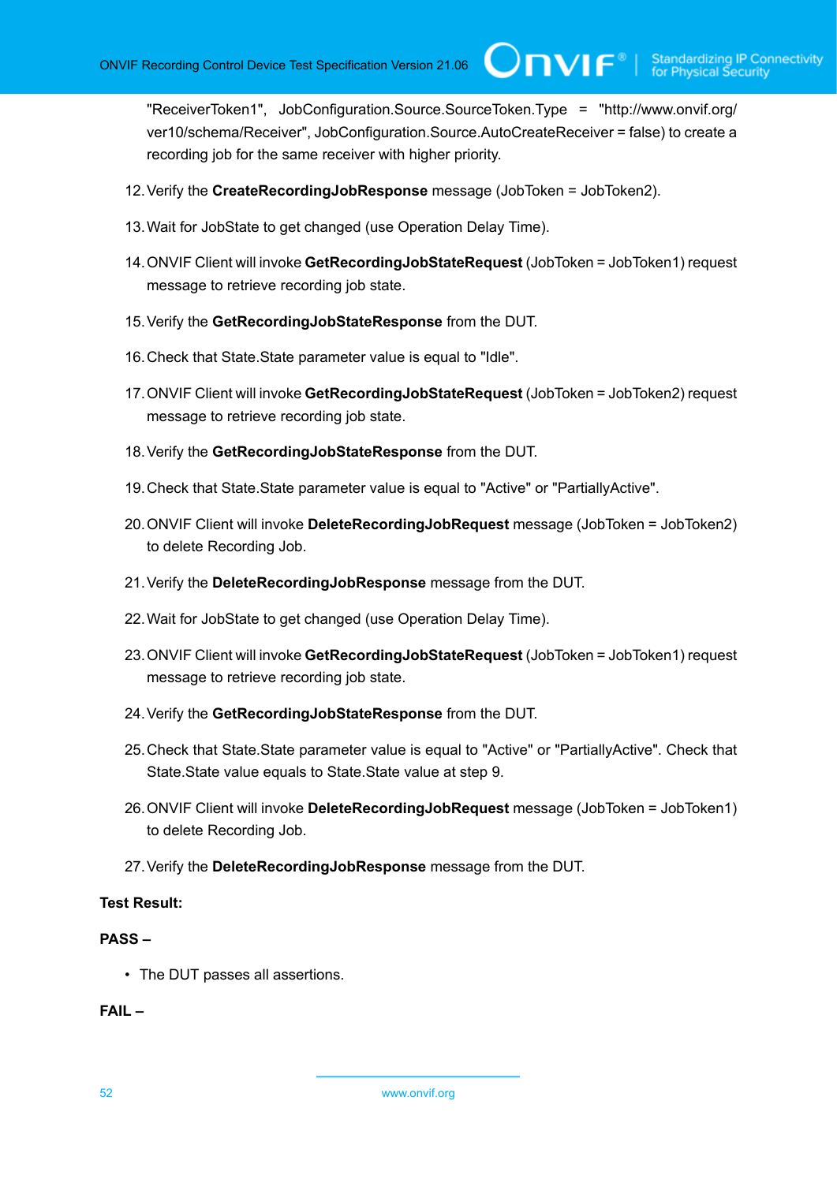"ReceiverToken1", JobConfiguration.Source.SourceToken.Type = "http://www.onvif.org/ver10/schema/Receiver", JobConfiguration.Source.AutoCreateReceiver = false) to create a recording job for the same receiver with higher priority.

12. Verify the **CreateRecordingJobResponse** message (JobToken = JobToken2).
13. Wait for JobState to get changed (use Operation Delay Time).
14. ONVIF Client will invoke **GetRecordingJobStateRequest** (JobToken = JobToken1) request message to retrieve recording job state.
15. Verify the **GetRecordingJobStateResponse** from the DUT.
16. Check that State.State parameter value is equal to "Idle".
17. ONVIF Client will invoke **GetRecordingJobStateRequest** (JobToken = JobToken2) request message to retrieve recording job state.
18. Verify the **GetRecordingJobStateResponse** from the DUT.
19. Check that State.State parameter value is equal to "Active" or "PartiallyActive".
20. ONVIF Client will invoke **DeleteRecordingJobRequest** message (JobToken = JobToken2) to delete Recording Job.
21. Verify the **DeleteRecordingJobResponse** message from the DUT.
22. Wait for JobState to get changed (use Operation Delay Time).
23. ONVIF Client will invoke **GetRecordingJobStateRequest** (JobToken = JobToken1) request message to retrieve recording job state.
24. Verify the **GetRecordingJobStateResponse** from the DUT.
25. Check that State.State parameter value is equal to "Active" or "PartiallyActive". Check that State.State value equals to State.State value at step 9.
26. ONVIF Client will invoke **DeleteRecordingJobRequest** message (JobToken = JobToken1) to delete Recording Job.
27. Verify the **DeleteRecordingJobResponse** message from the DUT.

**Test Result:**

**PASS –**

- The DUT passes all assertions.

**FAIL –**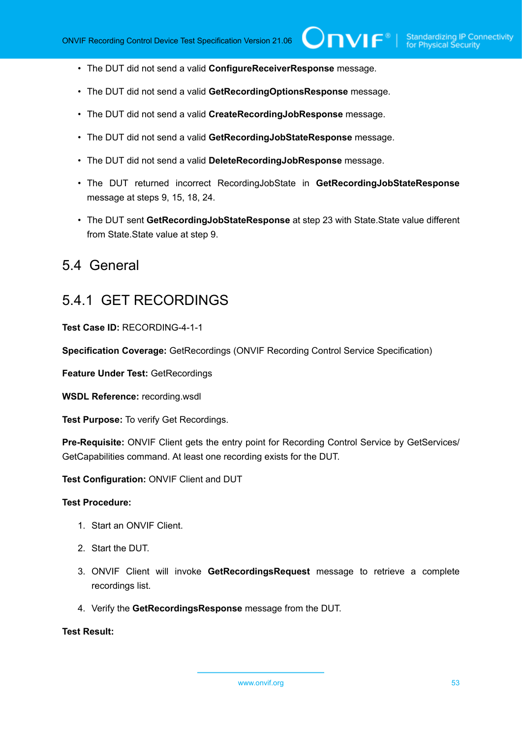- The DUT did not send a valid **ConfigureReceiverResponse** message.
- The DUT did not send a valid **GetRecordingOptionsResponse** message.
- The DUT did not send a valid **CreateRecordingJobResponse** message.
- The DUT did not send a valid **GetRecordingJobStateResponse** message.
- The DUT did not send a valid **DeleteRecordingJobResponse** message.
- The DUT returned incorrect RecordingJobState in **GetRecordingJobStateResponse** message at steps 9, 15, 18, 24.
- The DUT sent **GetRecordingJobStateResponse** at step 23 with State.State value different from State.State value at step 9.

## 5.4 General

### 5.4.1 GET RECORDINGS

**Test Case ID:** RECORDING-4-1-1

**Specification Coverage:** GetRecordings (ONVIF Recording Control Service Specification)

**Feature Under Test:** GetRecordings

**WSDL Reference:** recording.wsdl

**Test Purpose:** To verify Get Recordings.

**Pre-Requisite:** ONVIF Client gets the entry point for Recording Control Service by GetServices/GetCapabilities command. At least one recording exists for the DUT.

**Test Configuration:** ONVIF Client and DUT

**Test Procedure:**

1. Start an ONVIF Client.
2. Start the DUT.
3. ONVIF Client will invoke **GetRecordingsRequest** message to retrieve a complete recordings list.
4. Verify the **GetRecordingsResponse** message from the DUT.

**Test Result:**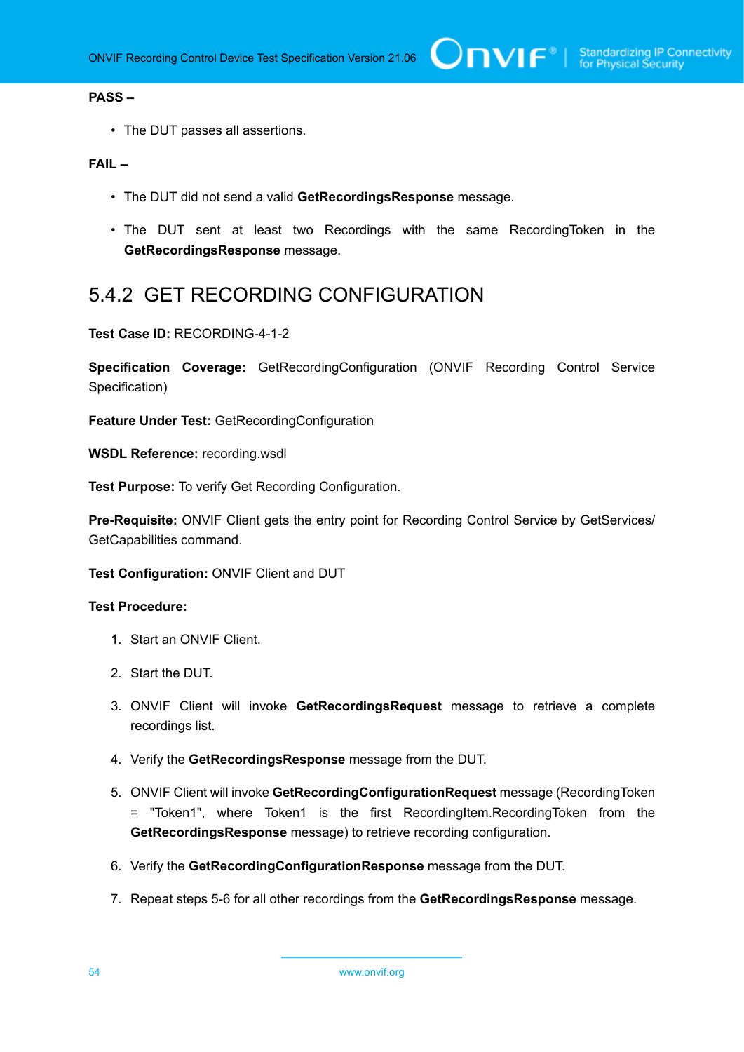**PASS –**

- The DUT passes all assertions.

**FAIL –**

- The DUT did not send a valid **GetRecordingsResponse** message.
- The DUT sent at least two Recordings with the same RecordingToken in the **GetRecordingsResponse** message.

## 5.4.2 GET RECORDING CONFIGURATION

**Test Case ID:** RECORDING-4-1-2

**Specification Coverage:** GetRecordingConfiguration (ONVIF Recording Control Service Specification)

**Feature Under Test:** GetRecordingConfiguration

**WSDL Reference:** recording.wsdl

**Test Purpose:** To verify Get Recording Configuration.

**Pre-Requisite:** ONVIF Client gets the entry point for Recording Control Service by GetServices/ GetCapabilities command.

**Test Configuration:** ONVIF Client and DUT

**Test Procedure:**

1. Start an ONVIF Client.
2. Start the DUT.
3. ONVIF Client will invoke **GetRecordingsRequest** message to retrieve a complete recordings list.
4. Verify the **GetRecordingsResponse** message from the DUT.
5. ONVIF Client will invoke **GetRecordingConfigurationRequest** message (RecordingToken = "Token1", where Token1 is the first RecordingItem.RecordingToken from the **GetRecordingsResponse** message) to retrieve recording configuration.
6. Verify the **GetRecordingConfigurationResponse** message from the DUT.
7. Repeat steps 5-6 for all other recordings from the **GetRecordingsResponse** message.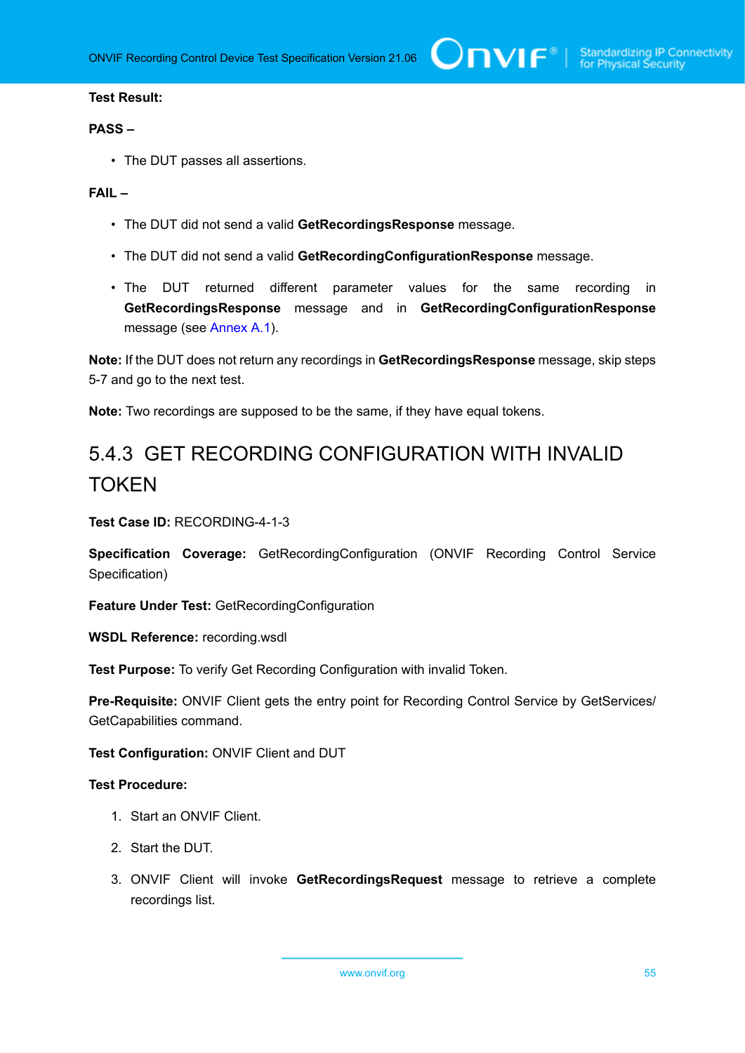**Test Result:**

**PASS –**

- The DUT passes all assertions.

**FAIL –**

- The DUT did not send a valid **GetRecordingsResponse** message.
- The DUT did not send a valid **GetRecordingConfigurationResponse** message.
- The DUT returned different parameter values for the same recording in **GetRecordingsResponse** message and in **GetRecordingConfigurationResponse** message (see Annex A.1).

**Note:** If the DUT does not return any recordings in **GetRecordingsResponse** message, skip steps 5-7 and go to the next test.

**Note:** Two recordings are supposed to be the same, if they have equal tokens.

## 5.4.3 GET RECORDING CONFIGURATION WITH INVALID TOKEN

**Test Case ID:** RECORDING-4-1-3

**Specification Coverage:** GetRecordingConfiguration (ONVIF Recording Control Service Specification)

**Feature Under Test:** GetRecordingConfiguration

**WSDL Reference:** recording.wsdl

**Test Purpose:** To verify Get Recording Configuration with invalid Token.

**Pre-Requisite:** ONVIF Client gets the entry point for Recording Control Service by GetServices/ GetCapabilities command.

**Test Configuration:** ONVIF Client and DUT

**Test Procedure:**

1. Start an ONVIF Client.
2. Start the DUT.
3. ONVIF Client will invoke **GetRecordingsRequest** message to retrieve a complete recordings list.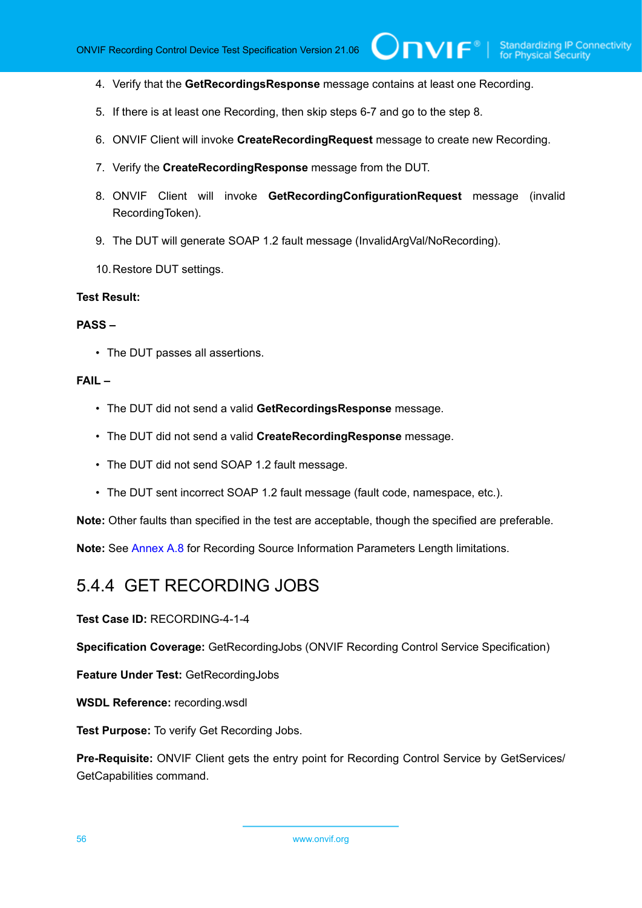4. Verify that the **GetRecordingsResponse** message contains at least one Recording.

5. If there is at least one Recording, then skip steps 6-7 and go to the step 8.

6. ONVIF Client will invoke **CreateRecordingRequest** message to create new Recording.

7. Verify the **CreateRecordingResponse** message from the DUT.

8. ONVIF Client will invoke **GetRecordingConfigurationRequest** message (invalid RecordingToken).

9. The DUT will generate SOAP 1.2 fault message (InvalidArgVal/NoRecording).

10. Restore DUT settings.

**Test Result:**

**PASS –**

- The DUT passes all assertions.

**FAIL –**

- The DUT did not send a valid **GetRecordingsResponse** message.
- The DUT did not send a valid **CreateRecordingResponse** message.
- The DUT did not send SOAP 1.2 fault message.
- The DUT sent incorrect SOAP 1.2 fault message (fault code, namespace, etc.).

**Note:** Other faults than specified in the test are acceptable, though the specified are preferable.

**Note:** See Annex A.8 for Recording Source Information Parameters Length limitations.

### 5.4.4 GET RECORDING JOBS

**Test Case ID:** RECORDING-4-1-4

**Specification Coverage:** GetRecordingJobs (ONVIF Recording Control Service Specification)

**Feature Under Test:** GetRecordingJobs

**WSDL Reference:** recording.wsdl

**Test Purpose:** To verify Get Recording Jobs.

**Pre-Requisite:** ONVIF Client gets the entry point for Recording Control Service by GetServices/GetCapabilities command.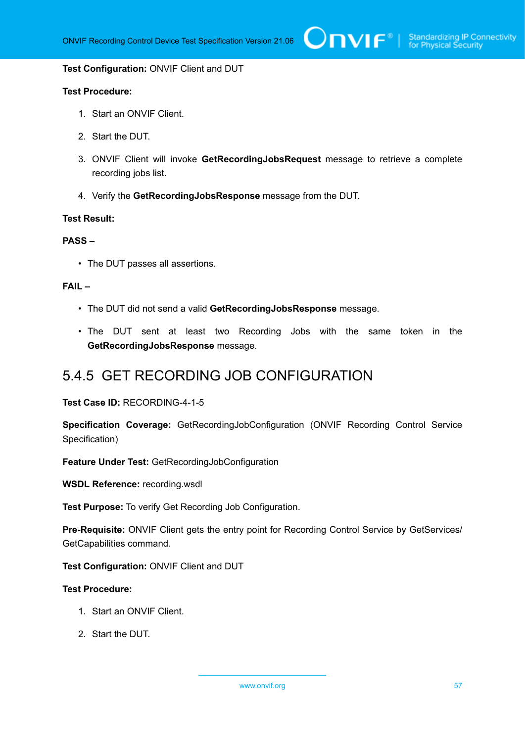**Test Configuration:** ONVIF Client and DUT

**Test Procedure:**

1. Start an ONVIF Client.
2. Start the DUT.
3. ONVIF Client will invoke **GetRecordingJobsRequest** message to retrieve a complete recording jobs list.
4. Verify the **GetRecordingJobsResponse** message from the DUT.

**Test Result:**

**PASS –**

- The DUT passes all assertions.

**FAIL –**

- The DUT did not send a valid **GetRecordingJobsResponse** message.
- The DUT sent at least two Recording Jobs with the same token in the **GetRecordingJobsResponse** message.

### 5.4.5 GET RECORDING JOB CONFIGURATION

**Test Case ID:** RECORDING-4-1-5

**Specification Coverage:** GetRecordingJobConfiguration (ONVIF Recording Control Service Specification)

**Feature Under Test:** GetRecordingJobConfiguration

**WSDL Reference:** recording.wsdl

**Test Purpose:** To verify Get Recording Job Configuration.

**Pre-Requisite:** ONVIF Client gets the entry point for Recording Control Service by GetServices/GetCapabilities command.

**Test Configuration:** ONVIF Client and DUT

**Test Procedure:**

1. Start an ONVIF Client.
2. Start the DUT.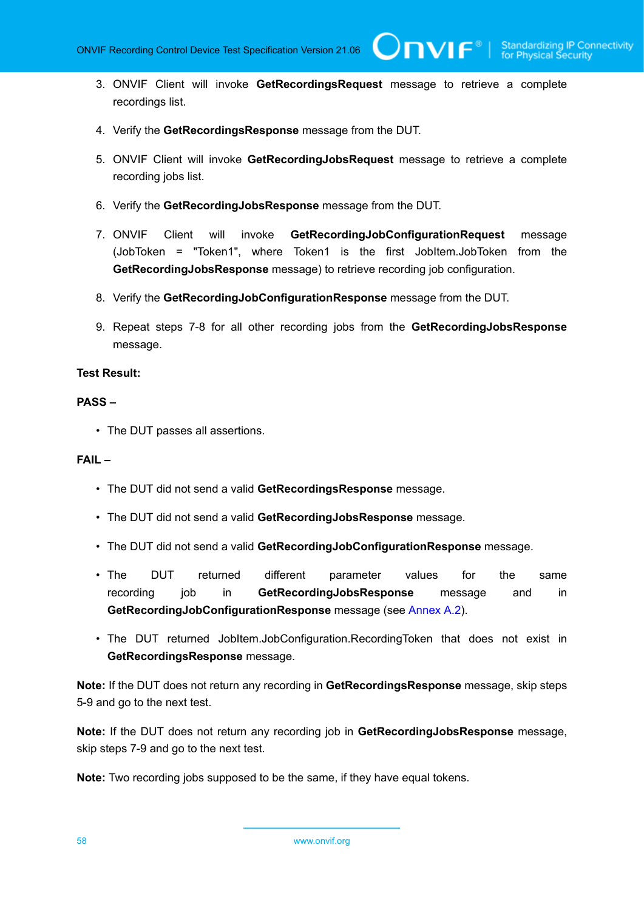3. ONVIF Client will invoke **GetRecordingsRequest** message to retrieve a complete recordings list.

4. Verify the **GetRecordingsResponse** message from the DUT.

5. ONVIF Client will invoke **GetRecordingJobsRequest** message to retrieve a complete recording jobs list.

6. Verify the **GetRecordingJobsResponse** message from the DUT.

7. ONVIF Client will invoke **GetRecordingJobConfigurationRequest** message (JobToken = "Token1", where Token1 is the first JobItem.JobToken from the **GetRecordingJobsResponse** message) to retrieve recording job configuration.

8. Verify the **GetRecordingJobConfigurationResponse** message from the DUT.

9. Repeat steps 7-8 for all other recording jobs from the **GetRecordingJobsResponse** message.

**Test Result:**

**PASS –**

- The DUT passes all assertions.

**FAIL –**

- The DUT did not send a valid **GetRecordingsResponse** message.
- The DUT did not send a valid **GetRecordingJobsResponse** message.
- The DUT did not send a valid **GetRecordingJobConfigurationResponse** message.
- The DUT returned different parameter values for the same recording job in **GetRecordingJobsResponse** message and in **GetRecordingJobConfigurationResponse** message (see Annex A.2).
- The DUT returned JobItem.JobConfiguration.RecordingToken that does not exist in **GetRecordingsResponse** message.

**Note:** If the DUT does not return any recording in **GetRecordingsResponse** message, skip steps 5-9 and go to the next test.

**Note:** If the DUT does not return any recording job in **GetRecordingJobsResponse** message, skip steps 7-9 and go to the next test.

**Note:** Two recording jobs supposed to be the same, if they have equal tokens.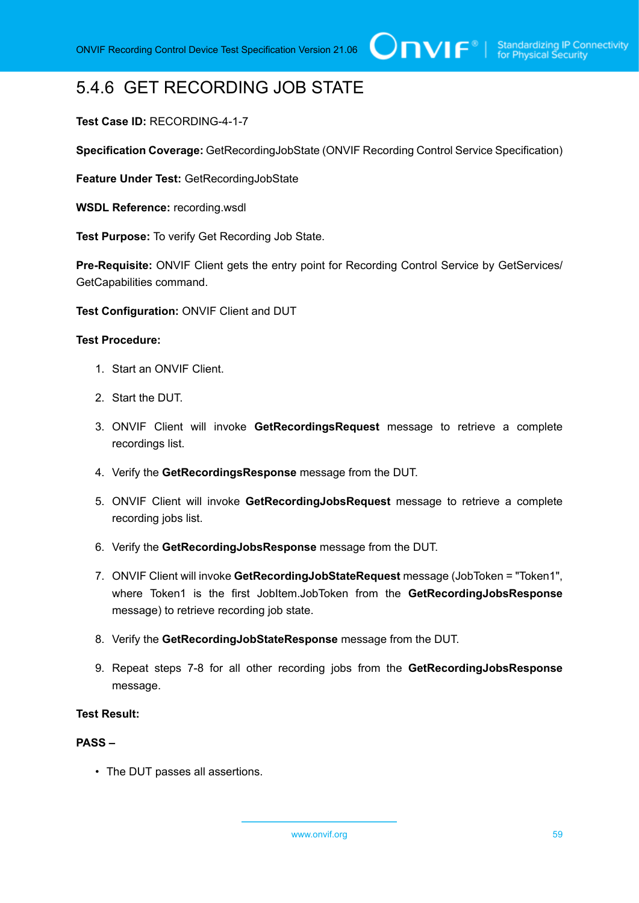### 5.4.6 GET RECORDING JOB STATE

**Test Case ID:** RECORDING-4-1-7

**Specification Coverage:** GetRecordingJobState (ONVIF Recording Control Service Specification)

**Feature Under Test:** GetRecordingJobState

**WSDL Reference:** recording.wsdl

**Test Purpose:** To verify Get Recording Job State.

**Pre-Requisite:** ONVIF Client gets the entry point for Recording Control Service by GetServices/ GetCapabilities command.

**Test Configuration:** ONVIF Client and DUT

**Test Procedure:**

1. Start an ONVIF Client.
2. Start the DUT.
3. ONVIF Client will invoke **GetRecordingsRequest** message to retrieve a complete recordings list.
4. Verify the **GetRecordingsResponse** message from the DUT.
5. ONVIF Client will invoke **GetRecordingJobsRequest** message to retrieve a complete recording jobs list.
6. Verify the **GetRecordingJobsResponse** message from the DUT.
7. ONVIF Client will invoke **GetRecordingJobStateRequest** message (JobToken = "Token1", where Token1 is the first JobItem.JobToken from the **GetRecordingJobsResponse** message) to retrieve recording job state.
8. Verify the **GetRecordingJobStateResponse** message from the DUT.
9. Repeat steps 7-8 for all other recording jobs from the **GetRecordingJobsResponse** message.

**Test Result:**

**PASS –**

- The DUT passes all assertions.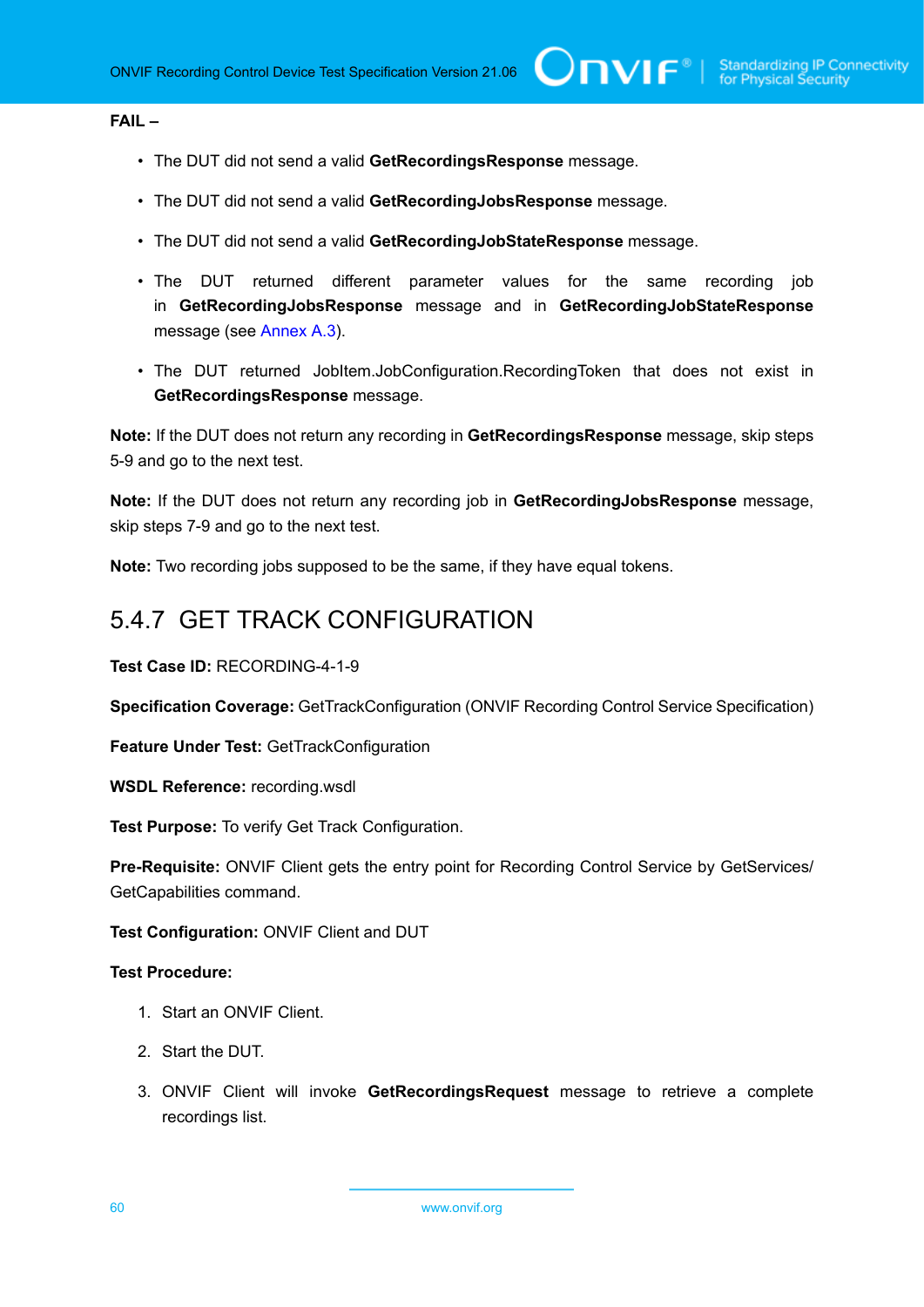**FAIL –**

- The DUT did not send a valid **GetRecordingsResponse** message.
- The DUT did not send a valid **GetRecordingJobsResponse** message.
- The DUT did not send a valid **GetRecordingJobStateResponse** message.
- The DUT returned different parameter values for the same recording job in **GetRecordingJobsResponse** message and in **GetRecordingJobStateResponse** message (see Annex A.3).
- The DUT returned JobItem.JobConfiguration.RecordingToken that does not exist in **GetRecordingsResponse** message.

**Note:** If the DUT does not return any recording in **GetRecordingsResponse** message, skip steps 5-9 and go to the next test.

**Note:** If the DUT does not return any recording job in **GetRecordingJobsResponse** message, skip steps 7-9 and go to the next test.

**Note:** Two recording jobs supposed to be the same, if they have equal tokens.

## 5.4.7 GET TRACK CONFIGURATION

**Test Case ID:** RECORDING-4-1-9

**Specification Coverage:** GetTrackConfiguration (ONVIF Recording Control Service Specification)

**Feature Under Test:** GetTrackConfiguration

**WSDL Reference:** recording.wsdl

**Test Purpose:** To verify Get Track Configuration.

**Pre-Requisite:** ONVIF Client gets the entry point for Recording Control Service by GetServices/GetCapabilities command.

**Test Configuration:** ONVIF Client and DUT

**Test Procedure:**

1. Start an ONVIF Client.
2. Start the DUT.
3. ONVIF Client will invoke **GetRecordingsRequest** message to retrieve a complete recordings list.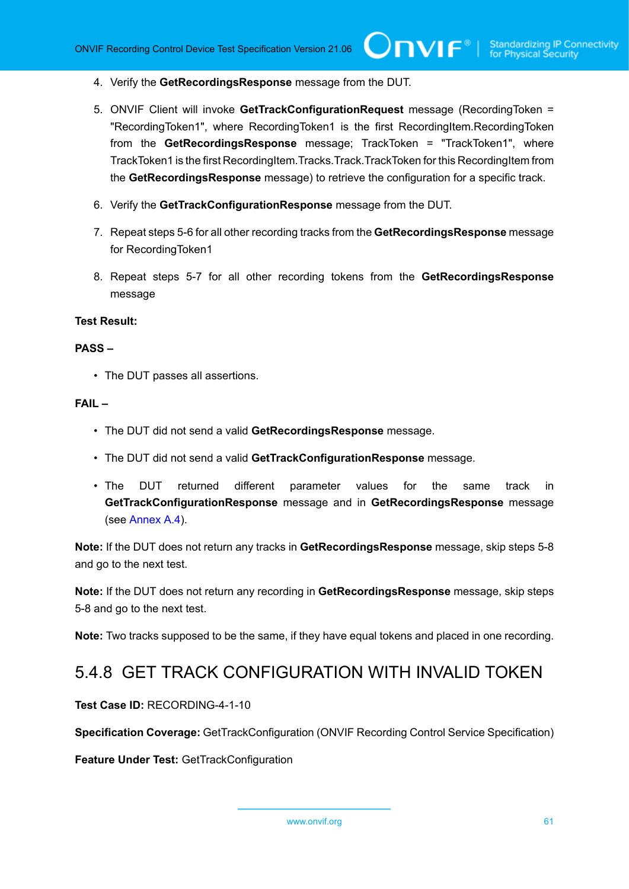4. Verify the **GetRecordingsResponse** message from the DUT.

5. ONVIF Client will invoke **GetTrackConfigurationRequest** message (RecordingToken = "RecordingToken1", where RecordingToken1 is the first RecordingItem.RecordingToken from the **GetRecordingsResponse** message; TrackToken = "TrackToken1", where TrackToken1 is the first RecordingItem.Tracks.Track.TrackToken for this RecordingItem from the **GetRecordingsResponse** message) to retrieve the configuration for a specific track.

6. Verify the **GetTrackConfigurationResponse** message from the DUT.

7. Repeat steps 5-6 for all other recording tracks from the **GetRecordingsResponse** message for RecordingToken1

8. Repeat steps 5-7 for all other recording tokens from the **GetRecordingsResponse** message

**Test Result:**

**PASS –**

- The DUT passes all assertions.

**FAIL –**

- The DUT did not send a valid **GetRecordingsResponse** message.
- The DUT did not send a valid **GetTrackConfigurationResponse** message.
- The DUT returned different parameter values for the same track in **GetTrackConfigurationResponse** message and in **GetRecordingsResponse** message (see Annex A.4).

**Note:** If the DUT does not return any tracks in **GetRecordingsResponse** message, skip steps 5-8 and go to the next test.

**Note:** If the DUT does not return any recording in **GetRecordingsResponse** message, skip steps 5-8 and go to the next test.

**Note:** Two tracks supposed to be the same, if they have equal tokens and placed in one recording.

### 5.4.8 GET TRACK CONFIGURATION WITH INVALID TOKEN

**Test Case ID:** RECORDING-4-1-10

**Specification Coverage:** GetTrackConfiguration (ONVIF Recording Control Service Specification)

**Feature Under Test:** GetTrackConfiguration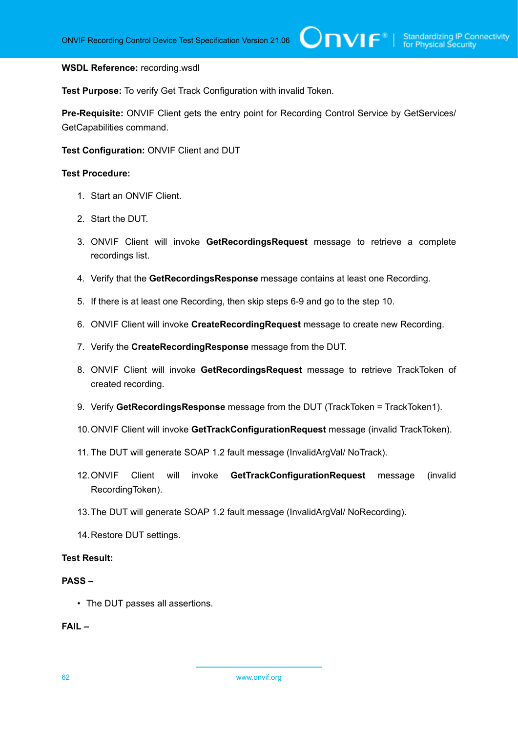**WSDL Reference:** recording.wsdl

**Test Purpose:** To verify Get Track Configuration with invalid Token.

**Pre-Requisite:** ONVIF Client gets the entry point for Recording Control Service by GetServices/ GetCapabilities command.

**Test Configuration:** ONVIF Client and DUT

**Test Procedure:**

1. Start an ONVIF Client.
2. Start the DUT.
3. ONVIF Client will invoke **GetRecordingsRequest** message to retrieve a complete recordings list.
4. Verify that the **GetRecordingsResponse** message contains at least one Recording.
5. If there is at least one Recording, then skip steps 6-9 and go to the step 10.
6. ONVIF Client will invoke **CreateRecordingRequest** message to create new Recording.
7. Verify the **CreateRecordingResponse** message from the DUT.
8. ONVIF Client will invoke **GetRecordingsRequest** message to retrieve TrackToken of created recording.
9. Verify **GetRecordingsResponse** message from the DUT (TrackToken = TrackToken1).
10. ONVIF Client will invoke **GetTrackConfigurationRequest** message (invalid TrackToken).
11. The DUT will generate SOAP 1.2 fault message (InvalidArgVal/ NoTrack).
12. ONVIF Client will invoke **GetTrackConfigurationRequest** message (invalid RecordingToken).
13. The DUT will generate SOAP 1.2 fault message (InvalidArgVal/ NoRecording).
14. Restore DUT settings.

**Test Result:**

**PASS –**

- The DUT passes all assertions.

**FAIL –**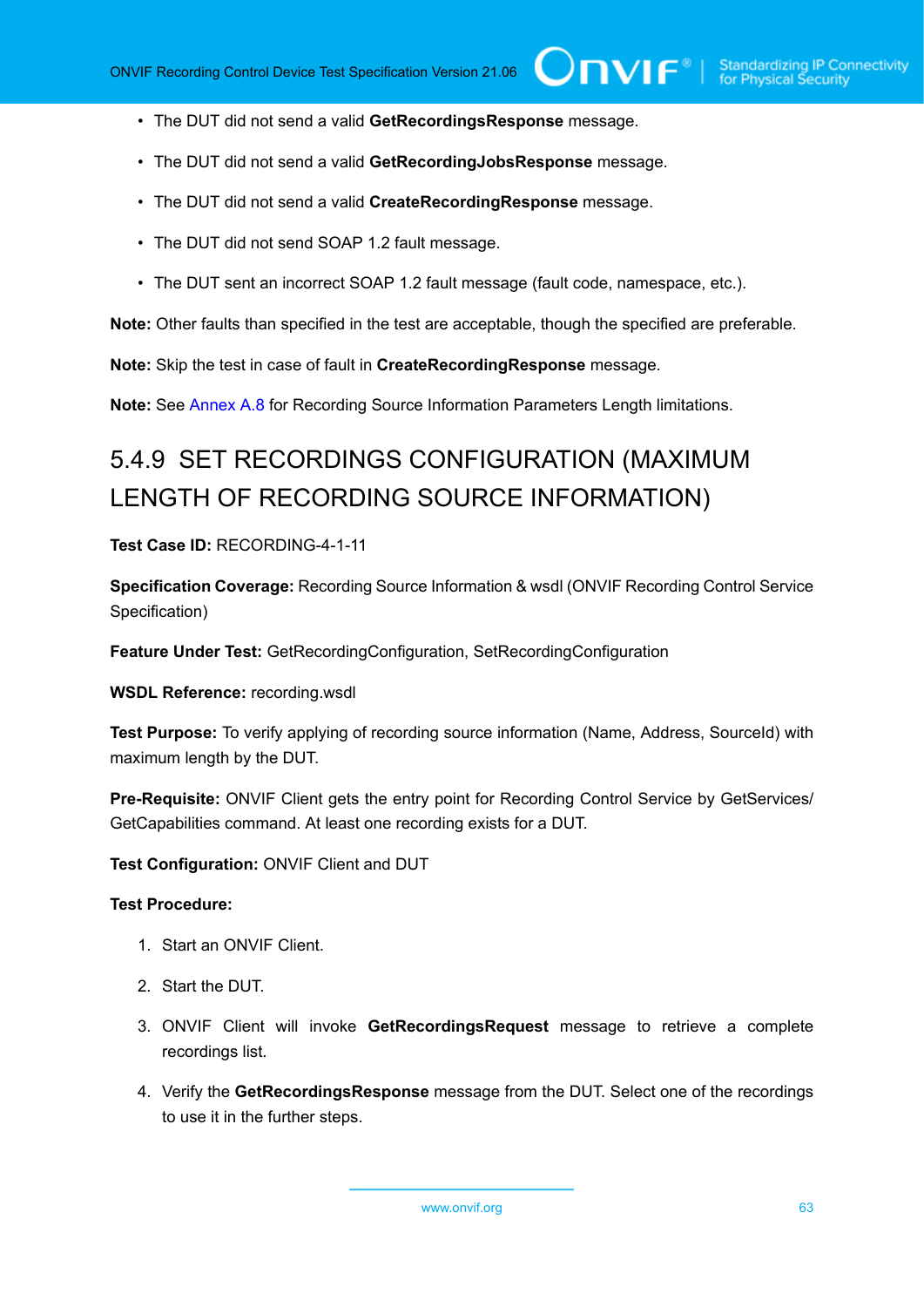- The DUT did not send a valid **GetRecordingsResponse** message.
- The DUT did not send a valid **GetRecordingJobsResponse** message.
- The DUT did not send a valid **CreateRecordingResponse** message.
- The DUT did not send SOAP 1.2 fault message.
- The DUT sent an incorrect SOAP 1.2 fault message (fault code, namespace, etc.).

**Note:** Other faults than specified in the test are acceptable, though the specified are preferable.

**Note:** Skip the test in case of fault in **CreateRecordingResponse** message.

**Note:** See Annex A.8 for Recording Source Information Parameters Length limitations.

### 5.4.9 SET RECORDINGS CONFIGURATION (MAXIMUM LENGTH OF RECORDING SOURCE INFORMATION)

**Test Case ID:** RECORDING-4-1-11

**Specification Coverage:** Recording Source Information & wsdl (ONVIF Recording Control Service Specification)

**Feature Under Test:** GetRecordingConfiguration, SetRecordingConfiguration

**WSDL Reference:** recording.wsdl

**Test Purpose:** To verify applying of recording source information (Name, Address, SourceId) with maximum length by the DUT.

**Pre-Requisite:** ONVIF Client gets the entry point for Recording Control Service by GetServices/ GetCapabilities command. At least one recording exists for a DUT.

**Test Configuration:** ONVIF Client and DUT

**Test Procedure:**

1. Start an ONVIF Client.
2. Start the DUT.
3. ONVIF Client will invoke **GetRecordingsRequest** message to retrieve a complete recordings list.
4. Verify the **GetRecordingsResponse** message from the DUT. Select one of the recordings to use it in the further steps.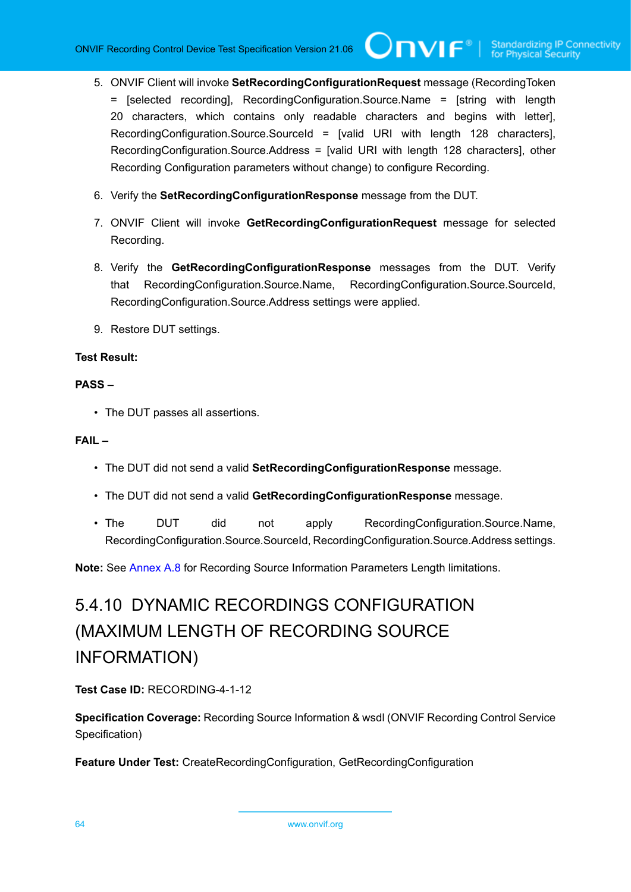5. ONVIF Client will invoke **SetRecordingConfigurationRequest** message (RecordingToken = [selected recording], RecordingConfiguration.Source.Name = [string with length 20 characters, which contains only readable characters and begins with letter], RecordingConfiguration.Source.SourceId = [valid URI with length 128 characters], RecordingConfiguration.Source.Address = [valid URI with length 128 characters], other Recording Configuration parameters without change) to configure Recording.

6. Verify the **SetRecordingConfigurationResponse** message from the DUT.

7. ONVIF Client will invoke **GetRecordingConfigurationRequest** message for selected Recording.

8. Verify the **GetRecordingConfigurationResponse** messages from the DUT. Verify that RecordingConfiguration.Source.Name, RecordingConfiguration.Source.SourceId, RecordingConfiguration.Source.Address settings were applied.

9. Restore DUT settings.

**Test Result:**

**PASS –**

- The DUT passes all assertions.

**FAIL –**

- The DUT did not send a valid **SetRecordingConfigurationResponse** message.
- The DUT did not send a valid **GetRecordingConfigurationResponse** message.
- The DUT did not apply RecordingConfiguration.Source.Name, RecordingConfiguration.Source.SourceId, RecordingConfiguration.Source.Address settings.

**Note:** See Annex A.8 for Recording Source Information Parameters Length limitations.

### 5.4.10 DYNAMIC RECORDINGS CONFIGURATION (MAXIMUM LENGTH OF RECORDING SOURCE INFORMATION)

**Test Case ID:** RECORDING-4-1-12

**Specification Coverage:** Recording Source Information & wsdl (ONVIF Recording Control Service Specification)

**Feature Under Test:** CreateRecordingConfiguration, GetRecordingConfiguration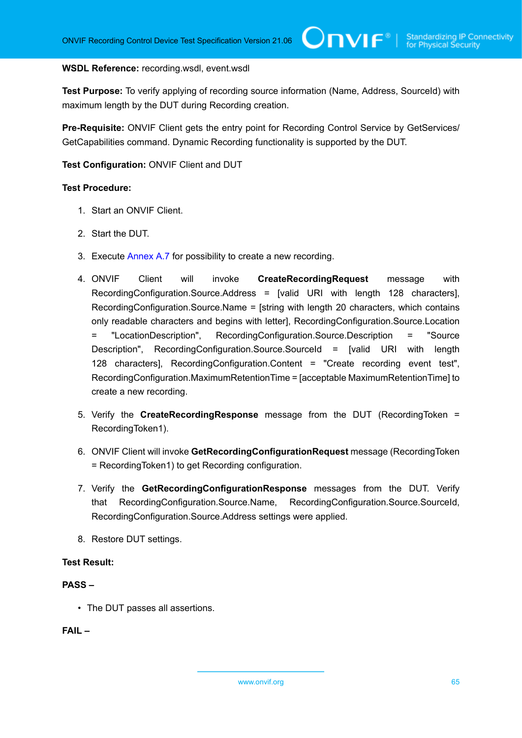**WSDL Reference:** recording.wsdl, event.wsdl

**Test Purpose:** To verify applying of recording source information (Name, Address, SourceId) with maximum length by the DUT during Recording creation.

**Pre-Requisite:** ONVIF Client gets the entry point for Recording Control Service by GetServices/ GetCapabilities command. Dynamic Recording functionality is supported by the DUT.

**Test Configuration:** ONVIF Client and DUT

**Test Procedure:**

1. Start an ONVIF Client.
2. Start the DUT.
3. Execute Annex A.7 for possibility to create a new recording.
4. ONVIF Client will invoke **CreateRecordingRequest** message with RecordingConfiguration.Source.Address = [valid URI with length 128 characters], RecordingConfiguration.Source.Name = [string with length 20 characters, which contains only readable characters and begins with letter], RecordingConfiguration.Source.Location = "LocationDescription", RecordingConfiguration.Source.Description = "Source Description", RecordingConfiguration.Source.SourceId = [valid URI with length 128 characters], RecordingConfiguration.Content = "Create recording event test", RecordingConfiguration.MaximumRetentionTime = [acceptable MaximumRetentionTime] to create a new recording.
5. Verify the **CreateRecordingResponse** message from the DUT (RecordingToken = RecordingToken1).
6. ONVIF Client will invoke **GetRecordingConfigurationRequest** message (RecordingToken = RecordingToken1) to get Recording configuration.
7. Verify the **GetRecordingConfigurationResponse** messages from the DUT. Verify that RecordingConfiguration.Source.Name, RecordingConfiguration.Source.SourceId, RecordingConfiguration.Source.Address settings were applied.
8. Restore DUT settings.

**Test Result:**

**PASS –**

- The DUT passes all assertions.

**FAIL –**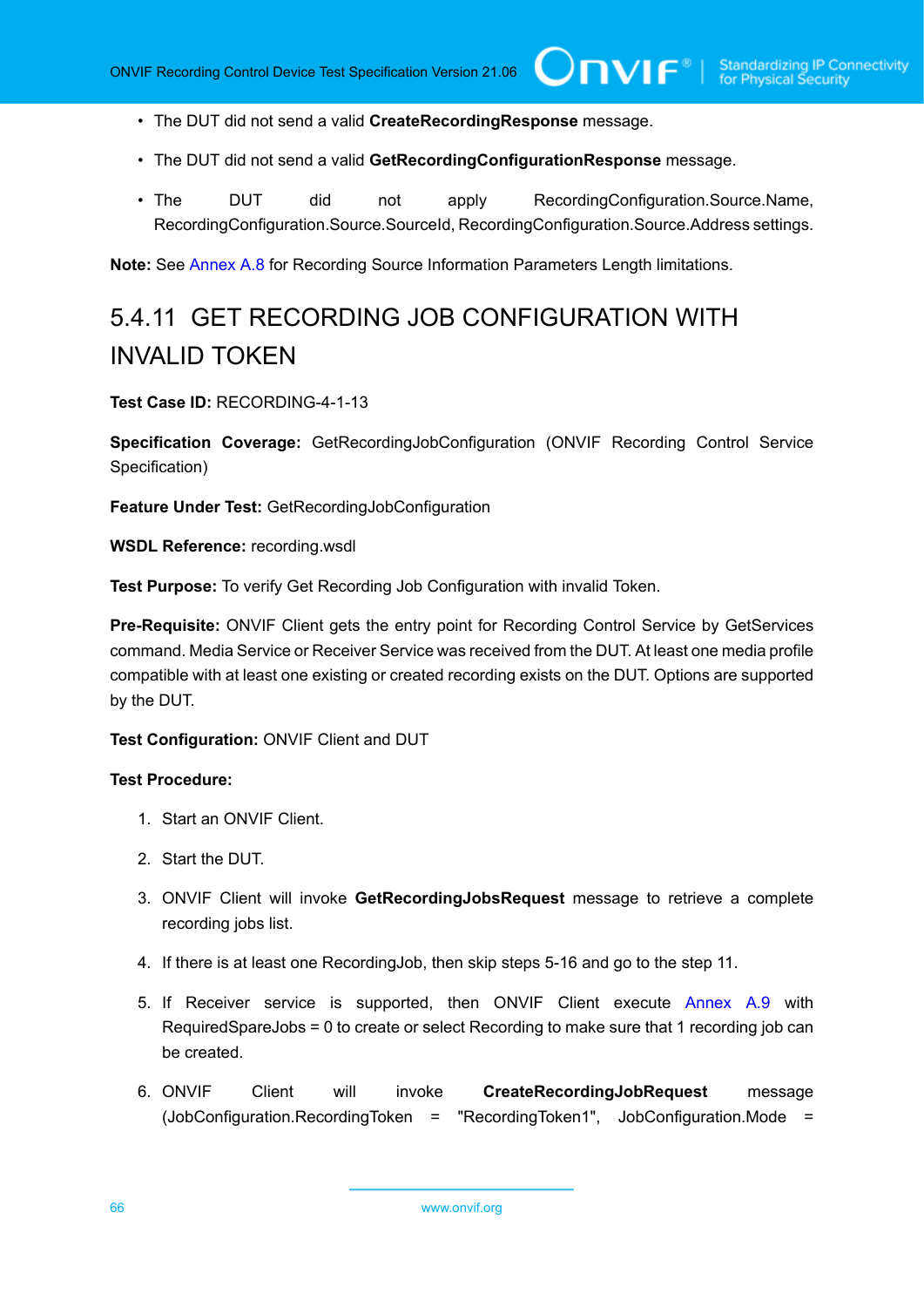- The DUT did not send a valid **CreateRecordingResponse** message.
- The DUT did not send a valid **GetRecordingConfigurationResponse** message.
- The DUT did not apply RecordingConfiguration.Source.Name, RecordingConfiguration.Source.SourceId, RecordingConfiguration.Source.Address settings.

**Note:** See Annex A.8 for Recording Source Information Parameters Length limitations.

### 5.4.11 GET RECORDING JOB CONFIGURATION WITH INVALID TOKEN

**Test Case ID:** RECORDING-4-1-13

**Specification Coverage:** GetRecordingJobConfiguration (ONVIF Recording Control Service Specification)

**Feature Under Test:** GetRecordingJobConfiguration

**WSDL Reference:** recording.wsdl

**Test Purpose:** To verify Get Recording Job Configuration with invalid Token.

**Pre-Requisite:** ONVIF Client gets the entry point for Recording Control Service by GetServices command. Media Service or Receiver Service was received from the DUT. At least one media profile compatible with at least one existing or created recording exists on the DUT. Options are supported by the DUT.

**Test Configuration:** ONVIF Client and DUT

**Test Procedure:**

1. Start an ONVIF Client.
2. Start the DUT.
3. ONVIF Client will invoke **GetRecordingJobsRequest** message to retrieve a complete recording jobs list.
4. If there is at least one RecordingJob, then skip steps 5-16 and go to the step 11.
5. If Receiver service is supported, then ONVIF Client execute Annex A.9 with RequiredSpareJobs = 0 to create or select Recording to make sure that 1 recording job can be created.
6. ONVIF Client will invoke **CreateRecordingJobRequest** message (JobConfiguration.RecordingToken = "RecordingToken1", JobConfiguration.Mode =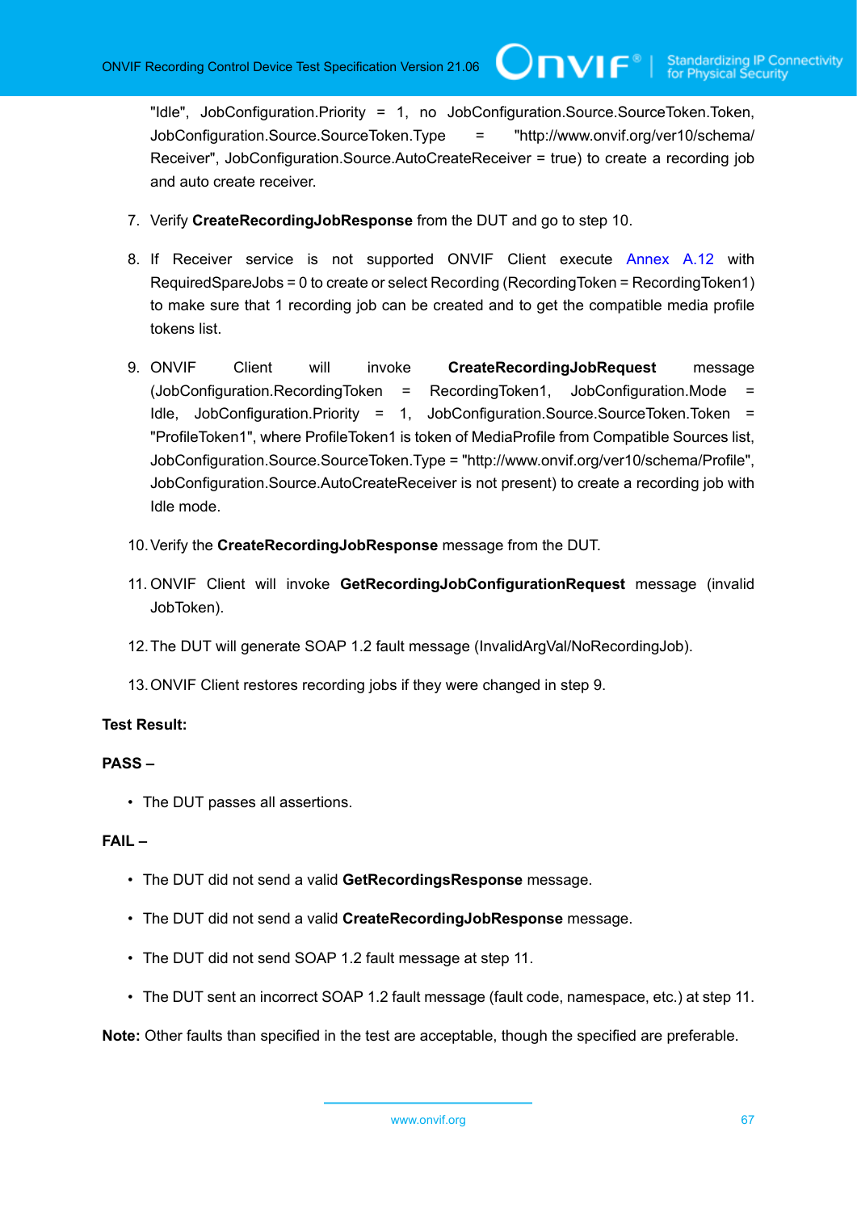"Idle", JobConfiguration.Priority = 1, no JobConfiguration.Source.SourceToken.Token, JobConfiguration.Source.SourceToken.Type = "http://www.onvif.org/ver10/schema/Receiver", JobConfiguration.Source.AutoCreateReceiver = true) to create a recording job and auto create receiver.

7. Verify **CreateRecordingJobResponse** from the DUT and go to step 10.

8. If Receiver service is not supported ONVIF Client execute Annex A.12 with RequiredSpareJobs = 0 to create or select Recording (RecordingToken = RecordingToken1) to make sure that 1 recording job can be created and to get the compatible media profile tokens list.

9. ONVIF Client will invoke **CreateRecordingJobRequest** message (JobConfiguration.RecordingToken = RecordingToken1, JobConfiguration.Mode = Idle, JobConfiguration.Priority = 1, JobConfiguration.Source.SourceToken.Token = "ProfileToken1", where ProfileToken1 is token of MediaProfile from Compatible Sources list, JobConfiguration.Source.SourceToken.Type = "http://www.onvif.org/ver10/schema/Profile", JobConfiguration.Source.AutoCreateReceiver is not present) to create a recording job with Idle mode.

10. Verify the **CreateRecordingJobResponse** message from the DUT.

11. ONVIF Client will invoke **GetRecordingJobConfigurationRequest** message (invalid JobToken).

12. The DUT will generate SOAP 1.2 fault message (InvalidArgVal/NoRecordingJob).

13. ONVIF Client restores recording jobs if they were changed in step 9.

**Test Result:**

**PASS –**

- The DUT passes all assertions.

**FAIL –**

- The DUT did not send a valid **GetRecordingsResponse** message.
- The DUT did not send a valid **CreateRecordingJobResponse** message.
- The DUT did not send SOAP 1.2 fault message at step 11.
- The DUT sent an incorrect SOAP 1.2 fault message (fault code, namespace, etc.) at step 11.

**Note:** Other faults than specified in the test are acceptable, though the specified are preferable.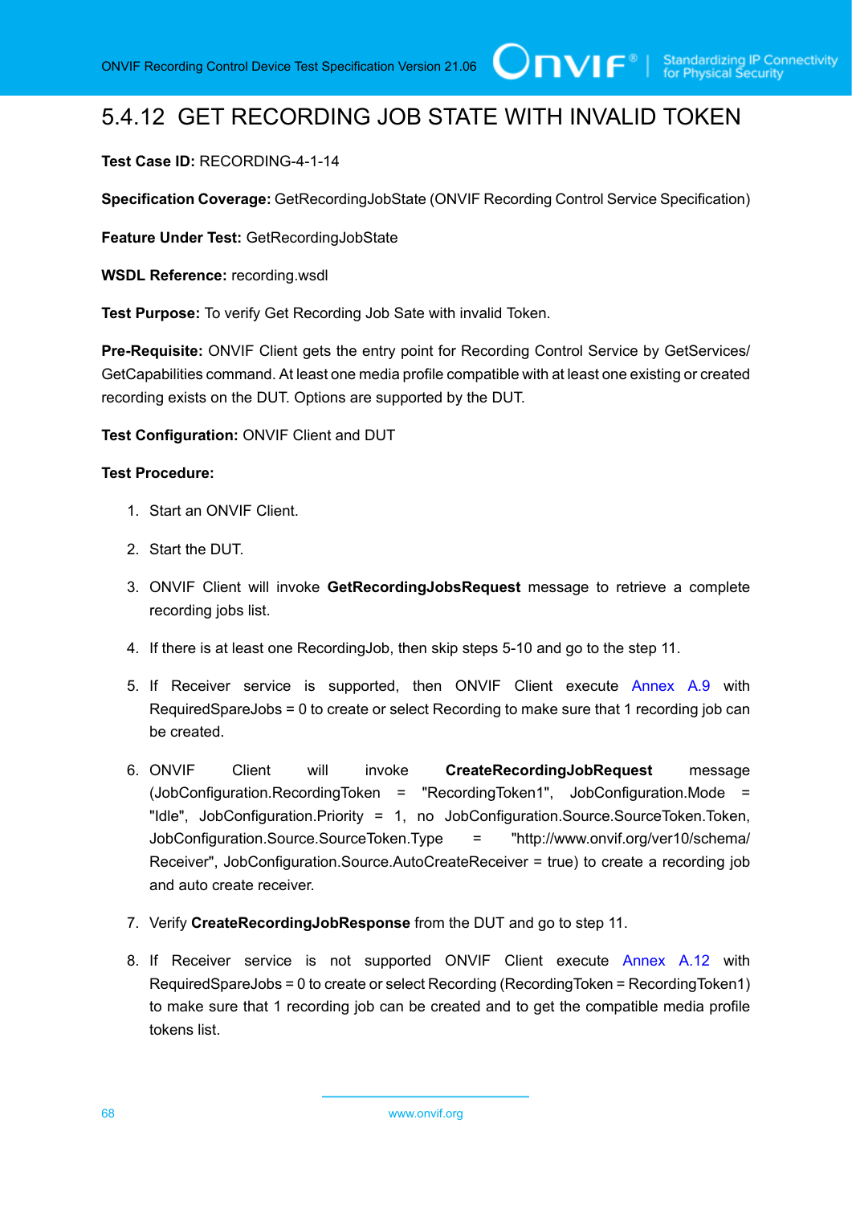## 5.4.12 GET RECORDING JOB STATE WITH INVALID TOKEN

**Test Case ID:** RECORDING-4-1-14

**Specification Coverage:** GetRecordingJobState (ONVIF Recording Control Service Specification)

**Feature Under Test:** GetRecordingJobState

**WSDL Reference:** recording.wsdl

**Test Purpose:** To verify Get Recording Job Sate with invalid Token.

**Pre-Requisite:** ONVIF Client gets the entry point for Recording Control Service by GetServices/GetCapabilities command. At least one media profile compatible with at least one existing or created recording exists on the DUT. Options are supported by the DUT.

**Test Configuration:** ONVIF Client and DUT

**Test Procedure:**

1. Start an ONVIF Client.
2. Start the DUT.
3. ONVIF Client will invoke **GetRecordingJobsRequest** message to retrieve a complete recording jobs list.
4. If there is at least one RecordingJob, then skip steps 5-10 and go to the step 11.
5. If Receiver service is supported, then ONVIF Client execute Annex A.9 with RequiredSpareJobs = 0 to create or select Recording to make sure that 1 recording job can be created.
6. ONVIF Client will invoke **CreateRecordingJobRequest** message (JobConfiguration.RecordingToken = "RecordingToken1", JobConfiguration.Mode = "Idle", JobConfiguration.Priority = 1, no JobConfiguration.Source.SourceToken.Token, JobConfiguration.Source.SourceToken.Type = "http://www.onvif.org/ver10/schema/Receiver", JobConfiguration.Source.AutoCreateReceiver = true) to create a recording job and auto create receiver.
7. Verify **CreateRecordingJobResponse** from the DUT and go to step 11.
8. If Receiver service is not supported ONVIF Client execute Annex A.12 with RequiredSpareJobs = 0 to create or select Recording (RecordingToken = RecordingToken1) to make sure that 1 recording job can be created and to get the compatible media profile tokens list.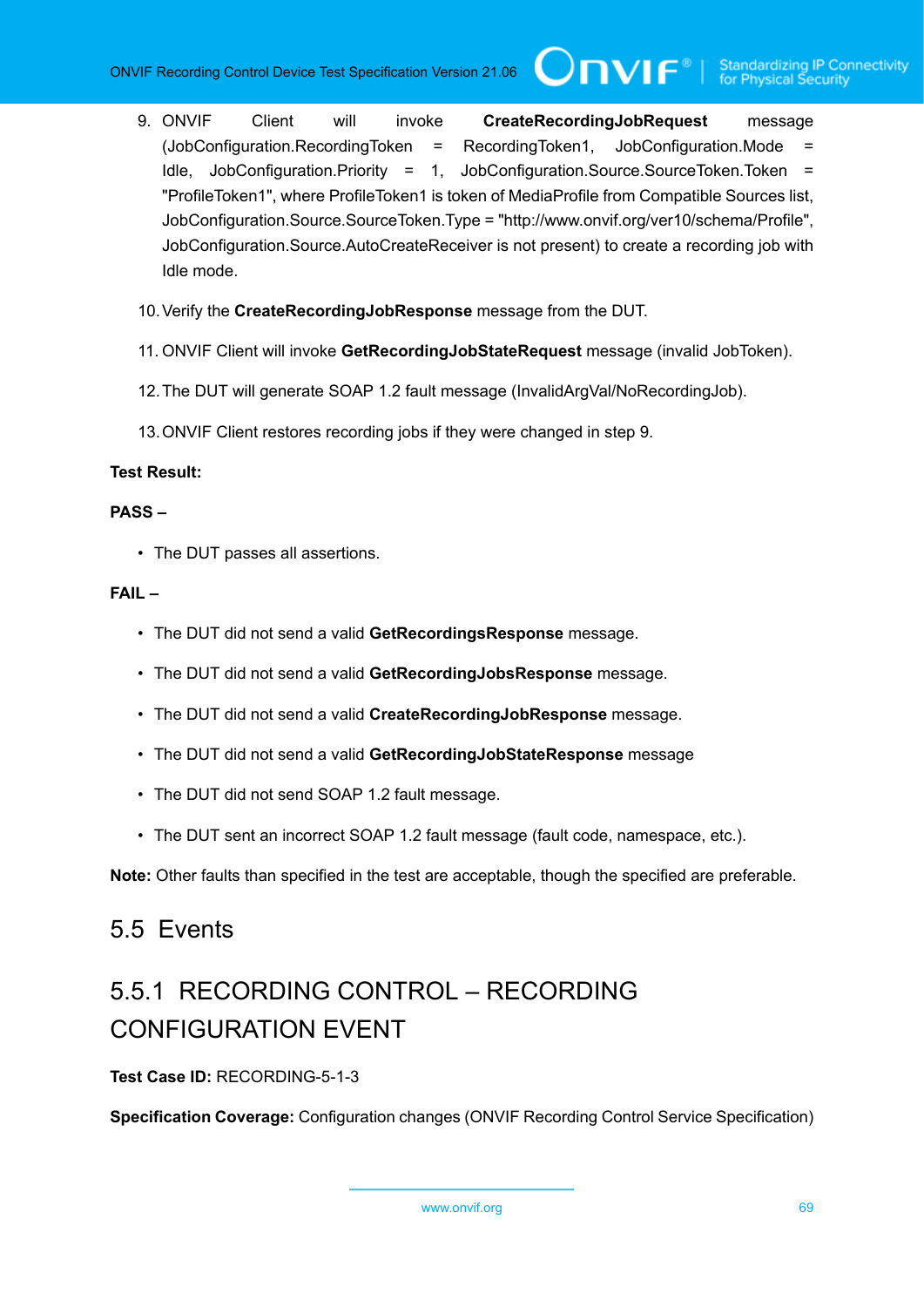9. ONVIF Client will invoke **CreateRecordingJobRequest** message (JobConfiguration.RecordingToken = RecordingToken1, JobConfiguration.Mode = Idle, JobConfiguration.Priority = 1, JobConfiguration.Source.SourceToken.Token = "ProfileToken1", where ProfileToken1 is token of MediaProfile from Compatible Sources list, JobConfiguration.Source.SourceToken.Type = "http://www.onvif.org/ver10/schema/Profile", JobConfiguration.Source.AutoCreateReceiver is not present) to create a recording job with Idle mode.

10. Verify the **CreateRecordingJobResponse** message from the DUT.

11. ONVIF Client will invoke **GetRecordingJobStateRequest** message (invalid JobToken).

12. The DUT will generate SOAP 1.2 fault message (InvalidArgVal/NoRecordingJob).

13. ONVIF Client restores recording jobs if they were changed in step 9.

**Test Result:**

**PASS –**

- The DUT passes all assertions.

**FAIL –**

- The DUT did not send a valid **GetRecordingsResponse** message.
- The DUT did not send a valid **GetRecordingJobsResponse** message.
- The DUT did not send a valid **CreateRecordingJobResponse** message.
- The DUT did not send a valid **GetRecordingJobStateResponse** message
- The DUT did not send SOAP 1.2 fault message.
- The DUT sent an incorrect SOAP 1.2 fault message (fault code, namespace, etc.).

**Note:** Other faults than specified in the test are acceptable, though the specified are preferable.

## 5.5 Events

### 5.5.1 RECORDING CONTROL – RECORDING CONFIGURATION EVENT

**Test Case ID:** RECORDING-5-1-3

**Specification Coverage:** Configuration changes (ONVIF Recording Control Service Specification)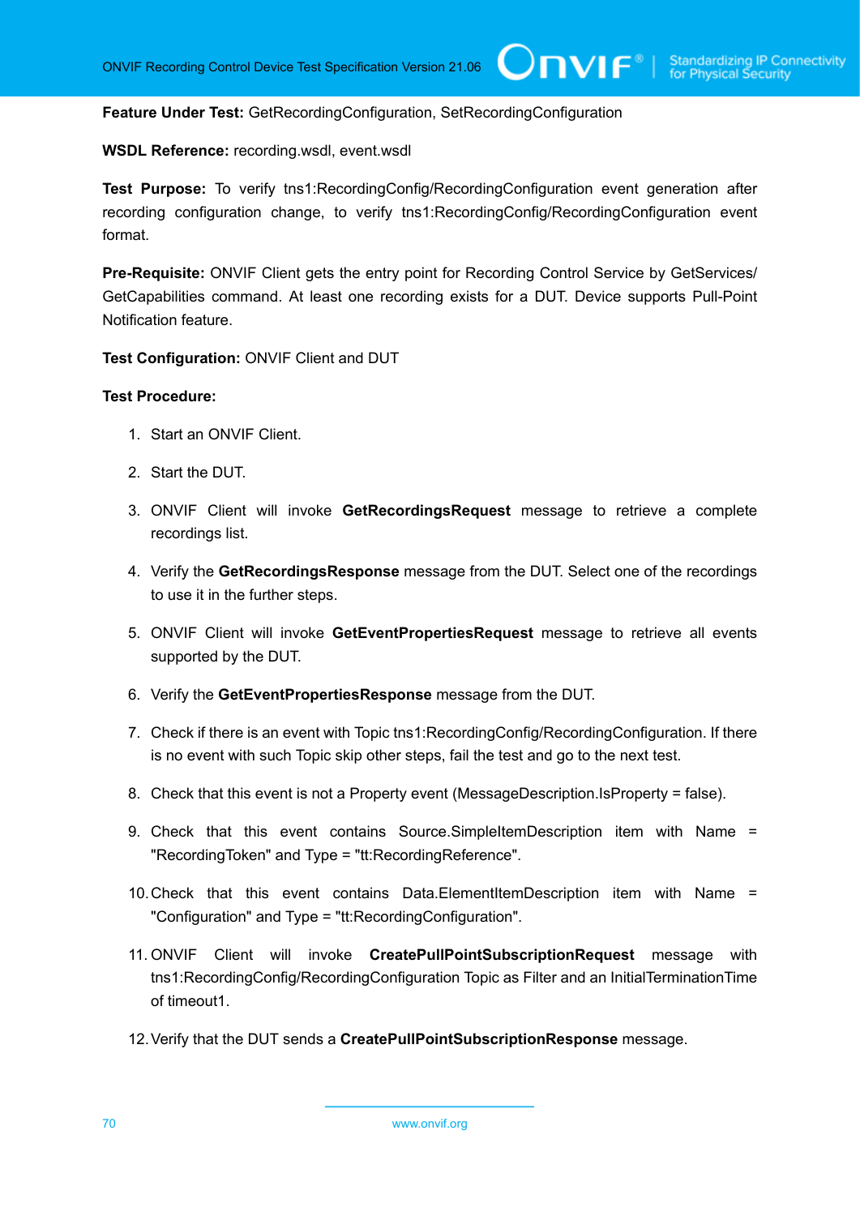**Feature Under Test:** GetRecordingConfiguration, SetRecordingConfiguration

**WSDL Reference:** recording.wsdl, event.wsdl

**Test Purpose:** To verify tns1:RecordingConfig/RecordingConfiguration event generation after recording configuration change, to verify tns1:RecordingConfig/RecordingConfiguration event format.

**Pre-Requisite:** ONVIF Client gets the entry point for Recording Control Service by GetServices/ GetCapabilities command. At least one recording exists for a DUT. Device supports Pull-Point Notification feature.

**Test Configuration:** ONVIF Client and DUT

**Test Procedure:**

1. Start an ONVIF Client.
2. Start the DUT.
3. ONVIF Client will invoke **GetRecordingsRequest** message to retrieve a complete recordings list.
4. Verify the **GetRecordingsResponse** message from the DUT. Select one of the recordings to use it in the further steps.
5. ONVIF Client will invoke **GetEventPropertiesRequest** message to retrieve all events supported by the DUT.
6. Verify the **GetEventPropertiesResponse** message from the DUT.
7. Check if there is an event with Topic tns1:RecordingConfig/RecordingConfiguration. If there is no event with such Topic skip other steps, fail the test and go to the next test.
8. Check that this event is not a Property event (MessageDescription.IsProperty = false).
9. Check that this event contains Source.SimpleItemDescription item with Name = "RecordingToken" and Type = "tt:RecordingReference".
10. Check that this event contains Data.ElementItemDescription item with Name = "Configuration" and Type = "tt:RecordingConfiguration".
11. ONVIF Client will invoke **CreatePullPointSubscriptionRequest** message with tns1:RecordingConfig/RecordingConfiguration Topic as Filter and an InitialTerminationTime of timeout1.
12. Verify that the DUT sends a **CreatePullPointSubscriptionResponse** message.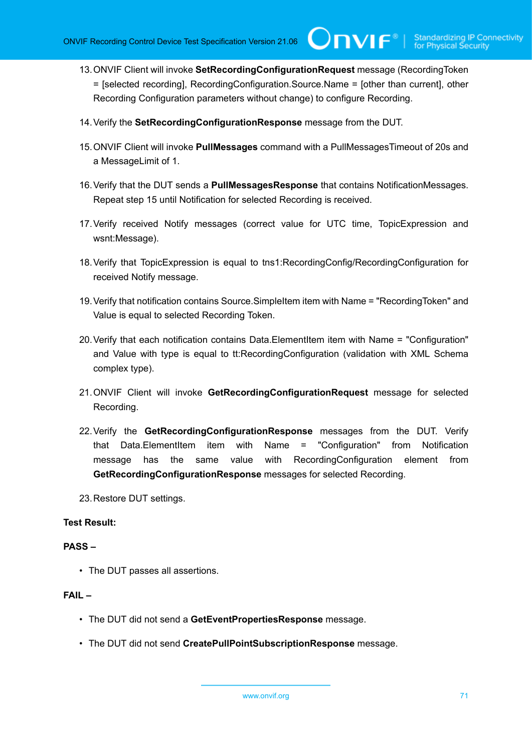13. ONVIF Client will invoke **SetRecordingConfigurationRequest** message (RecordingToken = [selected recording], RecordingConfiguration.Source.Name = [other than current], other Recording Configuration parameters without change) to configure Recording.

14. Verify the **SetRecordingConfigurationResponse** message from the DUT.

15. ONVIF Client will invoke **PullMessages** command with a PullMessagesTimeout of 20s and a MessageLimit of 1.

16. Verify that the DUT sends a **PullMessagesResponse** that contains NotificationMessages. Repeat step 15 until Notification for selected Recording is received.

17. Verify received Notify messages (correct value for UTC time, TopicExpression and wsnt:Message).

18. Verify that TopicExpression is equal to tns1:RecordingConfig/RecordingConfiguration for received Notify message.

19. Verify that notification contains Source.SimpleItem item with Name = "RecordingToken" and Value is equal to selected Recording Token.

20. Verify that each notification contains Data.ElementItem item with Name = "Configuration" and Value with type is equal to tt:RecordingConfiguration (validation with XML Schema complex type).

21. ONVIF Client will invoke **GetRecordingConfigurationRequest** message for selected Recording.

22. Verify the **GetRecordingConfigurationResponse** messages from the DUT. Verify that Data.ElementItem item with Name = "Configuration" from Notification message has the same value with RecordingConfiguration element from **GetRecordingConfigurationResponse** messages for selected Recording.

23. Restore DUT settings.

**Test Result:**

**PASS –**

- The DUT passes all assertions.

**FAIL –**

- The DUT did not send a **GetEventPropertiesResponse** message.

- The DUT did not send **CreatePullPointSubscriptionResponse** message.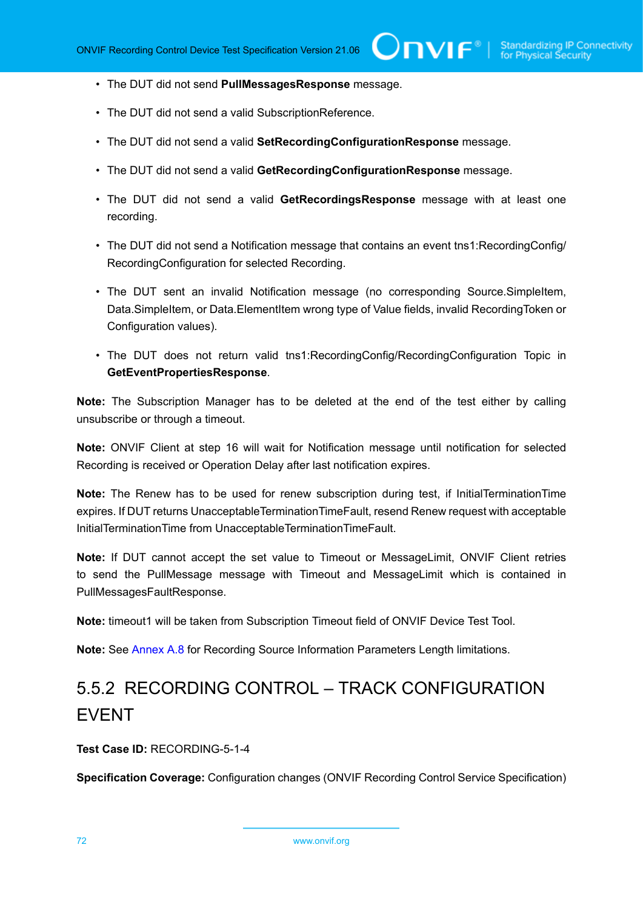- The DUT did not send **PullMessagesResponse** message.
- The DUT did not send a valid SubscriptionReference.
- The DUT did not send a valid **SetRecordingConfigurationResponse** message.
- The DUT did not send a valid **GetRecordingConfigurationResponse** message.
- The DUT did not send a valid **GetRecordingsResponse** message with at least one recording.
- The DUT did not send a Notification message that contains an event tns1:RecordingConfig/RecordingConfiguration for selected Recording.
- The DUT sent an invalid Notification message (no corresponding Source.SimpleItem, Data.SimpleItem, or Data.ElementItem wrong type of Value fields, invalid RecordingToken or Configuration values).
- The DUT does not return valid tns1:RecordingConfig/RecordingConfiguration Topic in **GetEventPropertiesResponse**.

**Note:** The Subscription Manager has to be deleted at the end of the test either by calling unsubscribe or through a timeout.

**Note:** ONVIF Client at step 16 will wait for Notification message until notification for selected Recording is received or Operation Delay after last notification expires.

**Note:** The Renew has to be used for renew subscription during test, if InitialTerminationTime expires. If DUT returns UnacceptableTerminationTimeFault, resend Renew request with acceptable InitialTerminationTime from UnacceptableTerminationTimeFault.

**Note:** If DUT cannot accept the set value to Timeout or MessageLimit, ONVIF Client retries to send the PullMessage message with Timeout and MessageLimit which is contained in PullMessagesFaultResponse.

**Note:** timeout1 will be taken from Subscription Timeout field of ONVIF Device Test Tool.

**Note:** See Annex A.8 for Recording Source Information Parameters Length limitations.

### 5.5.2 RECORDING CONTROL – TRACK CONFIGURATION EVENT

**Test Case ID:** RECORDING-5-1-4

**Specification Coverage:** Configuration changes (ONVIF Recording Control Service Specification)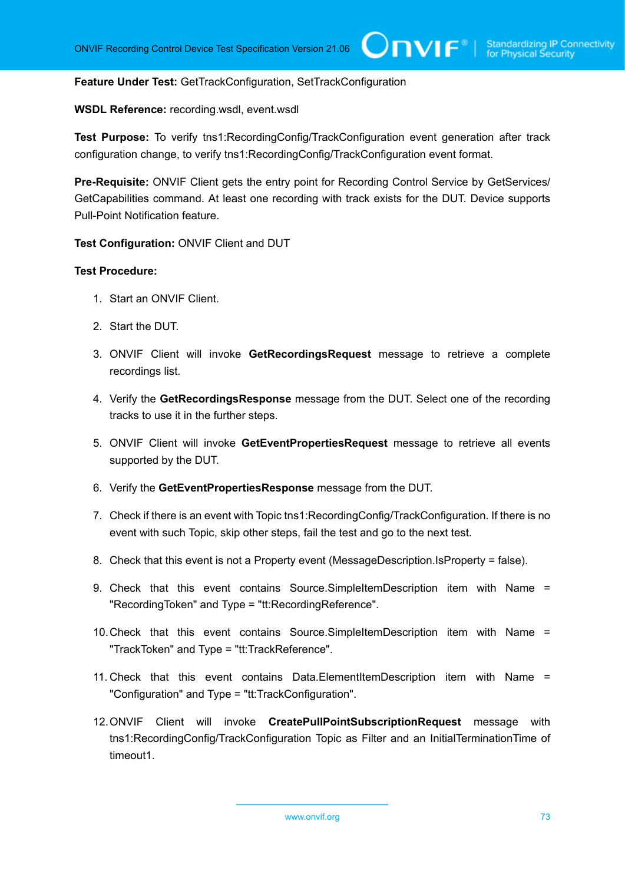**Feature Under Test:** GetTrackConfiguration, SetTrackConfiguration

**WSDL Reference:** recording.wsdl, event.wsdl

**Test Purpose:** To verify tns1:RecordingConfig/TrackConfiguration event generation after track configuration change, to verify tns1:RecordingConfig/TrackConfiguration event format.

**Pre-Requisite:** ONVIF Client gets the entry point for Recording Control Service by GetServices/ GetCapabilities command. At least one recording with track exists for the DUT. Device supports Pull-Point Notification feature.

**Test Configuration:** ONVIF Client and DUT

**Test Procedure:**

1. Start an ONVIF Client.
2. Start the DUT.
3. ONVIF Client will invoke **GetRecordingsRequest** message to retrieve a complete recordings list.
4. Verify the **GetRecordingsResponse** message from the DUT. Select one of the recording tracks to use it in the further steps.
5. ONVIF Client will invoke **GetEventPropertiesRequest** message to retrieve all events supported by the DUT.
6. Verify the **GetEventPropertiesResponse** message from the DUT.
7. Check if there is an event with Topic tns1:RecordingConfig/TrackConfiguration. If there is no event with such Topic, skip other steps, fail the test and go to the next test.
8. Check that this event is not a Property event (MessageDescription.IsProperty = false).
9. Check that this event contains Source.SimpleItemDescription item with Name = "RecordingToken" and Type = "tt:RecordingReference".
10. Check that this event contains Source.SimpleItemDescription item with Name = "TrackToken" and Type = "tt:TrackReference".
11. Check that this event contains Data.ElementItemDescription item with Name = "Configuration" and Type = "tt:TrackConfiguration".
12. ONVIF Client will invoke **CreatePullPointSubscriptionRequest** message with tns1:RecordingConfig/TrackConfiguration Topic as Filter and an InitialTerminationTime of timeout1.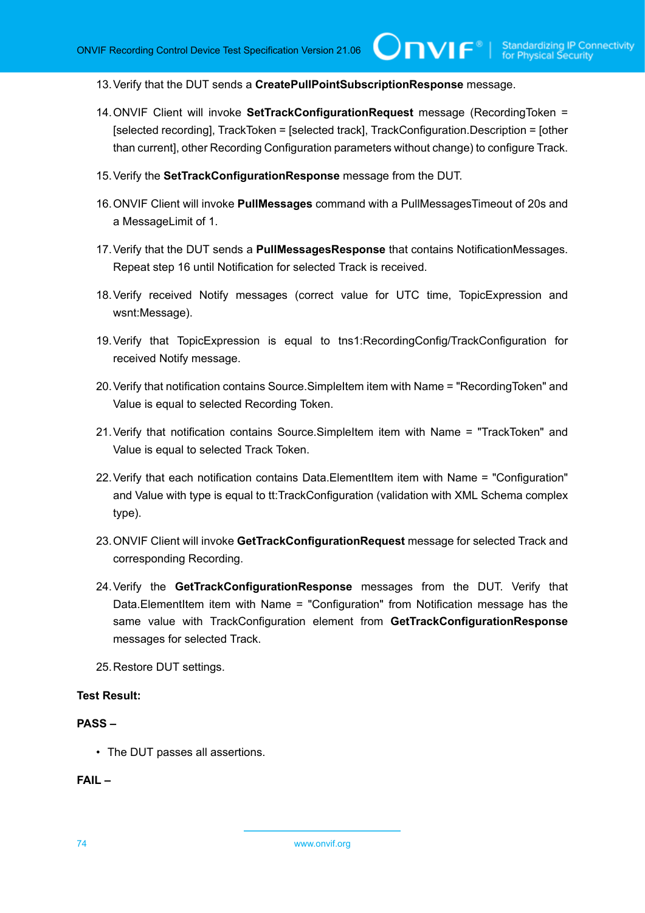13. Verify that the DUT sends a **CreatePullPointSubscriptionResponse** message.

14. ONVIF Client will invoke **SetTrackConfigurationRequest** message (RecordingToken = [selected recording], TrackToken = [selected track], TrackConfiguration.Description = [other than current], other Recording Configuration parameters without change) to configure Track.

15. Verify the **SetTrackConfigurationResponse** message from the DUT.

16. ONVIF Client will invoke **PullMessages** command with a PullMessagesTimeout of 20s and a MessageLimit of 1.

17. Verify that the DUT sends a **PullMessagesResponse** that contains NotificationMessages. Repeat step 16 until Notification for selected Track is received.

18. Verify received Notify messages (correct value for UTC time, TopicExpression and wsnt:Message).

19. Verify that TopicExpression is equal to tns1:RecordingConfig/TrackConfiguration for received Notify message.

20. Verify that notification contains Source.SimpleItem item with Name = "RecordingToken" and Value is equal to selected Recording Token.

21. Verify that notification contains Source.SimpleItem item with Name = "TrackToken" and Value is equal to selected Track Token.

22. Verify that each notification contains Data.ElementItem item with Name = "Configuration" and Value with type is equal to tt:TrackConfiguration (validation with XML Schema complex type).

23. ONVIF Client will invoke **GetTrackConfigurationRequest** message for selected Track and corresponding Recording.

24. Verify the **GetTrackConfigurationResponse** messages from the DUT. Verify that Data.ElementItem item with Name = "Configuration" from Notification message has the same value with TrackConfiguration element from **GetTrackConfigurationResponse** messages for selected Track.

25. Restore DUT settings.

**Test Result:**

**PASS –**

- The DUT passes all assertions.

**FAIL –**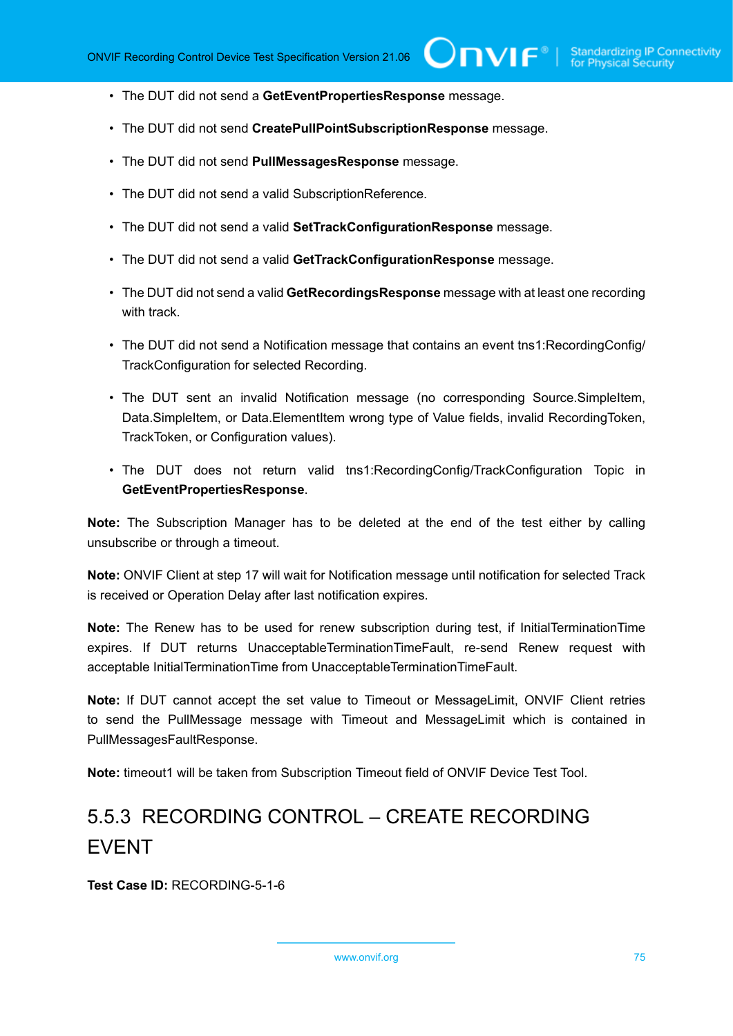- The DUT did not send a **GetEventPropertiesResponse** message.
- The DUT did not send **CreatePullPointSubscriptionResponse** message.
- The DUT did not send **PullMessagesResponse** message.
- The DUT did not send a valid SubscriptionReference.
- The DUT did not send a valid **SetTrackConfigurationResponse** message.
- The DUT did not send a valid **GetTrackConfigurationResponse** message.
- The DUT did not send a valid **GetRecordingsResponse** message with at least one recording with track.
- The DUT did not send a Notification message that contains an event tns1:RecordingConfig/TrackConfiguration for selected Recording.
- The DUT sent an invalid Notification message (no corresponding Source.SimpleItem, Data.SimpleItem, or Data.ElementItem wrong type of Value fields, invalid RecordingToken, TrackToken, or Configuration values).
- The DUT does not return valid tns1:RecordingConfig/TrackConfiguration Topic in **GetEventPropertiesResponse**.

**Note:** The Subscription Manager has to be deleted at the end of the test either by calling unsubscribe or through a timeout.

**Note:** ONVIF Client at step 17 will wait for Notification message until notification for selected Track is received or Operation Delay after last notification expires.

**Note:** The Renew has to be used for renew subscription during test, if InitialTerminationTime expires. If DUT returns UnacceptableTerminationTimeFault, re-send Renew request with acceptable InitialTerminationTime from UnacceptableTerminationTimeFault.

**Note:** If DUT cannot accept the set value to Timeout or MessageLimit, ONVIF Client retries to send the PullMessage message with Timeout and MessageLimit which is contained in PullMessagesFaultResponse.

**Note:** timeout1 will be taken from Subscription Timeout field of ONVIF Device Test Tool.

### 5.5.3 RECORDING CONTROL – CREATE RECORDING EVENT

**Test Case ID:** RECORDING-5-1-6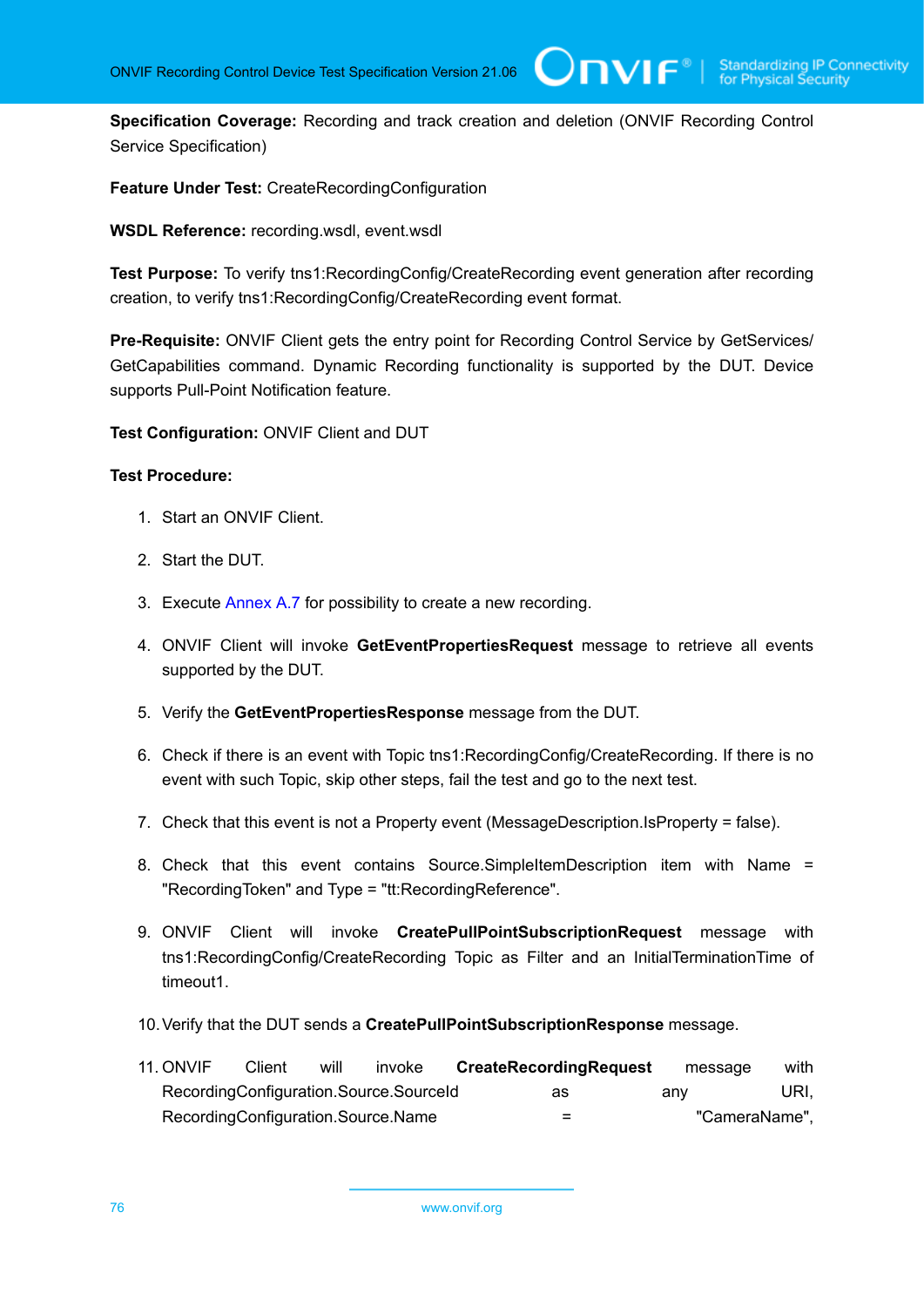**Specification Coverage:** Recording and track creation and deletion (ONVIF Recording Control Service Specification)

**Feature Under Test:** CreateRecordingConfiguration

**WSDL Reference:** recording.wsdl, event.wsdl

**Test Purpose:** To verify tns1:RecordingConfig/CreateRecording event generation after recording creation, to verify tns1:RecordingConfig/CreateRecording event format.

**Pre-Requisite:** ONVIF Client gets the entry point for Recording Control Service by GetServices/ GetCapabilities command. Dynamic Recording functionality is supported by the DUT. Device supports Pull-Point Notification feature.

**Test Configuration:** ONVIF Client and DUT

**Test Procedure:**

1. Start an ONVIF Client.
2. Start the DUT.
3. Execute Annex A.7 for possibility to create a new recording.
4. ONVIF Client will invoke **GetEventPropertiesRequest** message to retrieve all events supported by the DUT.
5. Verify the **GetEventPropertiesResponse** message from the DUT.
6. Check if there is an event with Topic tns1:RecordingConfig/CreateRecording. If there is no event with such Topic, skip other steps, fail the test and go to the next test.
7. Check that this event is not a Property event (MessageDescription.IsProperty = false).
8. Check that this event contains Source.SimpleItemDescription item with Name = "RecordingToken" and Type = "tt:RecordingReference".
9. ONVIF Client will invoke **CreatePullPointSubscriptionRequest** message with tns1:RecordingConfig/CreateRecording Topic as Filter and an InitialTerminationTime of timeout1.
10. Verify that the DUT sends a **CreatePullPointSubscriptionResponse** message.
11. ONVIF Client will invoke **CreateRecordingRequest** message with RecordingConfiguration.Source.SourceId as any URI, RecordingConfiguration.Source.Name = "CameraName",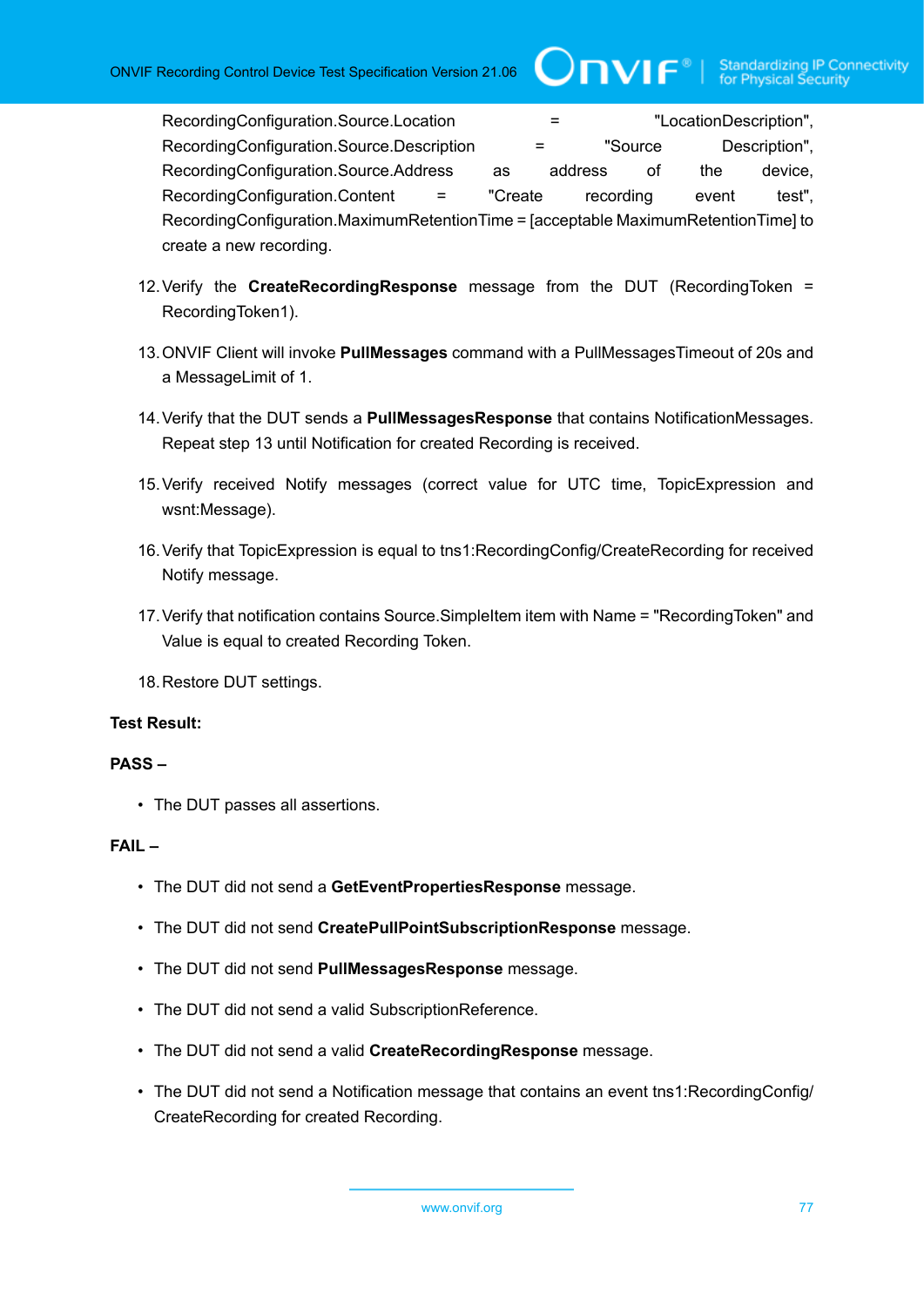RecordingConfiguration.Source.Location = "LocationDescription", RecordingConfiguration.Source.Description = "Source Description", RecordingConfiguration.Source.Address as address of the device, RecordingConfiguration.Content = "Create recording event test", RecordingConfiguration.MaximumRetentionTime = [acceptable MaximumRetentionTime] to create a new recording.

12. Verify the **CreateRecordingResponse** message from the DUT (RecordingToken = RecordingToken1).

13. ONVIF Client will invoke **PullMessages** command with a PullMessagesTimeout of 20s and a MessageLimit of 1.

14. Verify that the DUT sends a **PullMessagesResponse** that contains NotificationMessages. Repeat step 13 until Notification for created Recording is received.

15. Verify received Notify messages (correct value for UTC time, TopicExpression and wsnt:Message).

16. Verify that TopicExpression is equal to tns1:RecordingConfig/CreateRecording for received Notify message.

17. Verify that notification contains Source.SimpleItem item with Name = "RecordingToken" and Value is equal to created Recording Token.

18. Restore DUT settings.

**Test Result:**

**PASS –**

- The DUT passes all assertions.

**FAIL –**

- The DUT did not send a **GetEventPropertiesResponse** message.
- The DUT did not send **CreatePullPointSubscriptionResponse** message.
- The DUT did not send **PullMessagesResponse** message.
- The DUT did not send a valid SubscriptionReference.
- The DUT did not send a valid **CreateRecordingResponse** message.
- The DUT did not send a Notification message that contains an event tns1:RecordingConfig/CreateRecording for created Recording.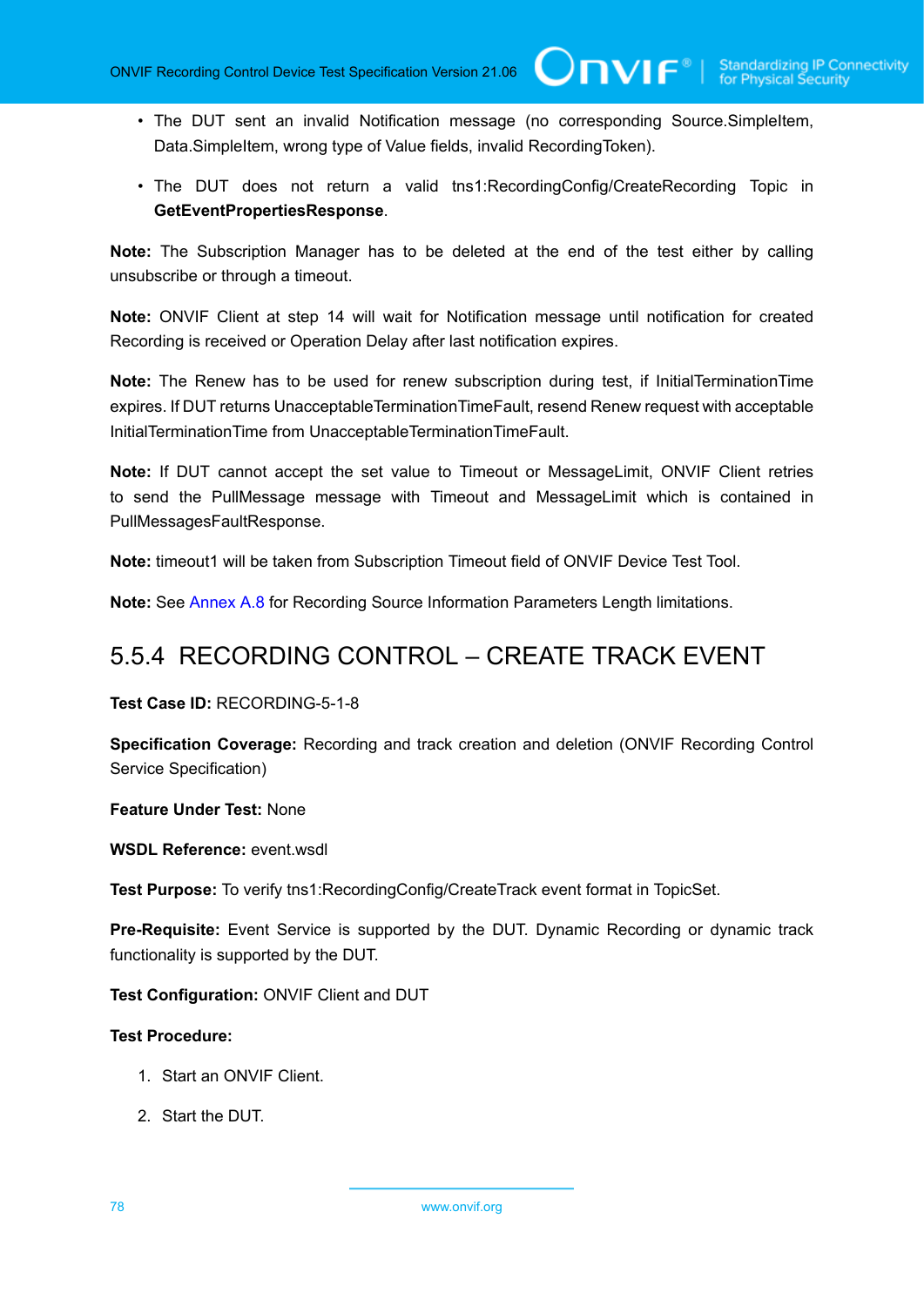- The DUT sent an invalid Notification message (no corresponding Source.SimpleItem, Data.SimpleItem, wrong type of Value fields, invalid RecordingToken).
- The DUT does not return a valid tns1:RecordingConfig/CreateRecording Topic in **GetEventPropertiesResponse**.

**Note:** The Subscription Manager has to be deleted at the end of the test either by calling unsubscribe or through a timeout.

**Note:** ONVIF Client at step 14 will wait for Notification message until notification for created Recording is received or Operation Delay after last notification expires.

**Note:** The Renew has to be used for renew subscription during test, if InitialTerminationTime expires. If DUT returns UnacceptableTerminationTimeFault, resend Renew request with acceptable InitialTerminationTime from UnacceptableTerminationTimeFault.

**Note:** If DUT cannot accept the set value to Timeout or MessageLimit, ONVIF Client retries to send the PullMessage message with Timeout and MessageLimit which is contained in PullMessagesFaultResponse.

**Note:** timeout1 will be taken from Subscription Timeout field of ONVIF Device Test Tool.

**Note:** See Annex A.8 for Recording Source Information Parameters Length limitations.

## 5.5.4 RECORDING CONTROL – CREATE TRACK EVENT

**Test Case ID:** RECORDING-5-1-8

**Specification Coverage:** Recording and track creation and deletion (ONVIF Recording Control Service Specification)

**Feature Under Test:** None

**WSDL Reference:** event.wsdl

**Test Purpose:** To verify tns1:RecordingConfig/CreateTrack event format in TopicSet.

**Pre-Requisite:** Event Service is supported by the DUT. Dynamic Recording or dynamic track functionality is supported by the DUT.

**Test Configuration:** ONVIF Client and DUT

**Test Procedure:**

1. Start an ONVIF Client.
2. Start the DUT.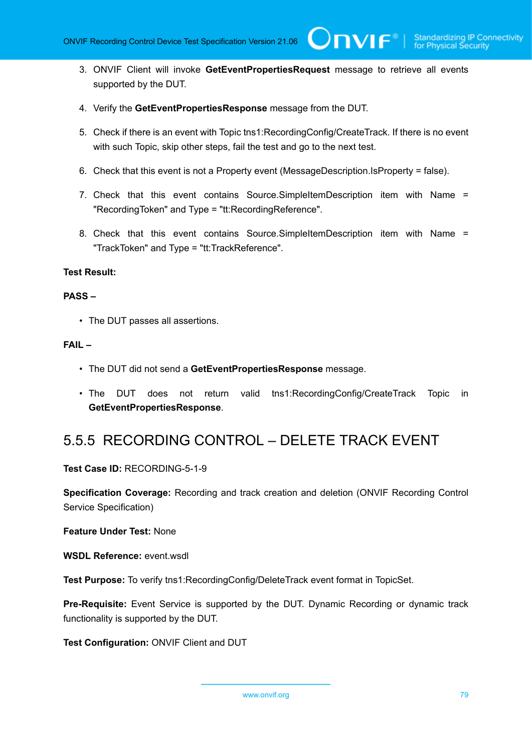3. ONVIF Client will invoke **GetEventPropertiesRequest** message to retrieve all events supported by the DUT.

4. Verify the **GetEventPropertiesResponse** message from the DUT.

5. Check if there is an event with Topic tns1:RecordingConfig/CreateTrack. If there is no event with such Topic, skip other steps, fail the test and go to the next test.

6. Check that this event is not a Property event (MessageDescription.IsProperty = false).

7. Check that this event contains Source.SimpleItemDescription item with Name = "RecordingToken" and Type = "tt:RecordingReference".

8. Check that this event contains Source.SimpleItemDescription item with Name = "TrackToken" and Type = "tt:TrackReference".

**Test Result:**

**PASS –**

- The DUT passes all assertions.

**FAIL –**

- The DUT did not send a **GetEventPropertiesResponse** message.

- The DUT does not return valid tns1:RecordingConfig/CreateTrack Topic in **GetEventPropertiesResponse**.

## 5.5.5 RECORDING CONTROL – DELETE TRACK EVENT

**Test Case ID:** RECORDING-5-1-9

**Specification Coverage:** Recording and track creation and deletion (ONVIF Recording Control Service Specification)

**Feature Under Test:** None

**WSDL Reference:** event.wsdl

**Test Purpose:** To verify tns1:RecordingConfig/DeleteTrack event format in TopicSet.

**Pre-Requisite:** Event Service is supported by the DUT. Dynamic Recording or dynamic track functionality is supported by the DUT.

**Test Configuration:** ONVIF Client and DUT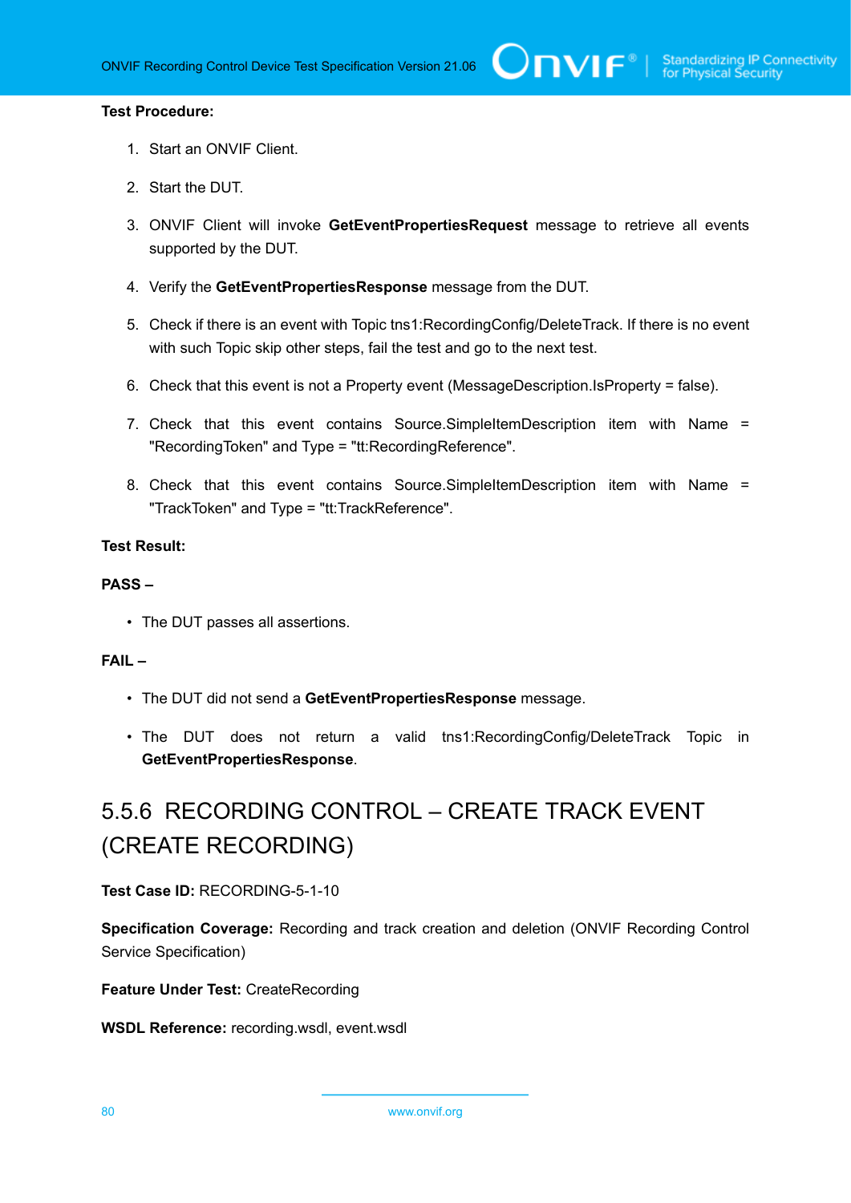**Test Procedure:**

1. Start an ONVIF Client.
2. Start the DUT.
3. ONVIF Client will invoke **GetEventPropertiesRequest** message to retrieve all events supported by the DUT.
4. Verify the **GetEventPropertiesResponse** message from the DUT.
5. Check if there is an event with Topic tns1:RecordingConfig/DeleteTrack. If there is no event with such Topic skip other steps, fail the test and go to the next test.
6. Check that this event is not a Property event (MessageDescription.IsProperty = false).
7. Check that this event contains Source.SimpleItemDescription item with Name = "RecordingToken" and Type = "tt:RecordingReference".
8. Check that this event contains Source.SimpleItemDescription item with Name = "TrackToken" and Type = "tt:TrackReference".

**Test Result:**

**PASS –**

- The DUT passes all assertions.

**FAIL –**

- The DUT did not send a **GetEventPropertiesResponse** message.
- The DUT does not return a valid tns1:RecordingConfig/DeleteTrack Topic in **GetEventPropertiesResponse**.

## 5.5.6 RECORDING CONTROL – CREATE TRACK EVENT (CREATE RECORDING)

**Test Case ID:** RECORDING-5-1-10

**Specification Coverage:** Recording and track creation and deletion (ONVIF Recording Control Service Specification)

**Feature Under Test:** CreateRecording

**WSDL Reference:** recording.wsdl, event.wsdl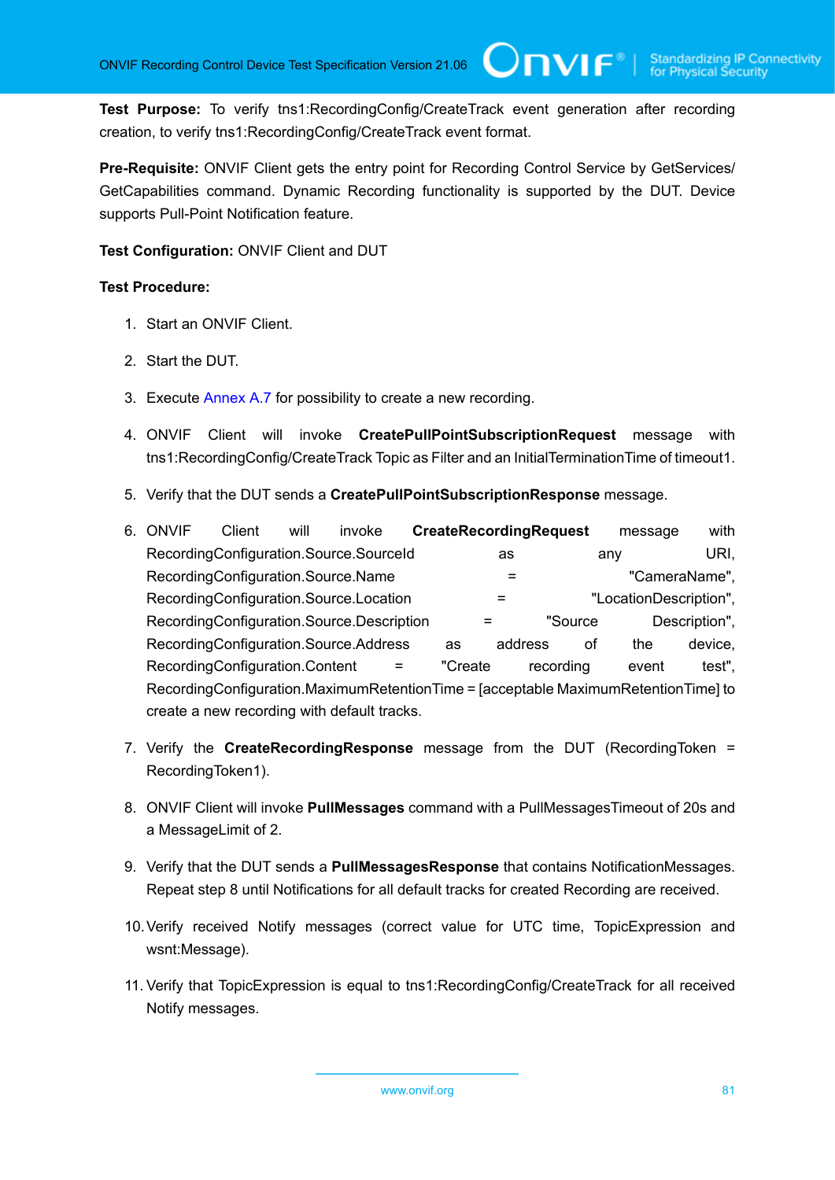**Test Purpose:** To verify tns1:RecordingConfig/CreateTrack event generation after recording creation, to verify tns1:RecordingConfig/CreateTrack event format.

**Pre-Requisite:** ONVIF Client gets the entry point for Recording Control Service by GetServices/ GetCapabilities command. Dynamic Recording functionality is supported by the DUT. Device supports Pull-Point Notification feature.

**Test Configuration:** ONVIF Client and DUT

**Test Procedure:**

1. Start an ONVIF Client.
2. Start the DUT.
3. Execute Annex A.7 for possibility to create a new recording.
4. ONVIF Client will invoke **CreatePullPointSubscriptionRequest** message with tns1:RecordingConfig/CreateTrack Topic as Filter and an InitialTerminationTime of timeout1.
5. Verify that the DUT sends a **CreatePullPointSubscriptionResponse** message.
6. ONVIF Client will invoke **CreateRecordingRequest** message with RecordingConfiguration.Source.SourceId as any URI, RecordingConfiguration.Source.Name = "CameraName", RecordingConfiguration.Source.Location = "LocationDescription", RecordingConfiguration.Source.Description = "Source Description", RecordingConfiguration.Source.Address as address of the device, RecordingConfiguration.Content = "Create recording event test", RecordingConfiguration.MaximumRetentionTime = [acceptable MaximumRetentionTime] to create a new recording with default tracks.
7. Verify the **CreateRecordingResponse** message from the DUT (RecordingToken = RecordingToken1).
8. ONVIF Client will invoke **PullMessages** command with a PullMessagesTimeout of 20s and a MessageLimit of 2.
9. Verify that the DUT sends a **PullMessagesResponse** that contains NotificationMessages. Repeat step 8 until Notifications for all default tracks for created Recording are received.
10. Verify received Notify messages (correct value for UTC time, TopicExpression and wsnt:Message).
11. Verify that TopicExpression is equal to tns1:RecordingConfig/CreateTrack for all received Notify messages.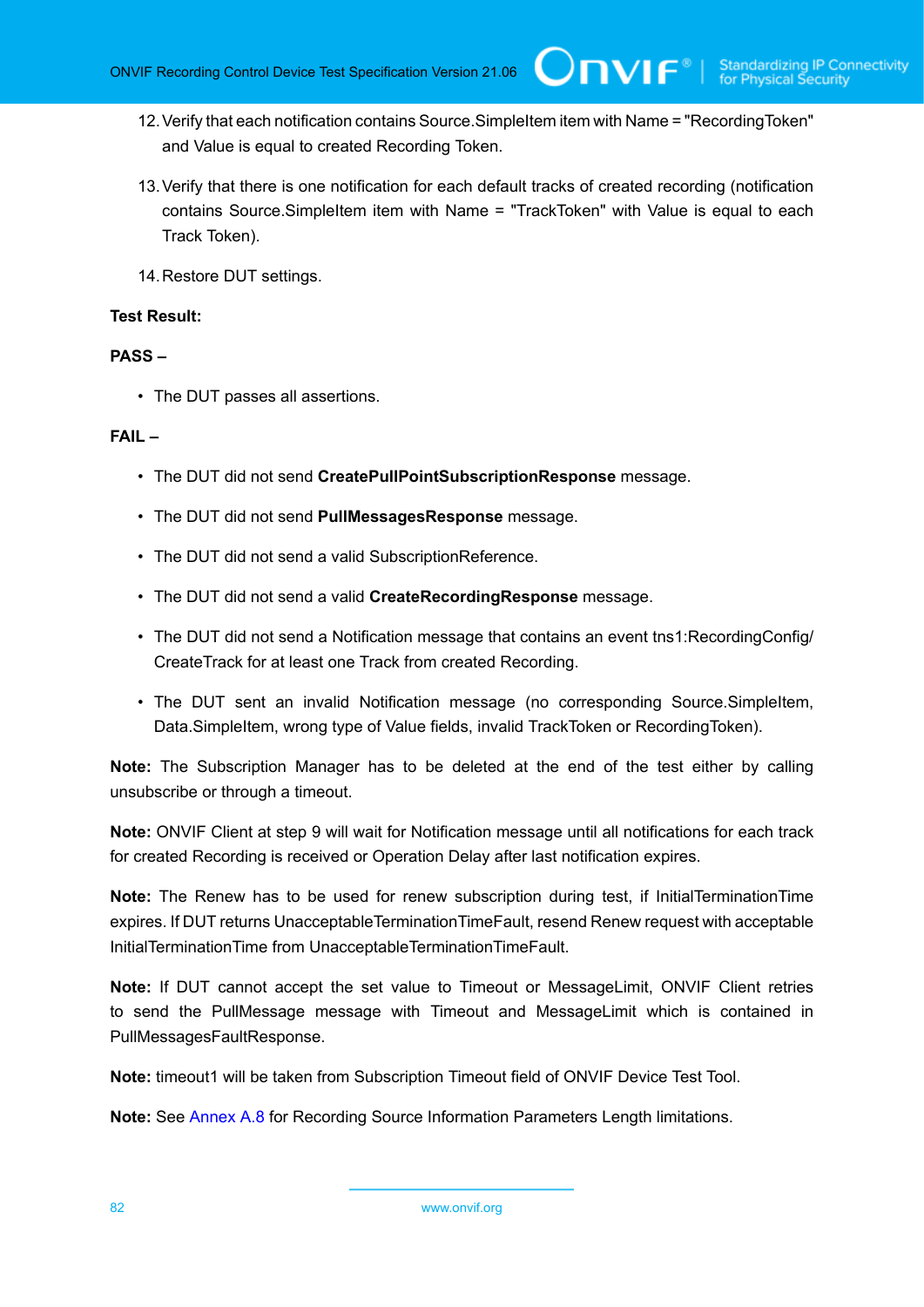12. Verify that each notification contains Source.SimpleItem item with Name = "RecordingToken" and Value is equal to created Recording Token.

13. Verify that there is one notification for each default tracks of created recording (notification contains Source.SimpleItem item with Name = "TrackToken" with Value is equal to each Track Token).

14. Restore DUT settings.

**Test Result:**

**PASS –**

- The DUT passes all assertions.

**FAIL –**

- The DUT did not send **CreatePullPointSubscriptionResponse** message.
- The DUT did not send **PullMessagesResponse** message.
- The DUT did not send a valid SubscriptionReference.
- The DUT did not send a valid **CreateRecordingResponse** message.
- The DUT did not send a Notification message that contains an event tns1:RecordingConfig/CreateTrack for at least one Track from created Recording.
- The DUT sent an invalid Notification message (no corresponding Source.SimpleItem, Data.SimpleItem, wrong type of Value fields, invalid TrackToken or RecordingToken).

**Note:** The Subscription Manager has to be deleted at the end of the test either by calling unsubscribe or through a timeout.

**Note:** ONVIF Client at step 9 will wait for Notification message until all notifications for each track for created Recording is received or Operation Delay after last notification expires.

**Note:** The Renew has to be used for renew subscription during test, if InitialTerminationTime expires. If DUT returns UnacceptableTerminationTimeFault, resend Renew request with acceptable InitialTerminationTime from UnacceptableTerminationTimeFault.

**Note:** If DUT cannot accept the set value to Timeout or MessageLimit, ONVIF Client retries to send the PullMessage message with Timeout and MessageLimit which is contained in PullMessagesFaultResponse.

**Note:** timeout1 will be taken from Subscription Timeout field of ONVIF Device Test Tool.

**Note:** See Annex A.8 for Recording Source Information Parameters Length limitations.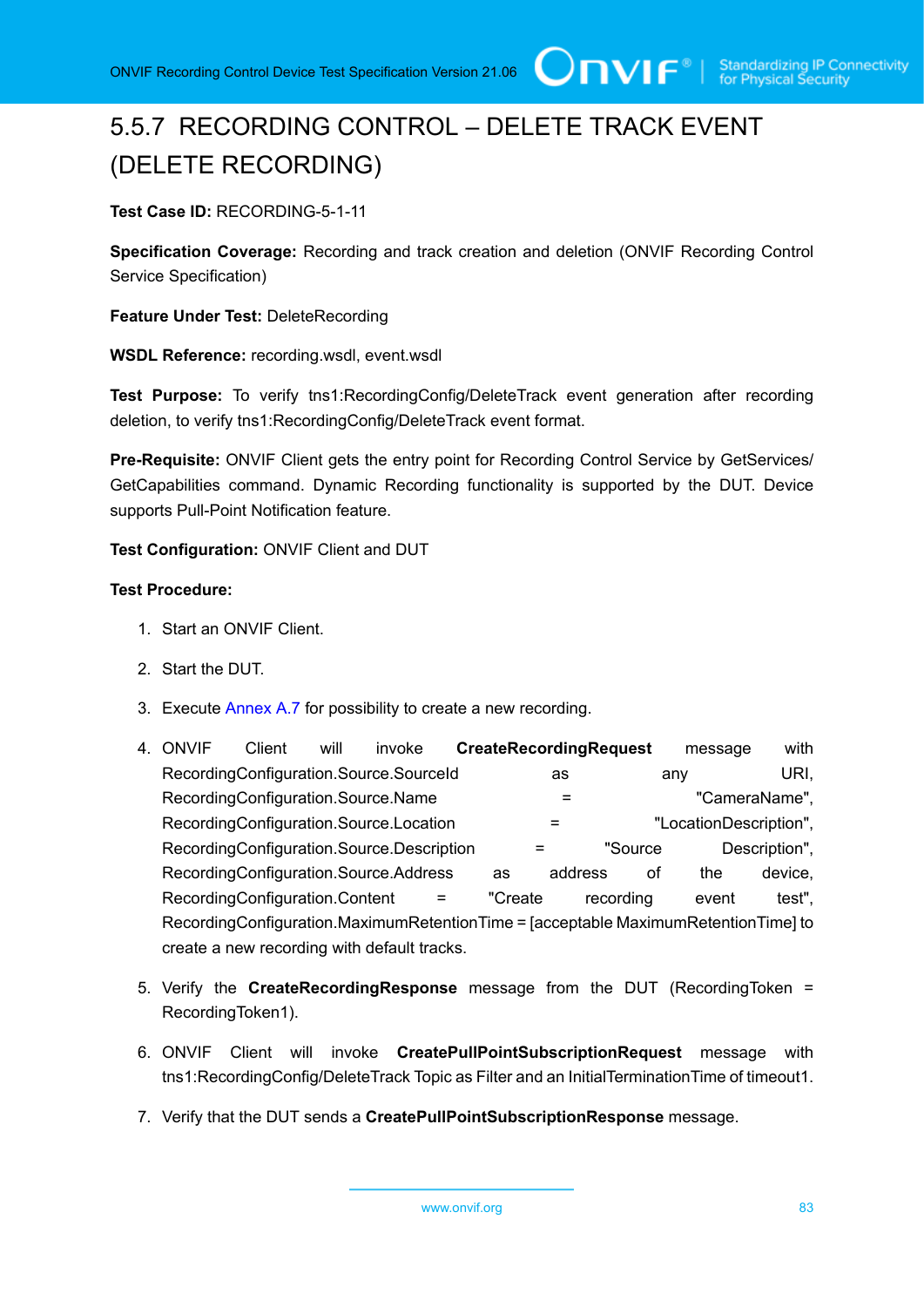## 5.5.7 RECORDING CONTROL – DELETE TRACK EVENT (DELETE RECORDING)

**Test Case ID:** RECORDING-5-1-11

**Specification Coverage:** Recording and track creation and deletion (ONVIF Recording Control Service Specification)

**Feature Under Test:** DeleteRecording

**WSDL Reference:** recording.wsdl, event.wsdl

**Test Purpose:** To verify tns1:RecordingConfig/DeleteTrack event generation after recording deletion, to verify tns1:RecordingConfig/DeleteTrack event format.

**Pre-Requisite:** ONVIF Client gets the entry point for Recording Control Service by GetServices/ GetCapabilities command. Dynamic Recording functionality is supported by the DUT. Device supports Pull-Point Notification feature.

**Test Configuration:** ONVIF Client and DUT

**Test Procedure:**

1. Start an ONVIF Client.
2. Start the DUT.
3. Execute Annex A.7 for possibility to create a new recording.
4. ONVIF Client will invoke **CreateRecordingRequest** message with RecordingConfiguration.Source.SourceId as any URI, RecordingConfiguration.Source.Name = "CameraName", RecordingConfiguration.Source.Location = "LocationDescription", RecordingConfiguration.Source.Description = "Source Description", RecordingConfiguration.Source.Address as address of the device, RecordingConfiguration.Content = "Create recording event test", RecordingConfiguration.MaximumRetentionTime = [acceptable MaximumRetentionTime] to create a new recording with default tracks.
5. Verify the **CreateRecordingResponse** message from the DUT (RecordingToken = RecordingToken1).
6. ONVIF Client will invoke **CreatePullPointSubscriptionRequest** message with tns1:RecordingConfig/DeleteTrack Topic as Filter and an InitialTerminationTime of timeout1.
7. Verify that the DUT sends a **CreatePullPointSubscriptionResponse** message.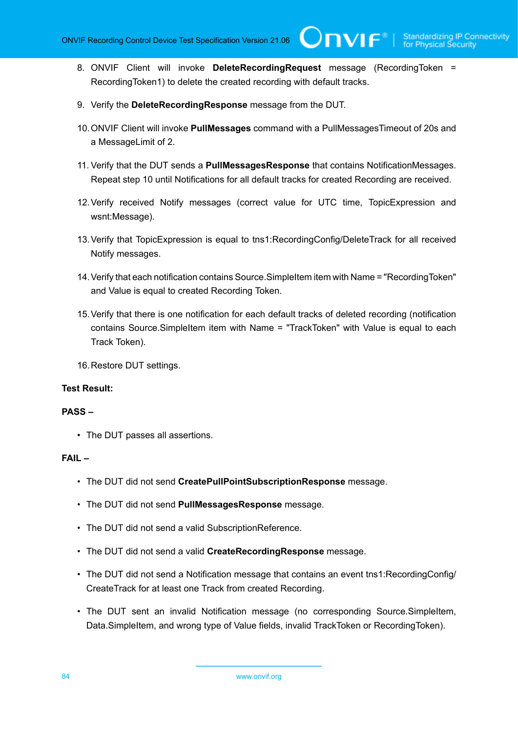8. ONVIF Client will invoke **DeleteRecordingRequest** message (RecordingToken = RecordingToken1) to delete the created recording with default tracks.

9. Verify the **DeleteRecordingResponse** message from the DUT.

10. ONVIF Client will invoke **PullMessages** command with a PullMessagesTimeout of 20s and a MessageLimit of 2.

11. Verify that the DUT sends a **PullMessagesResponse** that contains NotificationMessages. Repeat step 10 until Notifications for all default tracks for created Recording are received.

12. Verify received Notify messages (correct value for UTC time, TopicExpression and wsnt:Message).

13. Verify that TopicExpression is equal to tns1:RecordingConfig/DeleteTrack for all received Notify messages.

14. Verify that each notification contains Source.SimpleItem item with Name = "RecordingToken" and Value is equal to created Recording Token.

15. Verify that there is one notification for each default tracks of deleted recording (notification contains Source.SimpleItem item with Name = "TrackToken" with Value is equal to each Track Token).

16. Restore DUT settings.

**Test Result:**

**PASS –**

- The DUT passes all assertions.

**FAIL –**

- The DUT did not send **CreatePullPointSubscriptionResponse** message.
- The DUT did not send **PullMessagesResponse** message.
- The DUT did not send a valid SubscriptionReference.
- The DUT did not send a valid **CreateRecordingResponse** message.
- The DUT did not send a Notification message that contains an event tns1:RecordingConfig/CreateTrack for at least one Track from created Recording.
- The DUT sent an invalid Notification message (no corresponding Source.SimpleItem, Data.SimpleItem, and wrong type of Value fields, invalid TrackToken or RecordingToken).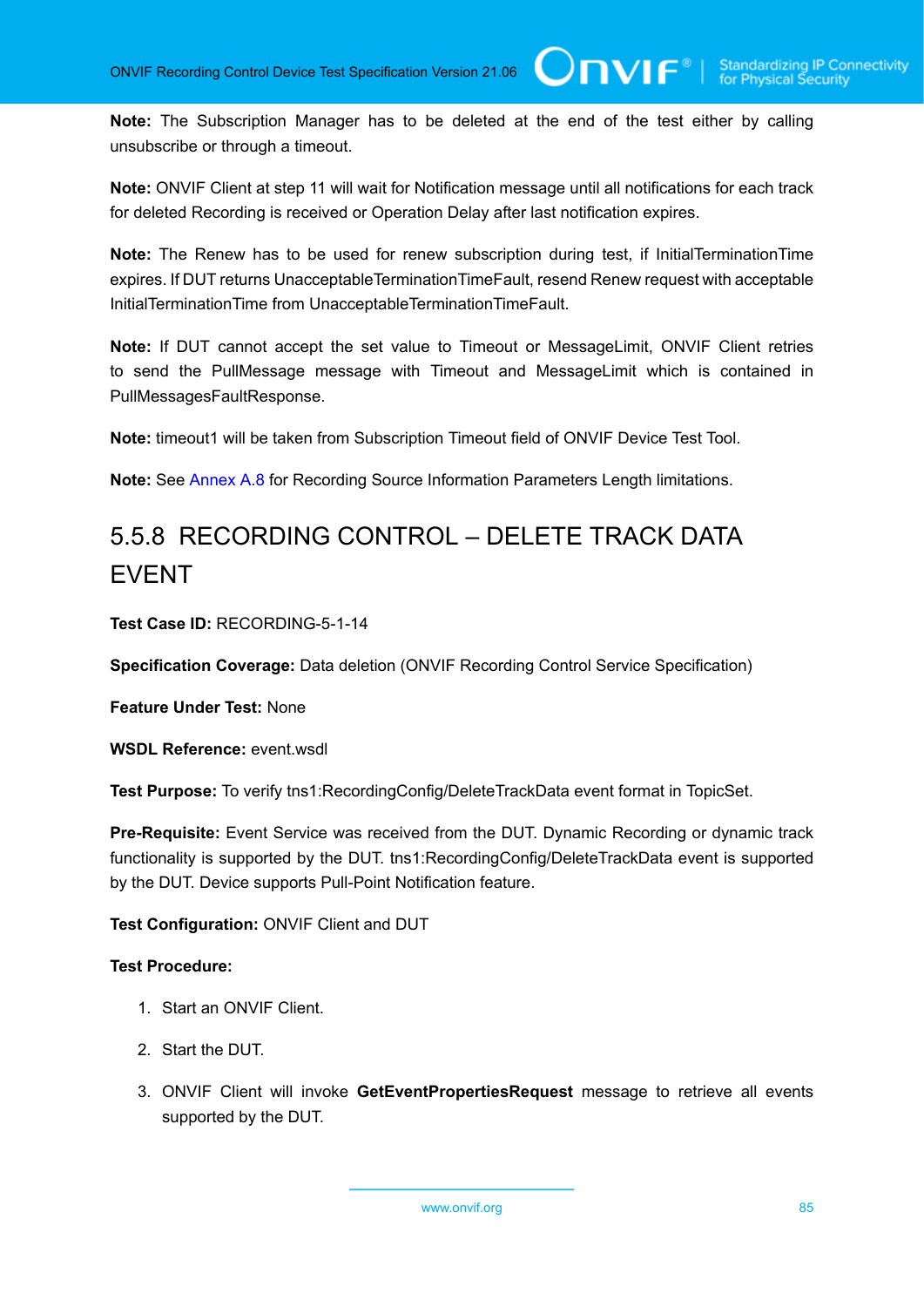**Note:** The Subscription Manager has to be deleted at the end of the test either by calling unsubscribe or through a timeout.

**Note:** ONVIF Client at step 11 will wait for Notification message until all notifications for each track for deleted Recording is received or Operation Delay after last notification expires.

**Note:** The Renew has to be used for renew subscription during test, if InitialTerminationTime expires. If DUT returns UnacceptableTerminationTimeFault, resend Renew request with acceptable InitialTerminationTime from UnacceptableTerminationTimeFault.

**Note:** If DUT cannot accept the set value to Timeout or MessageLimit, ONVIF Client retries to send the PullMessage message with Timeout and MessageLimit which is contained in PullMessagesFaultResponse.

**Note:** timeout1 will be taken from Subscription Timeout field of ONVIF Device Test Tool.

**Note:** See Annex A.8 for Recording Source Information Parameters Length limitations.

### 5.5.8 RECORDING CONTROL – DELETE TRACK DATA EVENT

**Test Case ID:** RECORDING-5-1-14

**Specification Coverage:** Data deletion (ONVIF Recording Control Service Specification)

**Feature Under Test:** None

**WSDL Reference:** event.wsdl

**Test Purpose:** To verify tns1:RecordingConfig/DeleteTrackData event format in TopicSet.

**Pre-Requisite:** Event Service was received from the DUT. Dynamic Recording or dynamic track functionality is supported by the DUT. tns1:RecordingConfig/DeleteTrackData event is supported by the DUT. Device supports Pull-Point Notification feature.

**Test Configuration:** ONVIF Client and DUT

**Test Procedure:**

1. Start an ONVIF Client.
2. Start the DUT.
3. ONVIF Client will invoke **GetEventPropertiesRequest** message to retrieve all events supported by the DUT.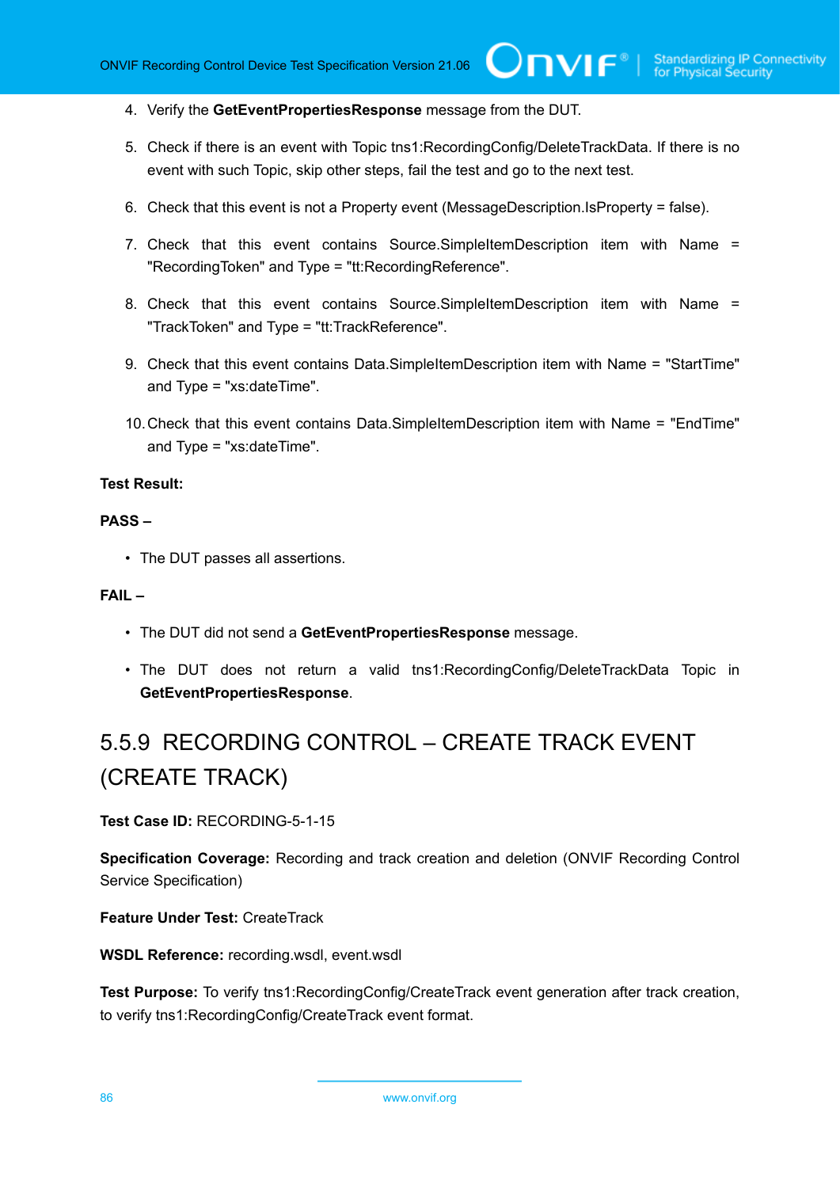4. Verify the **GetEventPropertiesResponse** message from the DUT.

5. Check if there is an event with Topic tns1:RecordingConfig/DeleteTrackData. If there is no event with such Topic, skip other steps, fail the test and go to the next test.

6. Check that this event is not a Property event (MessageDescription.IsProperty = false).

7. Check that this event contains Source.SimpleItemDescription item with Name = "RecordingToken" and Type = "tt:RecordingReference".

8. Check that this event contains Source.SimpleItemDescription item with Name = "TrackToken" and Type = "tt:TrackReference".

9. Check that this event contains Data.SimpleItemDescription item with Name = "StartTime" and Type = "xs:dateTime".

10. Check that this event contains Data.SimpleItemDescription item with Name = "EndTime" and Type = "xs:dateTime".

**Test Result:**

**PASS –**

- The DUT passes all assertions.

**FAIL –**

- The DUT did not send a **GetEventPropertiesResponse** message.
- The DUT does not return a valid tns1:RecordingConfig/DeleteTrackData Topic in **GetEventPropertiesResponse**.

## 5.5.9 RECORDING CONTROL – CREATE TRACK EVENT (CREATE TRACK)

**Test Case ID:** RECORDING-5-1-15

**Specification Coverage:** Recording and track creation and deletion (ONVIF Recording Control Service Specification)

**Feature Under Test:** CreateTrack

**WSDL Reference:** recording.wsdl, event.wsdl

**Test Purpose:** To verify tns1:RecordingConfig/CreateTrack event generation after track creation, to verify tns1:RecordingConfig/CreateTrack event format.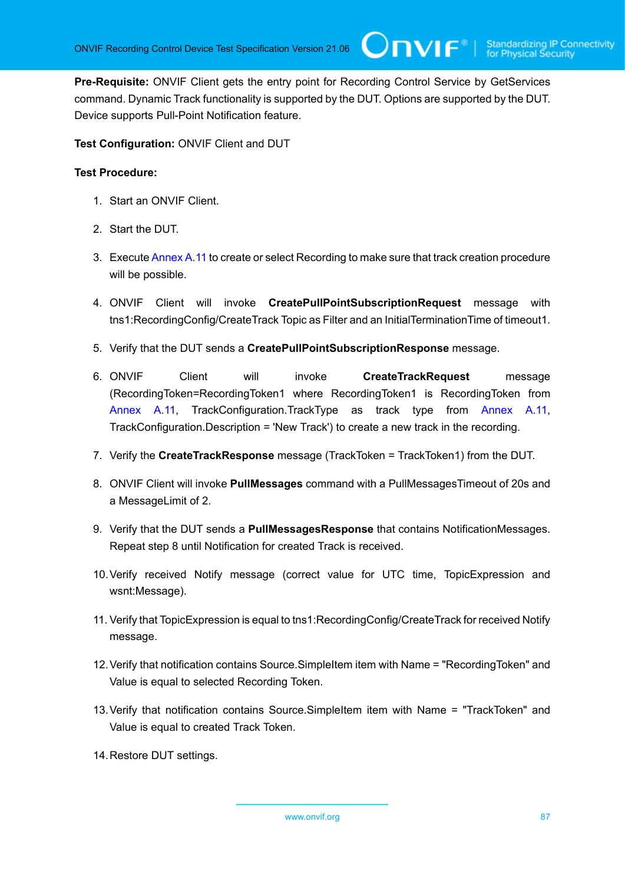**Pre-Requisite:** ONVIF Client gets the entry point for Recording Control Service by GetServices command. Dynamic Track functionality is supported by the DUT. Options are supported by the DUT. Device supports Pull-Point Notification feature.

**Test Configuration:** ONVIF Client and DUT

**Test Procedure:**

1. Start an ONVIF Client.
2. Start the DUT.
3. Execute Annex A.11 to create or select Recording to make sure that track creation procedure will be possible.
4. ONVIF Client will invoke **CreatePullPointSubscriptionRequest** message with tns1:RecordingConfig/CreateTrack Topic as Filter and an InitialTerminationTime of timeout1.
5. Verify that the DUT sends a **CreatePullPointSubscriptionResponse** message.
6. ONVIF Client will invoke **CreateTrackRequest** message (RecordingToken=RecordingToken1 where RecordingToken1 is RecordingToken from Annex A.11, TrackConfiguration.TrackType as track type from Annex A.11, TrackConfiguration.Description = 'New Track') to create a new track in the recording.
7. Verify the **CreateTrackResponse** message (TrackToken = TrackToken1) from the DUT.
8. ONVIF Client will invoke **PullMessages** command with a PullMessagesTimeout of 20s and a MessageLimit of 2.
9. Verify that the DUT sends a **PullMessagesResponse** that contains NotificationMessages. Repeat step 8 until Notification for created Track is received.
10. Verify received Notify message (correct value for UTC time, TopicExpression and wsnt:Message).
11. Verify that TopicExpression is equal to tns1:RecordingConfig/CreateTrack for received Notify message.
12. Verify that notification contains Source.SimpleItem item with Name = "RecordingToken" and Value is equal to selected Recording Token.
13. Verify that notification contains Source.SimpleItem item with Name = "TrackToken" and Value is equal to created Track Token.
14. Restore DUT settings.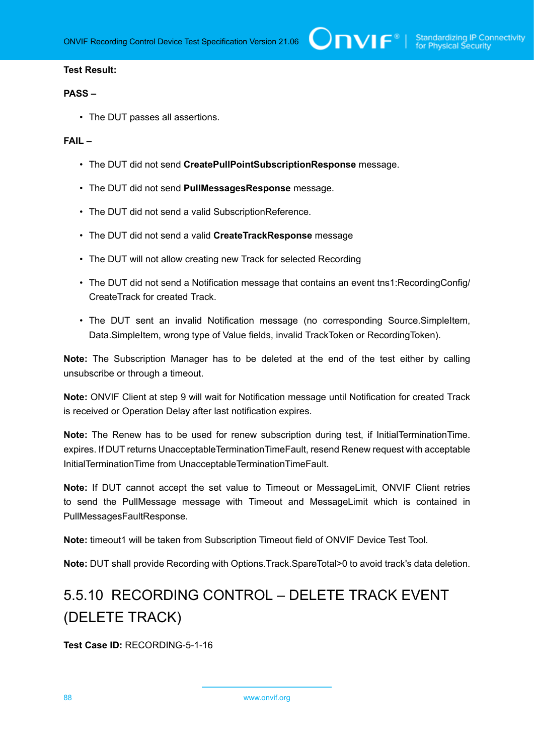**Test Result:**

**PASS –**

- The DUT passes all assertions.

**FAIL –**

- The DUT did not send **CreatePullPointSubscriptionResponse** message.
- The DUT did not send **PullMessagesResponse** message.
- The DUT did not send a valid SubscriptionReference.
- The DUT did not send a valid **CreateTrackResponse** message
- The DUT will not allow creating new Track for selected Recording
- The DUT did not send a Notification message that contains an event tns1:RecordingConfig/CreateTrack for created Track.
- The DUT sent an invalid Notification message (no corresponding Source.SimpleItem, Data.SimpleItem, wrong type of Value fields, invalid TrackToken or RecordingToken).

**Note:** The Subscription Manager has to be deleted at the end of the test either by calling unsubscribe or through a timeout.

**Note:** ONVIF Client at step 9 will wait for Notification message until Notification for created Track is received or Operation Delay after last notification expires.

**Note:** The Renew has to be used for renew subscription during test, if InitialTerminationTime. expires. If DUT returns UnacceptableTerminationTimeFault, resend Renew request with acceptable InitialTerminationTime from UnacceptableTerminationTimeFault.

**Note:** If DUT cannot accept the set value to Timeout or MessageLimit, ONVIF Client retries to send the PullMessage message with Timeout and MessageLimit which is contained in PullMessagesFaultResponse.

**Note:** timeout1 will be taken from Subscription Timeout field of ONVIF Device Test Tool.

**Note:** DUT shall provide Recording with Options.Track.SpareTotal>0 to avoid track's data deletion.

### 5.5.10 RECORDING CONTROL – DELETE TRACK EVENT (DELETE TRACK)

**Test Case ID:** RECORDING-5-1-16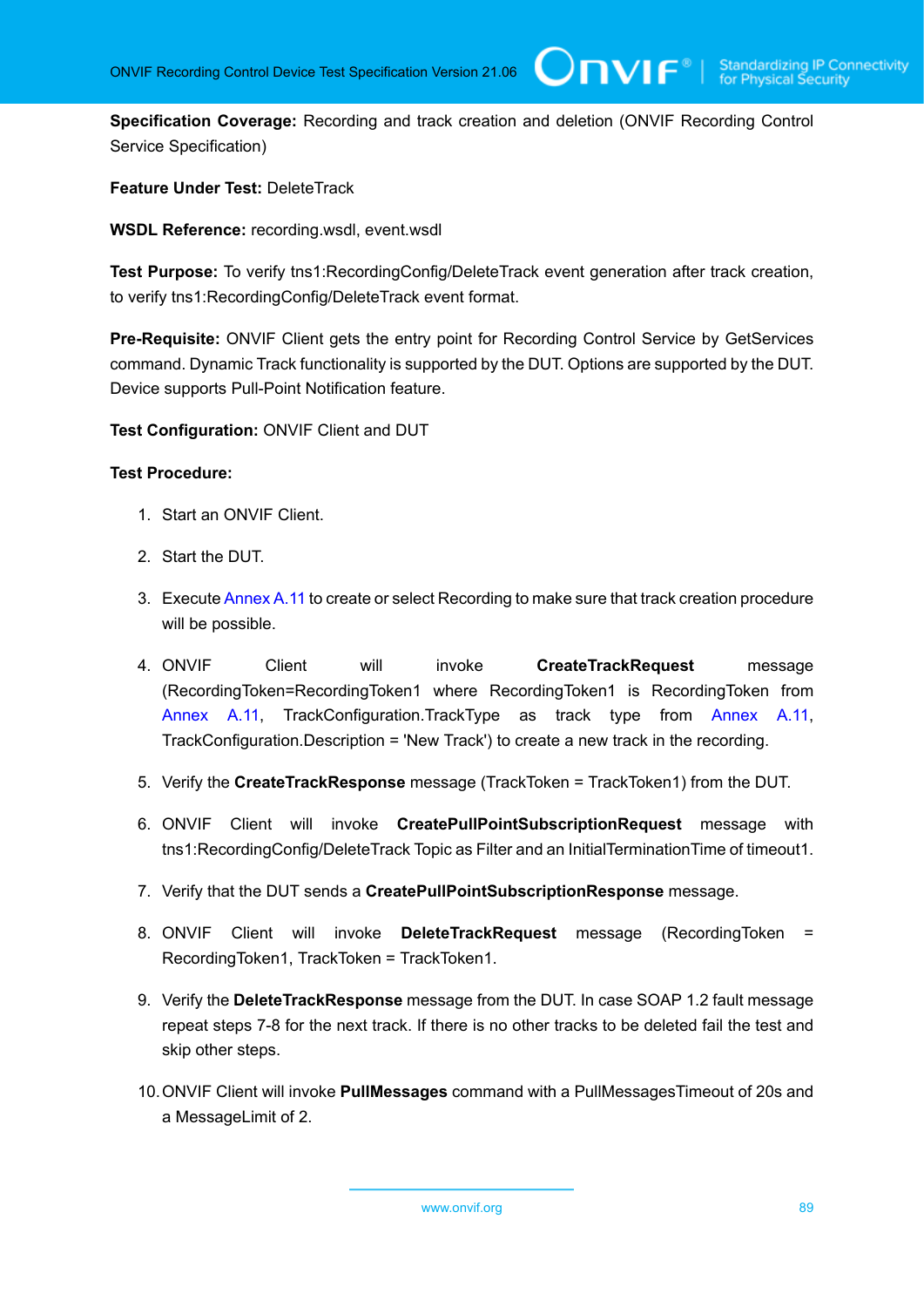**Specification Coverage:** Recording and track creation and deletion (ONVIF Recording Control Service Specification)

**Feature Under Test:** DeleteTrack

**WSDL Reference:** recording.wsdl, event.wsdl

**Test Purpose:** To verify tns1:RecordingConfig/DeleteTrack event generation after track creation, to verify tns1:RecordingConfig/DeleteTrack event format.

**Pre-Requisite:** ONVIF Client gets the entry point for Recording Control Service by GetServices command. Dynamic Track functionality is supported by the DUT. Options are supported by the DUT. Device supports Pull-Point Notification feature.

**Test Configuration:** ONVIF Client and DUT

**Test Procedure:**

1. Start an ONVIF Client.
2. Start the DUT.
3. Execute Annex A.11 to create or select Recording to make sure that track creation procedure will be possible.
4. ONVIF Client will invoke **CreateTrackRequest** message (RecordingToken=RecordingToken1 where RecordingToken1 is RecordingToken from Annex A.11, TrackConfiguration.TrackType as track type from Annex A.11, TrackConfiguration.Description = 'New Track') to create a new track in the recording.
5. Verify the **CreateTrackResponse** message (TrackToken = TrackToken1) from the DUT.
6. ONVIF Client will invoke **CreatePullPointSubscriptionRequest** message with tns1:RecordingConfig/DeleteTrack Topic as Filter and an InitialTerminationTime of timeout1.
7. Verify that the DUT sends a **CreatePullPointSubscriptionResponse** message.
8. ONVIF Client will invoke **DeleteTrackRequest** message (RecordingToken = RecordingToken1, TrackToken = TrackToken1.
9. Verify the **DeleteTrackResponse** message from the DUT. In case SOAP 1.2 fault message repeat steps 7-8 for the next track. If there is no other tracks to be deleted fail the test and skip other steps.
10. ONVIF Client will invoke **PullMessages** command with a PullMessagesTimeout of 20s and a MessageLimit of 2.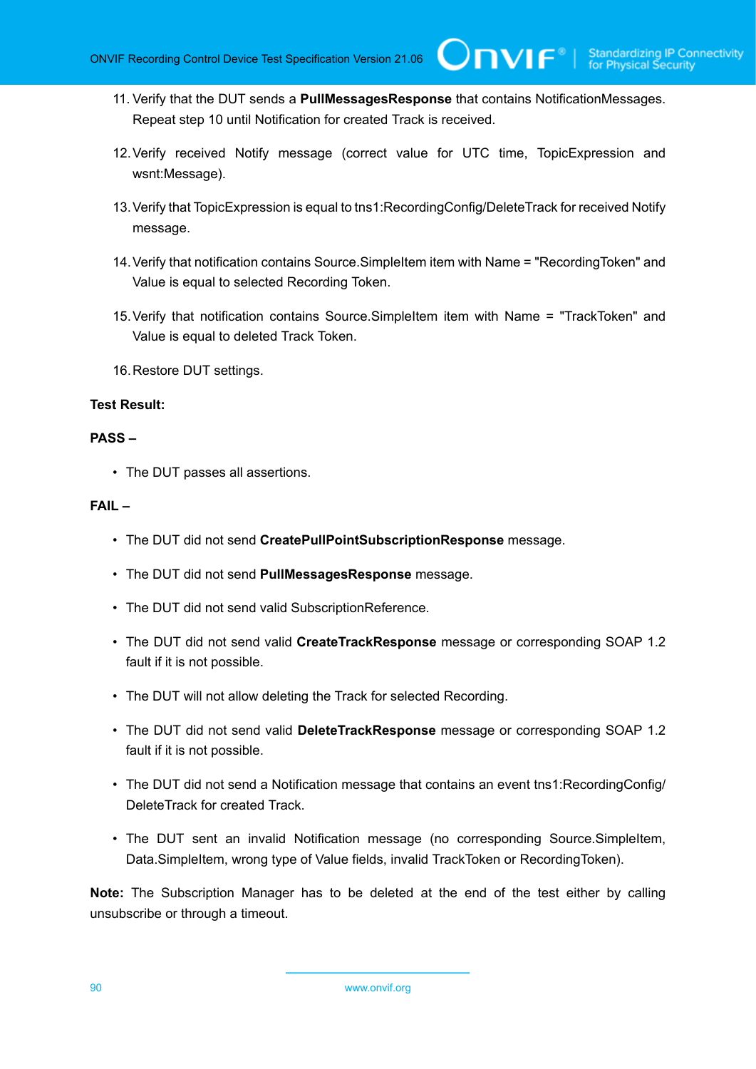11. Verify that the DUT sends a **PullMessagesResponse** that contains NotificationMessages. Repeat step 10 until Notification for created Track is received.

12. Verify received Notify message (correct value for UTC time, TopicExpression and wsnt:Message).

13. Verify that TopicExpression is equal to tns1:RecordingConfig/DeleteTrack for received Notify message.

14. Verify that notification contains Source.SimpleItem item with Name = "RecordingToken" and Value is equal to selected Recording Token.

15. Verify that notification contains Source.SimpleItem item with Name = "TrackToken" and Value is equal to deleted Track Token.

16. Restore DUT settings.

**Test Result:**

**PASS –**

- The DUT passes all assertions.

**FAIL –**

- The DUT did not send **CreatePullPointSubscriptionResponse** message.
- The DUT did not send **PullMessagesResponse** message.
- The DUT did not send valid SubscriptionReference.
- The DUT did not send valid **CreateTrackResponse** message or corresponding SOAP 1.2 fault if it is not possible.
- The DUT will not allow deleting the Track for selected Recording.
- The DUT did not send valid **DeleteTrackResponse** message or corresponding SOAP 1.2 fault if it is not possible.
- The DUT did not send a Notification message that contains an event tns1:RecordingConfig/DeleteTrack for created Track.
- The DUT sent an invalid Notification message (no corresponding Source.SimpleItem, Data.SimpleItem, wrong type of Value fields, invalid TrackToken or RecordingToken).

**Note:** The Subscription Manager has to be deleted at the end of the test either by calling unsubscribe or through a timeout.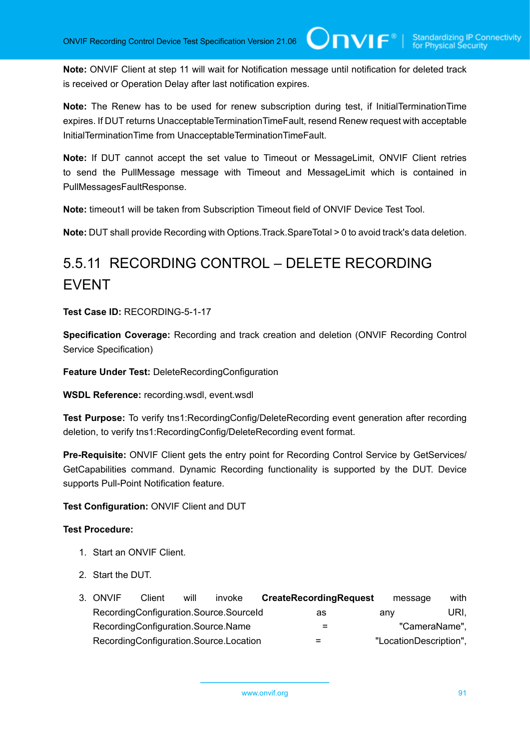**Note:** ONVIF Client at step 11 will wait for Notification message until notification for deleted track is received or Operation Delay after last notification expires.

**Note:** The Renew has to be used for renew subscription during test, if InitialTerminationTime expires. If DUT returns UnacceptableTerminationTimeFault, resend Renew request with acceptable InitialTerminationTime from UnacceptableTerminationTimeFault.

**Note:** If DUT cannot accept the set value to Timeout or MessageLimit, ONVIF Client retries to send the PullMessage message with Timeout and MessageLimit which is contained in PullMessagesFaultResponse.

**Note:** timeout1 will be taken from Subscription Timeout field of ONVIF Device Test Tool.

**Note:** DUT shall provide Recording with Options.Track.SpareTotal > 0 to avoid track's data deletion.

### 5.5.11 RECORDING CONTROL – DELETE RECORDING EVENT

**Test Case ID:** RECORDING-5-1-17

**Specification Coverage:** Recording and track creation and deletion (ONVIF Recording Control Service Specification)

**Feature Under Test:** DeleteRecordingConfiguration

**WSDL Reference:** recording.wsdl, event.wsdl

**Test Purpose:** To verify tns1:RecordingConfig/DeleteRecording event generation after recording deletion, to verify tns1:RecordingConfig/DeleteRecording event format.

**Pre-Requisite:** ONVIF Client gets the entry point for Recording Control Service by GetServices/ GetCapabilities command. Dynamic Recording functionality is supported by the DUT. Device supports Pull-Point Notification feature.

**Test Configuration:** ONVIF Client and DUT

**Test Procedure:**

1. Start an ONVIF Client.
2. Start the DUT.
3. ONVIF Client will invoke **CreateRecordingRequest** message with RecordingConfiguration.Source.SourceId as any URI, RecordingConfiguration.Source.Name = "CameraName", RecordingConfiguration.Source.Location = "LocationDescription",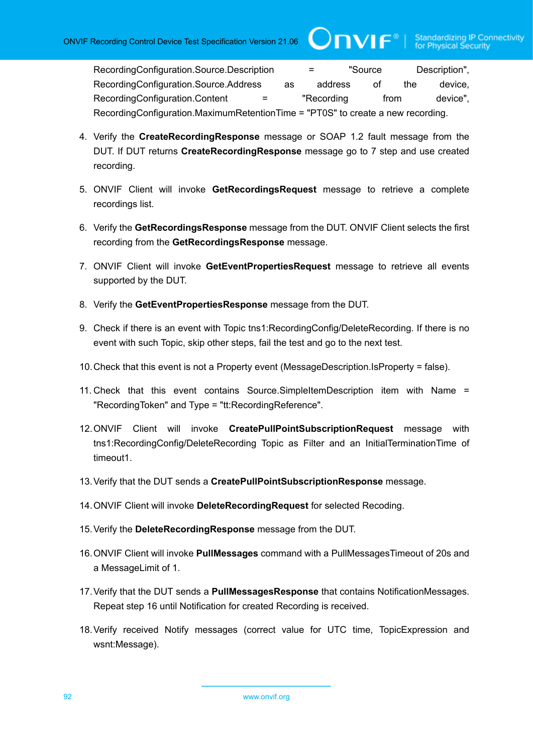RecordingConfiguration.Source.Description = "Source Description", RecordingConfiguration.Source.Address as address of the device, RecordingConfiguration.Content = "Recording from device", RecordingConfiguration.MaximumRetentionTime = "PT0S" to create a new recording.

4. Verify the **CreateRecordingResponse** message or SOAP 1.2 fault message from the DUT. If DUT returns **CreateRecordingResponse** message go to 7 step and use created recording.
5. ONVIF Client will invoke **GetRecordingsRequest** message to retrieve a complete recordings list.
6. Verify the **GetRecordingsResponse** message from the DUT. ONVIF Client selects the first recording from the **GetRecordingsResponse** message.
7. ONVIF Client will invoke **GetEventPropertiesRequest** message to retrieve all events supported by the DUT.
8. Verify the **GetEventPropertiesResponse** message from the DUT.
9. Check if there is an event with Topic tns1:RecordingConfig/DeleteRecording. If there is no event with such Topic, skip other steps, fail the test and go to the next test.
10. Check that this event is not a Property event (MessageDescription.IsProperty = false).
11. Check that this event contains Source.SimpleItemDescription item with Name = "RecordingToken" and Type = "tt:RecordingReference".
12. ONVIF Client will invoke **CreatePullPointSubscriptionRequest** message with tns1:RecordingConfig/DeleteRecording Topic as Filter and an InitialTerminationTime of timeout1.
13. Verify that the DUT sends a **CreatePullPointSubscriptionResponse** message.
14. ONVIF Client will invoke **DeleteRecordingRequest** for selected Recoding.
15. Verify the **DeleteRecordingResponse** message from the DUT.
16. ONVIF Client will invoke **PullMessages** command with a PullMessagesTimeout of 20s and a MessageLimit of 1.
17. Verify that the DUT sends a **PullMessagesResponse** that contains NotificationMessages. Repeat step 16 until Notification for created Recording is received.
18. Verify received Notify messages (correct value for UTC time, TopicExpression and wsnt:Message).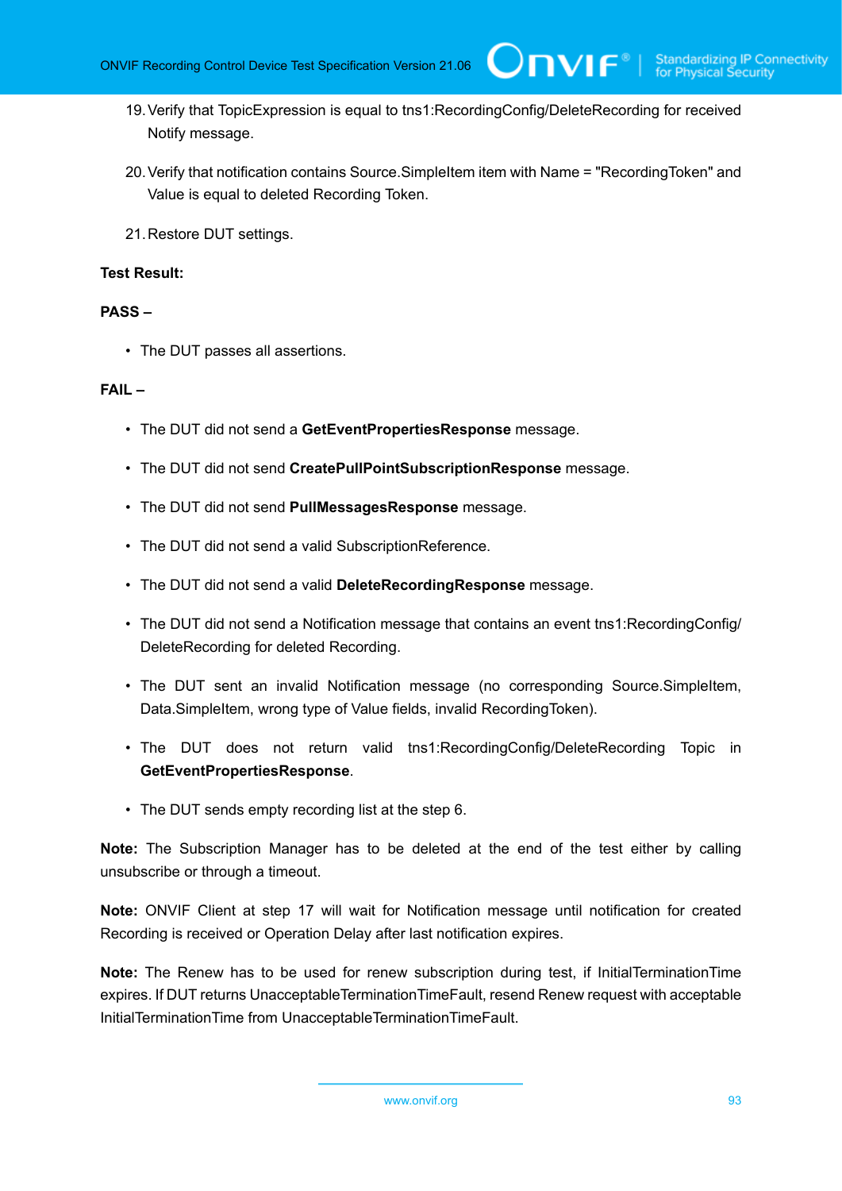19. Verify that TopicExpression is equal to tns1:RecordingConfig/DeleteRecording for received Notify message.

20. Verify that notification contains Source.SimpleItem item with Name = "RecordingToken" and Value is equal to deleted Recording Token.

21. Restore DUT settings.

**Test Result:**

**PASS –**

- The DUT passes all assertions.

**FAIL –**

- The DUT did not send a **GetEventPropertiesResponse** message.
- The DUT did not send **CreatePullPointSubscriptionResponse** message.
- The DUT did not send **PullMessagesResponse** message.
- The DUT did not send a valid SubscriptionReference.
- The DUT did not send a valid **DeleteRecordingResponse** message.
- The DUT did not send a Notification message that contains an event tns1:RecordingConfig/DeleteRecording for deleted Recording.
- The DUT sent an invalid Notification message (no corresponding Source.SimpleItem, Data.SimpleItem, wrong type of Value fields, invalid RecordingToken).
- The DUT does not return valid tns1:RecordingConfig/DeleteRecording Topic in **GetEventPropertiesResponse**.
- The DUT sends empty recording list at the step 6.

**Note:** The Subscription Manager has to be deleted at the end of the test either by calling unsubscribe or through a timeout.

**Note:** ONVIF Client at step 17 will wait for Notification message until notification for created Recording is received or Operation Delay after last notification expires.

**Note:** The Renew has to be used for renew subscription during test, if InitialTerminationTime expires. If DUT returns UnacceptableTerminationTimeFault, resend Renew request with acceptable InitialTerminationTime from UnacceptableTerminationTimeFault.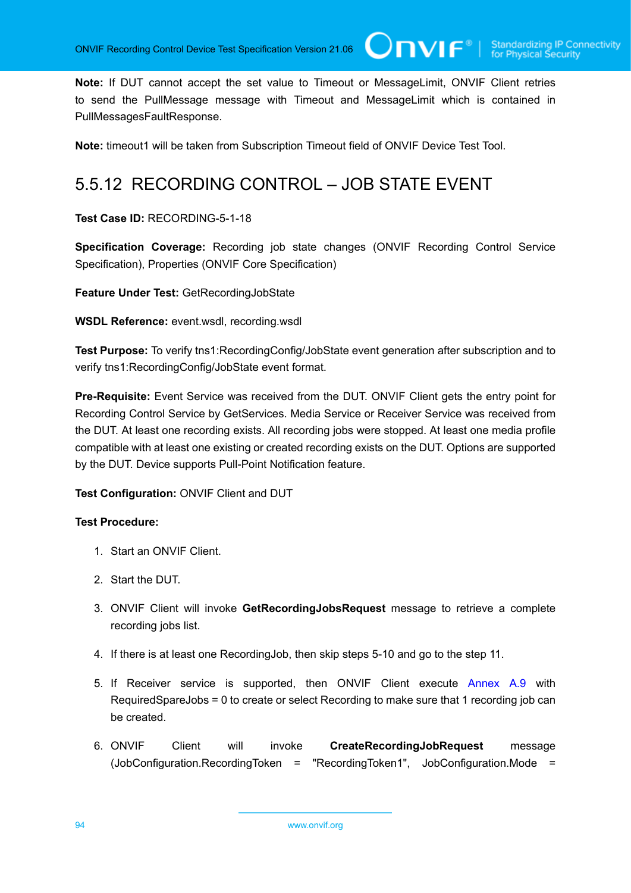**Note:** If DUT cannot accept the set value to Timeout or MessageLimit, ONVIF Client retries to send the PullMessage message with Timeout and MessageLimit which is contained in PullMessagesFaultResponse.

**Note:** timeout1 will be taken from Subscription Timeout field of ONVIF Device Test Tool.

## 5.5.12 RECORDING CONTROL – JOB STATE EVENT

**Test Case ID:** RECORDING-5-1-18

**Specification Coverage:** Recording job state changes (ONVIF Recording Control Service Specification), Properties (ONVIF Core Specification)

**Feature Under Test:** GetRecordingJobState

**WSDL Reference:** event.wsdl, recording.wsdl

**Test Purpose:** To verify tns1:RecordingConfig/JobState event generation after subscription and to verify tns1:RecordingConfig/JobState event format.

**Pre-Requisite:** Event Service was received from the DUT. ONVIF Client gets the entry point for Recording Control Service by GetServices. Media Service or Receiver Service was received from the DUT. At least one recording exists. All recording jobs were stopped. At least one media profile compatible with at least one existing or created recording exists on the DUT. Options are supported by the DUT. Device supports Pull-Point Notification feature.

**Test Configuration:** ONVIF Client and DUT

**Test Procedure:**

1. Start an ONVIF Client.
2. Start the DUT.
3. ONVIF Client will invoke **GetRecordingJobsRequest** message to retrieve a complete recording jobs list.
4. If there is at least one RecordingJob, then skip steps 5-10 and go to the step 11.
5. If Receiver service is supported, then ONVIF Client execute Annex A.9 with RequiredSpareJobs = 0 to create or select Recording to make sure that 1 recording job can be created.
6. ONVIF Client will invoke **CreateRecordingJobRequest** message (JobConfiguration.RecordingToken = "RecordingToken1", JobConfiguration.Mode =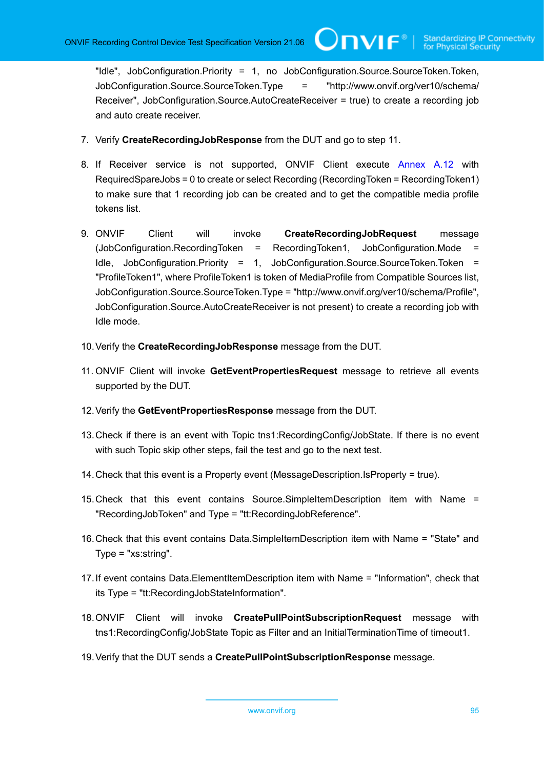"Idle", JobConfiguration.Priority = 1, no JobConfiguration.Source.SourceToken.Token, JobConfiguration.Source.SourceToken.Type = "http://www.onvif.org/ver10/schema/Receiver", JobConfiguration.Source.AutoCreateReceiver = true) to create a recording job and auto create receiver.

7. Verify **CreateRecordingJobResponse** from the DUT and go to step 11.

8. If Receiver service is not supported, ONVIF Client execute Annex A.12 with RequiredSpareJobs = 0 to create or select Recording (RecordingToken = RecordingToken1) to make sure that 1 recording job can be created and to get the compatible media profile tokens list.

9. ONVIF Client will invoke **CreateRecordingJobRequest** message (JobConfiguration.RecordingToken = RecordingToken1, JobConfiguration.Mode = Idle, JobConfiguration.Priority = 1, JobConfiguration.Source.SourceToken.Token = "ProfileToken1", where ProfileToken1 is token of MediaProfile from Compatible Sources list, JobConfiguration.Source.SourceToken.Type = "http://www.onvif.org/ver10/schema/Profile", JobConfiguration.Source.AutoCreateReceiver is not present) to create a recording job with Idle mode.

10. Verify the **CreateRecordingJobResponse** message from the DUT.

11. ONVIF Client will invoke **GetEventPropertiesRequest** message to retrieve all events supported by the DUT.

12. Verify the **GetEventPropertiesResponse** message from the DUT.

13. Check if there is an event with Topic tns1:RecordingConfig/JobState. If there is no event with such Topic skip other steps, fail the test and go to the next test.

14. Check that this event is a Property event (MessageDescription.IsProperty = true).

15. Check that this event contains Source.SimpleItemDescription item with Name = "RecordingJobToken" and Type = "tt:RecordingJobReference".

16. Check that this event contains Data.SimpleItemDescription item with Name = "State" and Type = "xs:string".

17. If event contains Data.ElementItemDescription item with Name = "Information", check that its Type = "tt:RecordingJobStateInformation".

18. ONVIF Client will invoke **CreatePullPointSubscriptionRequest** message with tns1:RecordingConfig/JobState Topic as Filter and an InitialTerminationTime of timeout1.

19. Verify that the DUT sends a **CreatePullPointSubscriptionResponse** message.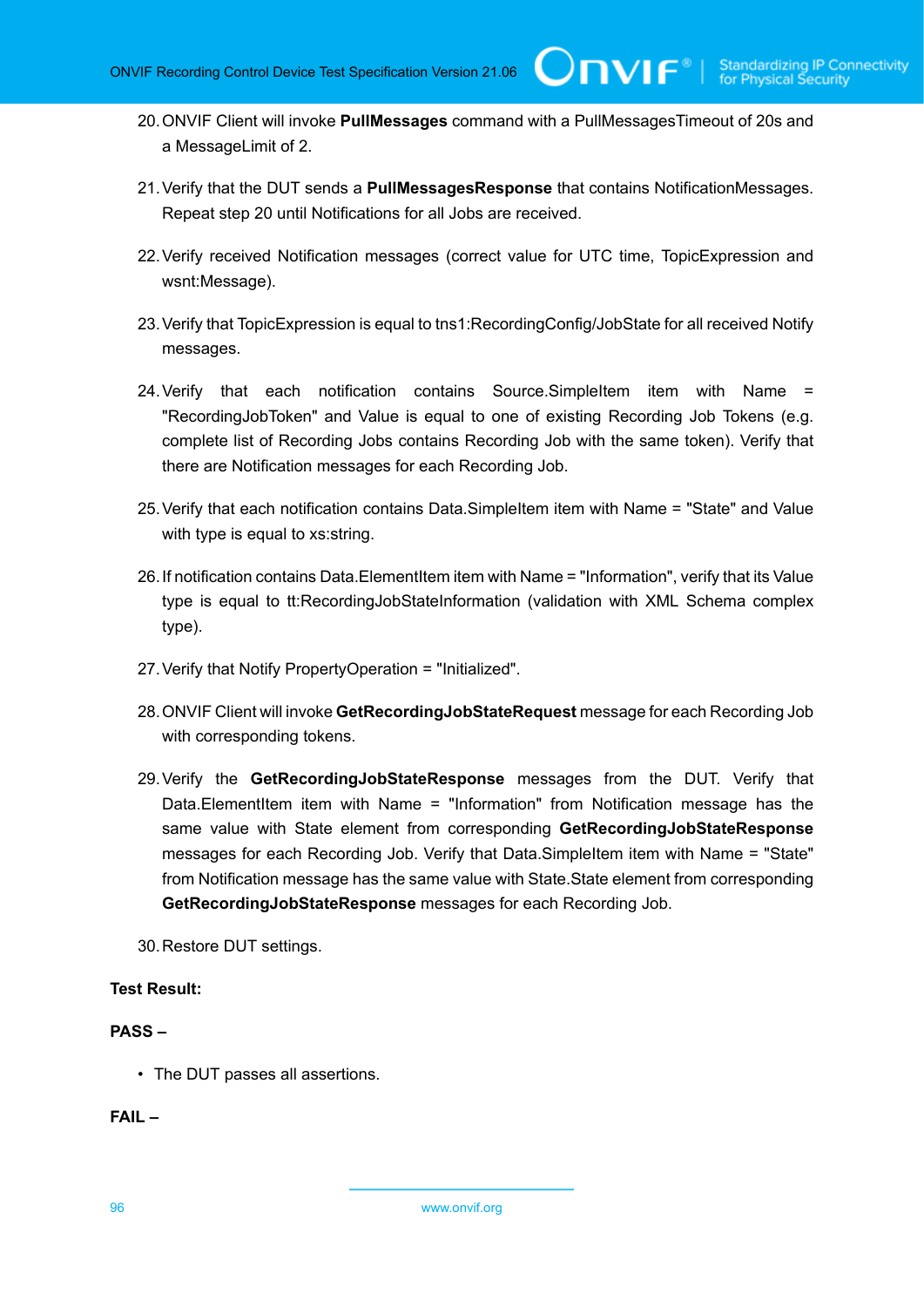20. ONVIF Client will invoke **PullMessages** command with a PullMessagesTimeout of 20s and a MessageLimit of 2.

21. Verify that the DUT sends a **PullMessagesResponse** that contains NotificationMessages. Repeat step 20 until Notifications for all Jobs are received.

22. Verify received Notification messages (correct value for UTC time, TopicExpression and wsnt:Message).

23. Verify that TopicExpression is equal to tns1:RecordingConfig/JobState for all received Notify messages.

24. Verify that each notification contains Source.SimpleItem item with Name = "RecordingJobToken" and Value is equal to one of existing Recording Job Tokens (e.g. complete list of Recording Jobs contains Recording Job with the same token). Verify that there are Notification messages for each Recording Job.

25. Verify that each notification contains Data.SimpleItem item with Name = "State" and Value with type is equal to xs:string.

26. If notification contains Data.ElementItem item with Name = "Information", verify that its Value type is equal to tt:RecordingJobStateInformation (validation with XML Schema complex type).

27. Verify that Notify PropertyOperation = "Initialized".

28. ONVIF Client will invoke **GetRecordingJobStateRequest** message for each Recording Job with corresponding tokens.

29. Verify the **GetRecordingJobStateResponse** messages from the DUT. Verify that Data.ElementItem item with Name = "Information" from Notification message has the same value with State element from corresponding **GetRecordingJobStateResponse** messages for each Recording Job. Verify that Data.SimpleItem item with Name = "State" from Notification message has the same value with State.State element from corresponding **GetRecordingJobStateResponse** messages for each Recording Job.

30. Restore DUT settings.

**Test Result:**

**PASS –**

- The DUT passes all assertions.

**FAIL –**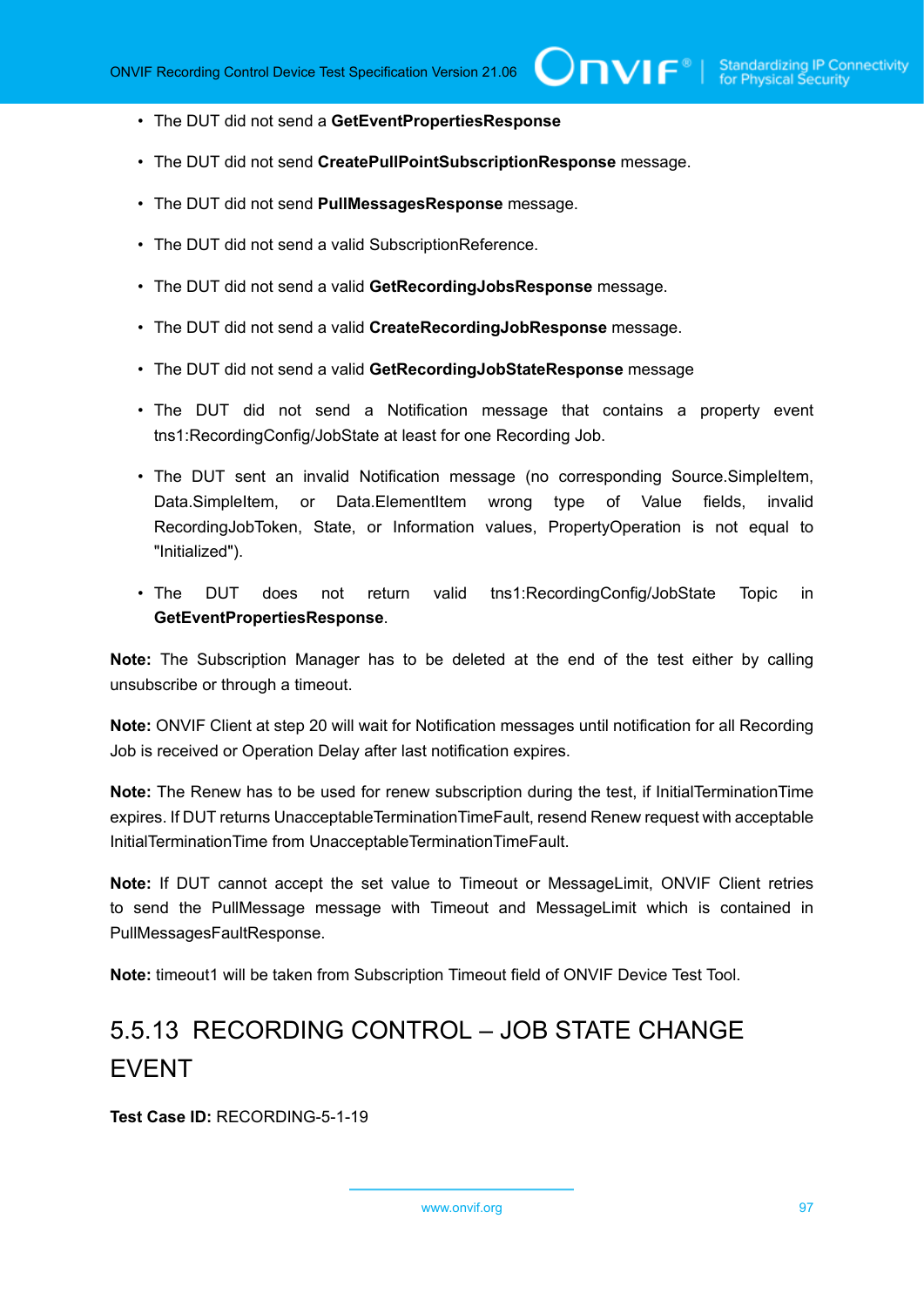- The DUT did not send a **GetEventPropertiesResponse**
- The DUT did not send **CreatePullPointSubscriptionResponse** message.
- The DUT did not send **PullMessagesResponse** message.
- The DUT did not send a valid SubscriptionReference.
- The DUT did not send a valid **GetRecordingJobsResponse** message.
- The DUT did not send a valid **CreateRecordingJobResponse** message.
- The DUT did not send a valid **GetRecordingJobStateResponse** message
- The DUT did not send a Notification message that contains a property event tns1:RecordingConfig/JobState at least for one Recording Job.
- The DUT sent an invalid Notification message (no corresponding Source.SimpleItem, Data.SimpleItem, or Data.ElementItem wrong type of Value fields, invalid RecordingJobToken, State, or Information values, PropertyOperation is not equal to "Initialized").
- The DUT does not return valid tns1:RecordingConfig/JobState Topic in **GetEventPropertiesResponse**.

**Note:** The Subscription Manager has to be deleted at the end of the test either by calling unsubscribe or through a timeout.

**Note:** ONVIF Client at step 20 will wait for Notification messages until notification for all Recording Job is received or Operation Delay after last notification expires.

**Note:** The Renew has to be used for renew subscription during the test, if InitialTerminationTime expires. If DUT returns UnacceptableTerminationTimeFault, resend Renew request with acceptable InitialTerminationTime from UnacceptableTerminationTimeFault.

**Note:** If DUT cannot accept the set value to Timeout or MessageLimit, ONVIF Client retries to send the PullMessage message with Timeout and MessageLimit which is contained in PullMessagesFaultResponse.

**Note:** timeout1 will be taken from Subscription Timeout field of ONVIF Device Test Tool.

### 5.5.13 RECORDING CONTROL – JOB STATE CHANGE EVENT

**Test Case ID:** RECORDING-5-1-19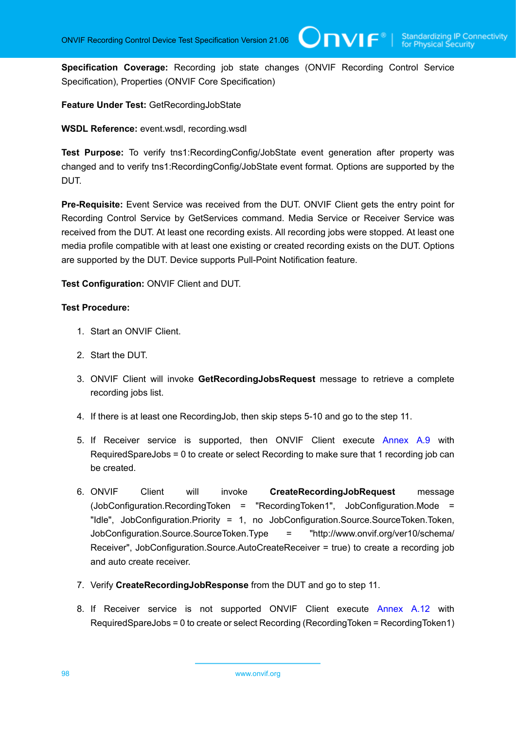**Specification Coverage:** Recording job state changes (ONVIF Recording Control Service Specification), Properties (ONVIF Core Specification)

**Feature Under Test:** GetRecordingJobState

**WSDL Reference:** event.wsdl, recording.wsdl

**Test Purpose:** To verify tns1:RecordingConfig/JobState event generation after property was changed and to verify tns1:RecordingConfig/JobState event format. Options are supported by the DUT.

**Pre-Requisite:** Event Service was received from the DUT. ONVIF Client gets the entry point for Recording Control Service by GetServices command. Media Service or Receiver Service was received from the DUT. At least one recording exists. All recording jobs were stopped. At least one media profile compatible with at least one existing or created recording exists on the DUT. Options are supported by the DUT. Device supports Pull-Point Notification feature.

**Test Configuration:** ONVIF Client and DUT.

**Test Procedure:**

1. Start an ONVIF Client.
2. Start the DUT.
3. ONVIF Client will invoke **GetRecordingJobsRequest** message to retrieve a complete recording jobs list.
4. If there is at least one RecordingJob, then skip steps 5-10 and go to the step 11.
5. If Receiver service is supported, then ONVIF Client execute Annex A.9 with RequiredSpareJobs = 0 to create or select Recording to make sure that 1 recording job can be created.
6. ONVIF Client will invoke **CreateRecordingJobRequest** message (JobConfiguration.RecordingToken = "RecordingToken1", JobConfiguration.Mode = "Idle", JobConfiguration.Priority = 1, no JobConfiguration.Source.SourceToken.Token, JobConfiguration.Source.SourceToken.Type = "http://www.onvif.org/ver10/schema/Receiver", JobConfiguration.Source.AutoCreateReceiver = true) to create a recording job and auto create receiver.
7. Verify **CreateRecordingJobResponse** from the DUT and go to step 11.
8. If Receiver service is not supported ONVIF Client execute Annex A.12 with RequiredSpareJobs = 0 to create or select Recording (RecordingToken = RecordingToken1)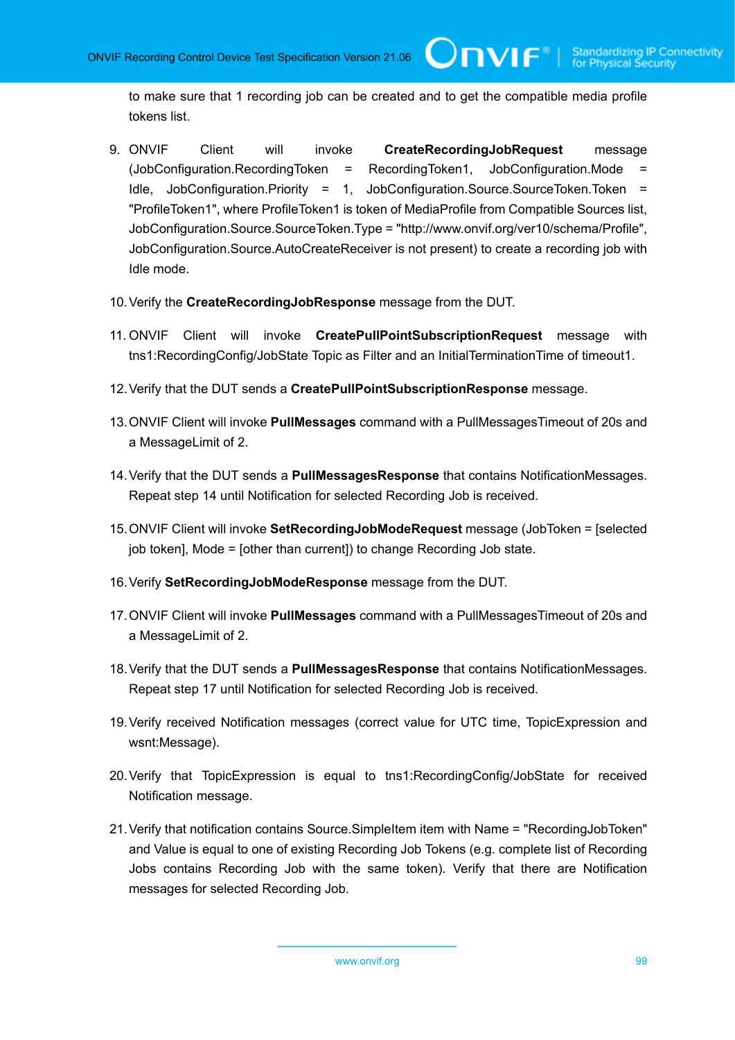to make sure that 1 recording job can be created and to get the compatible media profile tokens list.

9. ONVIF Client will invoke **CreateRecordingJobRequest** message (JobConfiguration.RecordingToken = RecordingToken1, JobConfiguration.Mode = Idle, JobConfiguration.Priority = 1, JobConfiguration.Source.SourceToken.Token = "ProfileToken1", where ProfileToken1 is token of MediaProfile from Compatible Sources list, JobConfiguration.Source.SourceToken.Type = "http://www.onvif.org/ver10/schema/Profile", JobConfiguration.Source.AutoCreateReceiver is not present) to create a recording job with Idle mode.

10. Verify the **CreateRecordingJobResponse** message from the DUT.

11. ONVIF Client will invoke **CreatePullPointSubscriptionRequest** message with tns1:RecordingConfig/JobState Topic as Filter and an InitialTerminationTime of timeout1.

12. Verify that the DUT sends a **CreatePullPointSubscriptionResponse** message.

13. ONVIF Client will invoke **PullMessages** command with a PullMessagesTimeout of 20s and a MessageLimit of 2.

14. Verify that the DUT sends a **PullMessagesResponse** that contains NotificationMessages. Repeat step 14 until Notification for selected Recording Job is received.

15. ONVIF Client will invoke **SetRecordingJobModeRequest** message (JobToken = [selected job token], Mode = [other than current]) to change Recording Job state.

16. Verify **SetRecordingJobModeResponse** message from the DUT.

17. ONVIF Client will invoke **PullMessages** command with a PullMessagesTimeout of 20s and a MessageLimit of 2.

18. Verify that the DUT sends a **PullMessagesResponse** that contains NotificationMessages. Repeat step 17 until Notification for selected Recording Job is received.

19. Verify received Notification messages (correct value for UTC time, TopicExpression and wsnt:Message).

20. Verify that TopicExpression is equal to tns1:RecordingConfig/JobState for received Notification message.

21. Verify that notification contains Source.SimpleItem item with Name = "RecordingJobToken" and Value is equal to one of existing Recording Job Tokens (e.g. complete list of Recording Jobs contains Recording Job with the same token). Verify that there are Notification messages for selected Recording Job.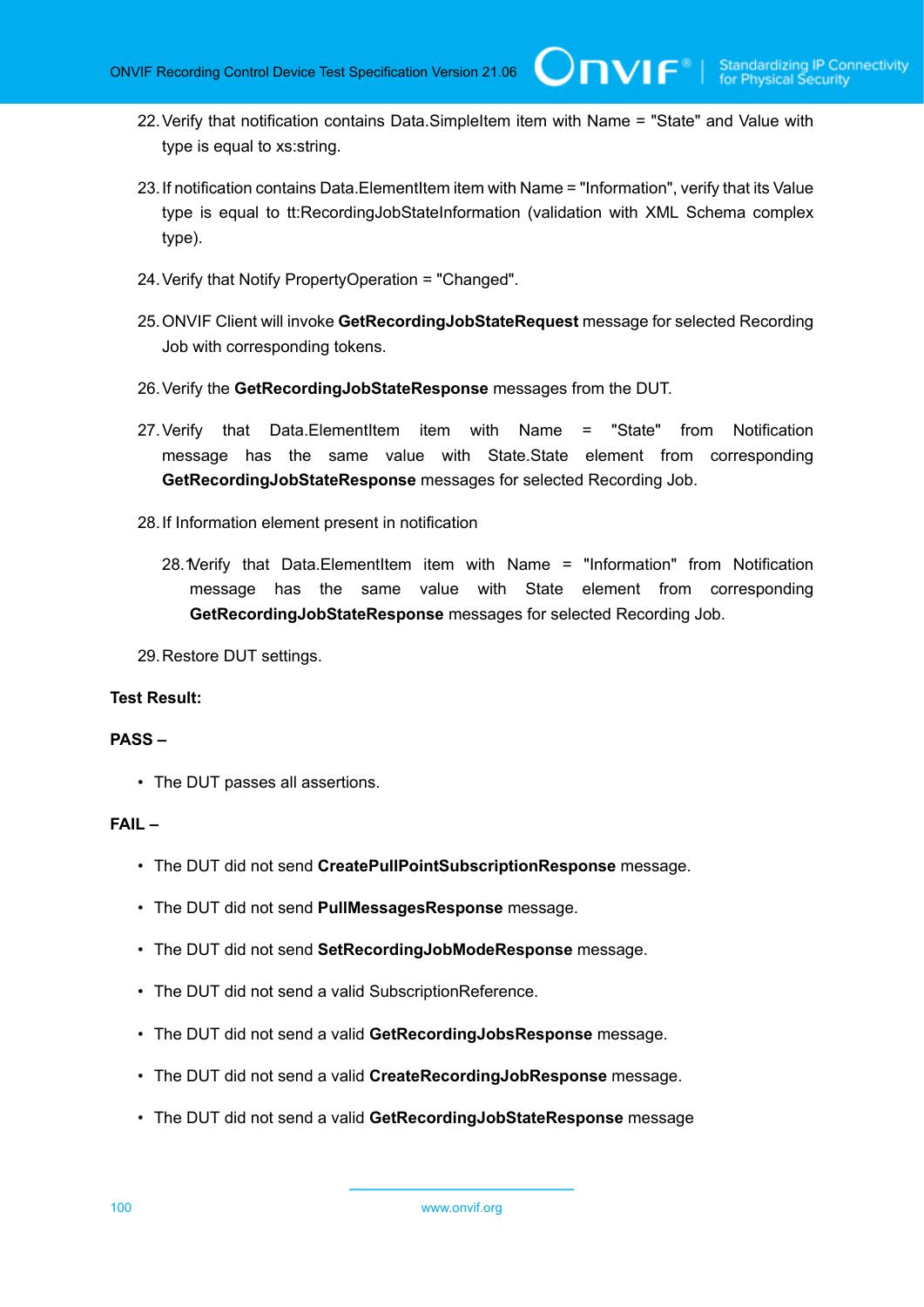22. Verify that notification contains Data.SimpleItem item with Name = "State" and Value with type is equal to xs:string.

23. If notification contains Data.ElementItem item with Name = "Information", verify that its Value type is equal to tt:RecordingJobStateInformation (validation with XML Schema complex type).

24. Verify that Notify PropertyOperation = "Changed".

25. ONVIF Client will invoke **GetRecordingJobStateRequest** message for selected Recording Job with corresponding tokens.

26. Verify the **GetRecordingJobStateResponse** messages from the DUT.

27. Verify that Data.ElementItem item with Name = "State" from Notification message has the same value with State.State element from corresponding **GetRecordingJobStateResponse** messages for selected Recording Job.

28. If Information element present in notification

    28.1. Verify that Data.ElementItem item with Name = "Information" from Notification message has the same value with State element from corresponding **GetRecordingJobStateResponse** messages for selected Recording Job.

29. Restore DUT settings.

**Test Result:**

**PASS –**

- The DUT passes all assertions.

**FAIL –**

- The DUT did not send **CreatePullPointSubscriptionResponse** message.
- The DUT did not send **PullMessagesResponse** message.
- The DUT did not send **SetRecordingJobModeResponse** message.
- The DUT did not send a valid SubscriptionReference.
- The DUT did not send a valid **GetRecordingJobsResponse** message.
- The DUT did not send a valid **CreateRecordingJobResponse** message.
- The DUT did not send a valid **GetRecordingJobStateResponse** message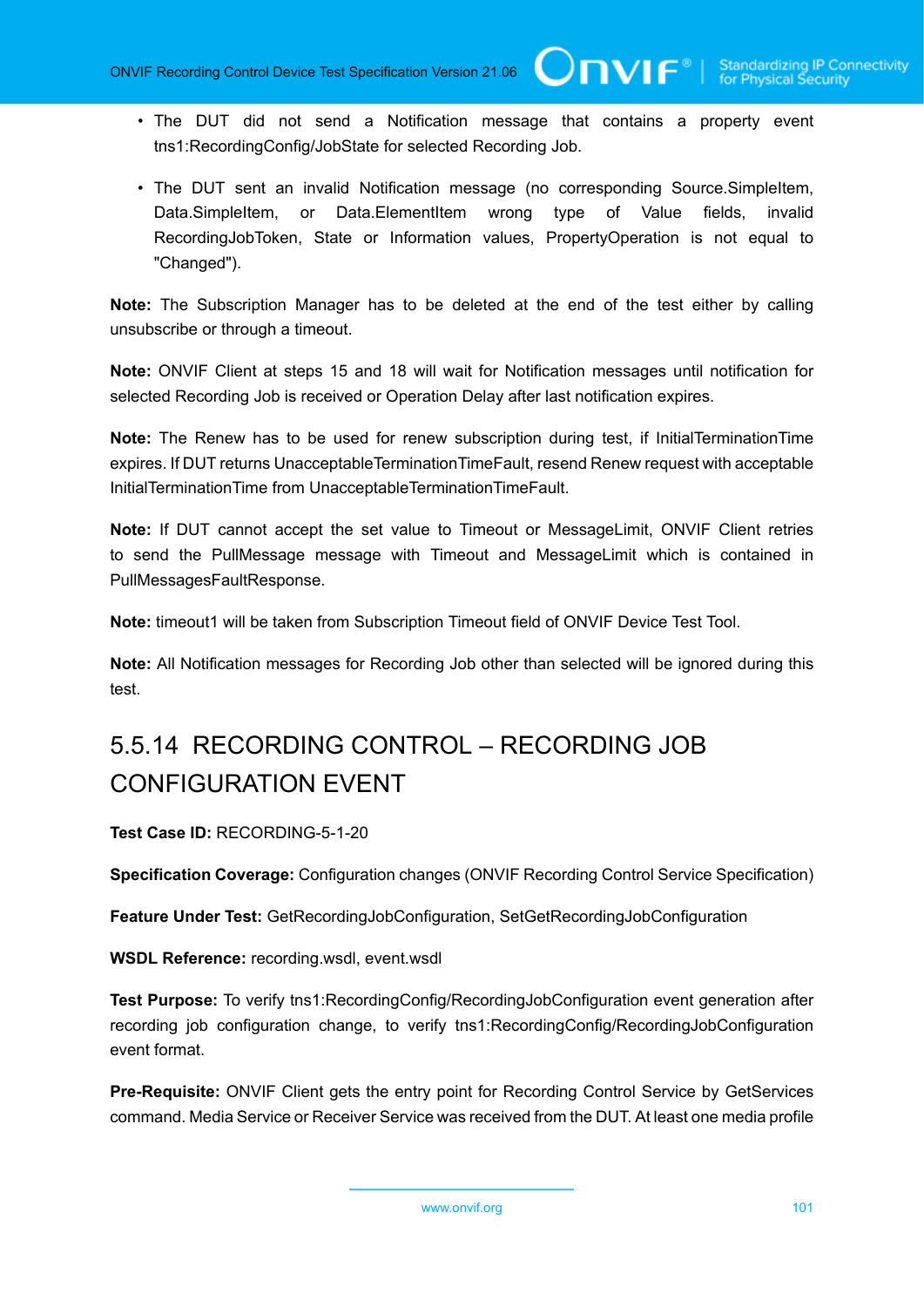- The DUT did not send a Notification message that contains a property event tns1:RecordingConfig/JobState for selected Recording Job.
- The DUT sent an invalid Notification message (no corresponding Source.SimpleItem, Data.SimpleItem, or Data.ElementItem wrong type of Value fields, invalid RecordingJobToken, State or Information values, PropertyOperation is not equal to "Changed").

**Note:** The Subscription Manager has to be deleted at the end of the test either by calling unsubscribe or through a timeout.

**Note:** ONVIF Client at steps 15 and 18 will wait for Notification messages until notification for selected Recording Job is received or Operation Delay after last notification expires.

**Note:** The Renew has to be used for renew subscription during test, if InitialTerminationTime expires. If DUT returns UnacceptableTerminationTimeFault, resend Renew request with acceptable InitialTerminationTime from UnacceptableTerminationTimeFault.

**Note:** If DUT cannot accept the set value to Timeout or MessageLimit, ONVIF Client retries to send the PullMessage message with Timeout and MessageLimit which is contained in PullMessagesFaultResponse.

**Note:** timeout1 will be taken from Subscription Timeout field of ONVIF Device Test Tool.

**Note:** All Notification messages for Recording Job other than selected will be ignored during this test.

## 5.5.14 RECORDING CONTROL – RECORDING JOB CONFIGURATION EVENT

**Test Case ID:** RECORDING-5-1-20

**Specification Coverage:** Configuration changes (ONVIF Recording Control Service Specification)

**Feature Under Test:** GetRecordingJobConfiguration, SetGetRecordingJobConfiguration

**WSDL Reference:** recording.wsdl, event.wsdl

**Test Purpose:** To verify tns1:RecordingConfig/RecordingJobConfiguration event generation after recording job configuration change, to verify tns1:RecordingConfig/RecordingJobConfiguration event format.

**Pre-Requisite:** ONVIF Client gets the entry point for Recording Control Service by GetServices command. Media Service or Receiver Service was received from the DUT. At least one media profile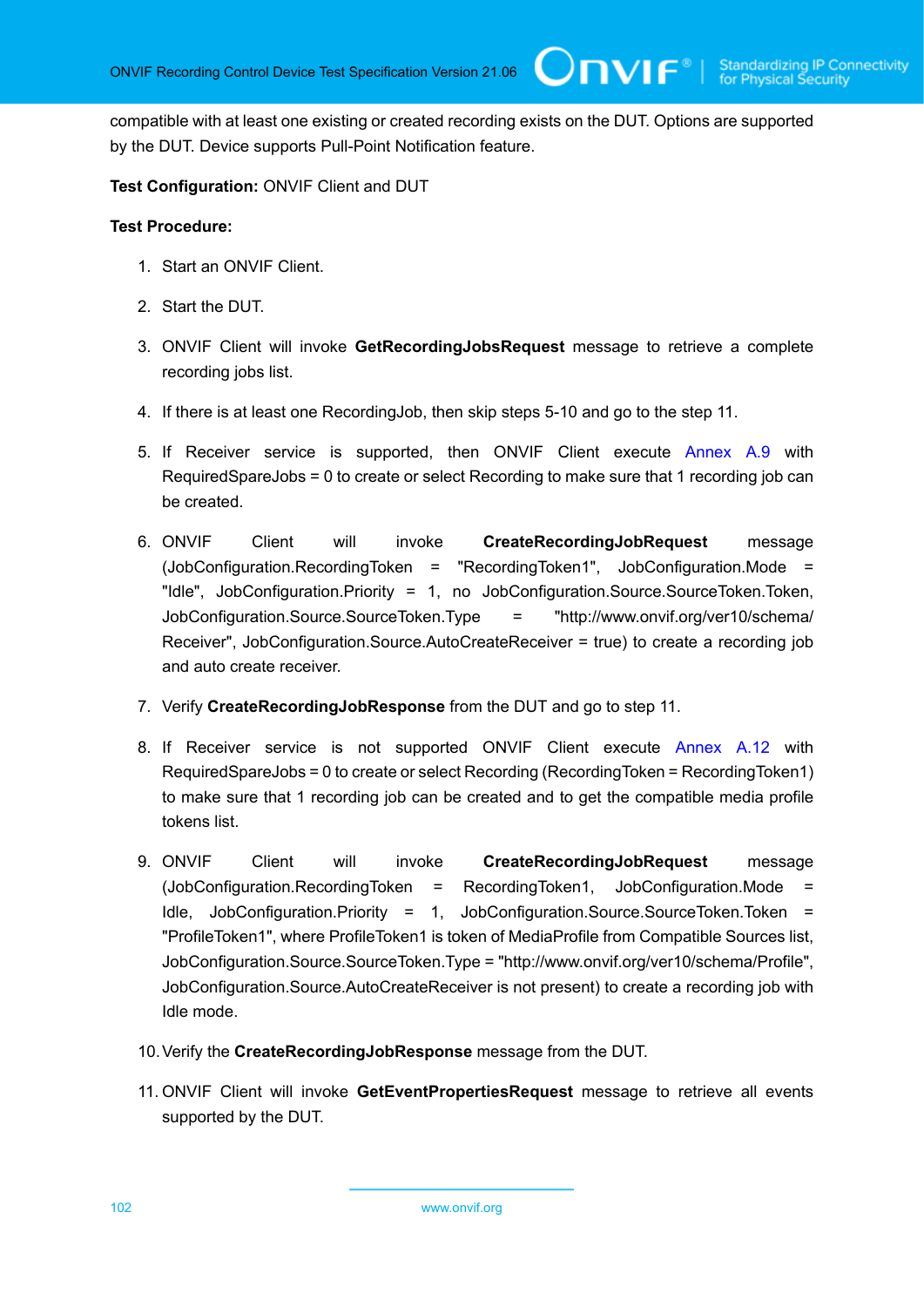compatible with at least one existing or created recording exists on the DUT. Options are supported by the DUT. Device supports Pull-Point Notification feature.

**Test Configuration:** ONVIF Client and DUT

**Test Procedure:**

1. Start an ONVIF Client.
2. Start the DUT.
3. ONVIF Client will invoke **GetRecordingJobsRequest** message to retrieve a complete recording jobs list.
4. If there is at least one RecordingJob, then skip steps 5-10 and go to the step 11.
5. If Receiver service is supported, then ONVIF Client execute Annex A.9 with RequiredSpareJobs = 0 to create or select Recording to make sure that 1 recording job can be created.
6. ONVIF Client will invoke **CreateRecordingJobRequest** message (JobConfiguration.RecordingToken = "RecordingToken1", JobConfiguration.Mode = "Idle", JobConfiguration.Priority = 1, no JobConfiguration.Source.SourceToken.Token, JobConfiguration.Source.SourceToken.Type = "http://www.onvif.org/ver10/schema/Receiver", JobConfiguration.Source.AutoCreateReceiver = true) to create a recording job and auto create receiver.
7. Verify **CreateRecordingJobResponse** from the DUT and go to step 11.
8. If Receiver service is not supported ONVIF Client execute Annex A.12 with RequiredSpareJobs = 0 to create or select Recording (RecordingToken = RecordingToken1) to make sure that 1 recording job can be created and to get the compatible media profile tokens list.
9. ONVIF Client will invoke **CreateRecordingJobRequest** message (JobConfiguration.RecordingToken = RecordingToken1, JobConfiguration.Mode = Idle, JobConfiguration.Priority = 1, JobConfiguration.Source.SourceToken.Token = "ProfileToken1", where ProfileToken1 is token of MediaProfile from Compatible Sources list, JobConfiguration.Source.SourceToken.Type = "http://www.onvif.org/ver10/schema/Profile", JobConfiguration.Source.AutoCreateReceiver is not present) to create a recording job with Idle mode.
10. Verify the **CreateRecordingJobResponse** message from the DUT.
11. ONVIF Client will invoke **GetEventPropertiesRequest** message to retrieve all events supported by the DUT.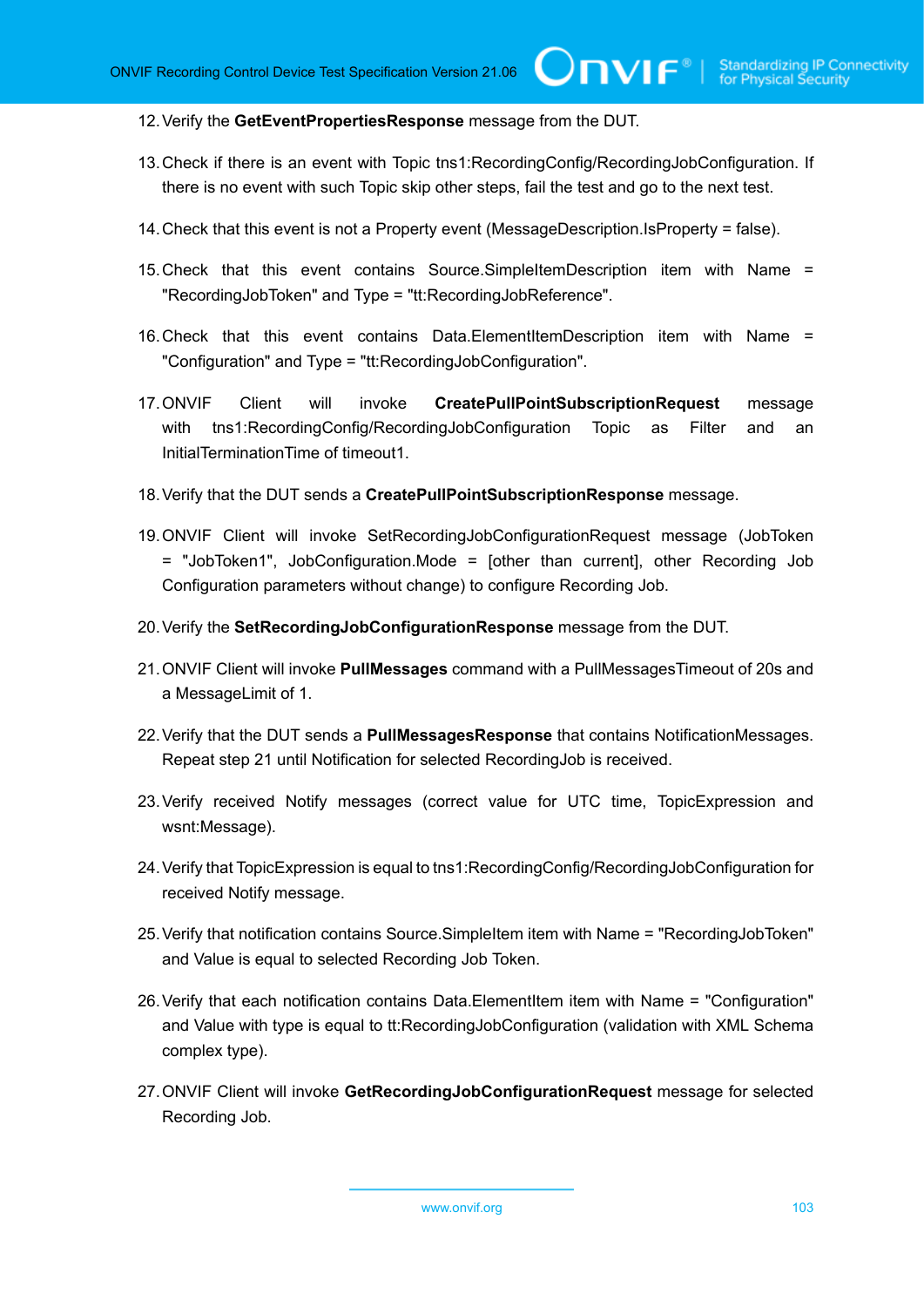12. Verify the **GetEventPropertiesResponse** message from the DUT.

13. Check if there is an event with Topic tns1:RecordingConfig/RecordingJobConfiguration. If there is no event with such Topic skip other steps, fail the test and go to the next test.

14. Check that this event is not a Property event (MessageDescription.IsProperty = false).

15. Check that this event contains Source.SimpleItemDescription item with Name = "RecordingJobToken" and Type = "tt:RecordingJobReference".

16. Check that this event contains Data.ElementItemDescription item with Name = "Configuration" and Type = "tt:RecordingJobConfiguration".

17. ONVIF Client will invoke **CreatePullPointSubscriptionRequest** message with tns1:RecordingConfig/RecordingJobConfiguration Topic as Filter and an InitialTerminationTime of timeout1.

18. Verify that the DUT sends a **CreatePullPointSubscriptionResponse** message.

19. ONVIF Client will invoke SetRecordingJobConfigurationRequest message (JobToken = "JobToken1", JobConfiguration.Mode = [other than current], other Recording Job Configuration parameters without change) to configure Recording Job.

20. Verify the **SetRecordingJobConfigurationResponse** message from the DUT.

21. ONVIF Client will invoke **PullMessages** command with a PullMessagesTimeout of 20s and a MessageLimit of 1.

22. Verify that the DUT sends a **PullMessagesResponse** that contains NotificationMessages. Repeat step 21 until Notification for selected RecordingJob is received.

23. Verify received Notify messages (correct value for UTC time, TopicExpression and wsnt:Message).

24. Verify that TopicExpression is equal to tns1:RecordingConfig/RecordingJobConfiguration for received Notify message.

25. Verify that notification contains Source.SimpleItem item with Name = "RecordingJobToken" and Value is equal to selected Recording Job Token.

26. Verify that each notification contains Data.ElementItem item with Name = "Configuration" and Value with type is equal to tt:RecordingJobConfiguration (validation with XML Schema complex type).

27. ONVIF Client will invoke **GetRecordingJobConfigurationRequest** message for selected Recording Job.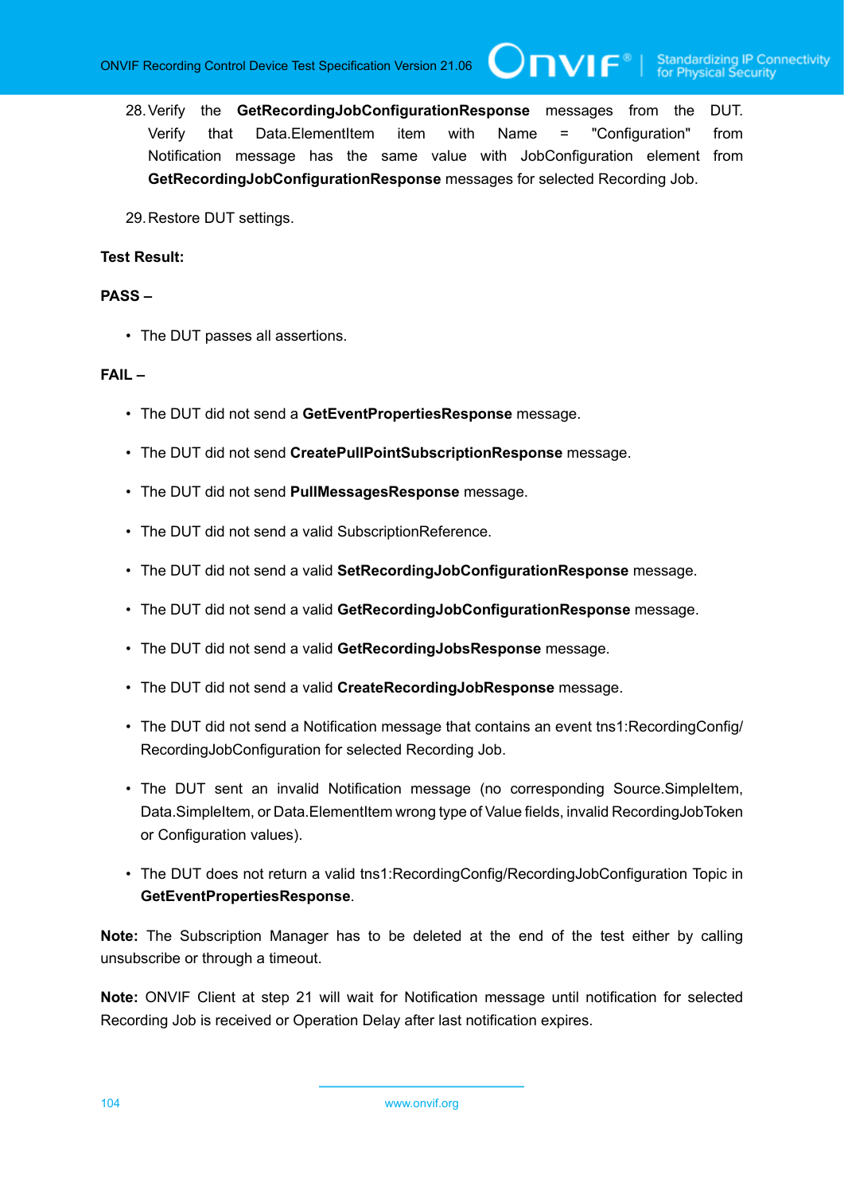28. Verify the **GetRecordingJobConfigurationResponse** messages from the DUT. Verify that Data.ElementItem item with Name = "Configuration" from Notification message has the same value with JobConfiguration element from **GetRecordingJobConfigurationResponse** messages for selected Recording Job.

29. Restore DUT settings.

**Test Result:**

**PASS –**

- The DUT passes all assertions.

**FAIL –**

- The DUT did not send a **GetEventPropertiesResponse** message.
- The DUT did not send **CreatePullPointSubscriptionResponse** message.
- The DUT did not send **PullMessagesResponse** message.
- The DUT did not send a valid SubscriptionReference.
- The DUT did not send a valid **SetRecordingJobConfigurationResponse** message.
- The DUT did not send a valid **GetRecordingJobConfigurationResponse** message.
- The DUT did not send a valid **GetRecordingJobsResponse** message.
- The DUT did not send a valid **CreateRecordingJobResponse** message.
- The DUT did not send a Notification message that contains an event tns1:RecordingConfig/RecordingJobConfiguration for selected Recording Job.
- The DUT sent an invalid Notification message (no corresponding Source.SimpleItem, Data.SimpleItem, or Data.ElementItem wrong type of Value fields, invalid RecordingJobToken or Configuration values).
- The DUT does not return a valid tns1:RecordingConfig/RecordingJobConfiguration Topic in **GetEventPropertiesResponse**.

**Note:** The Subscription Manager has to be deleted at the end of the test either by calling unsubscribe or through a timeout.

**Note:** ONVIF Client at step 21 will wait for Notification message until notification for selected Recording Job is received or Operation Delay after last notification expires.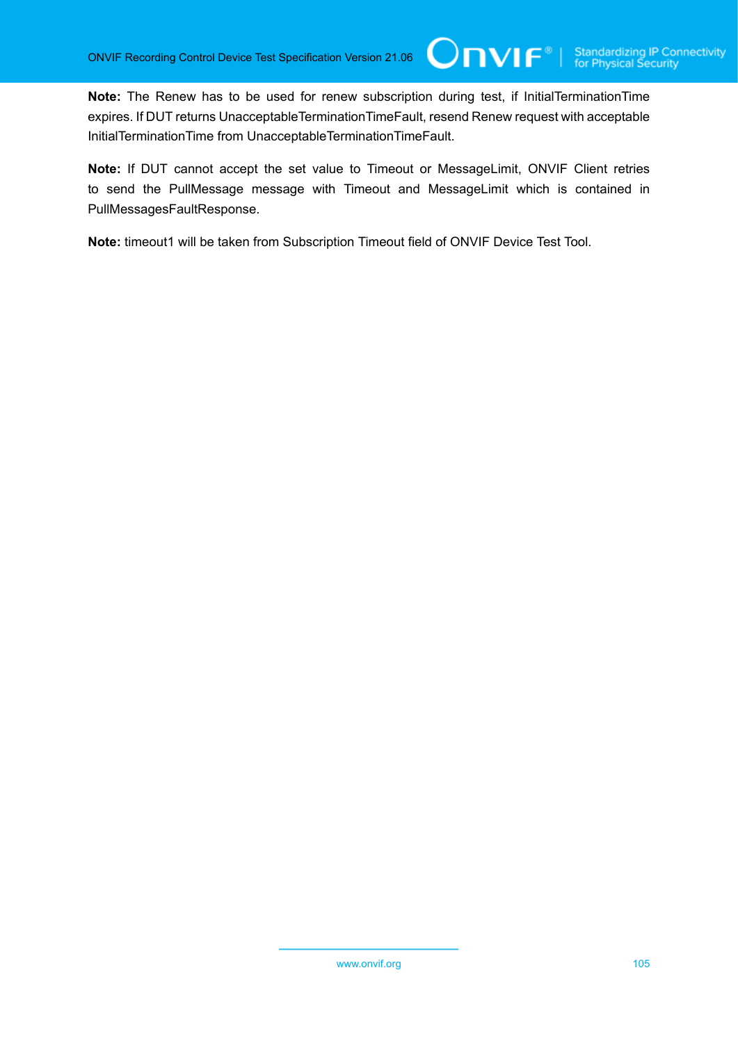**Note:** The Renew has to be used for renew subscription during test, if InitialTerminationTime expires. If DUT returns UnacceptableTerminationTimeFault, resend Renew request with acceptable InitialTerminationTime from UnacceptableTerminationTimeFault.

**Note:** If DUT cannot accept the set value to Timeout or MessageLimit, ONVIF Client retries to send the PullMessage message with Timeout and MessageLimit which is contained in PullMessagesFaultResponse.

**Note:** timeout1 will be taken from Subscription Timeout field of ONVIF Device Test Tool.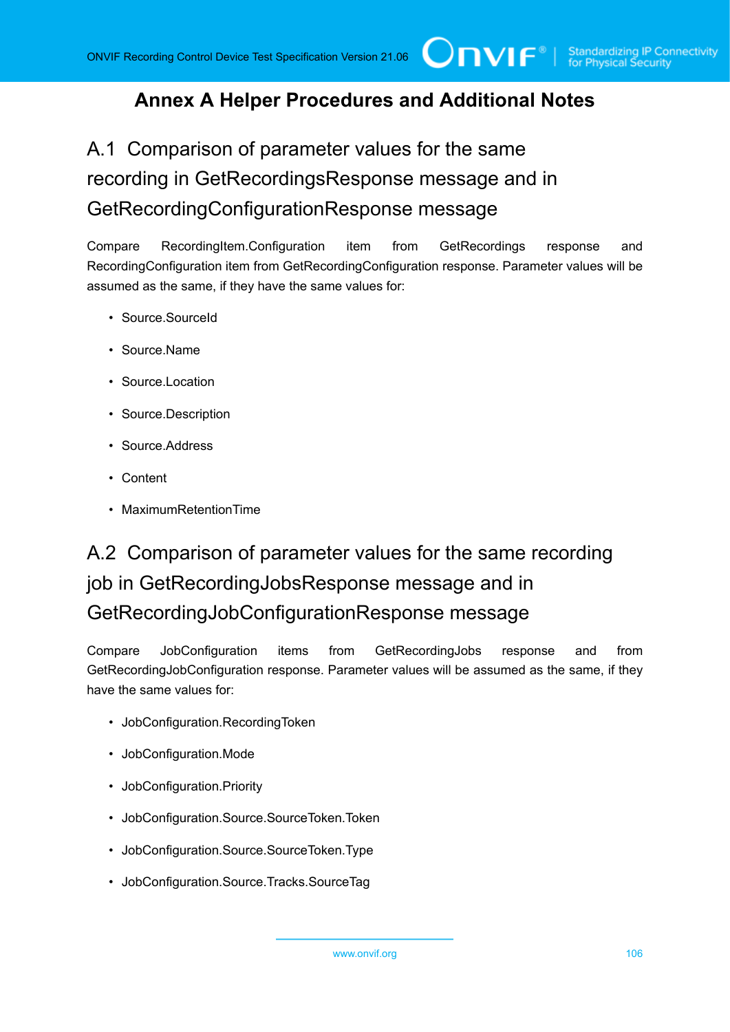# Annex A Helper Procedures and Additional Notes

## A.1 Comparison of parameter values for the same recording in GetRecordingsResponse message and in GetRecordingConfigurationResponse message

Compare RecordingItem.Configuration item from GetRecordings response and RecordingConfiguration item from GetRecordingConfiguration response. Parameter values will be assumed as the same, if they have the same values for:

- Source.SourceId
- Source.Name
- Source.Location
- Source.Description
- Source.Address
- Content
- MaximumRetentionTime

## A.2 Comparison of parameter values for the same recording job in GetRecordingJobsResponse message and in GetRecordingJobConfigurationResponse message

Compare JobConfiguration items from GetRecordingJobs response and from GetRecordingJobConfiguration response. Parameter values will be assumed as the same, if they have the same values for:

- JobConfiguration.RecordingToken
- JobConfiguration.Mode
- JobConfiguration.Priority
- JobConfiguration.Source.SourceToken.Token
- JobConfiguration.Source.SourceToken.Type
- JobConfiguration.Source.Tracks.SourceTag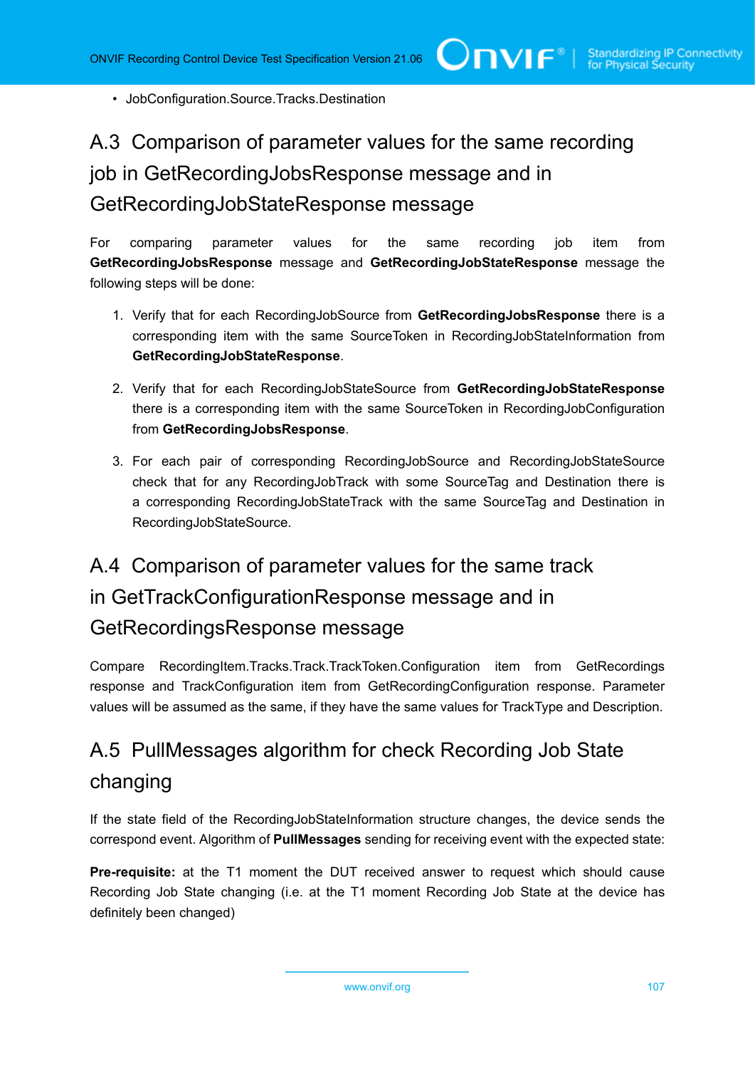- JobConfiguration.Source.Tracks.Destination

## A.3 Comparison of parameter values for the same recording job in GetRecordingJobsResponse message and in GetRecordingJobStateResponse message

For comparing parameter values for the same recording job item from **GetRecordingJobsResponse** message and **GetRecordingJobStateResponse** message the following steps will be done:

1. Verify that for each RecordingJobSource from **GetRecordingJobsResponse** there is a corresponding item with the same SourceToken in RecordingJobStateInformation from **GetRecordingJobStateResponse**.
2. Verify that for each RecordingJobStateSource from **GetRecordingJobStateResponse** there is a corresponding item with the same SourceToken in RecordingJobConfiguration from **GetRecordingJobsResponse**.
3. For each pair of corresponding RecordingJobSource and RecordingJobStateSource check that for any RecordingJobTrack with some SourceTag and Destination there is a corresponding RecordingJobStateTrack with the same SourceTag and Destination in RecordingJobStateSource.

## A.4 Comparison of parameter values for the same track in GetTrackConfigurationResponse message and in GetRecordingsResponse message

Compare RecordingItem.Tracks.Track.TrackToken.Configuration item from GetRecordings response and TrackConfiguration item from GetRecordingConfiguration response. Parameter values will be assumed as the same, if they have the same values for TrackType and Description.

## A.5 PullMessages algorithm for check Recording Job State changing

If the state field of the RecordingJobStateInformation structure changes, the device sends the correspond event. Algorithm of **PullMessages** sending for receiving event with the expected state:

**Pre-requisite:** at the T1 moment the DUT received answer to request which should cause Recording Job State changing (i.e. at the T1 moment Recording Job State at the device has definitely been changed)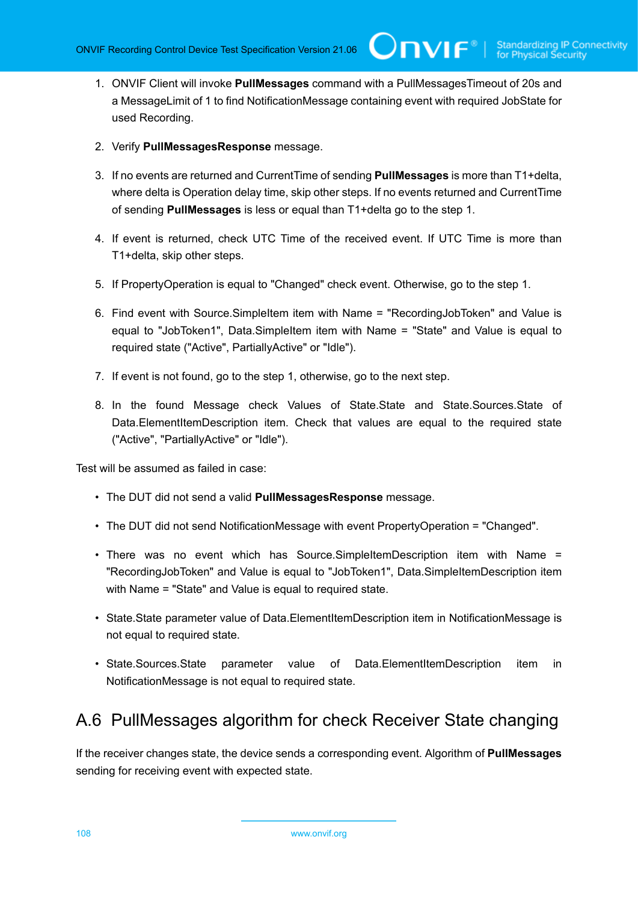1. ONVIF Client will invoke **PullMessages** command with a PullMessagesTimeout of 20s and a MessageLimit of 1 to find NotificationMessage containing event with required JobState for used Recording.

2. Verify **PullMessagesResponse** message.

3. If no events are returned and CurrentTime of sending **PullMessages** is more than T1+delta, where delta is Operation delay time, skip other steps. If no events returned and CurrentTime of sending **PullMessages** is less or equal than T1+delta go to the step 1.

4. If event is returned, check UTC Time of the received event. If UTC Time is more than T1+delta, skip other steps.

5. If PropertyOperation is equal to "Changed" check event. Otherwise, go to the step 1.

6. Find event with Source.SimpleItem item with Name = "RecordingJobToken" and Value is equal to "JobToken1", Data.SimpleItem item with Name = "State" and Value is equal to required state ("Active", PartiallyActive" or "Idle").

7. If event is not found, go to the step 1, otherwise, go to the next step.

8. In the found Message check Values of State.State and State.Sources.State of Data.ElementItemDescription item. Check that values are equal to the required state ("Active", "PartiallyActive" or "Idle").

Test will be assumed as failed in case:

- The DUT did not send a valid **PullMessagesResponse** message.
- The DUT did not send NotificationMessage with event PropertyOperation = "Changed".
- There was no event which has Source.SimpleItemDescription item with Name = "RecordingJobToken" and Value is equal to "JobToken1", Data.SimpleItemDescription item with Name = "State" and Value is equal to required state.
- State.State parameter value of Data.ElementItemDescription item in NotificationMessage is not equal to required state.
- State.Sources.State parameter value of Data.ElementItemDescription item in NotificationMessage is not equal to required state.

## A.6 PullMessages algorithm for check Receiver State changing

If the receiver changes state, the device sends a corresponding event. Algorithm of **PullMessages** sending for receiving event with expected state.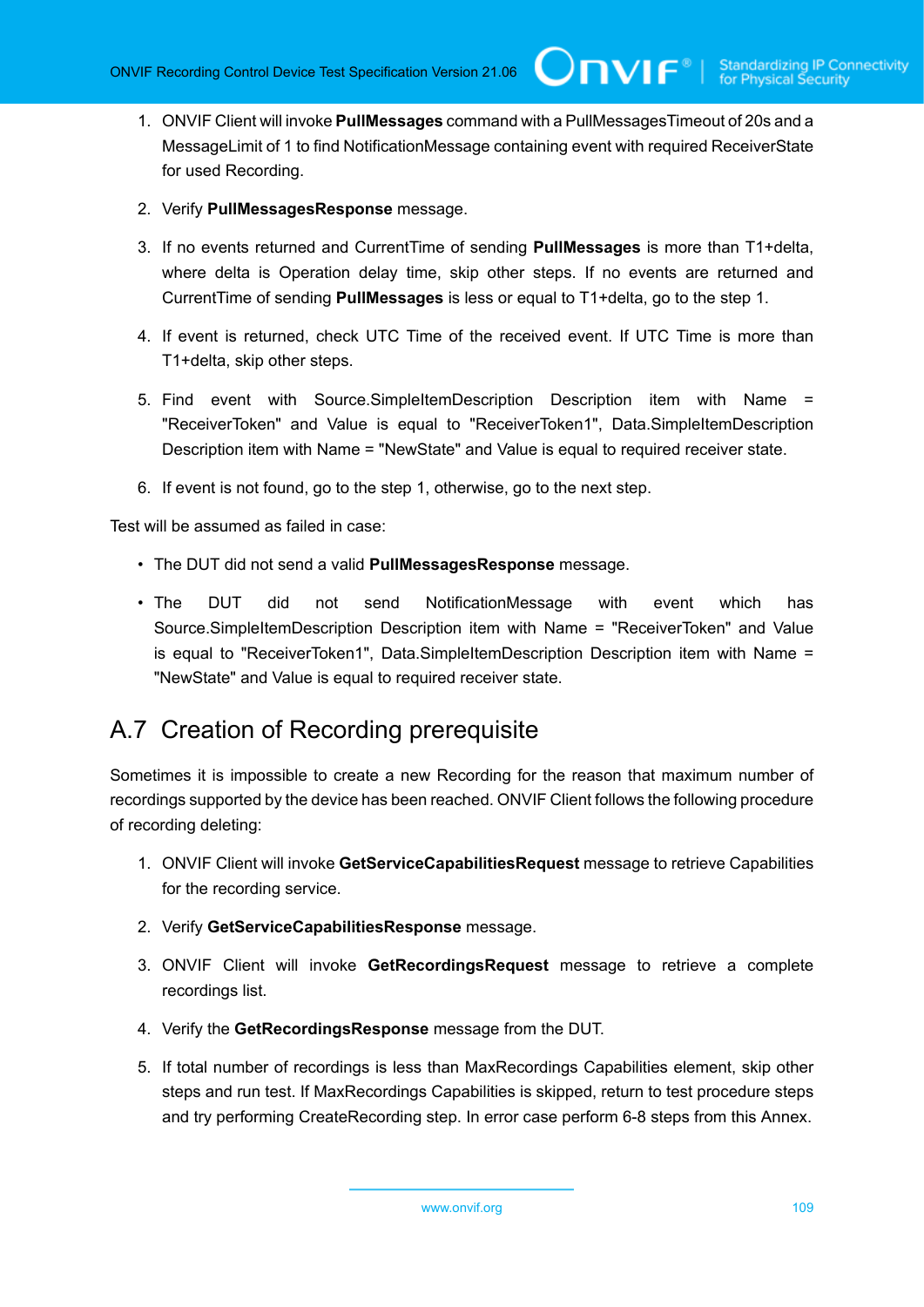1. ONVIF Client will invoke **PullMessages** command with a PullMessagesTimeout of 20s and a MessageLimit of 1 to find NotificationMessage containing event with required ReceiverState for used Recording.

2. Verify **PullMessagesResponse** message.

3. If no events returned and CurrentTime of sending **PullMessages** is more than T1+delta, where delta is Operation delay time, skip other steps. If no events are returned and CurrentTime of sending **PullMessages** is less or equal to T1+delta, go to the step 1.

4. If event is returned, check UTC Time of the received event. If UTC Time is more than T1+delta, skip other steps.

5. Find event with Source.SimpleItemDescription Description item with Name = "ReceiverToken" and Value is equal to "ReceiverToken1", Data.SimpleItemDescription Description item with Name = "NewState" and Value is equal to required receiver state.

6. If event is not found, go to the step 1, otherwise, go to the next step.

Test will be assumed as failed in case:

- The DUT did not send a valid **PullMessagesResponse** message.

- The DUT did not send NotificationMessage with event which has Source.SimpleItemDescription Description item with Name = "ReceiverToken" and Value is equal to "ReceiverToken1", Data.SimpleItemDescription Description item with Name = "NewState" and Value is equal to required receiver state.

## A.7 Creation of Recording prerequisite

Sometimes it is impossible to create a new Recording for the reason that maximum number of recordings supported by the device has been reached. ONVIF Client follows the following procedure of recording deleting:

1. ONVIF Client will invoke **GetServiceCapabilitiesRequest** message to retrieve Capabilities for the recording service.

2. Verify **GetServiceCapabilitiesResponse** message.

3. ONVIF Client will invoke **GetRecordingsRequest** message to retrieve a complete recordings list.

4. Verify the **GetRecordingsResponse** message from the DUT.

5. If total number of recordings is less than MaxRecordings Capabilities element, skip other steps and run test. If MaxRecordings Capabilities is skipped, return to test procedure steps and try performing CreateRecording step. In error case perform 6-8 steps from this Annex.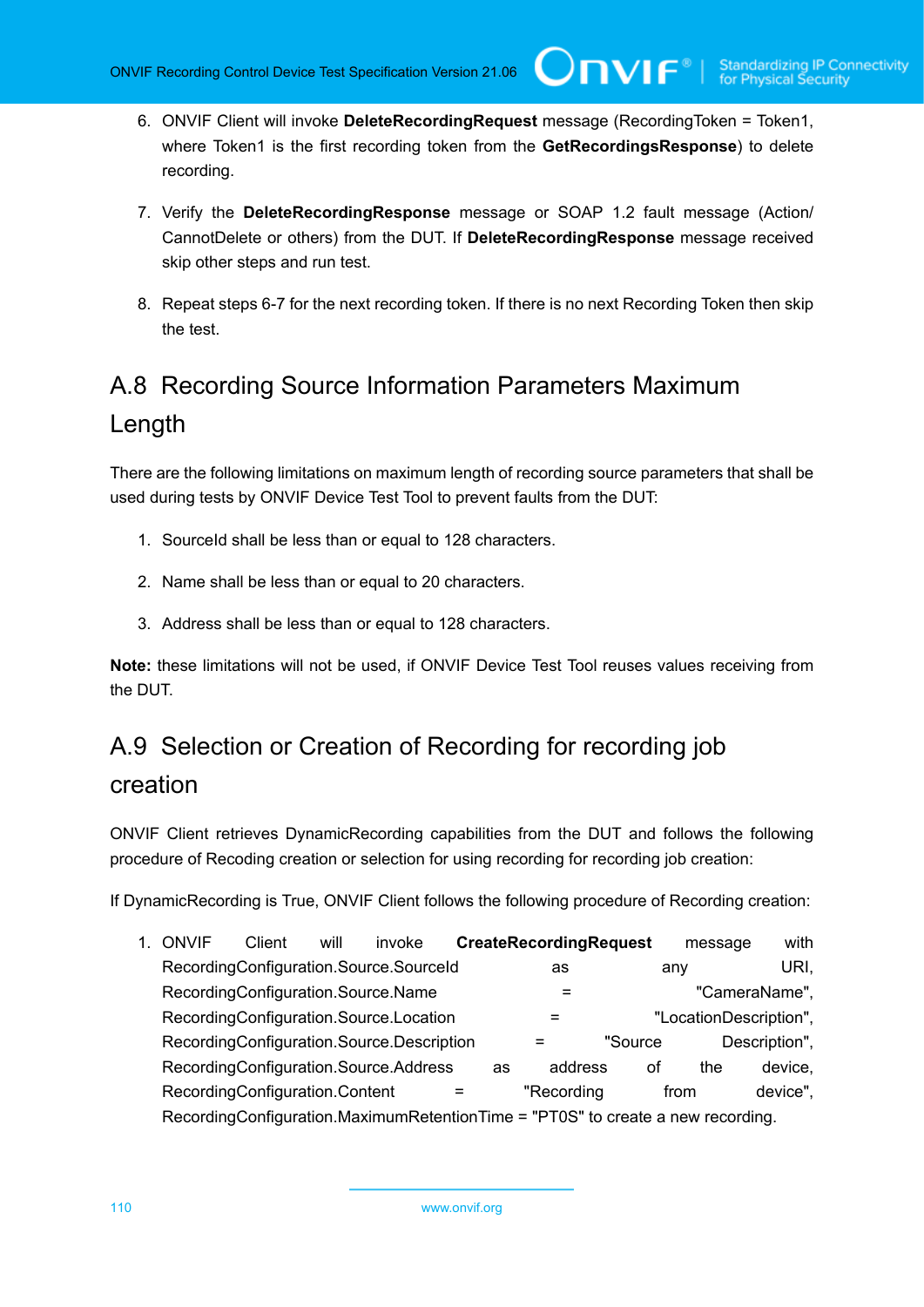6. ONVIF Client will invoke **DeleteRecordingRequest** message (RecordingToken = Token1, where Token1 is the first recording token from the **GetRecordingsResponse**) to delete recording.

7. Verify the **DeleteRecordingResponse** message or SOAP 1.2 fault message (Action/CannotDelete or others) from the DUT. If **DeleteRecordingResponse** message received skip other steps and run test.

8. Repeat steps 6-7 for the next recording token. If there is no next Recording Token then skip the test.

## A.8 Recording Source Information Parameters Maximum Length

There are the following limitations on maximum length of recording source parameters that shall be used during tests by ONVIF Device Test Tool to prevent faults from the DUT:

1. SourceId shall be less than or equal to 128 characters.

2. Name shall be less than or equal to 20 characters.

3. Address shall be less than or equal to 128 characters.

**Note:** these limitations will not be used, if ONVIF Device Test Tool reuses values receiving from the DUT.

## A.9 Selection or Creation of Recording for recording job creation

ONVIF Client retrieves DynamicRecording capabilities from the DUT and follows the following procedure of Recoding creation or selection for using recording for recording job creation:

If DynamicRecording is True, ONVIF Client follows the following procedure of Recording creation:

1. ONVIF Client will invoke **CreateRecordingRequest** message with RecordingConfiguration.Source.SourceId as any URI, RecordingConfiguration.Source.Name = "CameraName", RecordingConfiguration.Source.Location = "LocationDescription", RecordingConfiguration.Source.Description = "Source Description", RecordingConfiguration.Source.Address as address of the device, RecordingConfiguration.Content = "Recording from device", RecordingConfiguration.MaximumRetentionTime = "PT0S" to create a new recording.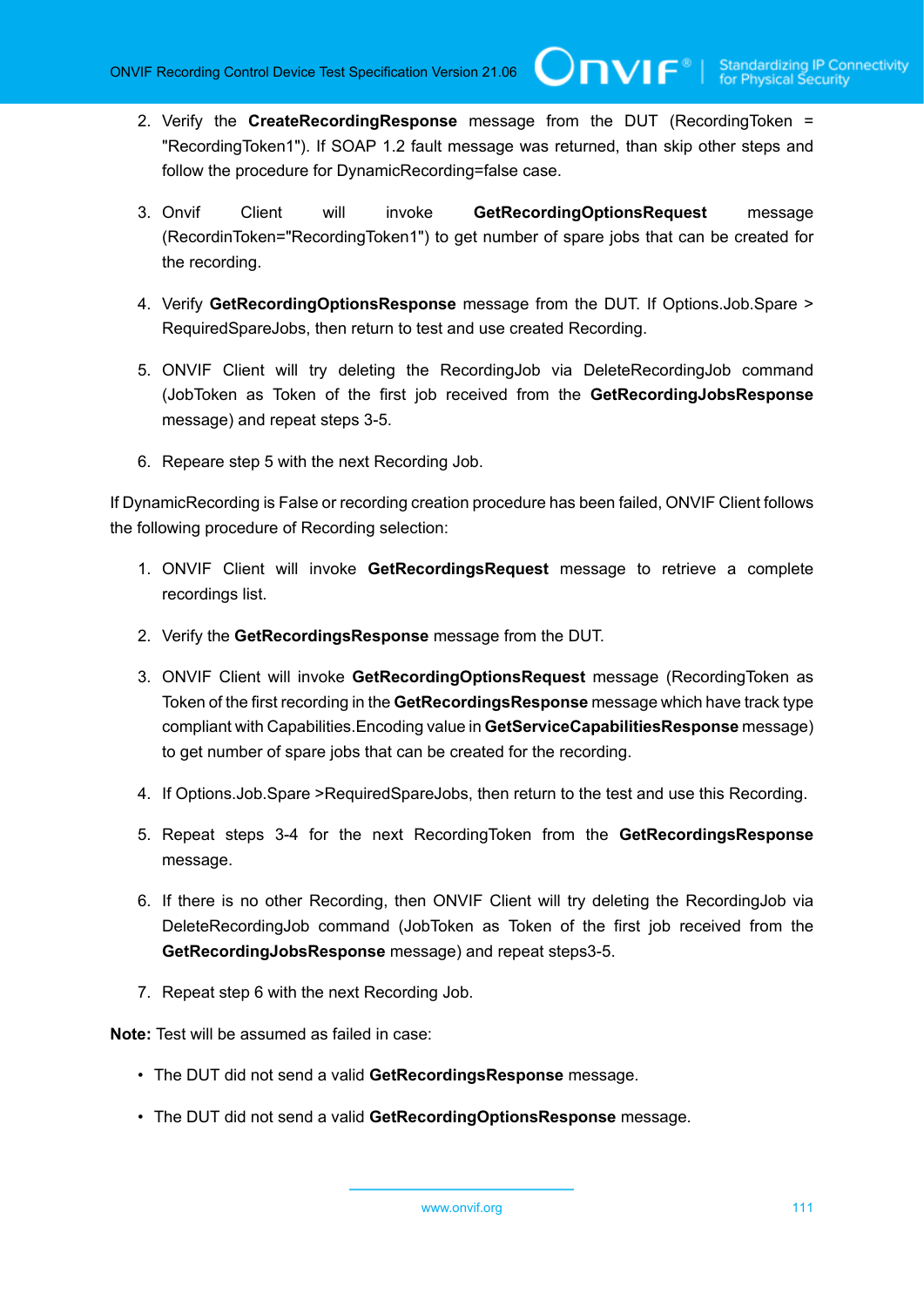2. Verify the **CreateRecordingResponse** message from the DUT (RecordingToken = "RecordingToken1"). If SOAP 1.2 fault message was returned, than skip other steps and follow the procedure for DynamicRecording=false case.

3. Onvif Client will invoke **GetRecordingOptionsRequest** message (RecordinToken="RecordingToken1") to get number of spare jobs that can be created for the recording.

4. Verify **GetRecordingOptionsResponse** message from the DUT. If Options.Job.Spare > RequiredSpareJobs, then return to test and use created Recording.

5. ONVIF Client will try deleting the RecordingJob via DeleteRecordingJob command (JobToken as Token of the first job received from the **GetRecordingJobsResponse** message) and repeat steps 3-5.

6. Repeare step 5 with the next Recording Job.

If DynamicRecording is False or recording creation procedure has been failed, ONVIF Client follows the following procedure of Recording selection:

1. ONVIF Client will invoke **GetRecordingsRequest** message to retrieve a complete recordings list.

2. Verify the **GetRecordingsResponse** message from the DUT.

3. ONVIF Client will invoke **GetRecordingOptionsRequest** message (RecordingToken as Token of the first recording in the **GetRecordingsResponse** message which have track type compliant with Capabilities.Encoding value in **GetServiceCapabilitiesResponse** message) to get number of spare jobs that can be created for the recording.

4. If Options.Job.Spare >RequiredSpareJobs, then return to the test and use this Recording.

5. Repeat steps 3-4 for the next RecordingToken from the **GetRecordingsResponse** message.

6. If there is no other Recording, then ONVIF Client will try deleting the RecordingJob via DeleteRecordingJob command (JobToken as Token of the first job received from the **GetRecordingJobsResponse** message) and repeat steps3-5.

7. Repeat step 6 with the next Recording Job.

**Note:** Test will be assumed as failed in case:

- The DUT did not send a valid **GetRecordingsResponse** message.

- The DUT did not send a valid **GetRecordingOptionsResponse** message.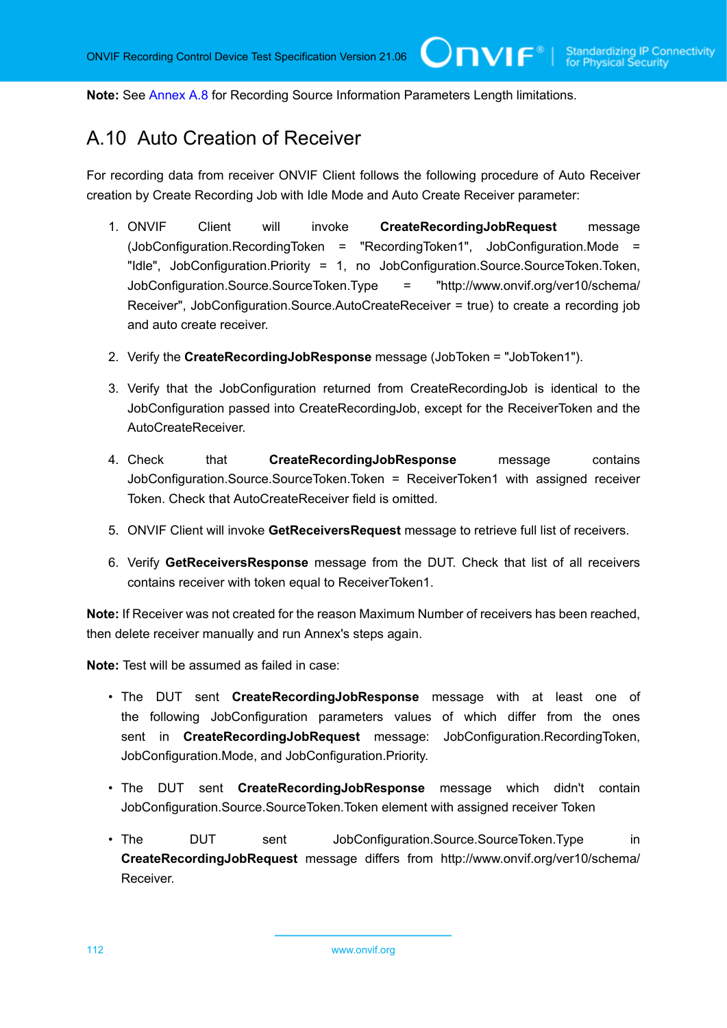**Note:** See Annex A.8 for Recording Source Information Parameters Length limitations.

## A.10 Auto Creation of Receiver

For recording data from receiver ONVIF Client follows the following procedure of Auto Receiver creation by Create Recording Job with Idle Mode and Auto Create Receiver parameter:

1. ONVIF Client will invoke **CreateRecordingJobRequest** message (JobConfiguration.RecordingToken = "RecordingToken1", JobConfiguration.Mode = "Idle", JobConfiguration.Priority = 1, no JobConfiguration.Source.SourceToken.Token, JobConfiguration.Source.SourceToken.Type = "http://www.onvif.org/ver10/schema/Receiver", JobConfiguration.Source.AutoCreateReceiver = true) to create a recording job and auto create receiver.

2. Verify the **CreateRecordingJobResponse** message (JobToken = "JobToken1").

3. Verify that the JobConfiguration returned from CreateRecordingJob is identical to the JobConfiguration passed into CreateRecordingJob, except for the ReceiverToken and the AutoCreateReceiver.

4. Check that **CreateRecordingJobResponse** message contains JobConfiguration.Source.SourceToken.Token = ReceiverToken1 with assigned receiver Token. Check that AutoCreateReceiver field is omitted.

5. ONVIF Client will invoke **GetReceiversRequest** message to retrieve full list of receivers.

6. Verify **GetReceiversResponse** message from the DUT. Check that list of all receivers contains receiver with token equal to ReceiverToken1.

**Note:** If Receiver was not created for the reason Maximum Number of receivers has been reached, then delete receiver manually and run Annex's steps again.

**Note:** Test will be assumed as failed in case:

- The DUT sent **CreateRecordingJobResponse** message with at least one of the following JobConfiguration parameters values of which differ from the ones sent in **CreateRecordingJobRequest** message: JobConfiguration.RecordingToken, JobConfiguration.Mode, and JobConfiguration.Priority.

- The DUT sent **CreateRecordingJobResponse** message which didn't contain JobConfiguration.Source.SourceToken.Token element with assigned receiver Token

- The DUT sent JobConfiguration.Source.SourceToken.Type in **CreateRecordingJobRequest** message differs from http://www.onvif.org/ver10/schema/Receiver.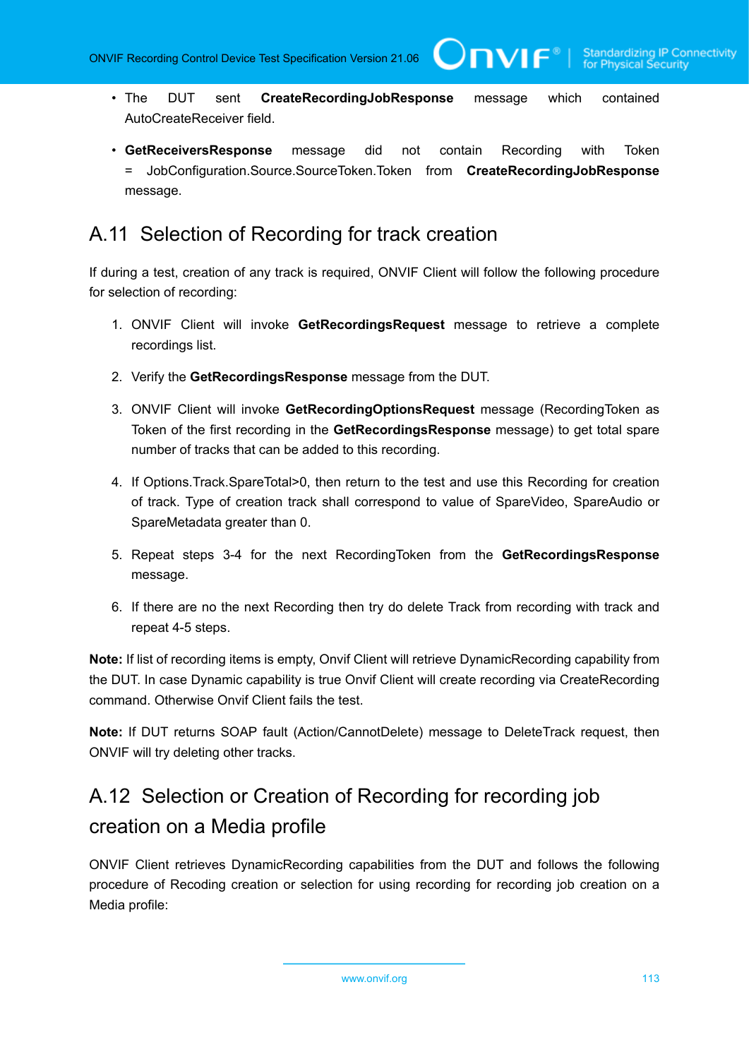- The DUT sent **CreateRecordingJobResponse** message which contained AutoCreateReceiver field.
- **GetReceiversResponse** message did not contain Recording with Token = JobConfiguration.Source.SourceToken.Token from **CreateRecordingJobResponse** message.

## A.11 Selection of Recording for track creation

If during a test, creation of any track is required, ONVIF Client will follow the following procedure for selection of recording:

1. ONVIF Client will invoke **GetRecordingsRequest** message to retrieve a complete recordings list.
2. Verify the **GetRecordingsResponse** message from the DUT.
3. ONVIF Client will invoke **GetRecordingOptionsRequest** message (RecordingToken as Token of the first recording in the **GetRecordingsResponse** message) to get total spare number of tracks that can be added to this recording.
4. If Options.Track.SpareTotal>0, then return to the test and use this Recording for creation of track. Type of creation track shall correspond to value of SpareVideo, SpareAudio or SpareMetadata greater than 0.
5. Repeat steps 3-4 for the next RecordingToken from the **GetRecordingsResponse** message.
6. If there are no the next Recording then try do delete Track from recording with track and repeat 4-5 steps.

**Note:** If list of recording items is empty, Onvif Client will retrieve DynamicRecording capability from the DUT. In case Dynamic capability is true Onvif Client will create recording via CreateRecording command. Otherwise Onvif Client fails the test.

**Note:** If DUT returns SOAP fault (Action/CannotDelete) message to DeleteTrack request, then ONVIF will try deleting other tracks.

## A.12 Selection or Creation of Recording for recording job creation on a Media profile

ONVIF Client retrieves DynamicRecording capabilities from the DUT and follows the following procedure of Recoding creation or selection for using recording for recording job creation on a Media profile: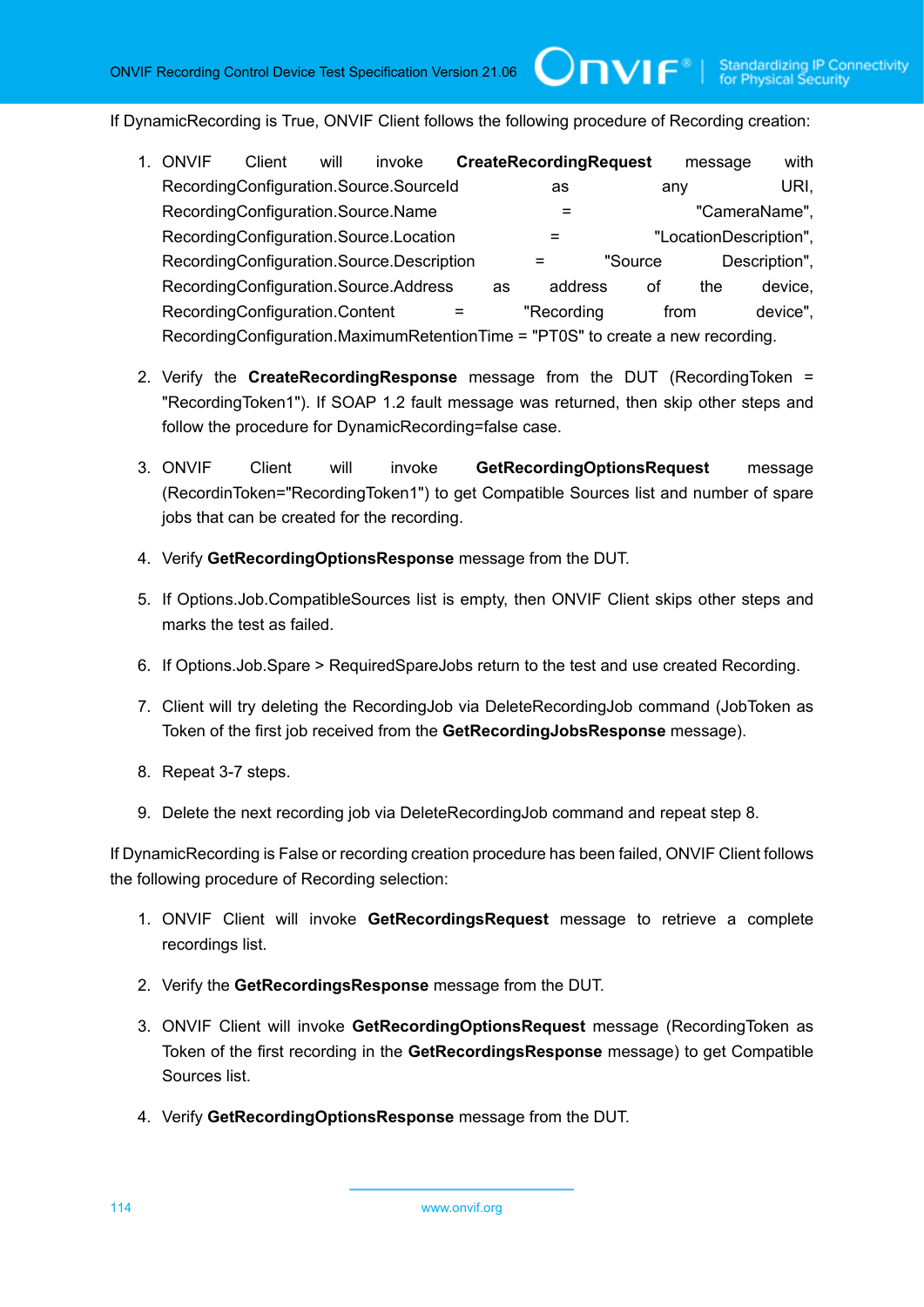If DynamicRecording is True, ONVIF Client follows the following procedure of Recording creation:

1. ONVIF Client will invoke **CreateRecordingRequest** message with RecordingConfiguration.Source.SourceId as any URI, RecordingConfiguration.Source.Name = "CameraName", RecordingConfiguration.Source.Location = "LocationDescription", RecordingConfiguration.Source.Description = "Source Description", RecordingConfiguration.Source.Address as address of the device, RecordingConfiguration.Content = "Recording from device", RecordingConfiguration.MaximumRetentionTime = "PT0S" to create a new recording.

2. Verify the **CreateRecordingResponse** message from the DUT (RecordingToken = "RecordingToken1"). If SOAP 1.2 fault message was returned, then skip other steps and follow the procedure for DynamicRecording=false case.

3. ONVIF Client will invoke **GetRecordingOptionsRequest** message (RecordinToken="RecordingToken1") to get Compatible Sources list and number of spare jobs that can be created for the recording.

4. Verify **GetRecordingOptionsResponse** message from the DUT.

5. If Options.Job.CompatibleSources list is empty, then ONVIF Client skips other steps and marks the test as failed.

6. If Options.Job.Spare > RequiredSpareJobs return to the test and use created Recording.

7. Client will try deleting the RecordingJob via DeleteRecordingJob command (JobToken as Token of the first job received from the **GetRecordingJobsResponse** message).

8. Repeat 3-7 steps.

9. Delete the next recording job via DeleteRecordingJob command and repeat step 8.

If DynamicRecording is False or recording creation procedure has been failed, ONVIF Client follows the following procedure of Recording selection:

1. ONVIF Client will invoke **GetRecordingsRequest** message to retrieve a complete recordings list.

2. Verify the **GetRecordingsResponse** message from the DUT.

3. ONVIF Client will invoke **GetRecordingOptionsRequest** message (RecordingToken as Token of the first recording in the **GetRecordingsResponse** message) to get Compatible Sources list.

4. Verify **GetRecordingOptionsResponse** message from the DUT.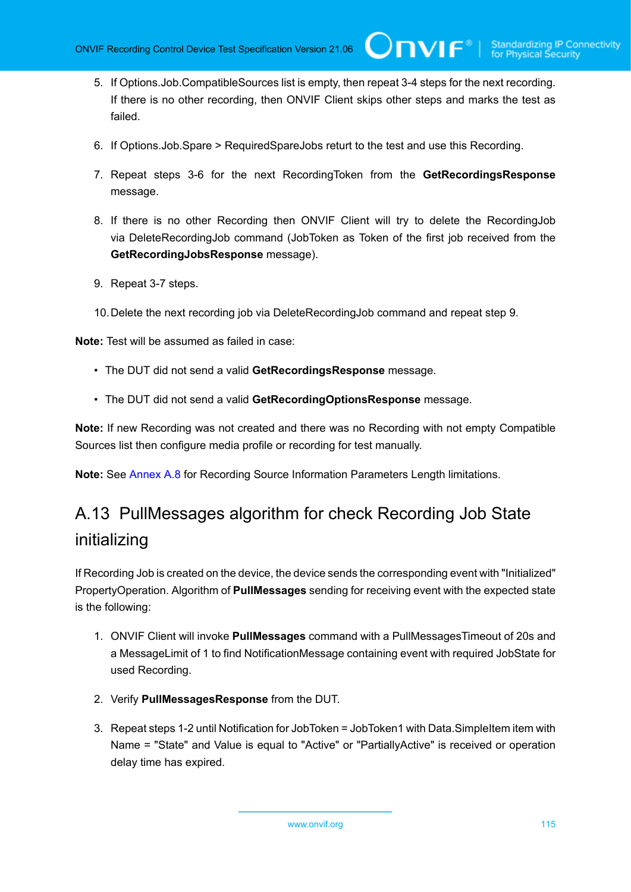5. If Options.Job.CompatibleSources list is empty, then repeat 3-4 steps for the next recording. If there is no other recording, then ONVIF Client skips other steps and marks the test as failed.

6. If Options.Job.Spare > RequiredSpareJobs returt to the test and use this Recording.

7. Repeat steps 3-6 for the next RecordingToken from the **GetRecordingsResponse** message.

8. If there is no other Recording then ONVIF Client will try to delete the RecordingJob via DeleteRecordingJob command (JobToken as Token of the first job received from the **GetRecordingJobsResponse** message).

9. Repeat 3-7 steps.

10. Delete the next recording job via DeleteRecordingJob command and repeat step 9.

**Note:** Test will be assumed as failed in case:

- The DUT did not send a valid **GetRecordingsResponse** message.
- The DUT did not send a valid **GetRecordingOptionsResponse** message.

**Note:** If new Recording was not created and there was no Recording with not empty Compatible Sources list then configure media profile or recording for test manually.

**Note:** See Annex A.8 for Recording Source Information Parameters Length limitations.

## A.13 PullMessages algorithm for check Recording Job State initializing

If Recording Job is created on the device, the device sends the corresponding event with "Initialized" PropertyOperation. Algorithm of **PullMessages** sending for receiving event with the expected state is the following:

1. ONVIF Client will invoke **PullMessages** command with a PullMessagesTimeout of 20s and a MessageLimit of 1 to find NotificationMessage containing event with required JobState for used Recording.

2. Verify **PullMessagesResponse** from the DUT.

3. Repeat steps 1-2 until Notification for JobToken = JobToken1 with Data.SimpleItem item with Name = "State" and Value is equal to "Active" or "PartiallyActive" is received or operation delay time has expired.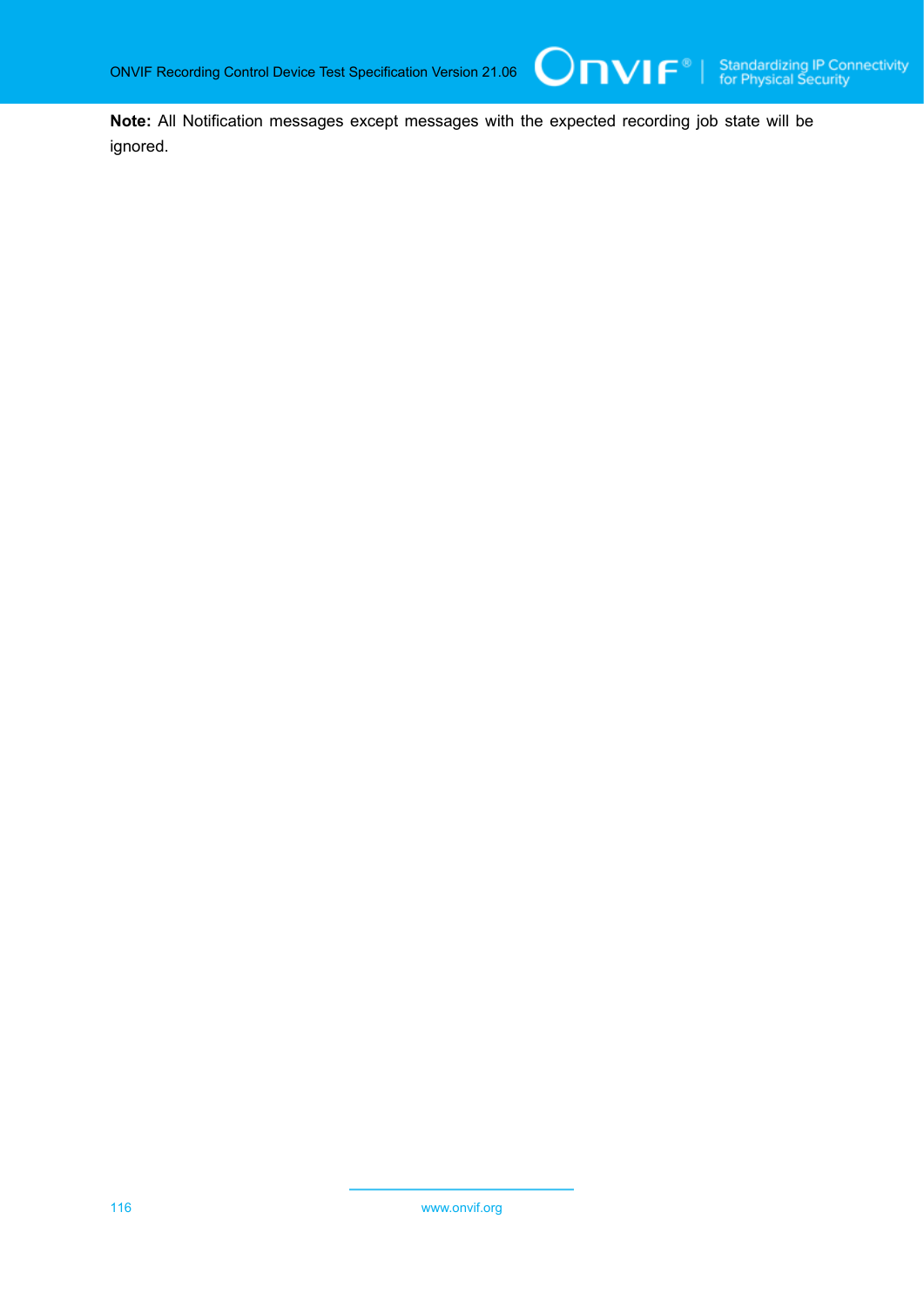**Note:** All Notification messages except messages with the expected recording job state will be ignored.